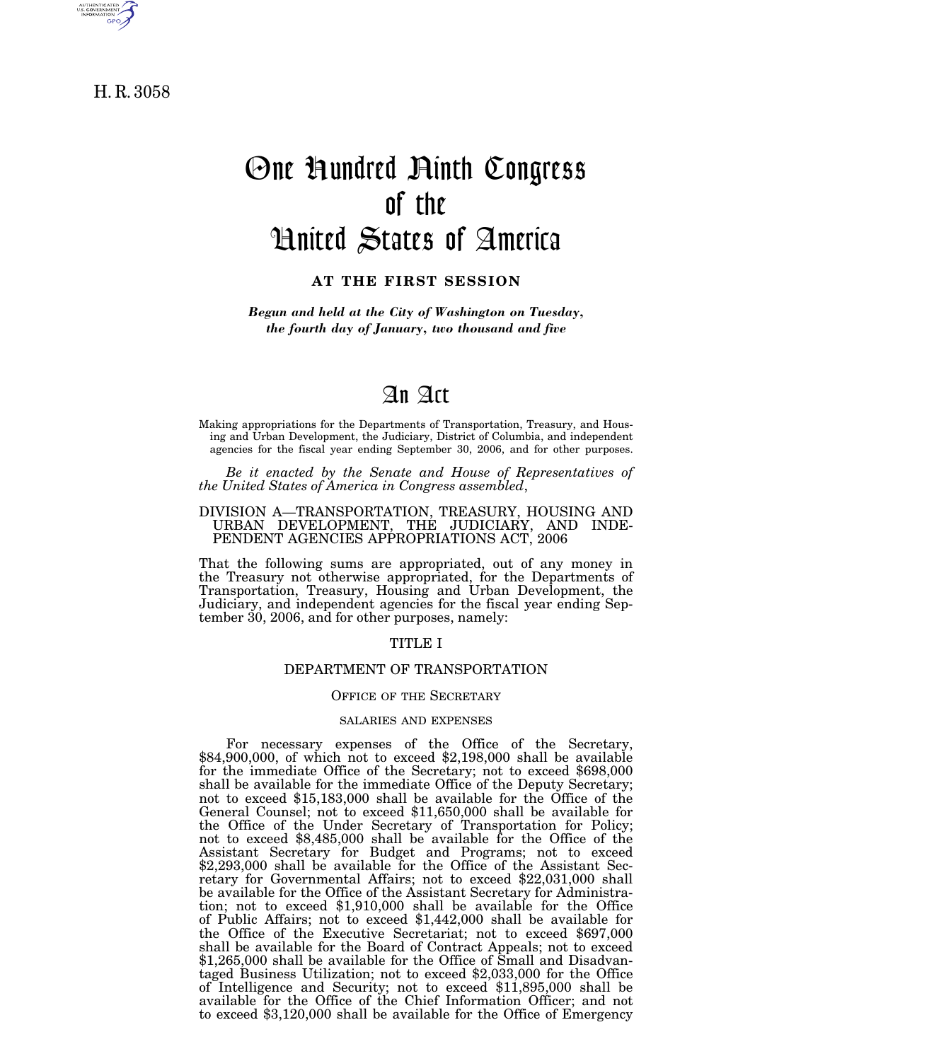H. R. 3058

# One Hundred Ninth Congress of the United States of America

**AT THE FIRST SESSION**

***Begun and held at the City of Washington on Tuesday, the fourth day of January, two thousand and five***

# An Act

Making appropriations for the Departments of Transportation, Treasury, and Housing and Urban Development, the Judiciary, District of Columbia, and independent agencies for the fiscal year ending September 30, 2006, and for other purposes.

*Be it enacted by the Senate and House of Representatives of the United States of America in Congress assembled*,

## DIVISION A—TRANSPORTATION, TREASURY, HOUSING AND URBAN DEVELOPMENT, THE JUDICIARY, AND INDEPENDENT AGENCIES APPROPRIATIONS ACT, 2006

That the following sums are appropriated, out of any money in the Treasury not otherwise appropriated, for the Departments of Transportation, Treasury, Housing and Urban Development, the Judiciary, and independent agencies for the fiscal year ending September 30, 2006, and for other purposes, namely:

## TITLE I

## DEPARTMENT OF TRANSPORTATION

### OFFICE OF THE SECRETARY

#### SALARIES AND EXPENSES

For necessary expenses of the Office of the Secretary, $84,900,000, of which not to exceed $2,198,000 shall be available for the immediate Office of the Secretary; not to exceed $698,000 shall be available for the immediate Office of the Deputy Secretary; not to exceed $15,183,000 shall be available for the Office of the General Counsel; not to exceed $11,650,000 shall be available for the Office of the Under Secretary of Transportation for Policy; not to exceed $8,485,000 shall be available for the Office of the Assistant Secretary for Budget and Programs; not to exceed $2,293,000 shall be available for the Office of the Assistant Secretary for Governmental Affairs; not to exceed $22,031,000 shall be available for the Office of the Assistant Secretary for Administration; not to exceed $1,910,000 shall be available for the Office of Public Affairs; not to exceed $1,442,000 shall be available for the Office of the Executive Secretariat; not to exceed $697,000 shall be available for the Board of Contract Appeals; not to exceed $1,265,000 shall be available for the Office of Small and Disadvantaged Business Utilization; not to exceed $2,033,000 for the Office of Intelligence and Security; not to exceed $11,895,000 shall be available for the Office of the Chief Information Officer; and not to exceed $3,120,000 shall be available for the Office of Emergency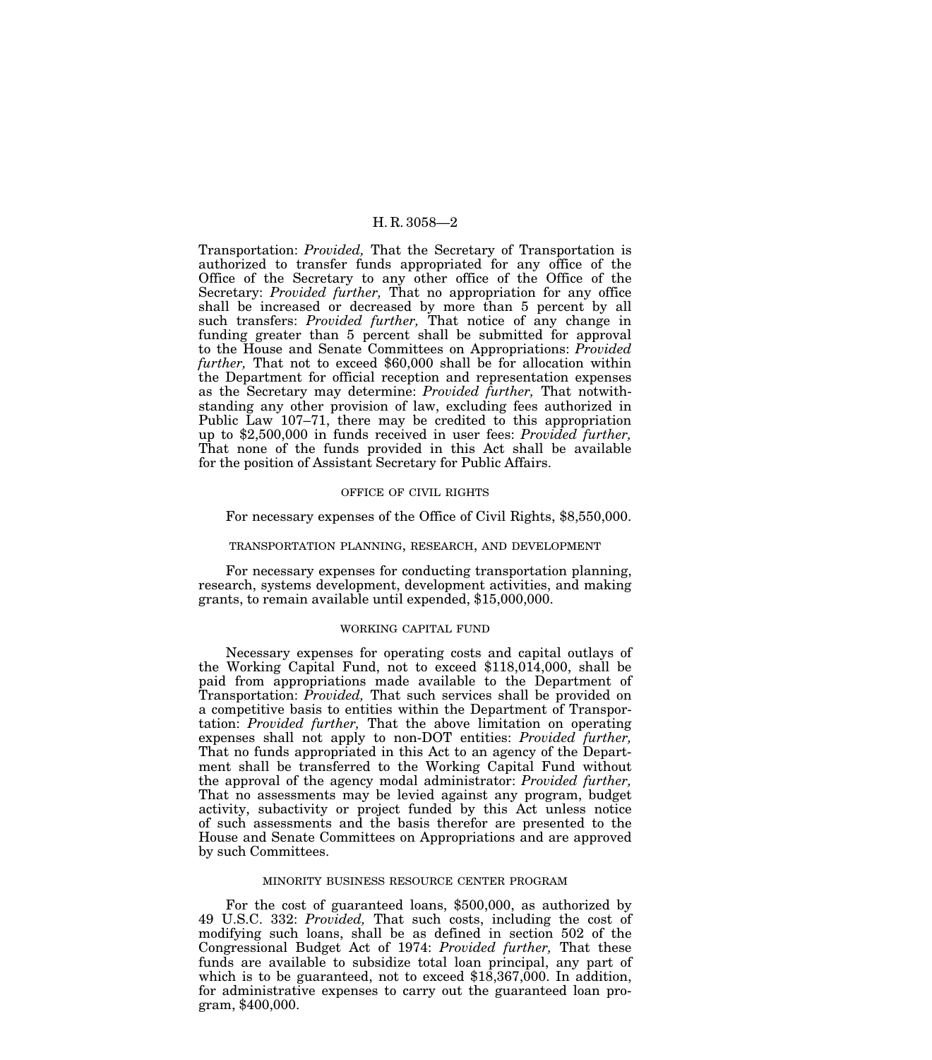Transportation: *Provided,* That the Secretary of Transportation is authorized to transfer funds appropriated for any office of the Office of the Secretary to any other office of the Office of the Secretary: *Provided further,* That no appropriation for any office shall be increased or decreased by more than 5 percent by all such transfers: *Provided further,* That notice of any change in funding greater than 5 percent shall be submitted for approval to the House and Senate Committees on Appropriations: *Provided further,* That not to exceed $60,000 shall be for allocation within the Department for official reception and representation expenses as the Secretary may determine: *Provided further,* That notwithstanding any other provision of law, excluding fees authorized in Public Law 107–71, there may be credited to this appropriation up to $2,500,000 in funds received in user fees: *Provided further,* That none of the funds provided in this Act shall be available for the position of Assistant Secretary for Public Affairs.

OFFICE OF CIVIL RIGHTS

For necessary expenses of the Office of Civil Rights, $8,550,000.

TRANSPORTATION PLANNING, RESEARCH, AND DEVELOPMENT

For necessary expenses for conducting transportation planning, research, systems development, development activities, and making grants, to remain available until expended, $15,000,000.

WORKING CAPITAL FUND

Necessary expenses for operating costs and capital outlays of the Working Capital Fund, not to exceed $118,014,000, shall be paid from appropriations made available to the Department of Transportation: *Provided,* That such services shall be provided on a competitive basis to entities within the Department of Transportation: *Provided further,* That the above limitation on operating expenses shall not apply to non-DOT entities: *Provided further,* That no funds appropriated in this Act to an agency of the Department shall be transferred to the Working Capital Fund without the approval of the agency modal administrator: *Provided further,* That no assessments may be levied against any program, budget activity, subactivity or project funded by this Act unless notice of such assessments and the basis therefor are presented to the House and Senate Committees on Appropriations and are approved by such Committees.

MINORITY BUSINESS RESOURCE CENTER PROGRAM

For the cost of guaranteed loans, $500,000, as authorized by 49 U.S.C. 332: *Provided,* That such costs, including the cost of modifying such loans, shall be as defined in section 502 of the Congressional Budget Act of 1974: *Provided further,* That these funds are available to subsidize total loan principal, any part of which is to be guaranteed, not to exceed $18,367,000. In addition, for administrative expenses to carry out the guaranteed loan program, $400,000.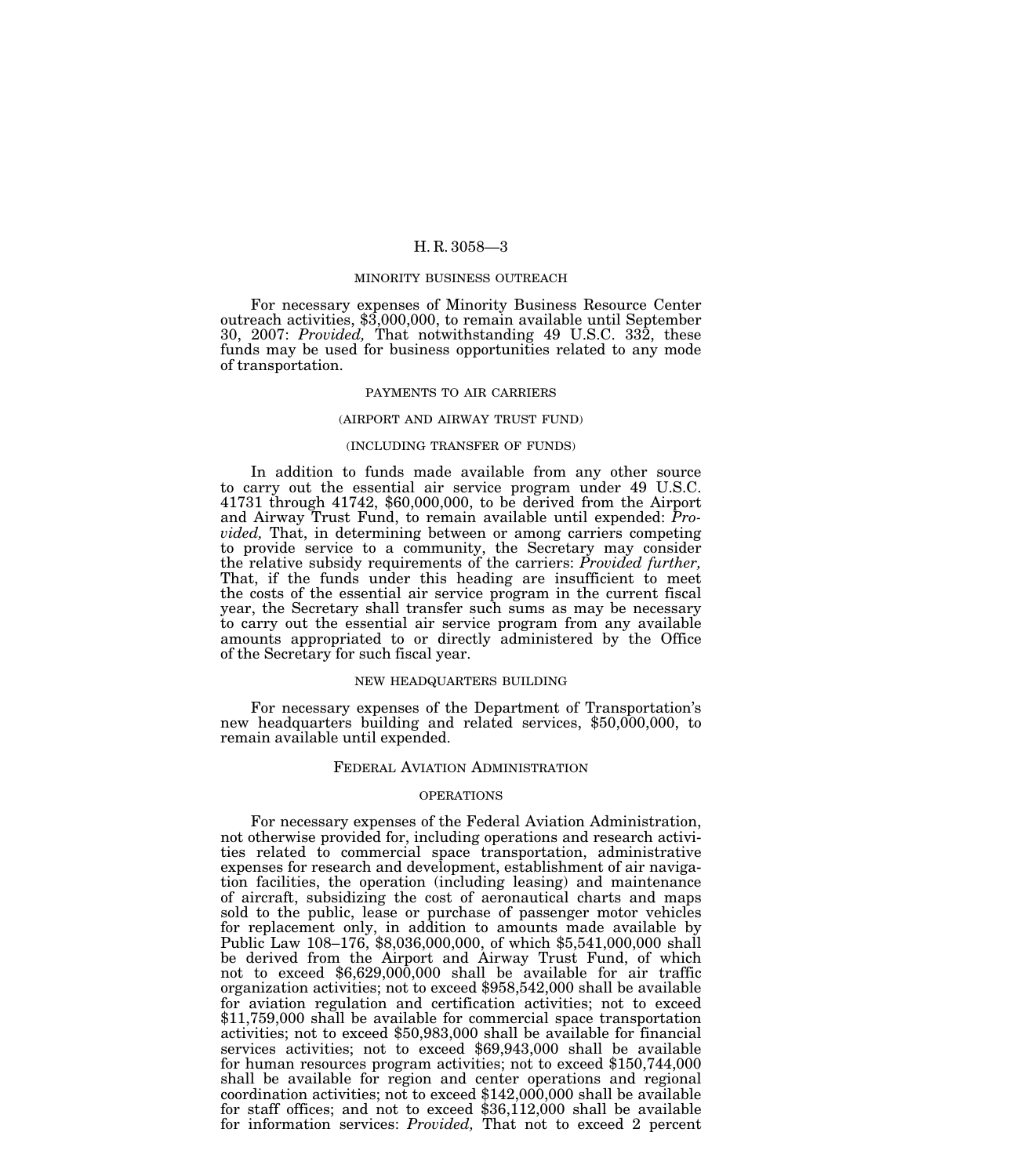### MINORITY BUSINESS OUTREACH

For necessary expenses of Minority Business Resource Center outreach activities, $3,000,000, to remain available until September 30, 2007: *Provided,* That notwithstanding 49 U.S.C. 332, these funds may be used for business opportunities related to any mode of transportation.

### PAYMENTS TO AIR CARRIERS

(AIRPORT AND AIRWAY TRUST FUND)

(INCLUDING TRANSFER OF FUNDS)

In addition to funds made available from any other source to carry out the essential air service program under 49 U.S.C. 41731 through 41742, $60,000,000, to be derived from the Airport and Airway Trust Fund, to remain available until expended: *Provided,* That, in determining between or among carriers competing to provide service to a community, the Secretary may consider the relative subsidy requirements of the carriers: *Provided further,* That, if the funds under this heading are insufficient to meet the costs of the essential air service program in the current fiscal year, the Secretary shall transfer such sums as may be necessary to carry out the essential air service program from any available amounts appropriated to or directly administered by the Office of the Secretary for such fiscal year.

### NEW HEADQUARTERS BUILDING

For necessary expenses of the Department of Transportation's new headquarters building and related services, $50,000,000, to remain available until expended.

## FEDERAL AVIATION ADMINISTRATION

### OPERATIONS

For necessary expenses of the Federal Aviation Administration, not otherwise provided for, including operations and research activities related to commercial space transportation, administrative expenses for research and development, establishment of air navigation facilities, the operation (including leasing) and maintenance of aircraft, subsidizing the cost of aeronautical charts and maps sold to the public, lease or purchase of passenger motor vehicles for replacement only, in addition to amounts made available by Public Law 108–176, $8,036,000,000, of which $5,541,000,000 shall be derived from the Airport and Airway Trust Fund, of which not to exceed $6,629,000,000 shall be available for air traffic organization activities; not to exceed $958,542,000 shall be available for aviation regulation and certification activities; not to exceed $11,759,000 shall be available for commercial space transportation activities; not to exceed $50,983,000 shall be available for financial services activities; not to exceed $69,943,000 shall be available for human resources program activities; not to exceed $150,744,000 shall be available for region and center operations and regional coordination activities; not to exceed $142,000,000 shall be available for staff offices; and not to exceed $36,112,000 shall be available for information services: *Provided,* That not to exceed 2 percent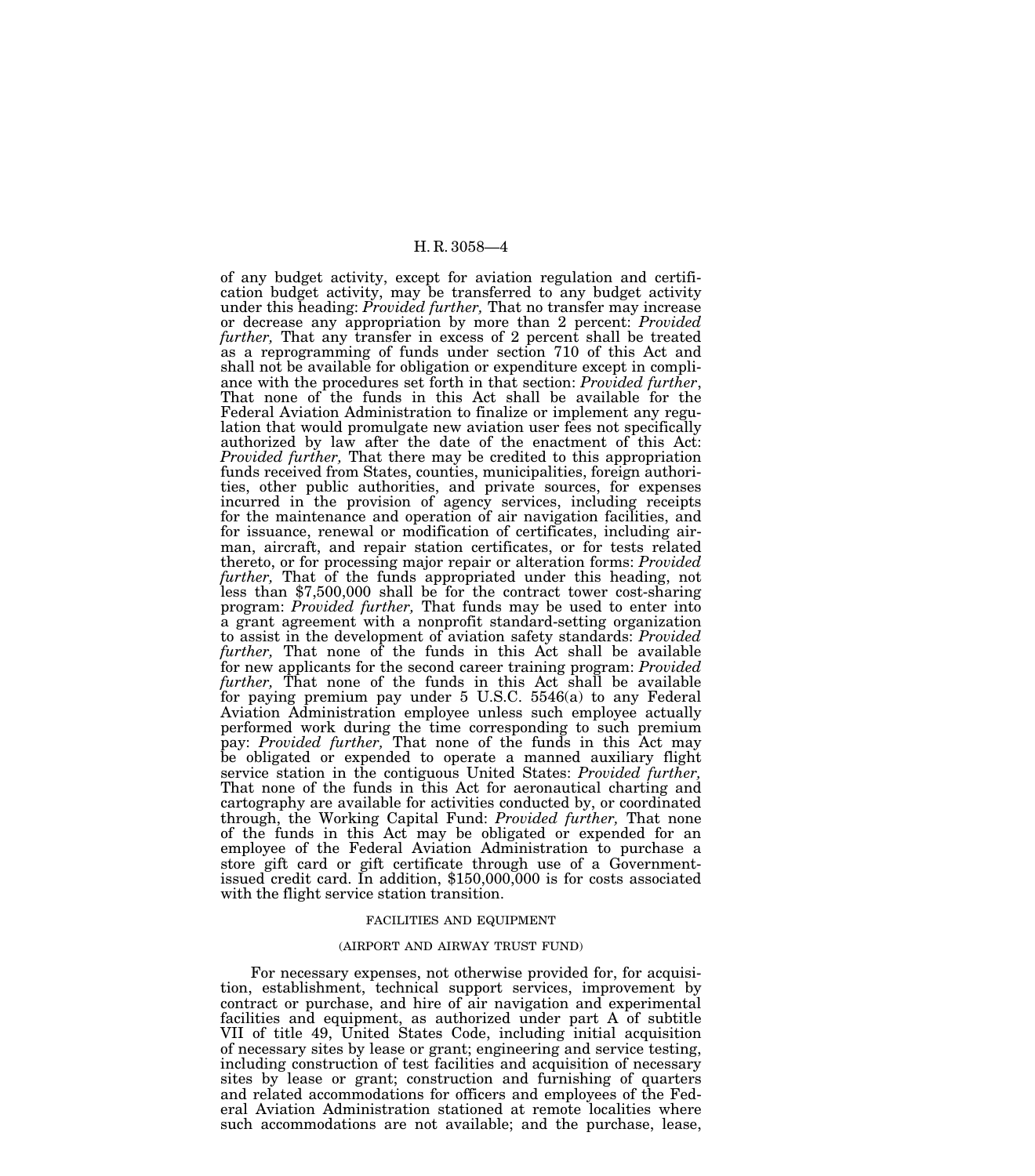of any budget activity, except for aviation regulation and certification budget activity, may be transferred to any budget activity under this heading: *Provided further,* That no transfer may increase or decrease any appropriation by more than 2 percent: *Provided further,* That any transfer in excess of 2 percent shall be treated as a reprogramming of funds under section 710 of this Act and shall not be available for obligation or expenditure except in compliance with the procedures set forth in that section: *Provided further*, That none of the funds in this Act shall be available for the Federal Aviation Administration to finalize or implement any regulation that would promulgate new aviation user fees not specifically authorized by law after the date of the enactment of this Act: *Provided further,* That there may be credited to this appropriation funds received from States, counties, municipalities, foreign authorities, other public authorities, and private sources, for expenses incurred in the provision of agency services, including receipts for the maintenance and operation of air navigation facilities, and for issuance, renewal or modification of certificates, including airman, aircraft, and repair station certificates, or for tests related thereto, or for processing major repair or alteration forms: *Provided further,* That of the funds appropriated under this heading, not less than $7,500,000 shall be for the contract tower cost-sharing program: *Provided further,* That funds may be used to enter into a grant agreement with a nonprofit standard-setting organization to assist in the development of aviation safety standards: *Provided further,* That none of the funds in this Act shall be available for new applicants for the second career training program: *Provided further,* That none of the funds in this Act shall be available for paying premium pay under 5 U.S.C. 5546(a) to any Federal Aviation Administration employee unless such employee actually performed work during the time corresponding to such premium pay: *Provided further,* That none of the funds in this Act may be obligated or expended to operate a manned auxiliary flight service station in the contiguous United States: *Provided further,* That none of the funds in this Act for aeronautical charting and cartography are available for activities conducted by, or coordinated through, the Working Capital Fund: *Provided further,* That none of the funds in this Act may be obligated or expended for an employee of the Federal Aviation Administration to purchase a store gift card or gift certificate through use of a Government-issued credit card. In addition, $150,000,000 is for costs associated with the flight service station transition.

FACILITIES AND EQUIPMENT

(AIRPORT AND AIRWAY TRUST FUND)

For necessary expenses, not otherwise provided for, for acquisition, establishment, technical support services, improvement by contract or purchase, and hire of air navigation and experimental facilities and equipment, as authorized under part A of subtitle VII of title 49, United States Code, including initial acquisition of necessary sites by lease or grant; engineering and service testing, including construction of test facilities and acquisition of necessary sites by lease or grant; construction and furnishing of quarters and related accommodations for officers and employees of the Federal Aviation Administration stationed at remote localities where such accommodations are not available; and the purchase, lease,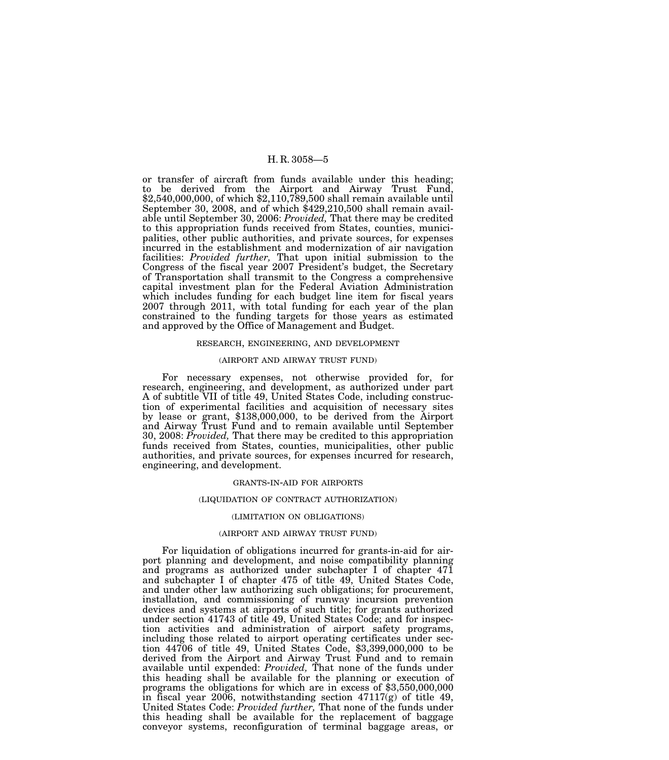or transfer of aircraft from funds available under this heading; to be derived from the Airport and Airway Trust Fund, $2,540,000,000, of which $2,110,789,500 shall remain available until September 30, 2008, and of which $429,210,500 shall remain available until September 30, 2006: *Provided,* That there may be credited to this appropriation funds received from States, counties, municipalities, other public authorities, and private sources, for expenses incurred in the establishment and modernization of air navigation facilities: *Provided further,* That upon initial submission to the Congress of the fiscal year 2007 President's budget, the Secretary of Transportation shall transmit to the Congress a comprehensive capital investment plan for the Federal Aviation Administration which includes funding for each budget line item for fiscal years 2007 through 2011, with total funding for each year of the plan constrained to the funding targets for those years as estimated and approved by the Office of Management and Budget.

RESEARCH, ENGINEERING, AND DEVELOPMENT

(AIRPORT AND AIRWAY TRUST FUND)

For necessary expenses, not otherwise provided for, for research, engineering, and development, as authorized under part A of subtitle VII of title 49, United States Code, including construction of experimental facilities and acquisition of necessary sites by lease or grant, $138,000,000, to be derived from the Airport and Airway Trust Fund and to remain available until September 30, 2008: *Provided,* That there may be credited to this appropriation funds received from States, counties, municipalities, other public authorities, and private sources, for expenses incurred for research, engineering, and development.

GRANTS-IN-AID FOR AIRPORTS

(LIQUIDATION OF CONTRACT AUTHORIZATION)

(LIMITATION ON OBLIGATIONS)

(AIRPORT AND AIRWAY TRUST FUND)

For liquidation of obligations incurred for grants-in-aid for airport planning and development, and noise compatibility planning and programs as authorized under subchapter I of chapter 471 and subchapter I of chapter 475 of title 49, United States Code, and under other law authorizing such obligations; for procurement, installation, and commissioning of runway incursion prevention devices and systems at airports of such title; for grants authorized under section 41743 of title 49, United States Code; and for inspection activities and administration of airport safety programs, including those related to airport operating certificates under section 44706 of title 49, United States Code, $3,399,000,000 to be derived from the Airport and Airway Trust Fund and to remain available until expended: *Provided,* That none of the funds under this heading shall be available for the planning or execution of programs the obligations for which are in excess of $3,550,000,000 in fiscal year 2006, notwithstanding section 47117(g) of title 49, United States Code: *Provided further,* That none of the funds under this heading shall be available for the replacement of baggage conveyor systems, reconfiguration of terminal baggage areas, or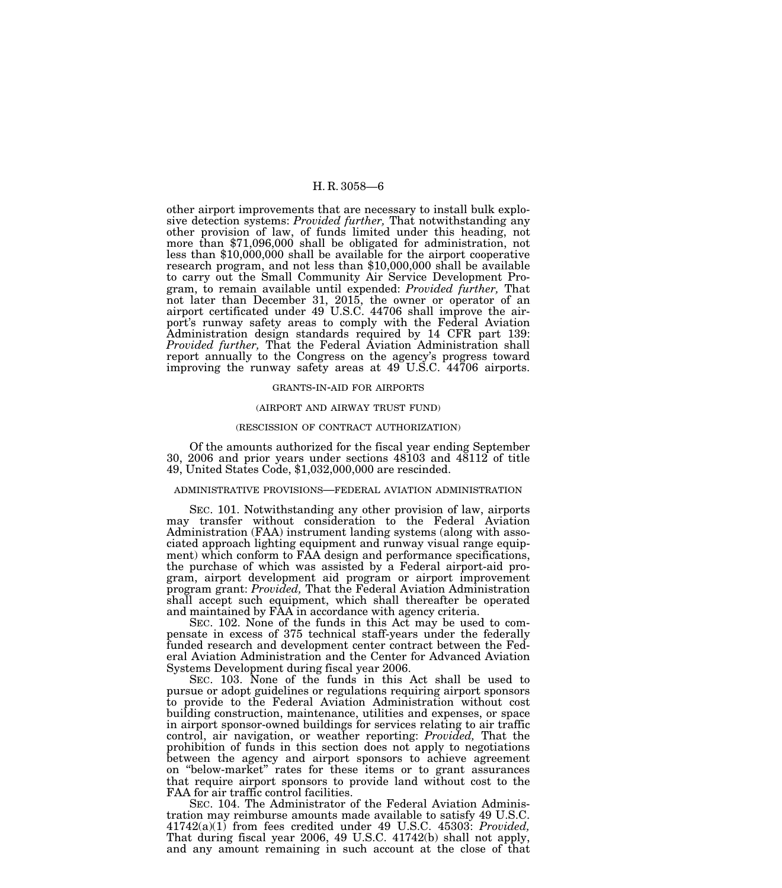other airport improvements that are necessary to install bulk explosive detection systems: *Provided further,* That notwithstanding any other provision of law, of funds limited under this heading, not more than $71,096,000 shall be obligated for administration, not less than $10,000,000 shall be available for the airport cooperative research program, and not less than $10,000,000 shall be available to carry out the Small Community Air Service Development Program, to remain available until expended: *Provided further,* That not later than December 31, 2015, the owner or operator of an airport certificated under 49 U.S.C. 44706 shall improve the airport's runway safety areas to comply with the Federal Aviation Administration design standards required by 14 CFR part 139: *Provided further,* That the Federal Aviation Administration shall report annually to the Congress on the agency's progress toward improving the runway safety areas at 49 U.S.C. 44706 airports.

GRANTS-IN-AID FOR AIRPORTS

(AIRPORT AND AIRWAY TRUST FUND)

(RESCISSION OF CONTRACT AUTHORIZATION)

Of the amounts authorized for the fiscal year ending September 30, 2006 and prior years under sections 48103 and 48112 of title 49, United States Code, $1,032,000,000 are rescinded.

ADMINISTRATIVE PROVISIONS—FEDERAL AVIATION ADMINISTRATION

SEC. 101. Notwithstanding any other provision of law, airports may transfer without consideration to the Federal Aviation Administration (FAA) instrument landing systems (along with associated approach lighting equipment and runway visual range equipment) which conform to FAA design and performance specifications, the purchase of which was assisted by a Federal airport-aid program, airport development aid program or airport improvement program grant: *Provided,* That the Federal Aviation Administration shall accept such equipment, which shall thereafter be operated and maintained by FAA in accordance with agency criteria.

SEC. 102. None of the funds in this Act may be used to compensate in excess of 375 technical staff-years under the federally funded research and development center contract between the Federal Aviation Administration and the Center for Advanced Aviation Systems Development during fiscal year 2006.

SEC. 103. None of the funds in this Act shall be used to pursue or adopt guidelines or regulations requiring airport sponsors to provide to the Federal Aviation Administration without cost building construction, maintenance, utilities and expenses, or space in airport sponsor-owned buildings for services relating to air traffic control, air navigation, or weather reporting: *Provided,* That the prohibition of funds in this section does not apply to negotiations between the agency and airport sponsors to achieve agreement on "below-market" rates for these items or to grant assurances that require airport sponsors to provide land without cost to the FAA for air traffic control facilities.

SEC. 104. The Administrator of the Federal Aviation Administration may reimburse amounts made available to satisfy 49 U.S.C. 41742(a)(1) from fees credited under 49 U.S.C. 45303: *Provided,* That during fiscal year 2006, 49 U.S.C. 41742(b) shall not apply, and any amount remaining in such account at the close of that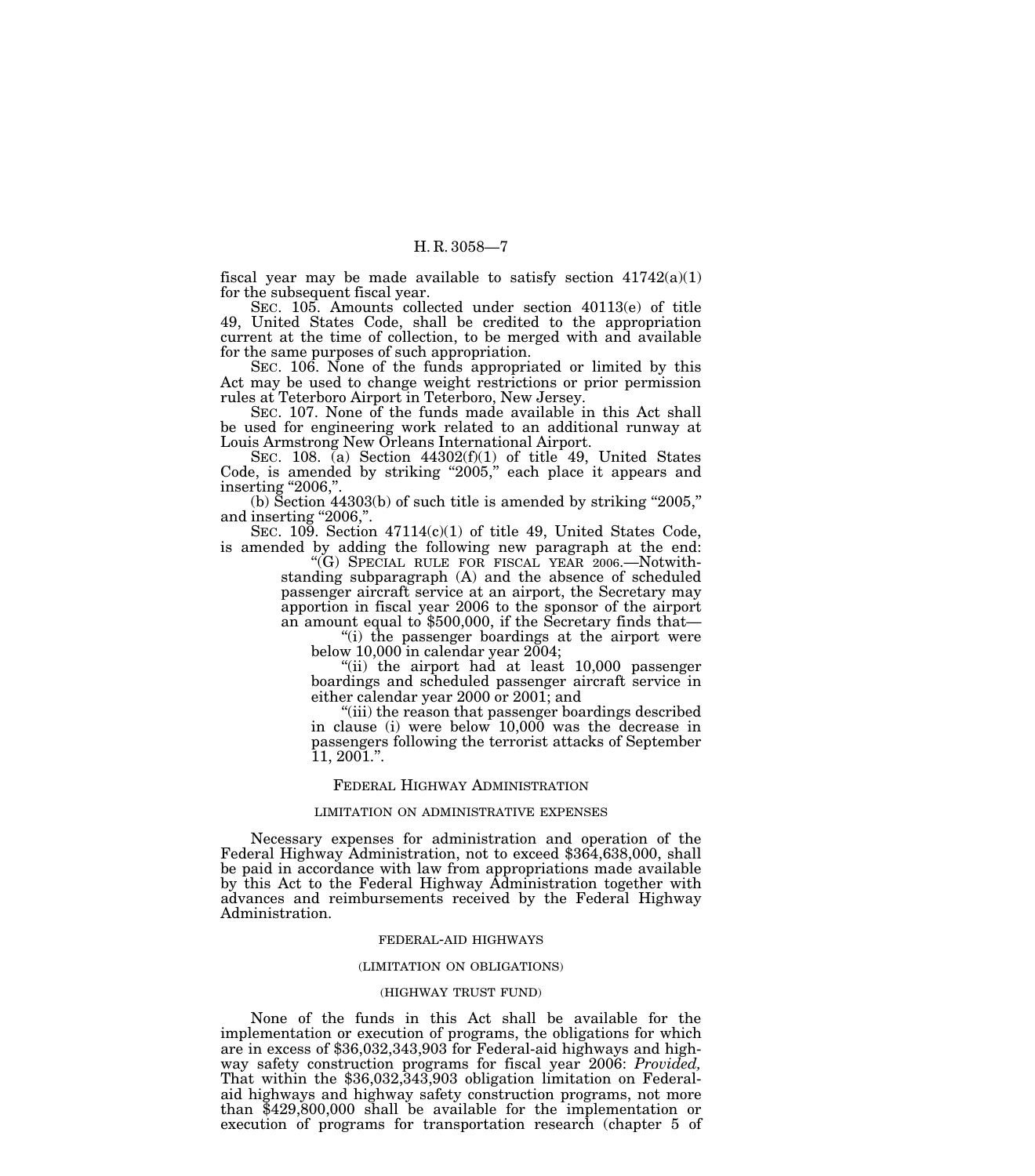fiscal year may be made available to satisfy section 41742(a)(1) for the subsequent fiscal year.

SEC. 105. Amounts collected under section 40113(e) of title 49, United States Code, shall be credited to the appropriation current at the time of collection, to be merged with and available for the same purposes of such appropriation.

SEC. 106. None of the funds appropriated or limited by this Act may be used to change weight restrictions or prior permission rules at Teterboro Airport in Teterboro, New Jersey.

SEC. 107. None of the funds made available in this Act shall be used for engineering work related to an additional runway at Louis Armstrong New Orleans International Airport.

SEC. 108. (a) Section 44302(f)(1) of title 49, United States Code, is amended by striking "2005," each place it appears and inserting "2006,".

(b) Section 44303(b) of such title is amended by striking "2005," and inserting "2006,".

SEC. 109. Section 47114(c)(1) of title 49, United States Code, is amended by adding the following new paragraph at the end:

> "(G) SPECIAL RULE FOR FISCAL YEAR 2006.—Notwithstanding subparagraph (A) and the absence of scheduled passenger aircraft service at an airport, the Secretary may apportion in fiscal year 2006 to the sponsor of the airport an amount equal to $500,000, if the Secretary finds that—
>
> > "(i) the passenger boardings at the airport were below 10,000 in calendar year 2004;
> >
> > "(ii) the airport had at least 10,000 passenger boardings and scheduled passenger aircraft service in either calendar year 2000 or 2001; and
> >
> > "(iii) the reason that passenger boardings described in clause (i) were below 10,000 was the decrease in passengers following the terrorist attacks of September 11, 2001.".

## FEDERAL HIGHWAY ADMINISTRATION

### LIMITATION ON ADMINISTRATIVE EXPENSES

Necessary expenses for administration and operation of the Federal Highway Administration, not to exceed $364,638,000, shall be paid in accordance with law from appropriations made available by this Act to the Federal Highway Administration together with advances and reimbursements received by the Federal Highway Administration.

### FEDERAL-AID HIGHWAYS

### (LIMITATION ON OBLIGATIONS)

### (HIGHWAY TRUST FUND)

None of the funds in this Act shall be available for the implementation or execution of programs, the obligations for which are in excess of $36,032,343,903 for Federal-aid highways and highway safety construction programs for fiscal year 2006: *Provided*, That within the $36,032,343,903 obligation limitation on Federal-aid highways and highway safety construction programs, not more than $429,800,000 shall be available for the implementation or execution of programs for transportation research (chapter 5 of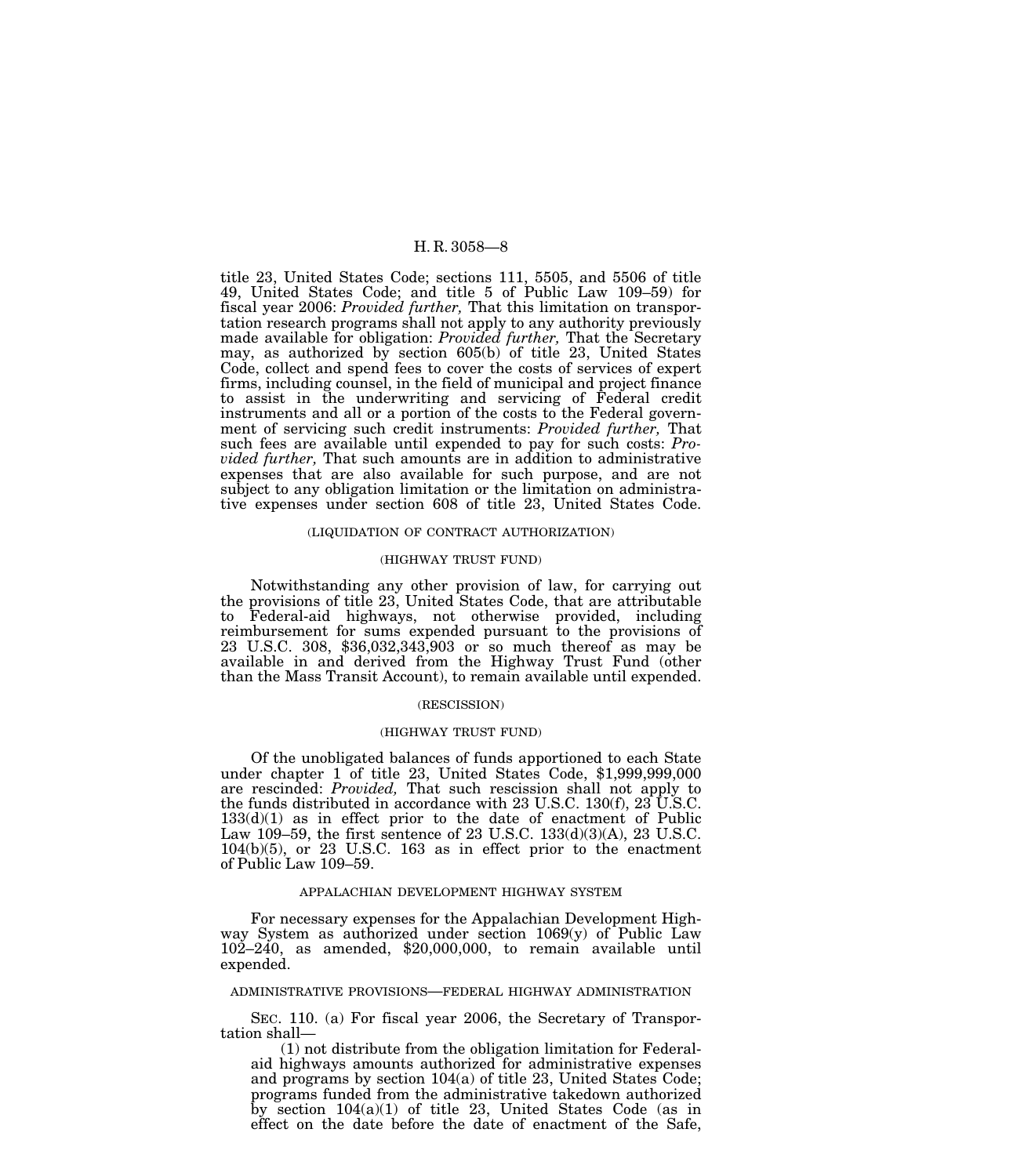title 23, United States Code; sections 111, 5505, and 5506 of title 49, United States Code; and title 5 of Public Law 109–59) for fiscal year 2006: *Provided further,* That this limitation on transportation research programs shall not apply to any authority previously made available for obligation: *Provided further,* That the Secretary may, as authorized by section 605(b) of title 23, United States Code, collect and spend fees to cover the costs of services of expert firms, including counsel, in the field of municipal and project finance to assist in the underwriting and servicing of Federal credit instruments and all or a portion of the costs to the Federal government of servicing such credit instruments: *Provided further,* That such fees are available until expended to pay for such costs: *Provided further,* That such amounts are in addition to administrative expenses that are also available for such purpose, and are not subject to any obligation limitation or the limitation on administrative expenses under section 608 of title 23, United States Code.

(LIQUIDATION OF CONTRACT AUTHORIZATION)

(HIGHWAY TRUST FUND)

Notwithstanding any other provision of law, for carrying out the provisions of title 23, United States Code, that are attributable to Federal-aid highways, not otherwise provided, including reimbursement for sums expended pursuant to the provisions of 23 U.S.C. 308, $36,032,343,903 or so much thereof as may be available in and derived from the Highway Trust Fund (other than the Mass Transit Account), to remain available until expended.

(RESCISSION)

(HIGHWAY TRUST FUND)

Of the unobligated balances of funds apportioned to each State under chapter 1 of title 23, United States Code, $1,999,999,000 are rescinded: *Provided,* That such rescission shall not apply to the funds distributed in accordance with 23 U.S.C. 130(f), 23 U.S.C. 133(d)(1) as in effect prior to the date of enactment of Public Law 109–59, the first sentence of 23 U.S.C. 133(d)(3)(A), 23 U.S.C. 104(b)(5), or 23 U.S.C. 163 as in effect prior to the enactment of Public Law 109–59.

APPALACHIAN DEVELOPMENT HIGHWAY SYSTEM

For necessary expenses for the Appalachian Development Highway System as authorized under section 1069(y) of Public Law 102–240, as amended, $20,000,000, to remain available until expended.

ADMINISTRATIVE PROVISIONS—FEDERAL HIGHWAY ADMINISTRATION

SEC. 110. (a) For fiscal year 2006, the Secretary of Transportation shall—

(1) not distribute from the obligation limitation for Federal-aid highways amounts authorized for administrative expenses and programs by section 104(a) of title 23, United States Code; programs funded from the administrative takedown authorized by section 104(a)(1) of title 23, United States Code (as in effect on the date before the date of enactment of the Safe,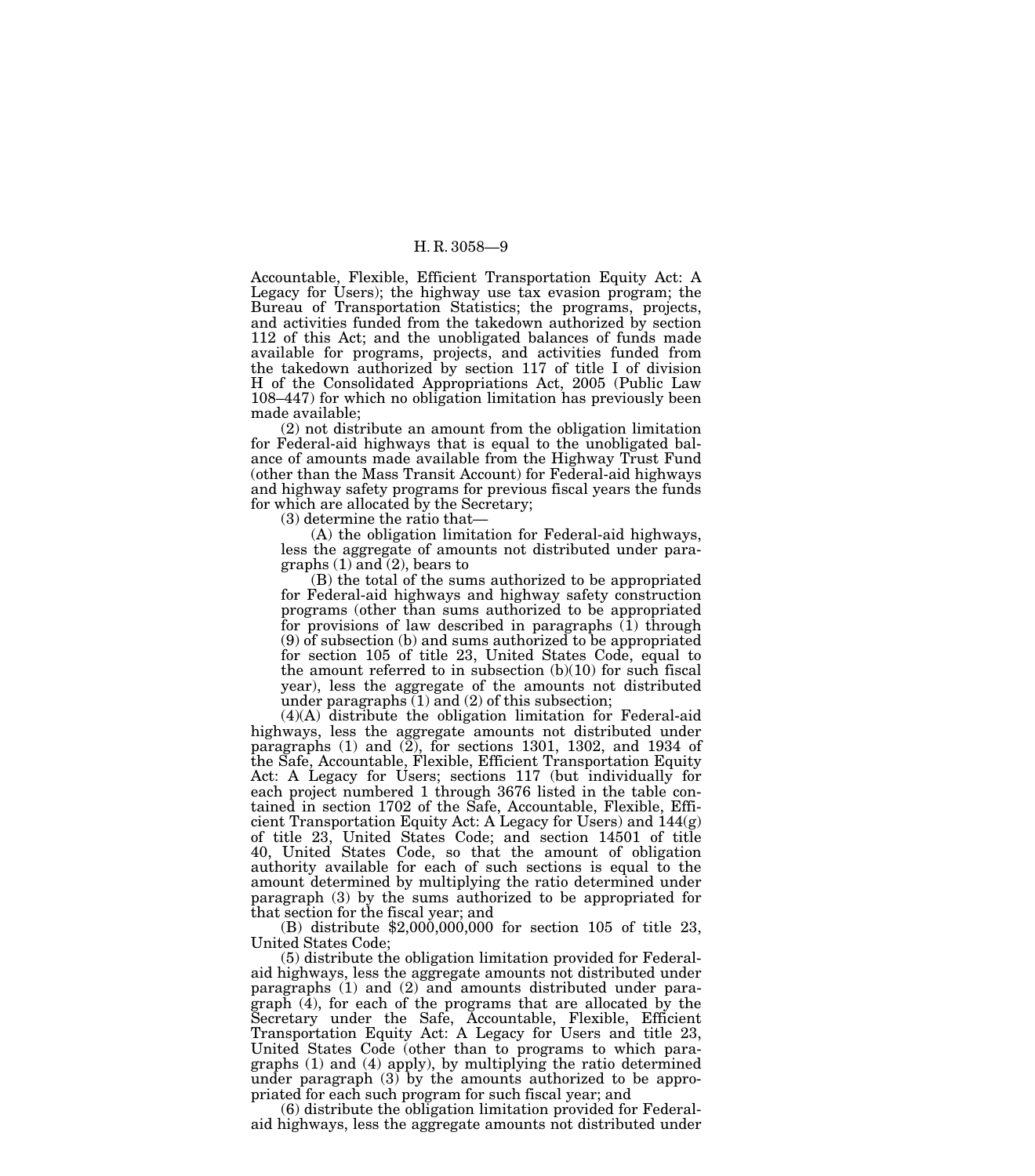Accountable, Flexible, Efficient Transportation Equity Act: A Legacy for Users); the highway use tax evasion program; the Bureau of Transportation Statistics; the programs, projects, and activities funded from the takedown authorized by section 112 of this Act; and the unobligated balances of funds made available for programs, projects, and activities funded from the takedown authorized by section 117 of title I of division H of the Consolidated Appropriations Act, 2005 (Public Law 108–447) for which no obligation limitation has previously been made available;

(2) not distribute an amount from the obligation limitation for Federal-aid highways that is equal to the unobligated balance of amounts made available from the Highway Trust Fund (other than the Mass Transit Account) for Federal-aid highways and highway safety programs for previous fiscal years the funds for which are allocated by the Secretary;

(3) determine the ratio that—

(A) the obligation limitation for Federal-aid highways, less the aggregate of amounts not distributed under paragraphs (1) and (2), bears to

(B) the total of the sums authorized to be appropriated for Federal-aid highways and highway safety construction programs (other than sums authorized to be appropriated for provisions of law described in paragraphs (1) through (9) of subsection (b) and sums authorized to be appropriated for section 105 of title 23, United States Code, equal to the amount referred to in subsection (b)(10) for such fiscal year), less the aggregate of the amounts not distributed under paragraphs (1) and (2) of this subsection;

(4)(A) distribute the obligation limitation for Federal-aid highways, less the aggregate amounts not distributed under paragraphs (1) and (2), for sections 1301, 1302, and 1934 of the Safe, Accountable, Flexible, Efficient Transportation Equity Act: A Legacy for Users; sections 117 (but individually for each project numbered 1 through 3676 listed in the table contained in section 1702 of the Safe, Accountable, Flexible, Efficient Transportation Equity Act: A Legacy for Users) and 144(g) of title 23, United States Code; and section 14501 of title 40, United States Code, so that the amount of obligation authority available for each of such sections is equal to the amount determined by multiplying the ratio determined under paragraph (3) by the sums authorized to be appropriated for that section for the fiscal year; and

(B) distribute $2,000,000,000 for section 105 of title 23, United States Code;

(5) distribute the obligation limitation provided for Federal-aid highways, less the aggregate amounts not distributed under paragraphs (1) and (2) and amounts distributed under paragraph (4), for each of the programs that are allocated by the Secretary under the Safe, Accountable, Flexible, Efficient Transportation Equity Act: A Legacy for Users and title 23, United States Code (other than to programs to which paragraphs (1) and (4) apply), by multiplying the ratio determined under paragraph (3) by the amounts authorized to be appropriated for each such program for such fiscal year; and

(6) distribute the obligation limitation provided for Federal-aid highways, less the aggregate amounts not distributed under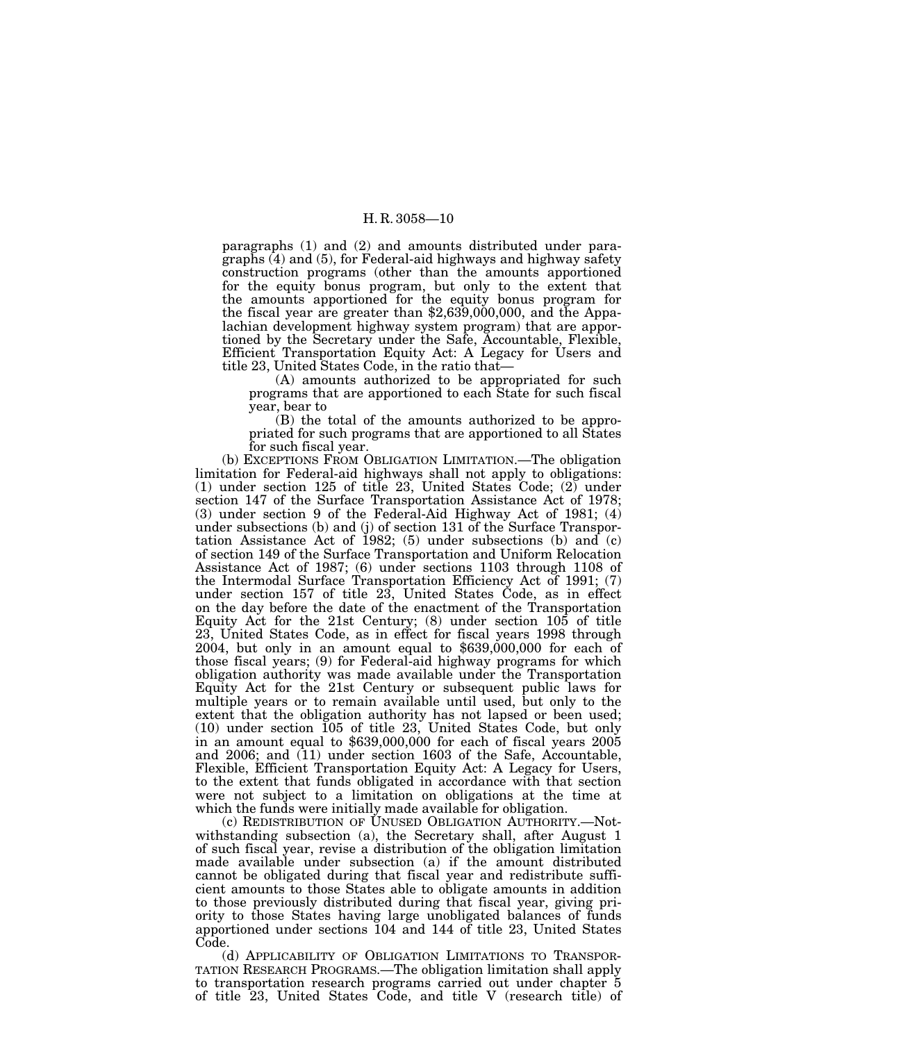paragraphs (1) and (2) and amounts distributed under paragraphs (4) and (5), for Federal-aid highways and highway safety construction programs (other than the amounts apportioned for the equity bonus program, but only to the extent that the amounts apportioned for the equity bonus program for the fiscal year are greater than $2,639,000,000, and the Appalachian development highway system program) that are apportioned by the Secretary under the Safe, Accountable, Flexible, Efficient Transportation Equity Act: A Legacy for Users and title 23, United States Code, in the ratio that—

(A) amounts authorized to be appropriated for such programs that are apportioned to each State for such fiscal year, bear to

(B) the total of the amounts authorized to be appropriated for such programs that are apportioned to all States for such fiscal year.

(b) EXCEPTIONS FROM OBLIGATION LIMITATION.—The obligation limitation for Federal-aid highways shall not apply to obligations: (1) under section 125 of title 23, United States Code; (2) under section 147 of the Surface Transportation Assistance Act of 1978; (3) under section 9 of the Federal-Aid Highway Act of 1981; (4) under subsections (b) and (j) of section 131 of the Surface Transportation Assistance Act of 1982; (5) under subsections (b) and (c) of section 149 of the Surface Transportation and Uniform Relocation Assistance Act of 1987; (6) under sections 1103 through 1108 of the Intermodal Surface Transportation Efficiency Act of 1991; (7) under section 157 of title 23, United States Code, as in effect on the day before the date of the enactment of the Transportation Equity Act for the 21st Century; (8) under section 105 of title 23, United States Code, as in effect for fiscal years 1998 through 2004, but only in an amount equal to $639,000,000 for each of those fiscal years; (9) for Federal-aid highway programs for which obligation authority was made available under the Transportation Equity Act for the 21st Century or subsequent public laws for multiple years or to remain available until used, but only to the extent that the obligation authority has not lapsed or been used; (10) under section 105 of title 23, United States Code, but only in an amount equal to $639,000,000 for each of fiscal years 2005 and 2006; and (11) under section 1603 of the Safe, Accountable, Flexible, Efficient Transportation Equity Act: A Legacy for Users, to the extent that funds obligated in accordance with that section were not subject to a limitation on obligations at the time at which the funds were initially made available for obligation.

(c) REDISTRIBUTION OF UNUSED OBLIGATION AUTHORITY.—Notwithstanding subsection (a), the Secretary shall, after August 1 of such fiscal year, revise a distribution of the obligation limitation made available under subsection (a) if the amount distributed cannot be obligated during that fiscal year and redistribute sufficient amounts to those States able to obligate amounts in addition to those previously distributed during that fiscal year, giving priority to those States having large unobligated balances of funds apportioned under sections 104 and 144 of title 23, United States Code.

(d) APPLICABILITY OF OBLIGATION LIMITATIONS TO TRANSPORTATION RESEARCH PROGRAMS.—The obligation limitation shall apply to transportation research programs carried out under chapter 5 of title 23, United States Code, and title V (research title) of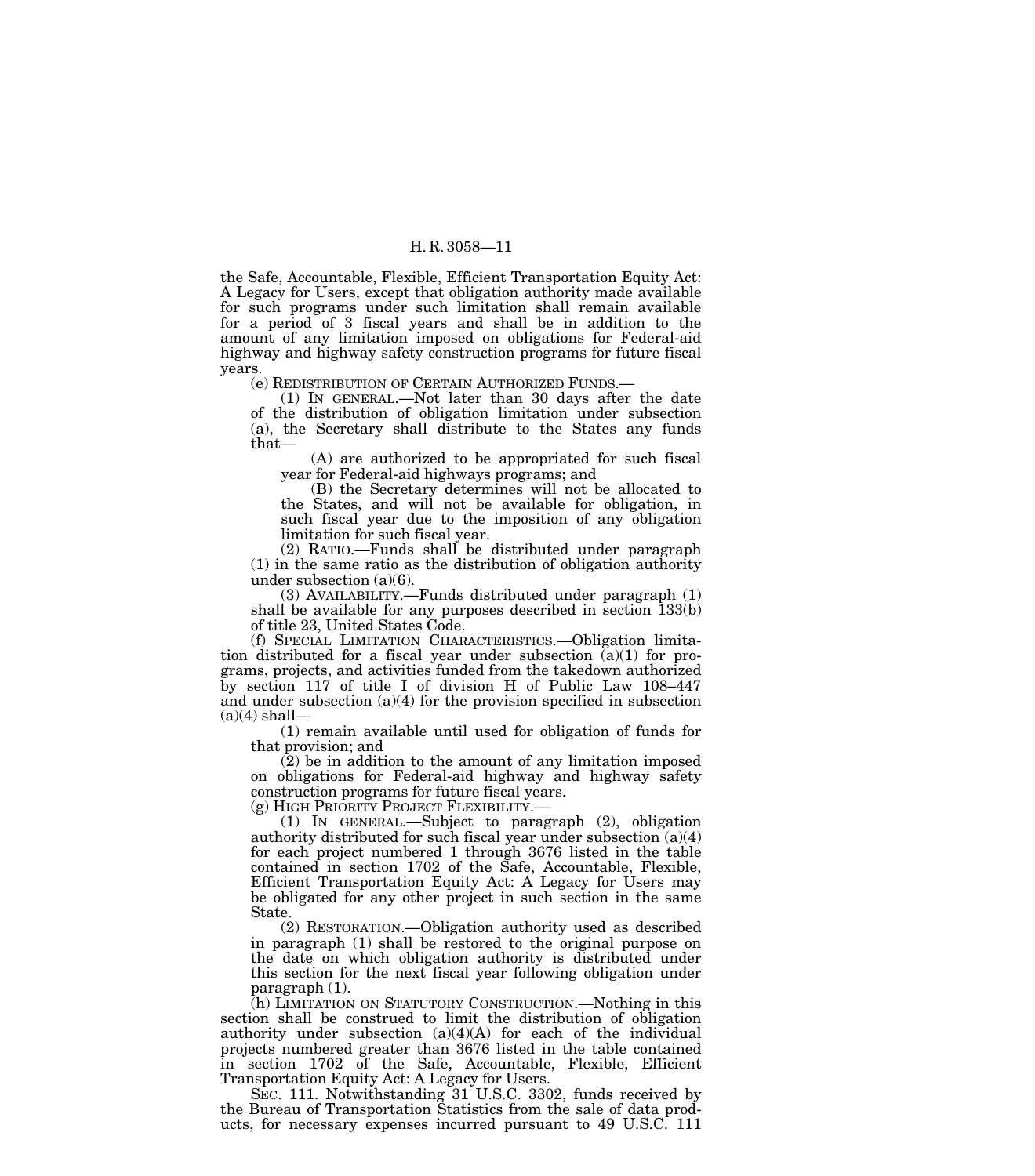the Safe, Accountable, Flexible, Efficient Transportation Equity Act: A Legacy for Users, except that obligation authority made available for such programs under such limitation shall remain available for a period of 3 fiscal years and shall be in addition to the amount of any limitation imposed on obligations for Federal-aid highway and highway safety construction programs for future fiscal years.

(e) REDISTRIBUTION OF CERTAIN AUTHORIZED FUNDS.—

(1) IN GENERAL.—Not later than 30 days after the date of the distribution of obligation limitation under subsection (a), the Secretary shall distribute to the States any funds that—

(A) are authorized to be appropriated for such fiscal year for Federal-aid highways programs; and

(B) the Secretary determines will not be allocated to the States, and will not be available for obligation, in such fiscal year due to the imposition of any obligation limitation for such fiscal year.

(2) RATIO.—Funds shall be distributed under paragraph (1) in the same ratio as the distribution of obligation authority under subsection (a)(6).

(3) AVAILABILITY.—Funds distributed under paragraph (1) shall be available for any purposes described in section 133(b) of title 23, United States Code.

(f) SPECIAL LIMITATION CHARACTERISTICS.—Obligation limitation distributed for a fiscal year under subsection (a)(1) for programs, projects, and activities funded from the takedown authorized by section 117 of title I of division H of Public Law 108–447 and under subsection (a)(4) for the provision specified in subsection (a)(4) shall—

(1) remain available until used for obligation of funds for that provision; and

(2) be in addition to the amount of any limitation imposed on obligations for Federal-aid highway and highway safety construction programs for future fiscal years.

(g) HIGH PRIORITY PROJECT FLEXIBILITY.—

(1) IN GENERAL.—Subject to paragraph (2), obligation authority distributed for such fiscal year under subsection (a)(4) for each project numbered 1 through 3676 listed in the table contained in section 1702 of the Safe, Accountable, Flexible, Efficient Transportation Equity Act: A Legacy for Users may be obligated for any other project in such section in the same State.

(2) RESTORATION.—Obligation authority used as described in paragraph (1) shall be restored to the original purpose on the date on which obligation authority is distributed under this section for the next fiscal year following obligation under paragraph (1).

(h) LIMITATION ON STATUTORY CONSTRUCTION.—Nothing in this section shall be construed to limit the distribution of obligation authority under subsection (a)(4)(A) for each of the individual projects numbered greater than 3676 listed in the table contained in section 1702 of the Safe, Accountable, Flexible, Efficient Transportation Equity Act: A Legacy for Users.

SEC. 111. Notwithstanding 31 U.S.C. 3302, funds received by the Bureau of Transportation Statistics from the sale of data products, for necessary expenses incurred pursuant to 49 U.S.C. 111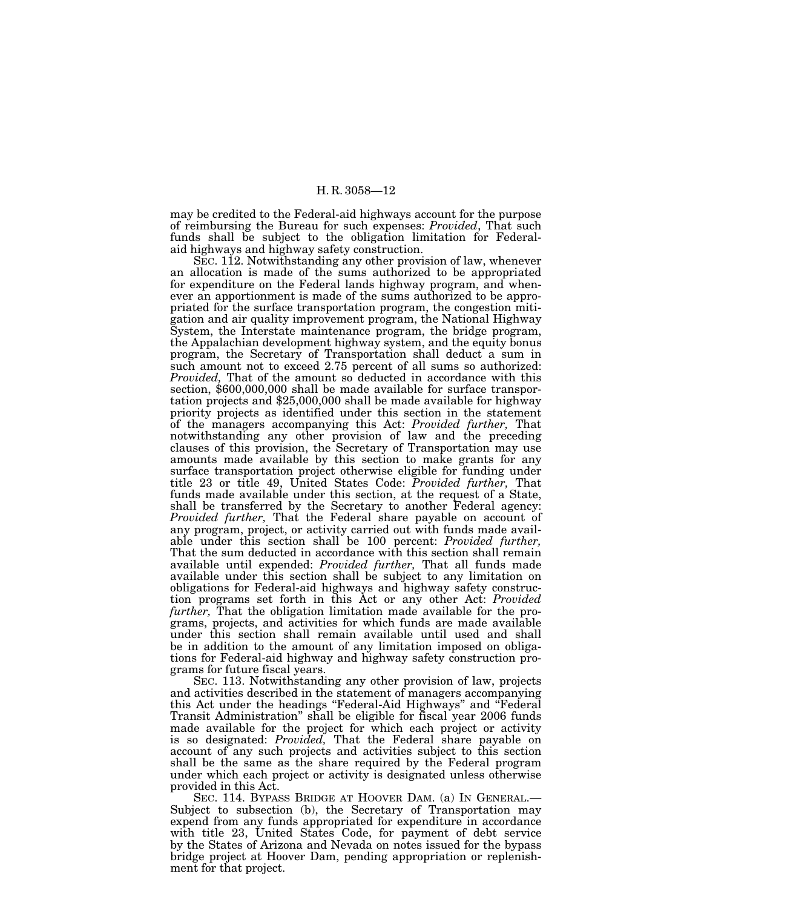may be credited to the Federal-aid highways account for the purpose of reimbursing the Bureau for such expenses: *Provided*, That such funds shall be subject to the obligation limitation for Federal-aid highways and highway safety construction.

SEC. 112. Notwithstanding any other provision of law, whenever an allocation is made of the sums authorized to be appropriated for expenditure on the Federal lands highway program, and whenever an apportionment is made of the sums authorized to be appropriated for the surface transportation program, the congestion mitigation and air quality improvement program, the National Highway System, the Interstate maintenance program, the bridge program, the Appalachian development highway system, and the equity bonus program, the Secretary of Transportation shall deduct a sum in such amount not to exceed 2.75 percent of all sums so authorized: *Provided*, That of the amount so deducted in accordance with this section, $600,000,000 shall be made available for surface transportation projects and $25,000,000 shall be made available for highway priority projects as identified under this section in the statement of the managers accompanying this Act: *Provided further,* That notwithstanding any other provision of law and the preceding clauses of this provision, the Secretary of Transportation may use amounts made available by this section to make grants for any surface transportation project otherwise eligible for funding under title 23 or title 49, United States Code: *Provided further,* That funds made available under this section, at the request of a State, shall be transferred by the Secretary to another Federal agency: *Provided further,* That the Federal share payable on account of any program, project, or activity carried out with funds made available under this section shall be 100 percent: *Provided further,* That the sum deducted in accordance with this section shall remain available until expended: *Provided further,* That all funds made available under this section shall be subject to any limitation on obligations for Federal-aid highways and highway safety construction programs set forth in this Act or any other Act: *Provided further,* That the obligation limitation made available for the programs, projects, and activities for which funds are made available under this section shall remain available until used and shall be in addition to the amount of any limitation imposed on obligations for Federal-aid highway and highway safety construction programs for future fiscal years.

SEC. 113. Notwithstanding any other provision of law, projects and activities described in the statement of managers accompanying this Act under the headings "Federal-Aid Highways" and "Federal Transit Administration" shall be eligible for fiscal year 2006 funds made available for the project for which each project or activity is so designated: *Provided,* That the Federal share payable on account of any such projects and activities subject to this section shall be the same as the share required by the Federal program under which each project or activity is designated unless otherwise provided in this Act.

SEC. 114. BYPASS BRIDGE AT HOOVER DAM. (a) IN GENERAL.—Subject to subsection (b), the Secretary of Transportation may expend from any funds appropriated for expenditure in accordance with title 23, United States Code, for payment of debt service by the States of Arizona and Nevada on notes issued for the bypass bridge project at Hoover Dam, pending appropriation or replenishment for that project.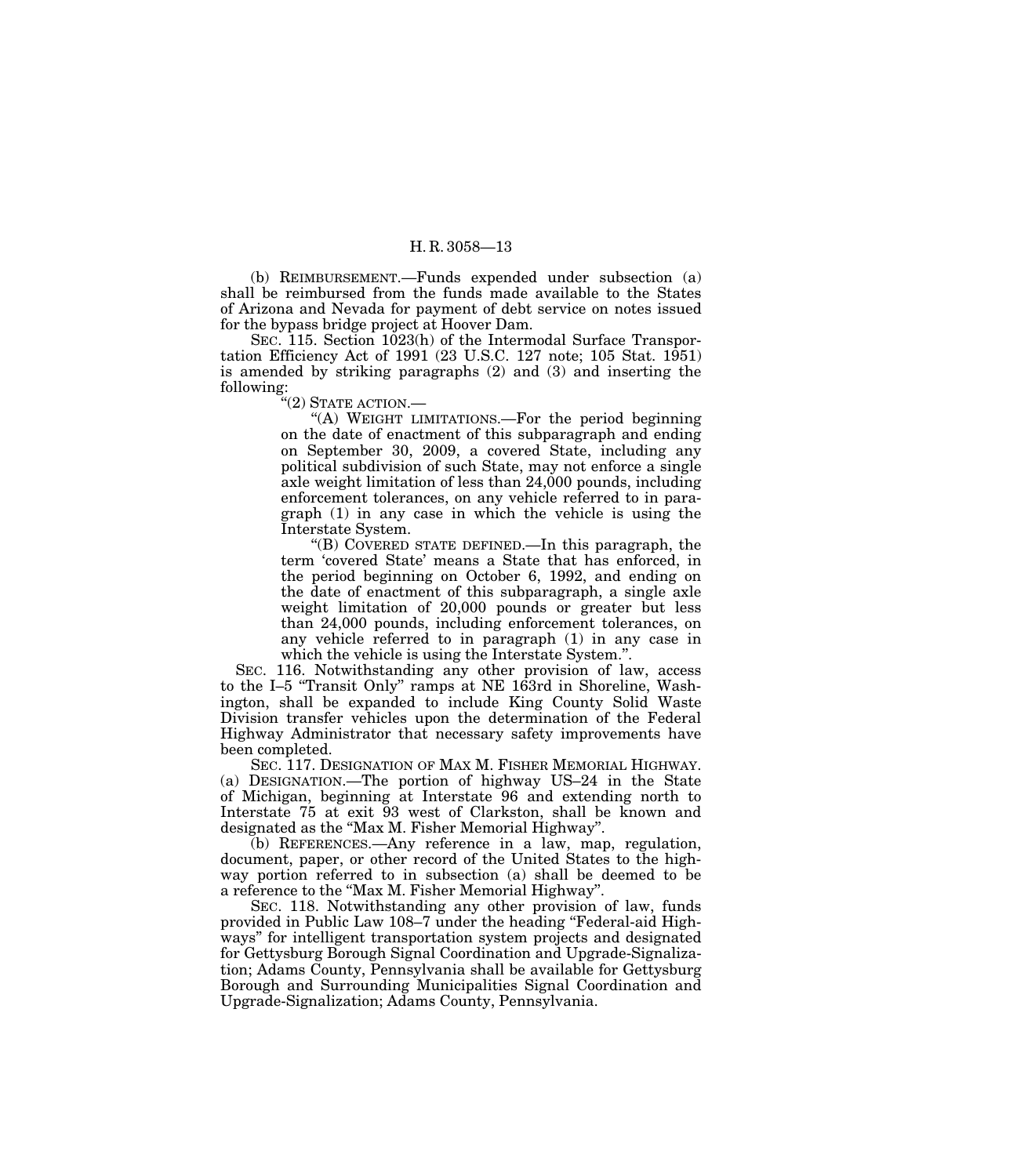(b) REIMBURSEMENT.—Funds expended under subsection (a) shall be reimbursed from the funds made available to the States of Arizona and Nevada for payment of debt service on notes issued for the bypass bridge project at Hoover Dam.

SEC. 115. Section 1023(h) of the Intermodal Surface Transportation Efficiency Act of 1991 (23 U.S.C. 127 note; 105 Stat. 1951) is amended by striking paragraphs (2) and (3) and inserting the following:

"(2) STATE ACTION.—

"(A) WEIGHT LIMITATIONS.—For the period beginning on the date of enactment of this subparagraph and ending on September 30, 2009, a covered State, including any political subdivision of such State, may not enforce a single axle weight limitation of less than 24,000 pounds, including enforcement tolerances, on any vehicle referred to in paragraph (1) in any case in which the vehicle is using the Interstate System.

"(B) COVERED STATE DEFINED.—In this paragraph, the term 'covered State' means a State that has enforced, in the period beginning on October 6, 1992, and ending on the date of enactment of this subparagraph, a single axle weight limitation of 20,000 pounds or greater but less than 24,000 pounds, including enforcement tolerances, on any vehicle referred to in paragraph (1) in any case in which the vehicle is using the Interstate System.".

SEC. 116. Notwithstanding any other provision of law, access to the I–5 "Transit Only" ramps at NE 163rd in Shoreline, Washington, shall be expanded to include King County Solid Waste Division transfer vehicles upon the determination of the Federal Highway Administrator that necessary safety improvements have been completed.

SEC. 117. DESIGNATION OF MAX M. FISHER MEMORIAL HIGHWAY. (a) DESIGNATION.—The portion of highway US–24 in the State of Michigan, beginning at Interstate 96 and extending north to Interstate 75 at exit 93 west of Clarkston, shall be known and designated as the "Max M. Fisher Memorial Highway".

(b) REFERENCES.—Any reference in a law, map, regulation, document, paper, or other record of the United States to the highway portion referred to in subsection (a) shall be deemed to be a reference to the "Max M. Fisher Memorial Highway".

SEC. 118. Notwithstanding any other provision of law, funds provided in Public Law 108–7 under the heading "Federal-aid Highways" for intelligent transportation system projects and designated for Gettysburg Borough Signal Coordination and Upgrade-Signalization; Adams County, Pennsylvania shall be available for Gettysburg Borough and Surrounding Municipalities Signal Coordination and Upgrade-Signalization; Adams County, Pennsylvania.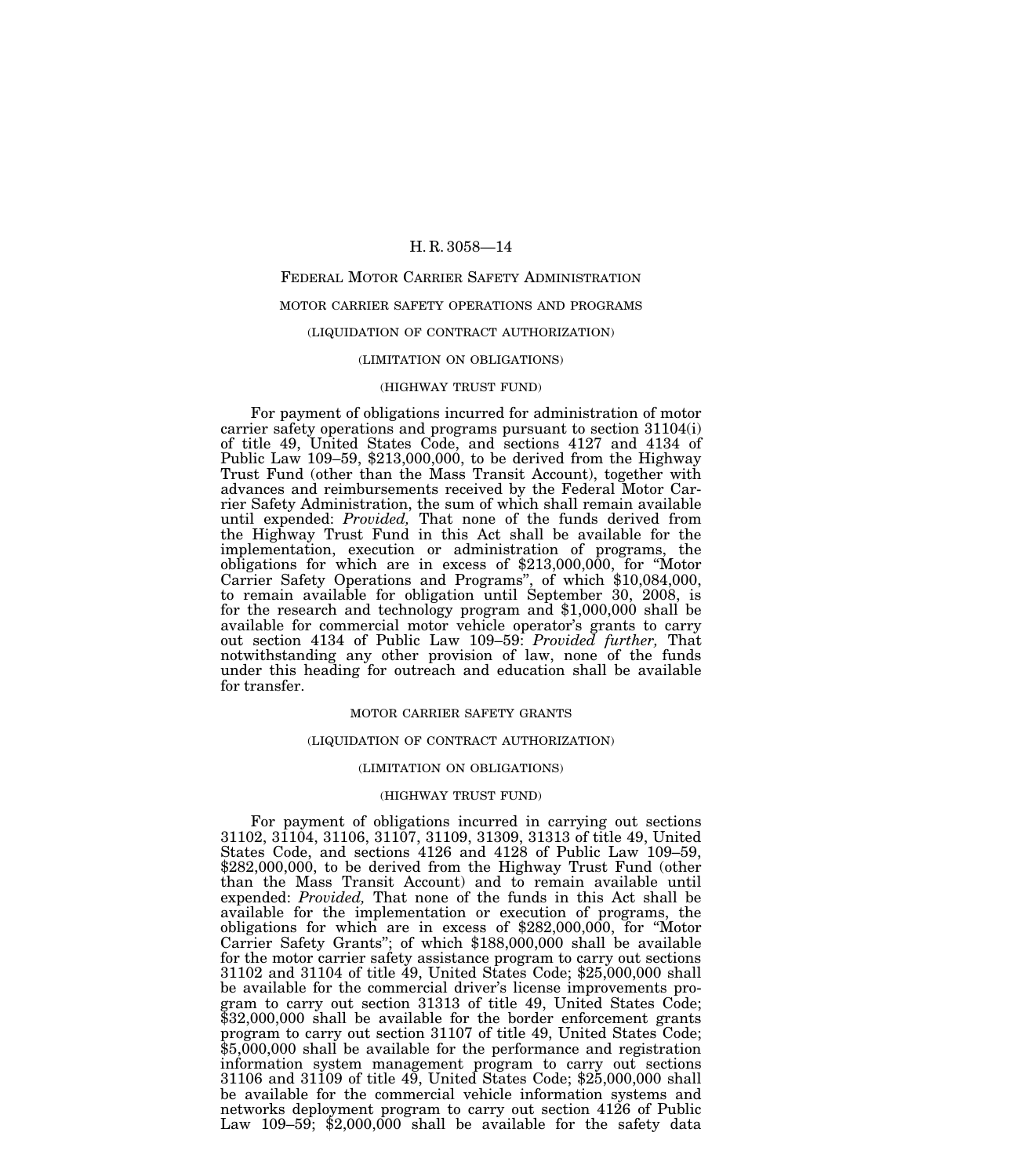## FEDERAL MOTOR CARRIER SAFETY ADMINISTRATION

### MOTOR CARRIER SAFETY OPERATIONS AND PROGRAMS

(LIQUIDATION OF CONTRACT AUTHORIZATION)

(LIMITATION ON OBLIGATIONS)

(HIGHWAY TRUST FUND)

For payment of obligations incurred for administration of motor carrier safety operations and programs pursuant to section 31104(i) of title 49, United States Code, and sections 4127 and 4134 of Public Law 109–59, $213,000,000, to be derived from the Highway Trust Fund (other than the Mass Transit Account), together with advances and reimbursements received by the Federal Motor Carrier Safety Administration, the sum of which shall remain available until expended: *Provided,* That none of the funds derived from the Highway Trust Fund in this Act shall be available for the implementation, execution or administration of programs, the obligations for which are in excess of $213,000,000, for "Motor Carrier Safety Operations and Programs", of which $10,084,000, to remain available for obligation until September 30, 2008, is for the research and technology program and $1,000,000 shall be available for commercial motor vehicle operator's grants to carry out section 4134 of Public Law 109–59: *Provided further,* That notwithstanding any other provision of law, none of the funds under this heading for outreach and education shall be available for transfer.

### MOTOR CARRIER SAFETY GRANTS

(LIQUIDATION OF CONTRACT AUTHORIZATION)

(LIMITATION ON OBLIGATIONS)

(HIGHWAY TRUST FUND)

For payment of obligations incurred in carrying out sections 31102, 31104, 31106, 31107, 31109, 31309, 31313 of title 49, United States Code, and sections 4126 and 4128 of Public Law 109–59, $282,000,000, to be derived from the Highway Trust Fund (other than the Mass Transit Account) and to remain available until expended: *Provided,* That none of the funds in this Act shall be available for the implementation or execution of programs, the obligations for which are in excess of $282,000,000, for "Motor Carrier Safety Grants"; of which $188,000,000 shall be available for the motor carrier safety assistance program to carry out sections 31102 and 31104 of title 49, United States Code; $25,000,000 shall be available for the commercial driver's license improvements program to carry out section 31313 of title 49, United States Code; $32,000,000 shall be available for the border enforcement grants program to carry out section 31107 of title 49, United States Code; $5,000,000 shall be available for the performance and registration information system management program to carry out sections 31106 and 31109 of title 49, United States Code; $25,000,000 shall be available for the commercial vehicle information systems and networks deployment program to carry out section 4126 of Public Law 109–59; $2,000,000 shall be available for the safety data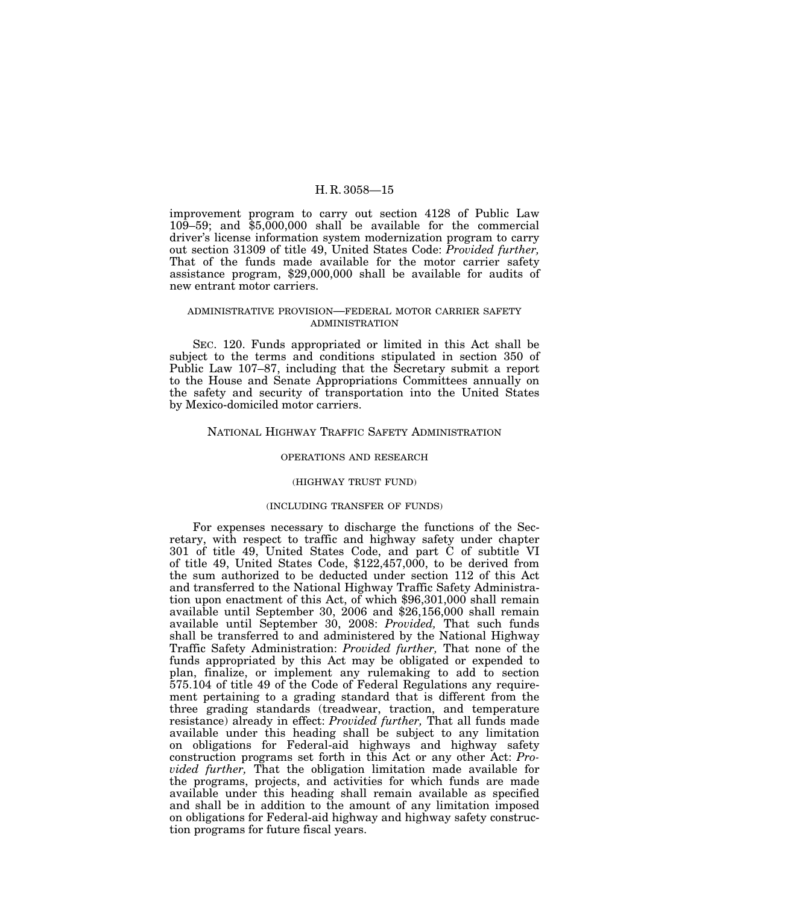improvement program to carry out section 4128 of Public Law 109–59; and $5,000,000 shall be available for the commercial driver's license information system modernization program to carry out section 31309 of title 49, United States Code: *Provided further,* That of the funds made available for the motor carrier safety assistance program, $29,000,000 shall be available for audits of new entrant motor carriers.

ADMINISTRATIVE PROVISION—FEDERAL MOTOR CARRIER SAFETY ADMINISTRATION

SEC. 120. Funds appropriated or limited in this Act shall be subject to the terms and conditions stipulated in section 350 of Public Law 107–87, including that the Secretary submit a report to the House and Senate Appropriations Committees annually on the safety and security of transportation into the United States by Mexico-domiciled motor carriers.

## NATIONAL HIGHWAY TRAFFIC SAFETY ADMINISTRATION

### OPERATIONS AND RESEARCH

(HIGHWAY TRUST FUND)

(INCLUDING TRANSFER OF FUNDS)

For expenses necessary to discharge the functions of the Secretary, with respect to traffic and highway safety under chapter 301 of title 49, United States Code, and part C of subtitle VI of title 49, United States Code, $122,457,000, to be derived from the sum authorized to be deducted under section 112 of this Act and transferred to the National Highway Traffic Safety Administration upon enactment of this Act, of which $96,301,000 shall remain available until September 30, 2006 and $26,156,000 shall remain available until September 30, 2008: *Provided,* That such funds shall be transferred to and administered by the National Highway Traffic Safety Administration: *Provided further,* That none of the funds appropriated by this Act may be obligated or expended to plan, finalize, or implement any rulemaking to add to section 575.104 of title 49 of the Code of Federal Regulations any requirement pertaining to a grading standard that is different from the three grading standards (treadwear, traction, and temperature resistance) already in effect: *Provided further,* That all funds made available under this heading shall be subject to any limitation on obligations for Federal-aid highways and highway safety construction programs set forth in this Act or any other Act: *Provided further,* That the obligation limitation made available for the programs, projects, and activities for which funds are made available under this heading shall remain available as specified and shall be in addition to the amount of any limitation imposed on obligations for Federal-aid highway and highway safety construction programs for future fiscal years.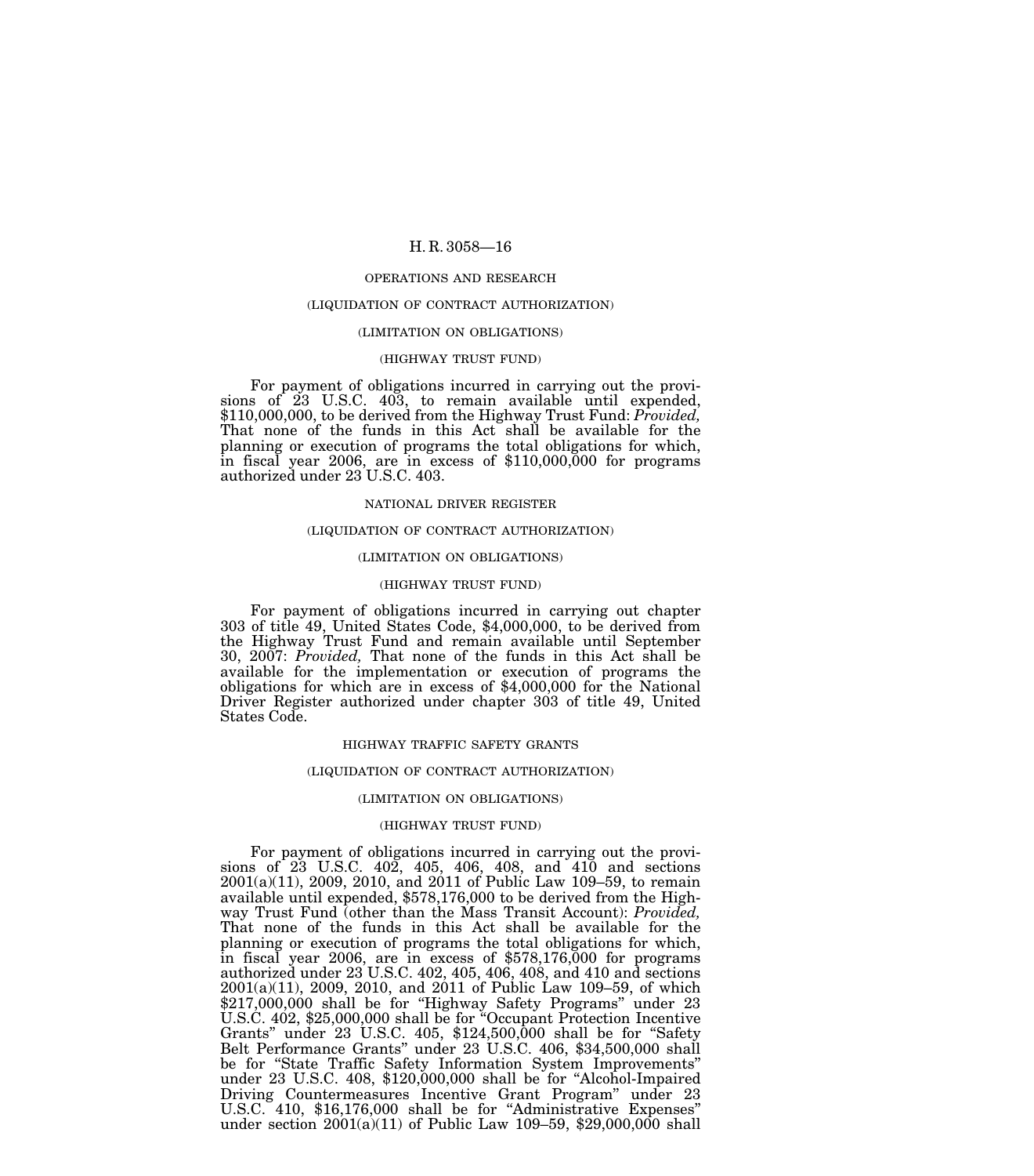OPERATIONS AND RESEARCH

(LIQUIDATION OF CONTRACT AUTHORIZATION)

(LIMITATION ON OBLIGATIONS)

(HIGHWAY TRUST FUND)

For payment of obligations incurred in carrying out the provisions of 23 U.S.C. 403, to remain available until expended, $110,000,000, to be derived from the Highway Trust Fund: *Provided,* That none of the funds in this Act shall be available for the planning or execution of programs the total obligations for which, in fiscal year 2006, are in excess of $110,000,000 for programs authorized under 23 U.S.C. 403.

NATIONAL DRIVER REGISTER

(LIQUIDATION OF CONTRACT AUTHORIZATION)

(LIMITATION ON OBLIGATIONS)

(HIGHWAY TRUST FUND)

For payment of obligations incurred in carrying out chapter 303 of title 49, United States Code, $4,000,000, to be derived from the Highway Trust Fund and remain available until September 30, 2007: *Provided,* That none of the funds in this Act shall be available for the implementation or execution of programs the obligations for which are in excess of $4,000,000 for the National Driver Register authorized under chapter 303 of title 49, United States Code.

HIGHWAY TRAFFIC SAFETY GRANTS

(LIQUIDATION OF CONTRACT AUTHORIZATION)

(LIMITATION ON OBLIGATIONS)

(HIGHWAY TRUST FUND)

For payment of obligations incurred in carrying out the provisions of 23 U.S.C. 402, 405, 406, 408, and 410 and sections 2001(a)(11), 2009, 2010, and 2011 of Public Law 109–59, to remain available until expended, $578,176,000 to be derived from the Highway Trust Fund (other than the Mass Transit Account): *Provided,* That none of the funds in this Act shall be available for the planning or execution of programs the total obligations for which, in fiscal year 2006, are in excess of $578,176,000 for programs authorized under 23 U.S.C. 402, 405, 406, 408, and 410 and sections 2001(a)(11), 2009, 2010, and 2011 of Public Law 109–59, of which $217,000,000 shall be for "Highway Safety Programs" under 23 U.S.C. 402, $25,000,000 shall be for "Occupant Protection Incentive Grants" under 23 U.S.C. 405, $124,500,000 shall be for "Safety Belt Performance Grants" under 23 U.S.C. 406, $34,500,000 shall be for "State Traffic Safety Information System Improvements" under 23 U.S.C. 408, $120,000,000 shall be for "Alcohol-Impaired Driving Countermeasures Incentive Grant Program" under 23 U.S.C. 410, $16,176,000 shall be for "Administrative Expenses" under section 2001(a)(11) of Public Law 109–59, $29,000,000 shall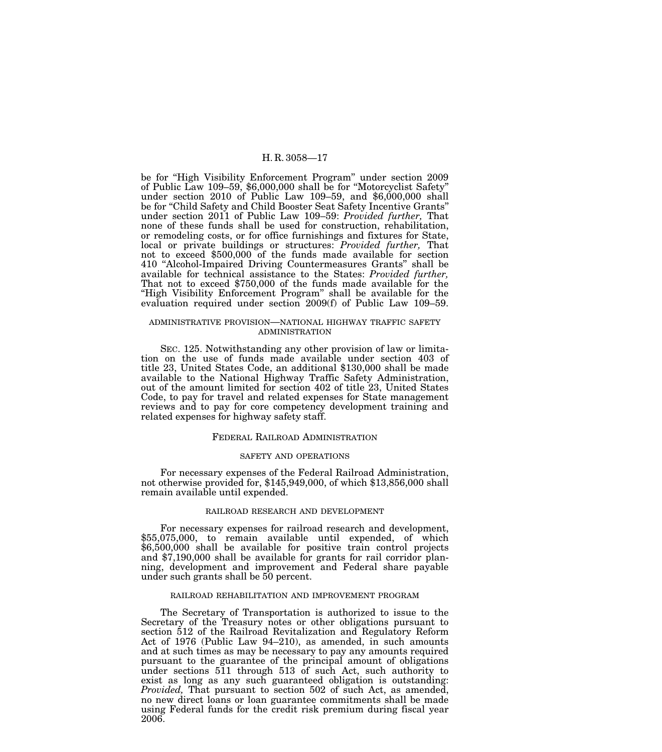be for "High Visibility Enforcement Program" under section 2009 of Public Law 109–59, $6,000,000 shall be for "Motorcyclist Safety" under section 2010 of Public Law 109–59, and $6,000,000 shall be for "Child Safety and Child Booster Seat Safety Incentive Grants" under section 2011 of Public Law 109–59: *Provided further,* That none of these funds shall be used for construction, rehabilitation, or remodeling costs, or for office furnishings and fixtures for State, local or private buildings or structures: *Provided further,* That not to exceed $500,000 of the funds made available for section 410 "Alcohol-Impaired Driving Countermeasures Grants" shall be available for technical assistance to the States: *Provided further,* That not to exceed $750,000 of the funds made available for the "High Visibility Enforcement Program" shall be available for the evaluation required under section 2009(f) of Public Law 109–59.

ADMINISTRATIVE PROVISION—NATIONAL HIGHWAY TRAFFIC SAFETY ADMINISTRATION

SEC. 125. Notwithstanding any other provision of law or limitation on the use of funds made available under section 403 of title 23, United States Code, an additional $130,000 shall be made available to the National Highway Traffic Safety Administration, out of the amount limited for section 402 of title 23, United States Code, to pay for travel and related expenses for State management reviews and to pay for core competency development training and related expenses for highway safety staff.

## FEDERAL RAILROAD ADMINISTRATION

SAFETY AND OPERATIONS

For necessary expenses of the Federal Railroad Administration, not otherwise provided for, $145,949,000, of which $13,856,000 shall remain available until expended.

RAILROAD RESEARCH AND DEVELOPMENT

For necessary expenses for railroad research and development, $55,075,000, to remain available until expended, of which $6,500,000 shall be available for positive train control projects and $7,190,000 shall be available for grants for rail corridor planning, development and improvement and Federal share payable under such grants shall be 50 percent.

RAILROAD REHABILITATION AND IMPROVEMENT PROGRAM

The Secretary of Transportation is authorized to issue to the Secretary of the Treasury notes or other obligations pursuant to section 512 of the Railroad Revitalization and Regulatory Reform Act of 1976 (Public Law 94–210), as amended, in such amounts and at such times as may be necessary to pay any amounts required pursuant to the guarantee of the principal amount of obligations under sections 511 through 513 of such Act, such authority to exist as long as any such guaranteed obligation is outstanding: *Provided,* That pursuant to section 502 of such Act, as amended, no new direct loans or loan guarantee commitments shall be made using Federal funds for the credit risk premium during fiscal year 2006.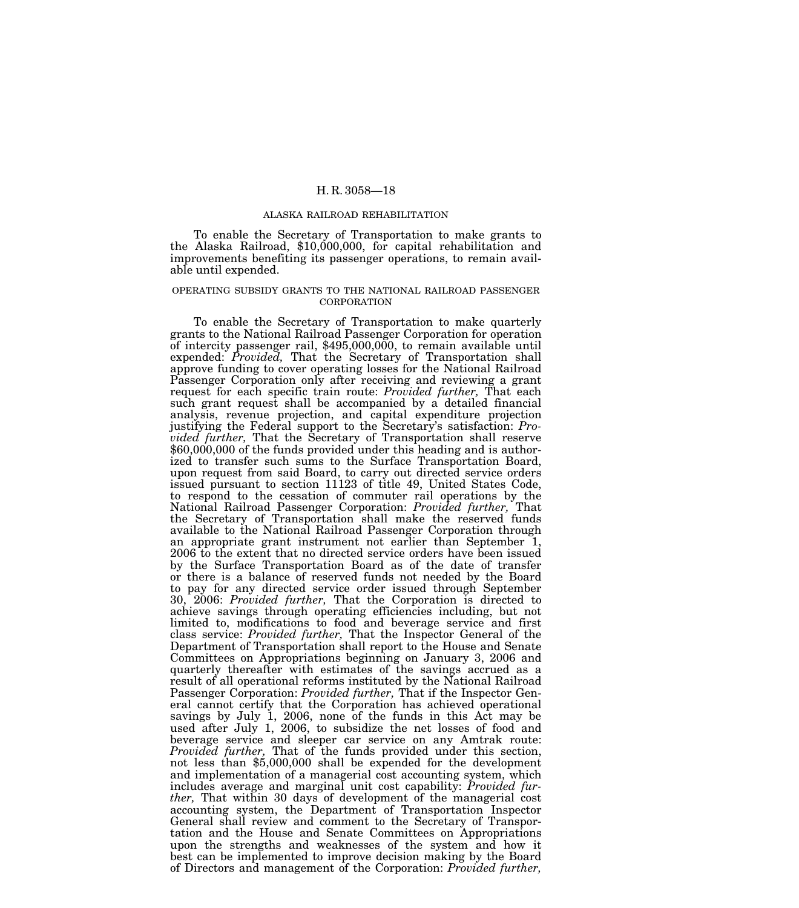ALASKA RAILROAD REHABILITATION

To enable the Secretary of Transportation to make grants to the Alaska Railroad, $10,000,000, for capital rehabilitation and improvements benefiting its passenger operations, to remain available until expended.

OPERATING SUBSIDY GRANTS TO THE NATIONAL RAILROAD PASSENGER CORPORATION

To enable the Secretary of Transportation to make quarterly grants to the National Railroad Passenger Corporation for operation of intercity passenger rail, $495,000,000, to remain available until expended: *Provided,* That the Secretary of Transportation shall approve funding to cover operating losses for the National Railroad Passenger Corporation only after receiving and reviewing a grant request for each specific train route: *Provided further,* That each such grant request shall be accompanied by a detailed financial analysis, revenue projection, and capital expenditure projection justifying the Federal support to the Secretary's satisfaction: *Provided further,* That the Secretary of Transportation shall reserve $60,000,000 of the funds provided under this heading and is authorized to transfer such sums to the Surface Transportation Board, upon request from said Board, to carry out directed service orders issued pursuant to section 11123 of title 49, United States Code, to respond to the cessation of commuter rail operations by the National Railroad Passenger Corporation: *Provided further,* That the Secretary of Transportation shall make the reserved funds available to the National Railroad Passenger Corporation through an appropriate grant instrument not earlier than September 1, 2006 to the extent that no directed service orders have been issued by the Surface Transportation Board as of the date of transfer or there is a balance of reserved funds not needed by the Board to pay for any directed service order issued through September 30, 2006: *Provided further,* That the Corporation is directed to achieve savings through operating efficiencies including, but not limited to, modifications to food and beverage service and first class service: *Provided further,* That the Inspector General of the Department of Transportation shall report to the House and Senate Committees on Appropriations beginning on January 3, 2006 and quarterly thereafter with estimates of the savings accrued as a result of all operational reforms instituted by the National Railroad Passenger Corporation: *Provided further,* That if the Inspector General cannot certify that the Corporation has achieved operational savings by July 1, 2006, none of the funds in this Act may be used after July 1, 2006, to subsidize the net losses of food and beverage service and sleeper car service on any Amtrak route: *Provided further,* That of the funds provided under this section, not less than $5,000,000 shall be expended for the development and implementation of a managerial cost accounting system, which includes average and marginal unit cost capability: *Provided further,* That within 30 days of development of the managerial cost accounting system, the Department of Transportation Inspector General shall review and comment to the Secretary of Transportation and the House and Senate Committees on Appropriations upon the strengths and weaknesses of the system and how it best can be implemented to improve decision making by the Board of Directors and management of the Corporation: *Provided further,*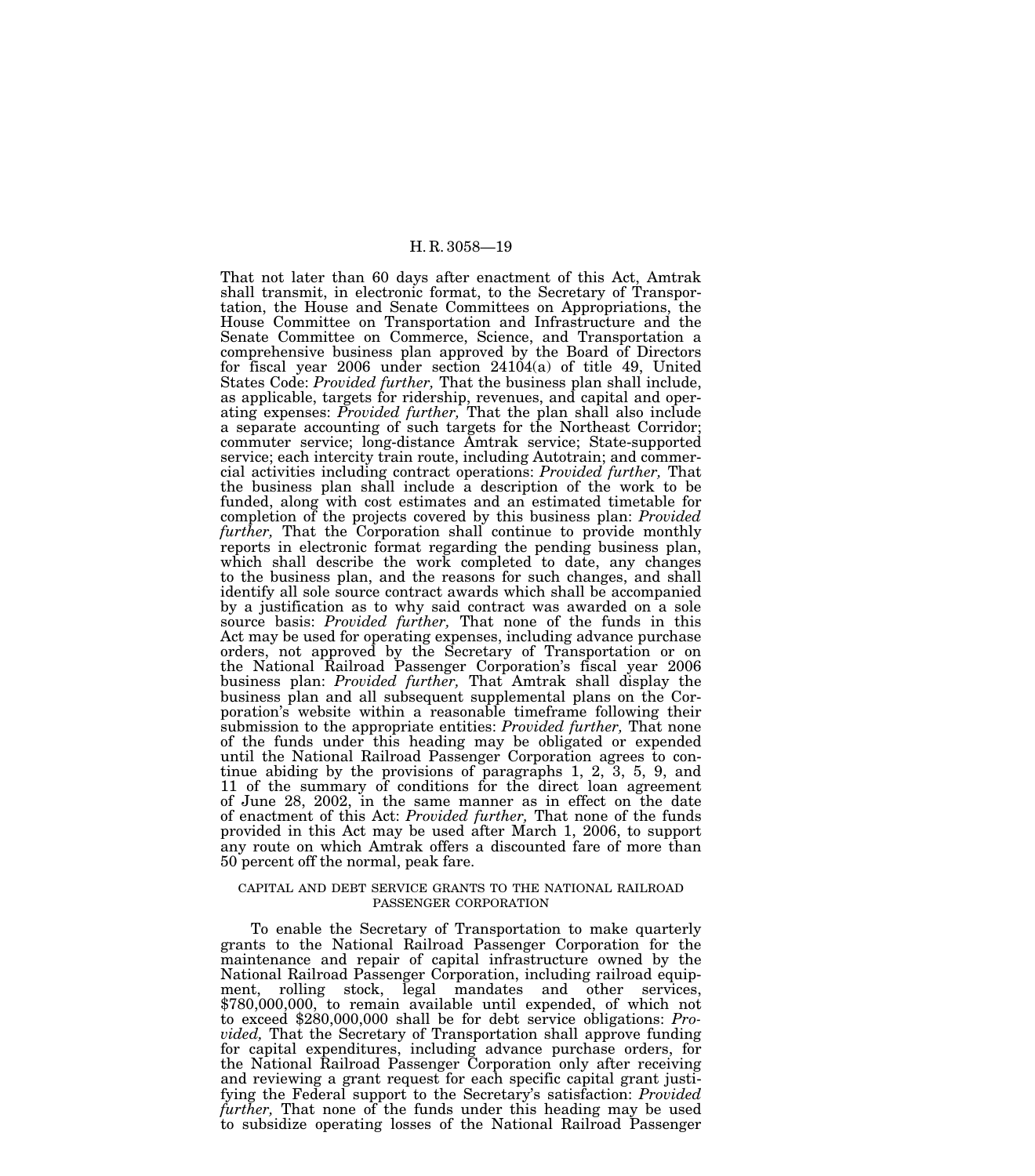That not later than 60 days after enactment of this Act, Amtrak shall transmit, in electronic format, to the Secretary of Transportation, the House and Senate Committees on Appropriations, the House Committee on Transportation and Infrastructure and the Senate Committee on Commerce, Science, and Transportation a comprehensive business plan approved by the Board of Directors for fiscal year 2006 under section 24104(a) of title 49, United States Code: *Provided further,* That the business plan shall include, as applicable, targets for ridership, revenues, and capital and operating expenses: *Provided further,* That the plan shall also include a separate accounting of such targets for the Northeast Corridor; commuter service; long-distance Amtrak service; State-supported service; each intercity train route, including Autotrain; and commercial activities including contract operations: *Provided further,* That the business plan shall include a description of the work to be funded, along with cost estimates and an estimated timetable for completion of the projects covered by this business plan: *Provided further,* That the Corporation shall continue to provide monthly reports in electronic format regarding the pending business plan, which shall describe the work completed to date, any changes to the business plan, and the reasons for such changes, and shall identify all sole source contract awards which shall be accompanied by a justification as to why said contract was awarded on a sole source basis: *Provided further,* That none of the funds in this Act may be used for operating expenses, including advance purchase orders, not approved by the Secretary of Transportation or on the National Railroad Passenger Corporation's fiscal year 2006 business plan: *Provided further,* That Amtrak shall display the business plan and all subsequent supplemental plans on the Corporation's website within a reasonable timeframe following their submission to the appropriate entities: *Provided further,* That none of the funds under this heading may be obligated or expended until the National Railroad Passenger Corporation agrees to continue abiding by the provisions of paragraphs 1, 2, 3, 5, 9, and 11 of the summary of conditions for the direct loan agreement of June 28, 2002, in the same manner as in effect on the date of enactment of this Act: *Provided further,* That none of the funds provided in this Act may be used after March 1, 2006, to support any route on which Amtrak offers a discounted fare of more than 50 percent off the normal, peak fare.

CAPITAL AND DEBT SERVICE GRANTS TO THE NATIONAL RAILROAD PASSENGER CORPORATION

To enable the Secretary of Transportation to make quarterly grants to the National Railroad Passenger Corporation for the maintenance and repair of capital infrastructure owned by the National Railroad Passenger Corporation, including railroad equipment, rolling stock, legal mandates and other services, $780,000,000, to remain available until expended, of which not to exceed $280,000,000 shall be for debt service obligations: *Provided,* That the Secretary of Transportation shall approve funding for capital expenditures, including advance purchase orders, for the National Railroad Passenger Corporation only after receiving and reviewing a grant request for each specific capital grant justifying the Federal support to the Secretary's satisfaction: *Provided further,* That none of the funds under this heading may be used to subsidize operating losses of the National Railroad Passenger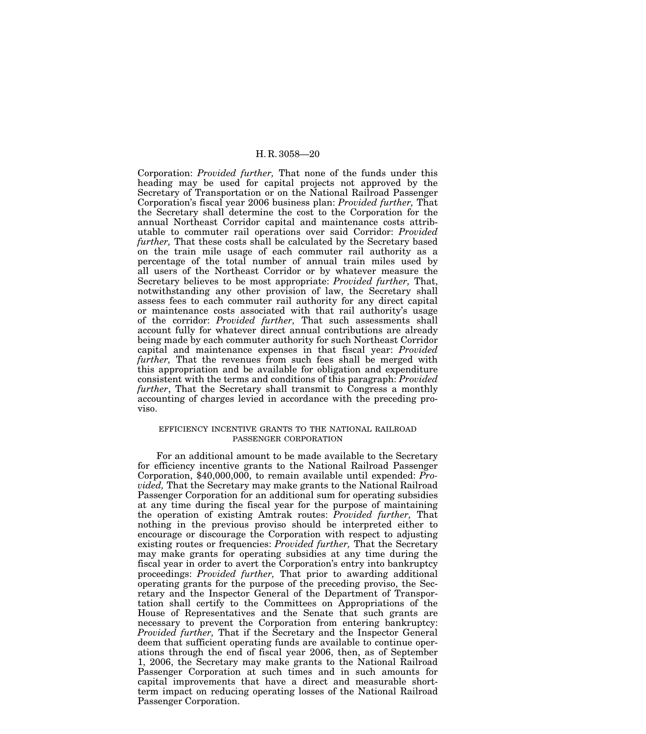Corporation: *Provided further,* That none of the funds under this heading may be used for capital projects not approved by the Secretary of Transportation or on the National Railroad Passenger Corporation's fiscal year 2006 business plan: *Provided further,* That the Secretary shall determine the cost to the Corporation for the annual Northeast Corridor capital and maintenance costs attributable to commuter rail operations over said Corridor: *Provided further,* That these costs shall be calculated by the Secretary based on the train mile usage of each commuter rail authority as a percentage of the total number of annual train miles used by all users of the Northeast Corridor or by whatever measure the Secretary believes to be most appropriate: *Provided further,* That, notwithstanding any other provision of law, the Secretary shall assess fees to each commuter rail authority for any direct capital or maintenance costs associated with that rail authority's usage of the corridor: *Provided further,* That such assessments shall account fully for whatever direct annual contributions are already being made by each commuter authority for such Northeast Corridor capital and maintenance expenses in that fiscal year: *Provided further,* That the revenues from such fees shall be merged with this appropriation and be available for obligation and expenditure consistent with the terms and conditions of this paragraph: *Provided further*, That the Secretary shall transmit to Congress a monthly accounting of charges levied in accordance with the preceding proviso.

## EFFICIENCY INCENTIVE GRANTS TO THE NATIONAL RAILROAD PASSENGER CORPORATION

For an additional amount to be made available to the Secretary for efficiency incentive grants to the National Railroad Passenger Corporation, $40,000,000, to remain available until expended: *Provided,* That the Secretary may make grants to the National Railroad Passenger Corporation for an additional sum for operating subsidies at any time during the fiscal year for the purpose of maintaining the operation of existing Amtrak routes: *Provided further,* That nothing in the previous proviso should be interpreted either to encourage or discourage the Corporation with respect to adjusting existing routes or frequencies: *Provided further,* That the Secretary may make grants for operating subsidies at any time during the fiscal year in order to avert the Corporation's entry into bankruptcy proceedings: *Provided further,* That prior to awarding additional operating grants for the purpose of the preceding proviso, the Secretary and the Inspector General of the Department of Transportation shall certify to the Committees on Appropriations of the House of Representatives and the Senate that such grants are necessary to prevent the Corporation from entering bankruptcy: *Provided further,* That if the Secretary and the Inspector General deem that sufficient operating funds are available to continue operations through the end of fiscal year 2006, then, as of September 1, 2006, the Secretary may make grants to the National Railroad Passenger Corporation at such times and in such amounts for capital improvements that have a direct and measurable short-term impact on reducing operating losses of the National Railroad Passenger Corporation.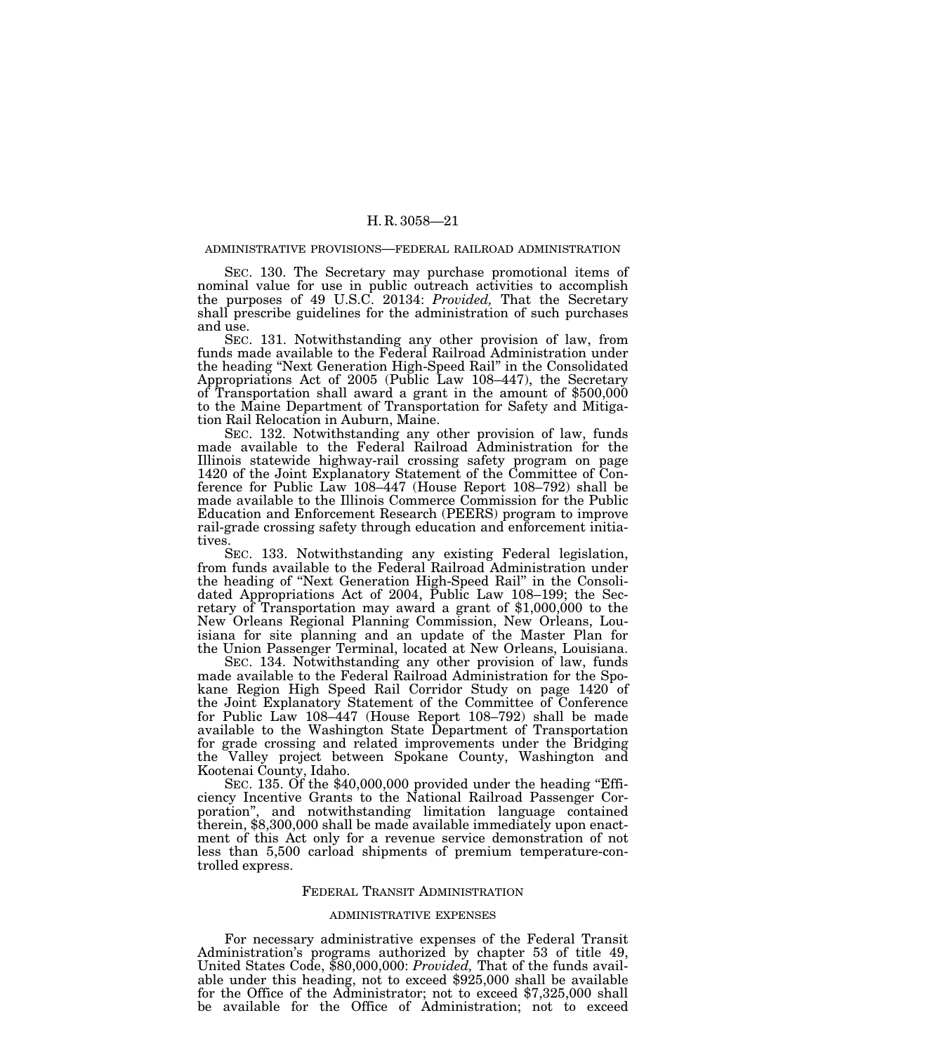ADMINISTRATIVE PROVISIONS—FEDERAL RAILROAD ADMINISTRATION

SEC. 130. The Secretary may purchase promotional items of nominal value for use in public outreach activities to accomplish the purposes of 49 U.S.C. 20134: *Provided,* That the Secretary shall prescribe guidelines for the administration of such purchases and use.

SEC. 131. Notwithstanding any other provision of law, from funds made available to the Federal Railroad Administration under the heading "Next Generation High-Speed Rail" in the Consolidated Appropriations Act of 2005 (Public Law 108–447), the Secretary of Transportation shall award a grant in the amount of $500,000 to the Maine Department of Transportation for Safety and Mitigation Rail Relocation in Auburn, Maine.

SEC. 132. Notwithstanding any other provision of law, funds made available to the Federal Railroad Administration for the Illinois statewide highway-rail crossing safety program on page 1420 of the Joint Explanatory Statement of the Committee of Conference for Public Law 108–447 (House Report 108–792) shall be made available to the Illinois Commerce Commission for the Public Education and Enforcement Research (PEERS) program to improve rail-grade crossing safety through education and enforcement initiatives.

SEC. 133. Notwithstanding any existing Federal legislation, from funds available to the Federal Railroad Administration under the heading of "Next Generation High-Speed Rail" in the Consolidated Appropriations Act of 2004, Public Law 108–199; the Secretary of Transportation may award a grant of $1,000,000 to the New Orleans Regional Planning Commission, New Orleans, Louisiana for site planning and an update of the Master Plan for the Union Passenger Terminal, located at New Orleans, Louisiana.

SEC. 134. Notwithstanding any other provision of law, funds made available to the Federal Railroad Administration for the Spokane Region High Speed Rail Corridor Study on page 1420 of the Joint Explanatory Statement of the Committee of Conference for Public Law 108–447 (House Report 108–792) shall be made available to the Washington State Department of Transportation for grade crossing and related improvements under the Bridging the Valley project between Spokane County, Washington and Kootenai County, Idaho.

SEC. 135. Of the $40,000,000 provided under the heading "Efficiency Incentive Grants to the National Railroad Passenger Corporation", and notwithstanding limitation language contained therein, $8,300,000 shall be made available immediately upon enactment of this Act only for a revenue service demonstration of not less than 5,500 carload shipments of premium temperature-controlled express.

## FEDERAL TRANSIT ADMINISTRATION

### ADMINISTRATIVE EXPENSES

For necessary administrative expenses of the Federal Transit Administration's programs authorized by chapter 53 of title 49, United States Code, $80,000,000: *Provided,* That of the funds available under this heading, not to exceed $925,000 shall be available for the Office of the Administrator; not to exceed $7,325,000 shall be available for the Office of Administration; not to exceed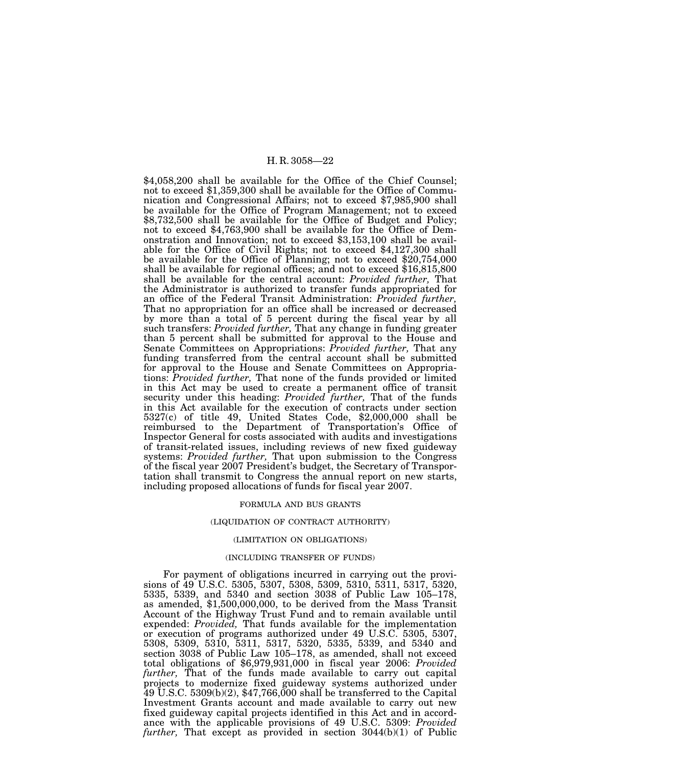$4,058,200 shall be available for the Office of the Chief Counsel; not to exceed $1,359,300 shall be available for the Office of Communication and Congressional Affairs; not to exceed $7,985,900 shall be available for the Office of Program Management; not to exceed $8,732,500 shall be available for the Office of Budget and Policy; not to exceed $4,763,900 shall be available for the Office of Demonstration and Innovation; not to exceed $3,153,100 shall be available for the Office of Civil Rights; not to exceed $4,127,300 shall be available for the Office of Planning; not to exceed $20,754,000 shall be available for regional offices; and not to exceed $16,815,800 shall be available for the central account: *Provided further,* That the Administrator is authorized to transfer funds appropriated for an office of the Federal Transit Administration: *Provided further,* That no appropriation for an office shall be increased or decreased by more than a total of 5 percent during the fiscal year by all such transfers: *Provided further,* That any change in funding greater than 5 percent shall be submitted for approval to the House and Senate Committees on Appropriations: *Provided further,* That any funding transferred from the central account shall be submitted for approval to the House and Senate Committees on Appropriations: *Provided further,* That none of the funds provided or limited in this Act may be used to create a permanent office of transit security under this heading: *Provided further,* That of the funds in this Act available for the execution of contracts under section 5327(c) of title 49, United States Code, $2,000,000 shall be reimbursed to the Department of Transportation's Office of Inspector General for costs associated with audits and investigations of transit-related issues, including reviews of new fixed guideway systems: *Provided further,* That upon submission to the Congress of the fiscal year 2007 President's budget, the Secretary of Transportation shall transmit to Congress the annual report on new starts, including proposed allocations of funds for fiscal year 2007.

FORMULA AND BUS GRANTS

(LIQUIDATION OF CONTRACT AUTHORITY)

(LIMITATION ON OBLIGATIONS)

(INCLUDING TRANSFER OF FUNDS)

For payment of obligations incurred in carrying out the provisions of 49 U.S.C. 5305, 5307, 5308, 5309, 5310, 5311, 5317, 5320, 5335, 5339, and 5340 and section 3038 of Public Law 105–178, as amended, $1,500,000,000, to be derived from the Mass Transit Account of the Highway Trust Fund and to remain available until expended: *Provided,* That funds available for the implementation or execution of programs authorized under 49 U.S.C. 5305, 5307, 5308, 5309, 5310, 5311, 5317, 5320, 5335, 5339, and 5340 and section 3038 of Public Law 105–178, as amended, shall not exceed total obligations of $6,979,931,000 in fiscal year 2006: *Provided further,* That of the funds made available to carry out capital projects to modernize fixed guideway systems authorized under 49 U.S.C. 5309(b)(2), $47,766,000 shall be transferred to the Capital Investment Grants account and made available to carry out new fixed guideway capital projects identified in this Act and in accordance with the applicable provisions of 49 U.S.C. 5309: *Provided further,* That except as provided in section 3044(b)(1) of Public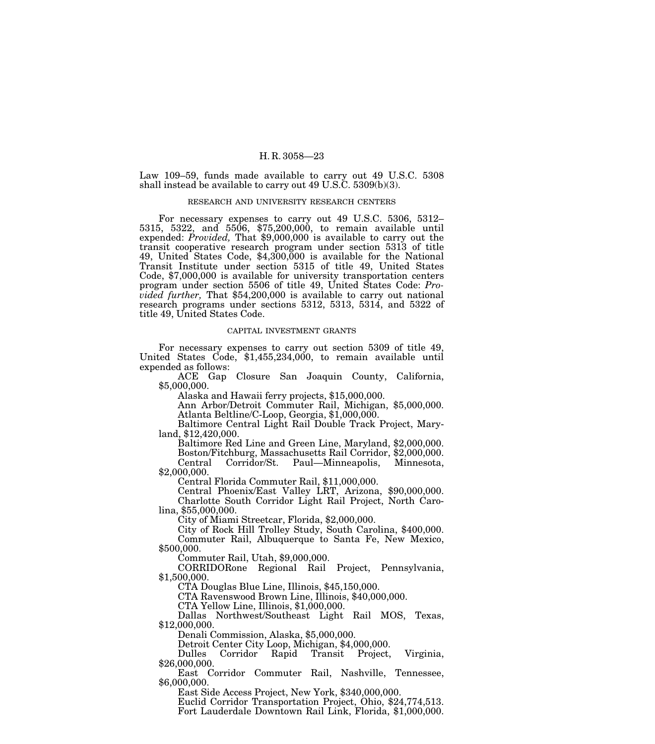Law 109–59, funds made available to carry out 49 U.S.C. 5308 shall instead be available to carry out 49 U.S.C. 5309(b)(3).

RESEARCH AND UNIVERSITY RESEARCH CENTERS

For necessary expenses to carry out 49 U.S.C. 5306, 5312–5315, 5322, and 5506, $75,200,000, to remain available until expended: *Provided,* That $9,000,000 is available to carry out the transit cooperative research program under section 5313 of title 49, United States Code, $4,300,000 is available for the National Transit Institute under section 5315 of title 49, United States Code, $7,000,000 is available for university transportation centers program under section 5506 of title 49, United States Code: *Provided further,* That $54,200,000 is available to carry out national research programs under sections 5312, 5313, 5314, and 5322 of title 49, United States Code.

CAPITAL INVESTMENT GRANTS

For necessary expenses to carry out section 5309 of title 49, United States Code, $1,455,234,000, to remain available until expended as follows:

ACE Gap Closure San Joaquin County, California, $5,000,000.

Alaska and Hawaii ferry projects, $15,000,000.

Ann Arbor/Detroit Commuter Rail, Michigan, $5,000,000.

Atlanta Beltline/C-Loop, Georgia, $1,000,000.

Baltimore Central Light Rail Double Track Project, Maryland, $12,420,000.

Baltimore Red Line and Green Line, Maryland, $2,000,000.

Boston/Fitchburg, Massachusetts Rail Corridor, $2,000,000.

Central Corridor/St. Paul—Minneapolis, Minnesota, $2,000,000.

Central Florida Commuter Rail, $11,000,000.

Central Phoenix/East Valley LRT, Arizona, $90,000,000.

Charlotte South Corridor Light Rail Project, North Carolina, $55,000,000.

City of Miami Streetcar, Florida, $2,000,000.

City of Rock Hill Trolley Study, South Carolina, $400,000.

Commuter Rail, Albuquerque to Santa Fe, New Mexico, $500,000.

Commuter Rail, Utah, $9,000,000.

CORRIDORone Regional Rail Project, Pennsylvania, $1,500,000.

CTA Douglas Blue Line, Illinois, $45,150,000.

CTA Ravenswood Brown Line, Illinois, $40,000,000.

CTA Yellow Line, Illinois, $1,000,000.

Dallas Northwest/Southeast Light Rail MOS, Texas, $12,000,000.

Denali Commission, Alaska, $5,000,000.

Detroit Center City Loop, Michigan, $4,000,000.

Dulles Corridor Rapid Transit Project, Virginia, $26,000,000.

East Corridor Commuter Rail, Nashville, Tennessee, $6,000,000.

East Side Access Project, New York, $340,000,000.

Euclid Corridor Transportation Project, Ohio, $24,774,513.

Fort Lauderdale Downtown Rail Link, Florida, $1,000,000.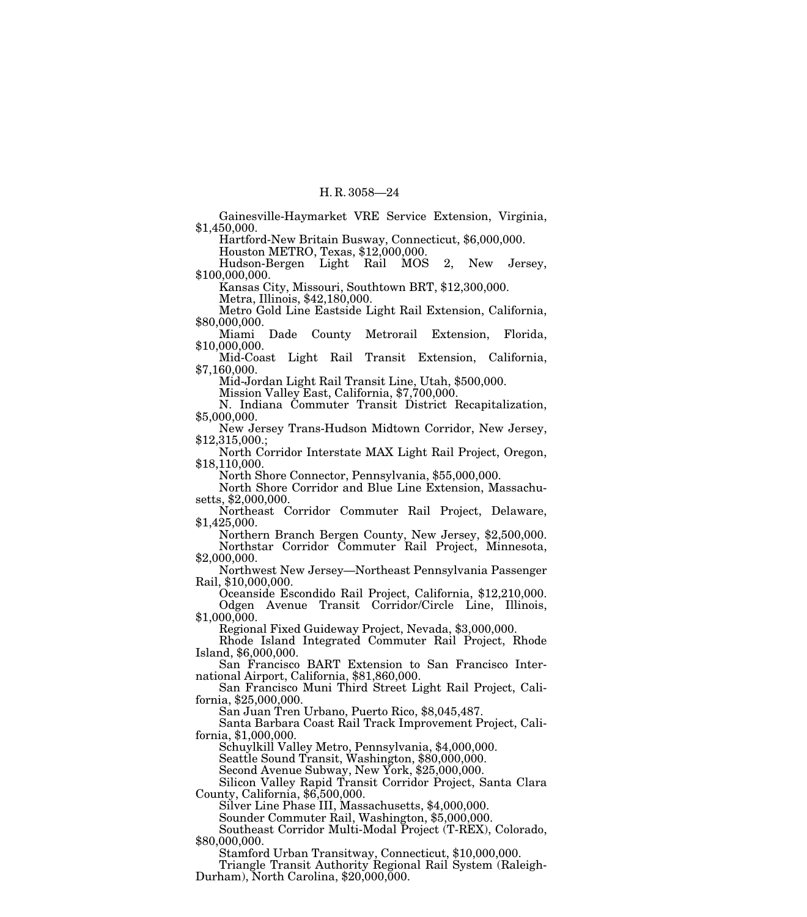Gainesville-Haymarket VRE Service Extension, Virginia, $1,450,000.

Hartford-New Britain Busway, Connecticut, $6,000,000.

Houston METRO, Texas, $12,000,000.

Hudson-Bergen Light Rail MOS 2, New Jersey, $100,000,000.

Kansas City, Missouri, Southtown BRT, $12,300,000.

Metra, Illinois, $42,180,000.

Metro Gold Line Eastside Light Rail Extension, California, $80,000,000.

Miami Dade County Metrorail Extension, Florida, $10,000,000.

Mid-Coast Light Rail Transit Extension, California, $7,160,000.

Mid-Jordan Light Rail Transit Line, Utah, $500,000.

Mission Valley East, California, $7,700,000.

N. Indiana Commuter Transit District Recapitalization, $5,000,000.

New Jersey Trans-Hudson Midtown Corridor, New Jersey, $12,315,000.;

North Corridor Interstate MAX Light Rail Project, Oregon, $18,110,000.

North Shore Connector, Pennsylvania, $55,000,000.

North Shore Corridor and Blue Line Extension, Massachusetts, $2,000,000.

Northeast Corridor Commuter Rail Project, Delaware, $1,425,000.

Northern Branch Bergen County, New Jersey, $2,500,000.

Northstar Corridor Commuter Rail Project, Minnesota, $2,000,000.

Northwest New Jersey—Northeast Pennsylvania Passenger Rail, $10,000,000.

Oceanside Escondido Rail Project, California, $12,210,000.

Odgen Avenue Transit Corridor/Circle Line, Illinois, $1,000,000.

Regional Fixed Guideway Project, Nevada, $3,000,000.

Rhode Island Integrated Commuter Rail Project, Rhode Island, $6,000,000.

San Francisco BART Extension to San Francisco International Airport, California, $81,860,000.

San Francisco Muni Third Street Light Rail Project, California, $25,000,000.

San Juan Tren Urbano, Puerto Rico, $8,045,487.

Santa Barbara Coast Rail Track Improvement Project, California, $1,000,000.

Schuylkill Valley Metro, Pennsylvania, $4,000,000.

Seattle Sound Transit, Washington, $80,000,000.

Second Avenue Subway, New York, $25,000,000.

Silicon Valley Rapid Transit Corridor Project, Santa Clara County, California, $6,500,000.

Silver Line Phase III, Massachusetts, $4,000,000.

Sounder Commuter Rail, Washington, $5,000,000.

Southeast Corridor Multi-Modal Project (T-REX), Colorado, $80,000,000.

Stamford Urban Transitway, Connecticut, $10,000,000.

Triangle Transit Authority Regional Rail System (Raleigh-Durham), North Carolina, $20,000,000.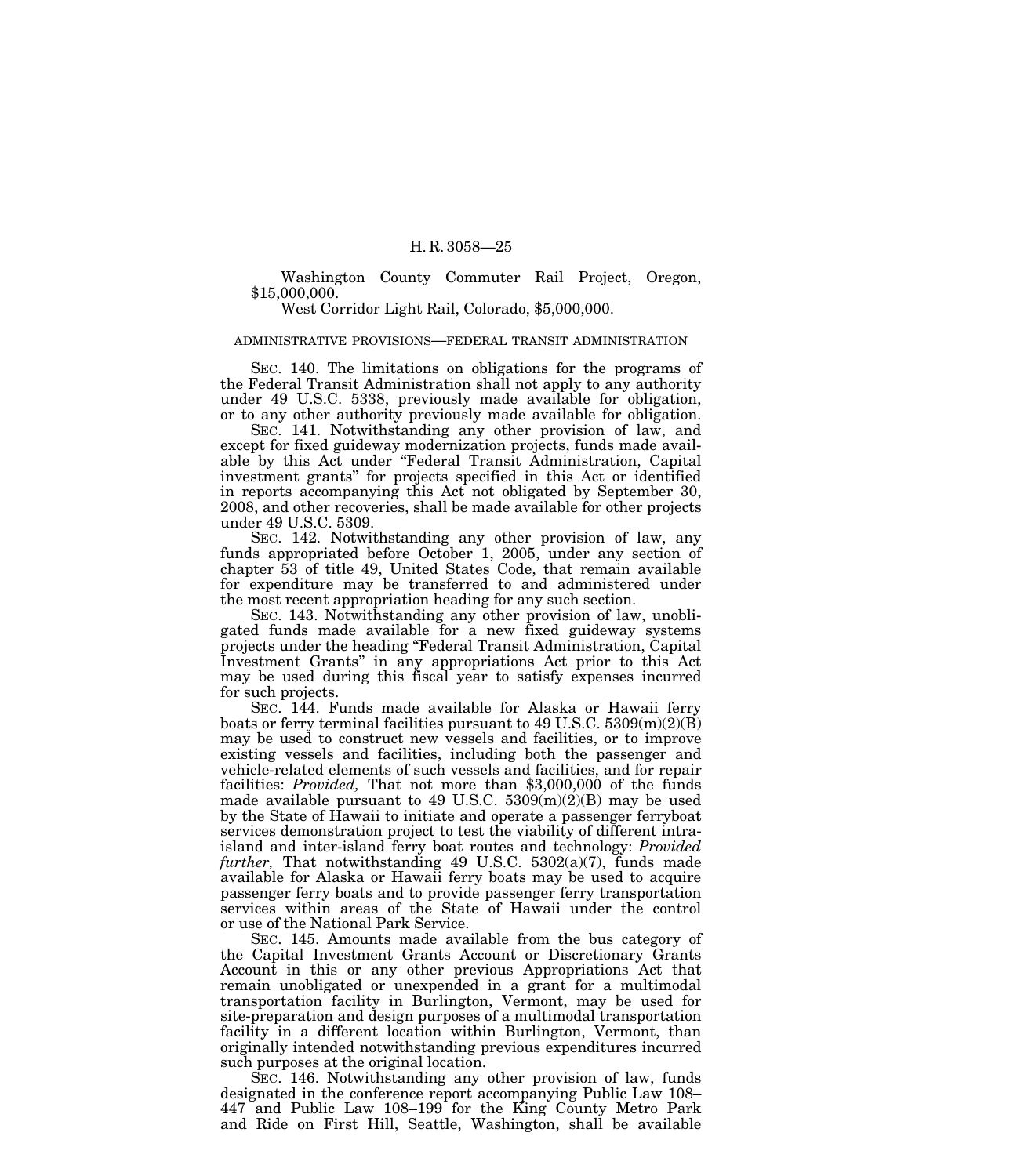Washington County Commuter Rail Project, Oregon, $15,000,000.

West Corridor Light Rail, Colorado, $5,000,000.

ADMINISTRATIVE PROVISIONS—FEDERAL TRANSIT ADMINISTRATION

SEC. 140. The limitations on obligations for the programs of the Federal Transit Administration shall not apply to any authority under 49 U.S.C. 5338, previously made available for obligation, or to any other authority previously made available for obligation.

SEC. 141. Notwithstanding any other provision of law, and except for fixed guideway modernization projects, funds made available by this Act under "Federal Transit Administration, Capital investment grants" for projects specified in this Act or identified in reports accompanying this Act not obligated by September 30, 2008, and other recoveries, shall be made available for other projects under 49 U.S.C. 5309.

SEC. 142. Notwithstanding any other provision of law, any funds appropriated before October 1, 2005, under any section of chapter 53 of title 49, United States Code, that remain available for expenditure may be transferred to and administered under the most recent appropriation heading for any such section.

SEC. 143. Notwithstanding any other provision of law, unobligated funds made available for a new fixed guideway systems projects under the heading "Federal Transit Administration, Capital Investment Grants" in any appropriations Act prior to this Act may be used during this fiscal year to satisfy expenses incurred for such projects.

SEC. 144. Funds made available for Alaska or Hawaii ferry boats or ferry terminal facilities pursuant to 49 U.S.C. 5309(m)(2)(B) may be used to construct new vessels and facilities, or to improve existing vessels and facilities, including both the passenger and vehicle-related elements of such vessels and facilities, and for repair facilities: *Provided,* That not more than $3,000,000 of the funds made available pursuant to 49 U.S.C. 5309(m)(2)(B) may be used by the State of Hawaii to initiate and operate a passenger ferryboat services demonstration project to test the viability of different intra-island and inter-island ferry boat routes and technology: *Provided further,* That notwithstanding 49 U.S.C. 5302(a)(7), funds made available for Alaska or Hawaii ferry boats may be used to acquire passenger ferry boats and to provide passenger ferry transportation services within areas of the State of Hawaii under the control or use of the National Park Service.

SEC. 145. Amounts made available from the bus category of the Capital Investment Grants Account or Discretionary Grants Account in this or any other previous Appropriations Act that remain unobligated or unexpended in a grant for a multimodal transportation facility in Burlington, Vermont, may be used for site-preparation and design purposes of a multimodal transportation facility in a different location within Burlington, Vermont, than originally intended notwithstanding previous expenditures incurred such purposes at the original location.

SEC. 146. Notwithstanding any other provision of law, funds designated in the conference report accompanying Public Law 108–447 and Public Law 108–199 for the King County Metro Park and Ride on First Hill, Seattle, Washington, shall be available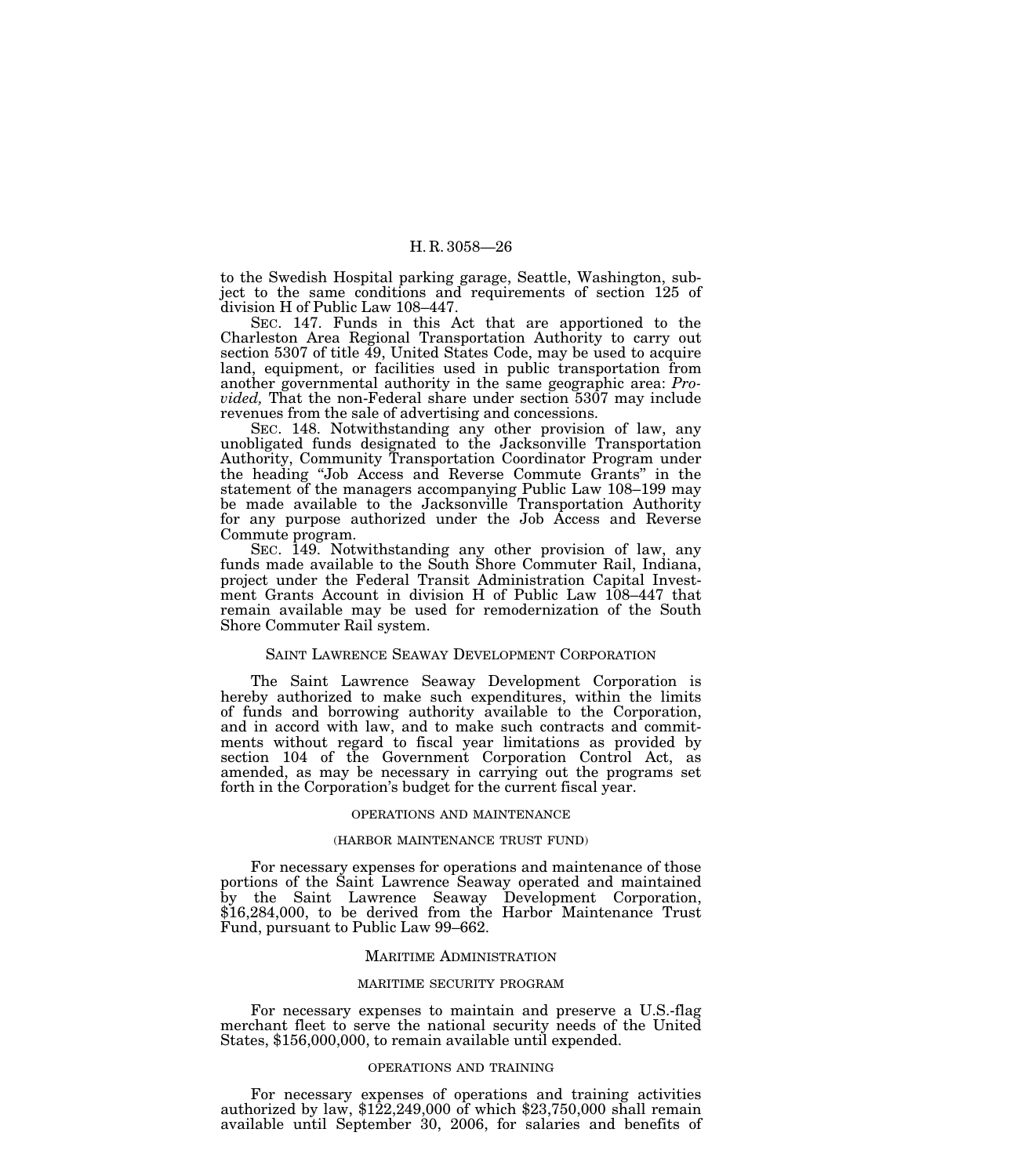to the Swedish Hospital parking garage, Seattle, Washington, subject to the same conditions and requirements of section 125 of division H of Public Law 108–447.

SEC. 147. Funds in this Act that are apportioned to the Charleston Area Regional Transportation Authority to carry out section 5307 of title 49, United States Code, may be used to acquire land, equipment, or facilities used in public transportation from another governmental authority in the same geographic area: *Provided,* That the non-Federal share under section 5307 may include revenues from the sale of advertising and concessions.

SEC. 148. Notwithstanding any other provision of law, any unobligated funds designated to the Jacksonville Transportation Authority, Community Transportation Coordinator Program under the heading "Job Access and Reverse Commute Grants" in the statement of the managers accompanying Public Law 108–199 may be made available to the Jacksonville Transportation Authority for any purpose authorized under the Job Access and Reverse Commute program.

SEC. 149. Notwithstanding any other provision of law, any funds made available to the South Shore Commuter Rail, Indiana, project under the Federal Transit Administration Capital Investment Grants Account in division H of Public Law 108–447 that remain available may be used for remodernization of the South Shore Commuter Rail system.

## SAINT LAWRENCE SEAWAY DEVELOPMENT CORPORATION

The Saint Lawrence Seaway Development Corporation is hereby authorized to make such expenditures, within the limits of funds and borrowing authority available to the Corporation, and in accord with law, and to make such contracts and commitments without regard to fiscal year limitations as provided by section 104 of the Government Corporation Control Act, as amended, as may be necessary in carrying out the programs set forth in the Corporation's budget for the current fiscal year.

### OPERATIONS AND MAINTENANCE

### (HARBOR MAINTENANCE TRUST FUND)

For necessary expenses for operations and maintenance of those portions of the Saint Lawrence Seaway operated and maintained by the Saint Lawrence Seaway Development Corporation, $16,284,000, to be derived from the Harbor Maintenance Trust Fund, pursuant to Public Law 99–662.

## MARITIME ADMINISTRATION

### MARITIME SECURITY PROGRAM

For necessary expenses to maintain and preserve a U.S.-flag merchant fleet to serve the national security needs of the United States, $156,000,000, to remain available until expended.

### OPERATIONS AND TRAINING

For necessary expenses of operations and training activities authorized by law, $122,249,000 of which $23,750,000 shall remain available until September 30, 2006, for salaries and benefits of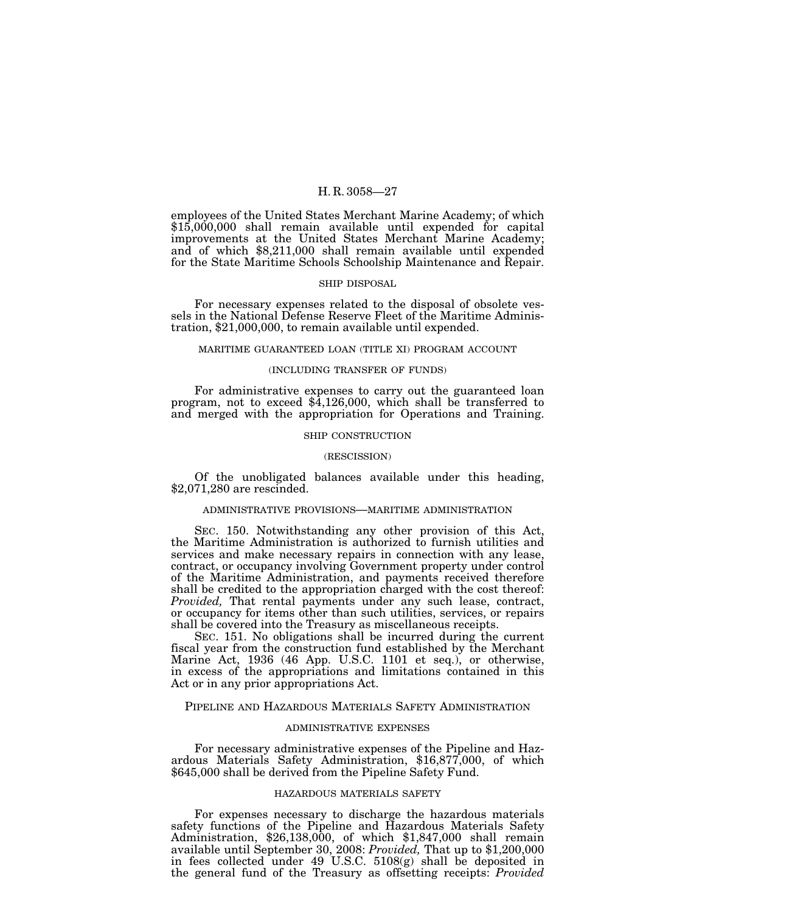employees of the United States Merchant Marine Academy; of which $15,000,000 shall remain available until expended for capital improvements at the United States Merchant Marine Academy; and of which $8,211,000 shall remain available until expended for the State Maritime Schools Schoolship Maintenance and Repair.

SHIP DISPOSAL

For necessary expenses related to the disposal of obsolete vessels in the National Defense Reserve Fleet of the Maritime Administration, $21,000,000, to remain available until expended.

MARITIME GUARANTEED LOAN (TITLE XI) PROGRAM ACCOUNT

(INCLUDING TRANSFER OF FUNDS)

For administrative expenses to carry out the guaranteed loan program, not to exceed $4,126,000, which shall be transferred to and merged with the appropriation for Operations and Training.

SHIP CONSTRUCTION

(RESCISSION)

Of the unobligated balances available under this heading, $2,071,280 are rescinded.

ADMINISTRATIVE PROVISIONS—MARITIME ADMINISTRATION

SEC. 150. Notwithstanding any other provision of this Act, the Maritime Administration is authorized to furnish utilities and services and make necessary repairs in connection with any lease, contract, or occupancy involving Government property under control of the Maritime Administration, and payments received therefore shall be credited to the appropriation charged with the cost thereof: *Provided,* That rental payments under any such lease, contract, or occupancy for items other than such utilities, services, or repairs shall be covered into the Treasury as miscellaneous receipts.

SEC. 151. No obligations shall be incurred during the current fiscal year from the construction fund established by the Merchant Marine Act, 1936 (46 App. U.S.C. 1101 et seq.), or otherwise, in excess of the appropriations and limitations contained in this Act or in any prior appropriations Act.

## PIPELINE AND HAZARDOUS MATERIALS SAFETY ADMINISTRATION

ADMINISTRATIVE EXPENSES

For necessary administrative expenses of the Pipeline and Hazardous Materials Safety Administration, $16,877,000, of which $645,000 shall be derived from the Pipeline Safety Fund.

HAZARDOUS MATERIALS SAFETY

For expenses necessary to discharge the hazardous materials safety functions of the Pipeline and Hazardous Materials Safety Administration, $26,138,000, of which $1,847,000 shall remain available until September 30, 2008: *Provided,* That up to $1,200,000 in fees collected under 49 U.S.C. 5108(g) shall be deposited in the general fund of the Treasury as offsetting receipts: *Provided*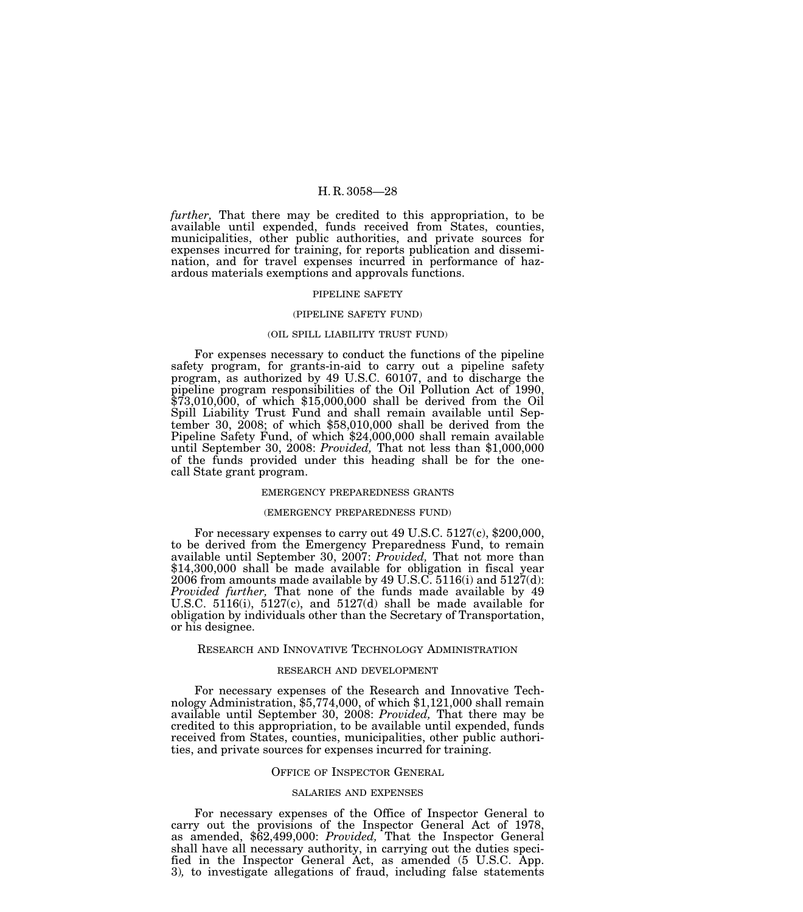*further,* That there may be credited to this appropriation, to be available until expended, funds received from States, counties, municipalities, other public authorities, and private sources for expenses incurred for training, for reports publication and dissemination, and for travel expenses incurred in performance of hazardous materials exemptions and approvals functions.

PIPELINE SAFETY

(PIPELINE SAFETY FUND)

(OIL SPILL LIABILITY TRUST FUND)

For expenses necessary to conduct the functions of the pipeline safety program, for grants-in-aid to carry out a pipeline safety program, as authorized by 49 U.S.C. 60107, and to discharge the pipeline program responsibilities of the Oil Pollution Act of 1990, $73,010,000, of which $15,000,000 shall be derived from the Oil Spill Liability Trust Fund and shall remain available until September 30, 2008; of which $58,010,000 shall be derived from the Pipeline Safety Fund, of which $24,000,000 shall remain available until September 30, 2008: *Provided,* That not less than $1,000,000 of the funds provided under this heading shall be for the one-call State grant program.

EMERGENCY PREPAREDNESS GRANTS

(EMERGENCY PREPAREDNESS FUND)

For necessary expenses to carry out 49 U.S.C. 5127(c), $200,000, to be derived from the Emergency Preparedness Fund, to remain available until September 30, 2007: *Provided,* That not more than $14,300,000 shall be made available for obligation in fiscal year 2006 from amounts made available by 49 U.S.C. 5116(i) and 5127(d): *Provided further,* That none of the funds made available by 49 U.S.C. 5116(i), 5127(c), and 5127(d) shall be made available for obligation by individuals other than the Secretary of Transportation, or his designee.

RESEARCH AND INNOVATIVE TECHNOLOGY ADMINISTRATION

RESEARCH AND DEVELOPMENT

For necessary expenses of the Research and Innovative Technology Administration, $5,774,000, of which $1,121,000 shall remain available until September 30, 2008: *Provided,* That there may be credited to this appropriation, to be available until expended, funds received from States, counties, municipalities, other public authorities, and private sources for expenses incurred for training.

OFFICE OF INSPECTOR GENERAL

SALARIES AND EXPENSES

For necessary expenses of the Office of Inspector General to carry out the provisions of the Inspector General Act of 1978, as amended, $62,499,000: *Provided,* That the Inspector General shall have all necessary authority, in carrying out the duties specified in the Inspector General Act, as amended (5 U.S.C. App. 3), to investigate allegations of fraud, including false statements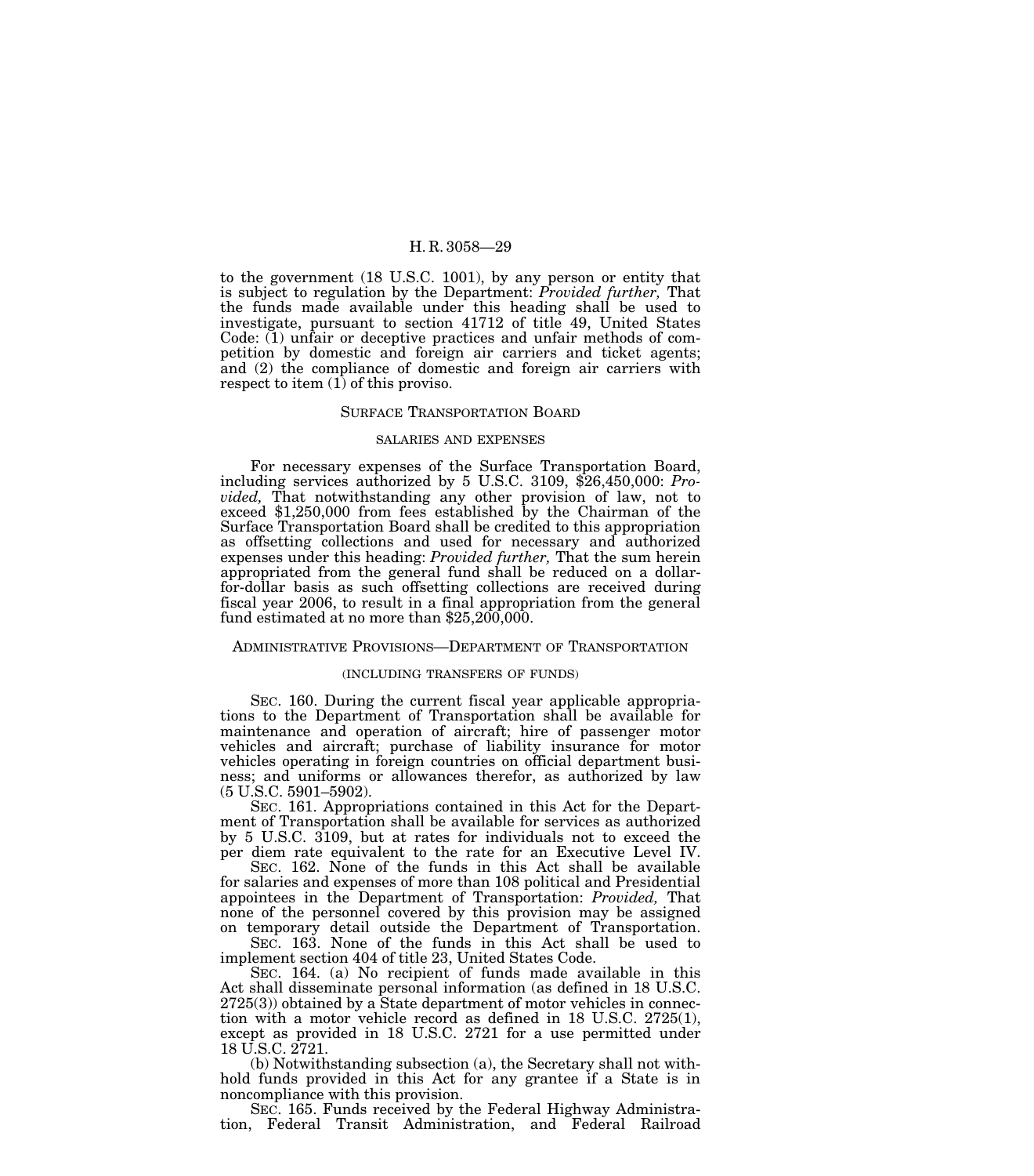to the government (18 U.S.C. 1001), by any person or entity that is subject to regulation by the Department: *Provided further,* That the funds made available under this heading shall be used to investigate, pursuant to section 41712 of title 49, United States Code: (1) unfair or deceptive practices and unfair methods of competition by domestic and foreign air carriers and ticket agents; and (2) the compliance of domestic and foreign air carriers with respect to item (1) of this proviso.

## SURFACE TRANSPORTATION BOARD

### SALARIES AND EXPENSES

For necessary expenses of the Surface Transportation Board, including services authorized by 5 U.S.C. 3109, $26,450,000: *Provided,* That notwithstanding any other provision of law, not to exceed $1,250,000 from fees established by the Chairman of the Surface Transportation Board shall be credited to this appropriation as offsetting collections and used for necessary and authorized expenses under this heading: *Provided further,* That the sum herein appropriated from the general fund shall be reduced on a dollar-for-dollar basis as such offsetting collections are received during fiscal year 2006, to result in a final appropriation from the general fund estimated at no more than $25,200,000.

## ADMINISTRATIVE PROVISIONS—DEPARTMENT OF TRANSPORTATION

### (INCLUDING TRANSFERS OF FUNDS)

SEC. 160. During the current fiscal year applicable appropriations to the Department of Transportation shall be available for maintenance and operation of aircraft; hire of passenger motor vehicles and aircraft; purchase of liability insurance for motor vehicles operating in foreign countries on official department business; and uniforms or allowances therefor, as authorized by law (5 U.S.C. 5901–5902).

SEC. 161. Appropriations contained in this Act for the Department of Transportation shall be available for services as authorized by 5 U.S.C. 3109, but at rates for individuals not to exceed the per diem rate equivalent to the rate for an Executive Level IV.

SEC. 162. None of the funds in this Act shall be available for salaries and expenses of more than 108 political and Presidential appointees in the Department of Transportation: *Provided,* That none of the personnel covered by this provision may be assigned on temporary detail outside the Department of Transportation.

SEC. 163. None of the funds in this Act shall be used to implement section 404 of title 23, United States Code.

SEC. 164. (a) No recipient of funds made available in this Act shall disseminate personal information (as defined in 18 U.S.C. 2725(3)) obtained by a State department of motor vehicles in connection with a motor vehicle record as defined in 18 U.S.C. 2725(1), except as provided in 18 U.S.C. 2721 for a use permitted under 18 U.S.C. 2721.

(b) Notwithstanding subsection (a), the Secretary shall not withhold funds provided in this Act for any grantee if a State is in noncompliance with this provision.

SEC. 165. Funds received by the Federal Highway Administration, Federal Transit Administration, and Federal Railroad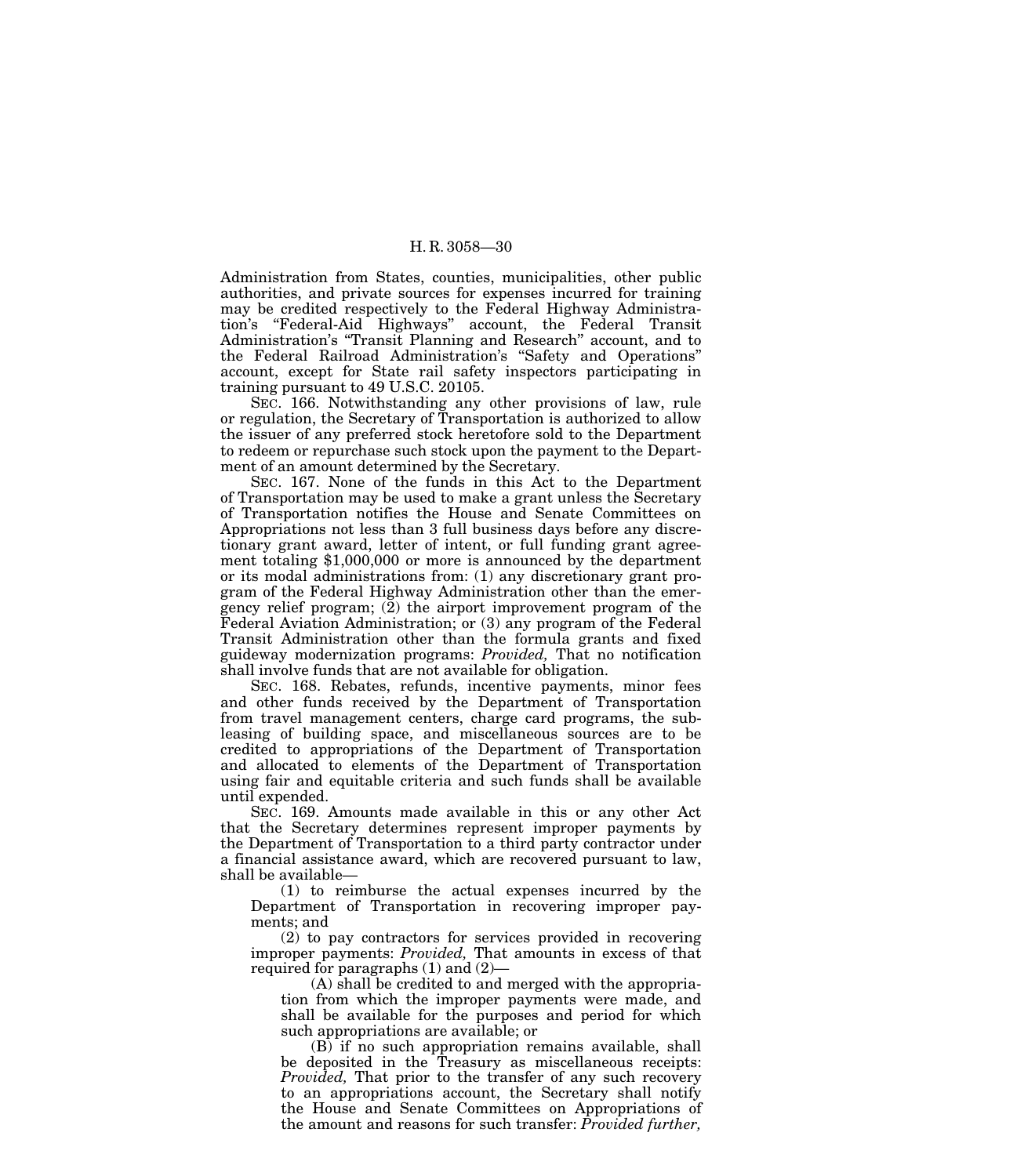Administration from States, counties, municipalities, other public authorities, and private sources for expenses incurred for training may be credited respectively to the Federal Highway Administration's "Federal-Aid Highways" account, the Federal Transit Administration's "Transit Planning and Research" account, and to the Federal Railroad Administration's "Safety and Operations" account, except for State rail safety inspectors participating in training pursuant to 49 U.S.C. 20105.

SEC. 166. Notwithstanding any other provisions of law, rule or regulation, the Secretary of Transportation is authorized to allow the issuer of any preferred stock heretofore sold to the Department to redeem or repurchase such stock upon the payment to the Department of an amount determined by the Secretary.

SEC. 167. None of the funds in this Act to the Department of Transportation may be used to make a grant unless the Secretary of Transportation notifies the House and Senate Committees on Appropriations not less than 3 full business days before any discretionary grant award, letter of intent, or full funding grant agreement totaling $1,000,000 or more is announced by the department or its modal administrations from: (1) any discretionary grant program of the Federal Highway Administration other than the emergency relief program; (2) the airport improvement program of the Federal Aviation Administration; or (3) any program of the Federal Transit Administration other than the formula grants and fixed guideway modernization programs: *Provided,* That no notification shall involve funds that are not available for obligation.

SEC. 168. Rebates, refunds, incentive payments, minor fees and other funds received by the Department of Transportation from travel management centers, charge card programs, the subleasing of building space, and miscellaneous sources are to be credited to appropriations of the Department of Transportation and allocated to elements of the Department of Transportation using fair and equitable criteria and such funds shall be available until expended.

SEC. 169. Amounts made available in this or any other Act that the Secretary determines represent improper payments by the Department of Transportation to a third party contractor under a financial assistance award, which are recovered pursuant to law, shall be available—

(1) to reimburse the actual expenses incurred by the Department of Transportation in recovering improper payments; and

(2) to pay contractors for services provided in recovering improper payments: *Provided,* That amounts in excess of that required for paragraphs (1) and (2)—

(A) shall be credited to and merged with the appropriation from which the improper payments were made, and shall be available for the purposes and period for which such appropriations are available; or

(B) if no such appropriation remains available, shall be deposited in the Treasury as miscellaneous receipts: *Provided,* That prior to the transfer of any such recovery to an appropriations account, the Secretary shall notify the House and Senate Committees on Appropriations of the amount and reasons for such transfer: *Provided further,*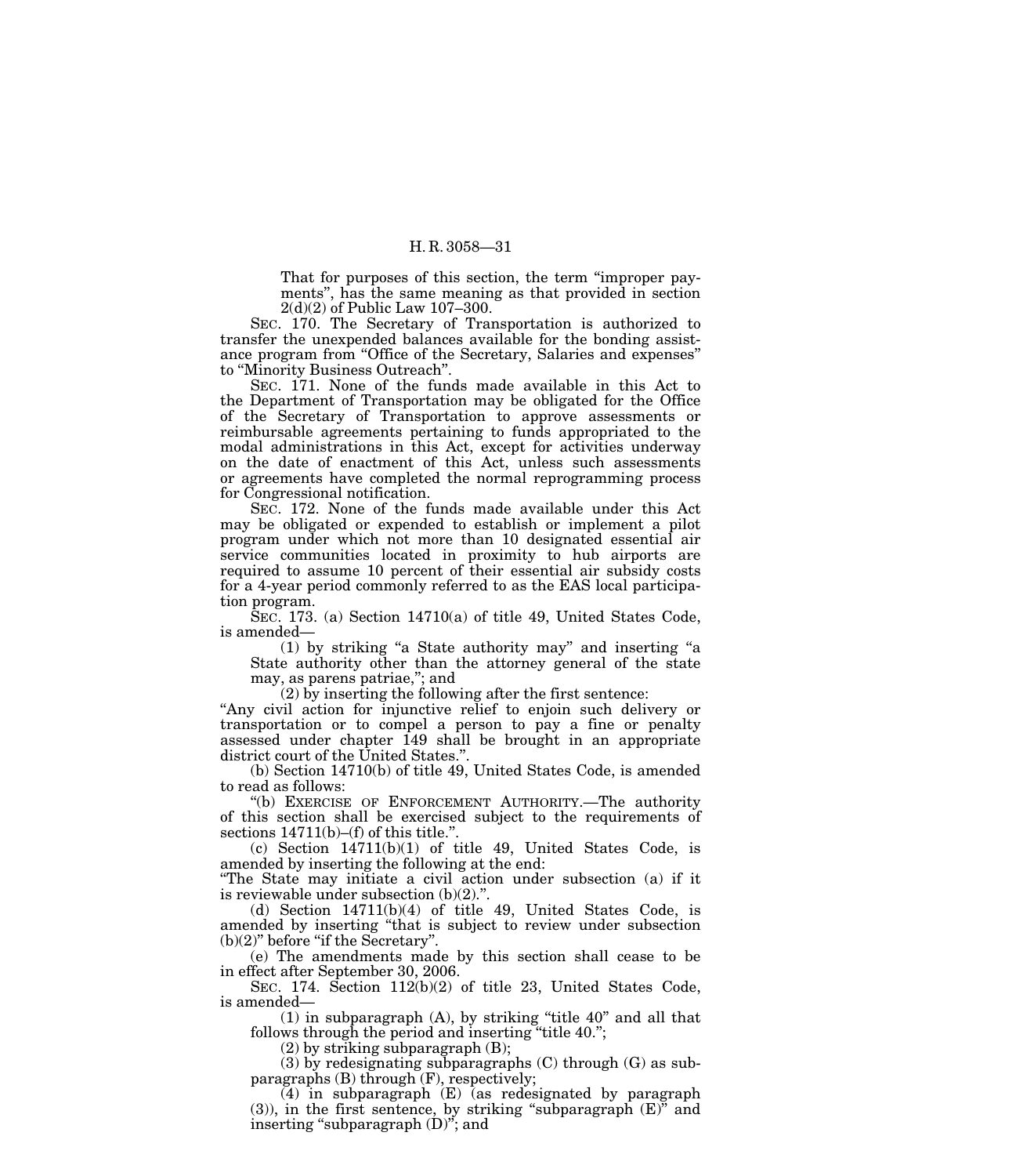That for purposes of this section, the term "improper payments", has the same meaning as that provided in section 2(d)(2) of Public Law 107–300.

SEC. 170. The Secretary of Transportation is authorized to transfer the unexpended balances available for the bonding assistance program from "Office of the Secretary, Salaries and expenses" to "Minority Business Outreach".

SEC. 171. None of the funds made available in this Act to the Department of Transportation may be obligated for the Office of the Secretary of Transportation to approve assessments or reimbursable agreements pertaining to funds appropriated to the modal administrations in this Act, except for activities underway on the date of enactment of this Act, unless such assessments or agreements have completed the normal reprogramming process for Congressional notification.

SEC. 172. None of the funds made available under this Act may be obligated or expended to establish or implement a pilot program under which not more than 10 designated essential air service communities located in proximity to hub airports are required to assume 10 percent of their essential air subsidy costs for a 4-year period commonly referred to as the EAS local participation program.

SEC. 173. (a) Section 14710(a) of title 49, United States Code, is amended—

(1) by striking "a State authority may" and inserting "a State authority other than the attorney general of the state may, as parens patriae,"; and

(2) by inserting the following after the first sentence:

"Any civil action for injunctive relief to enjoin such delivery or transportation or to compel a person to pay a fine or penalty assessed under chapter 149 shall be brought in an appropriate district court of the United States.".

(b) Section 14710(b) of title 49, United States Code, is amended to read as follows:

"(b) EXERCISE OF ENFORCEMENT AUTHORITY.—The authority of this section shall be exercised subject to the requirements of sections 14711(b)–(f) of this title.".

(c) Section 14711(b)(1) of title 49, United States Code, is amended by inserting the following at the end:

"The State may initiate a civil action under subsection (a) if it is reviewable under subsection (b)(2).".

(d) Section 14711(b)(4) of title 49, United States Code, is amended by inserting "that is subject to review under subsection (b)(2)" before "if the Secretary".

(e) The amendments made by this section shall cease to be in effect after September 30, 2006.

SEC. 174. Section 112(b)(2) of title 23, United States Code, is amended—

(1) in subparagraph (A), by striking "title 40" and all that follows through the period and inserting "title 40.";

(2) by striking subparagraph (B);

(3) by redesignating subparagraphs (C) through (G) as subparagraphs (B) through (F), respectively;

(4) in subparagraph (E) (as redesignated by paragraph (3)), in the first sentence, by striking "subparagraph (E)" and inserting "subparagraph (D)"; and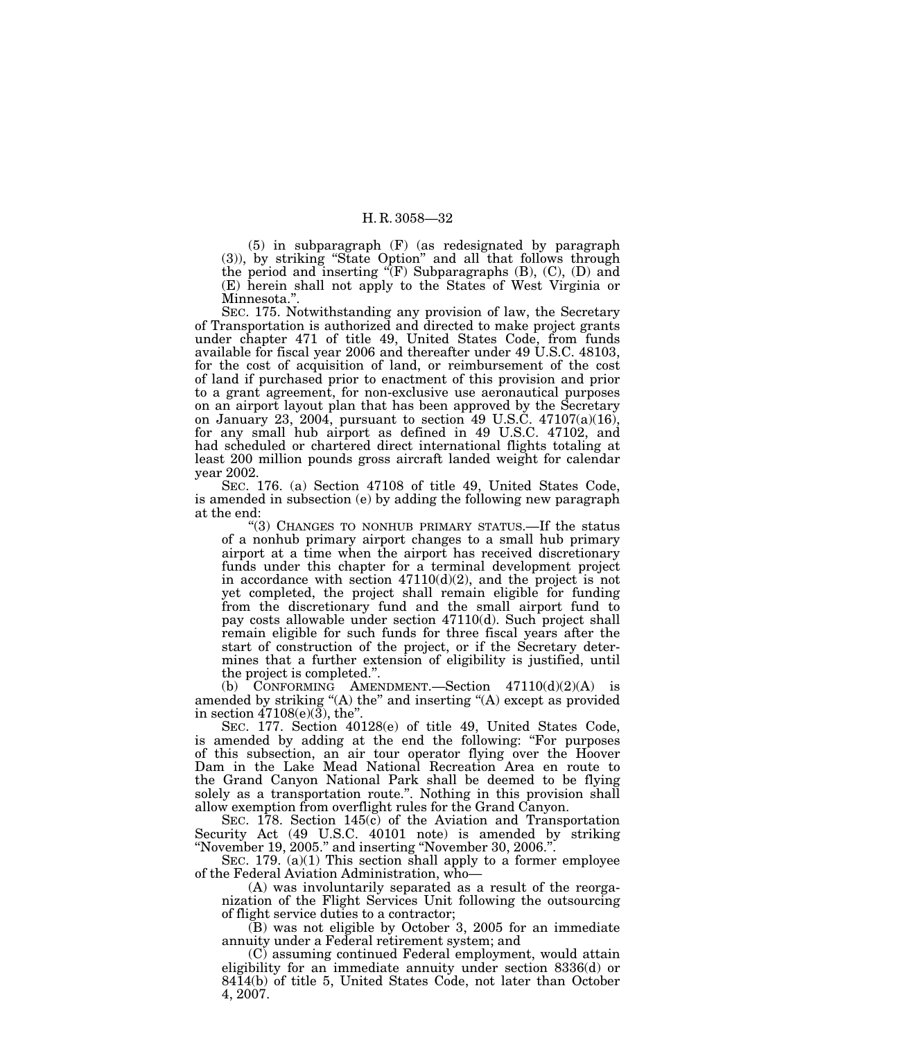(5) in subparagraph (F) (as redesignated by paragraph (3)), by striking "State Option" and all that follows through the period and inserting "(F) Subparagraphs (B), (C), (D) and (E) herein shall not apply to the States of West Virginia or Minnesota.".

SEC. 175. Notwithstanding any provision of law, the Secretary of Transportation is authorized and directed to make project grants under chapter 471 of title 49, United States Code, from funds available for fiscal year 2006 and thereafter under 49 U.S.C. 48103, for the cost of acquisition of land, or reimbursement of the cost of land if purchased prior to enactment of this provision and prior to a grant agreement, for non-exclusive use aeronautical purposes on an airport layout plan that has been approved by the Secretary on January 23, 2004, pursuant to section 49 U.S.C. 47107(a)(16), for any small hub airport as defined in 49 U.S.C. 47102, and had scheduled or chartered direct international flights totaling at least 200 million pounds gross aircraft landed weight for calendar year 2002.

SEC. 176. (a) Section 47108 of title 49, United States Code, is amended in subsection (e) by adding the following new paragraph at the end:

"(3) CHANGES TO NONHUB PRIMARY STATUS.—If the status of a nonhub primary airport changes to a small hub primary airport at a time when the airport has received discretionary funds under this chapter for a terminal development project in accordance with section 47110(d)(2), and the project is not yet completed, the project shall remain eligible for funding from the discretionary fund and the small airport fund to pay costs allowable under section 47110(d). Such project shall remain eligible for such funds for three fiscal years after the start of construction of the project, or if the Secretary determines that a further extension of eligibility is justified, until the project is completed.".

(b) CONFORMING AMENDMENT.—Section 47110(d)(2)(A) is amended by striking "(A) the" and inserting "(A) except as provided in section 47108(e)(3), the".

SEC. 177. Section 40128(e) of title 49, United States Code, is amended by adding at the end the following: "For purposes of this subsection, an air tour operator flying over the Hoover Dam in the Lake Mead National Recreation Area en route to the Grand Canyon National Park shall be deemed to be flying solely as a transportation route.". Nothing in this provision shall allow exemption from overflight rules for the Grand Canyon.

SEC. 178. Section 145(c) of the Aviation and Transportation Security Act (49 U.S.C. 40101 note) is amended by striking "November 19, 2005." and inserting "November 30, 2006.".

SEC. 179. (a)(1) This section shall apply to a former employee of the Federal Aviation Administration, who—

(A) was involuntarily separated as a result of the reorganization of the Flight Services Unit following the outsourcing of flight service duties to a contractor;

(B) was not eligible by October 3, 2005 for an immediate annuity under a Federal retirement system; and

(C) assuming continued Federal employment, would attain eligibility for an immediate annuity under section 8336(d) or 8414(b) of title 5, United States Code, not later than October 4, 2007.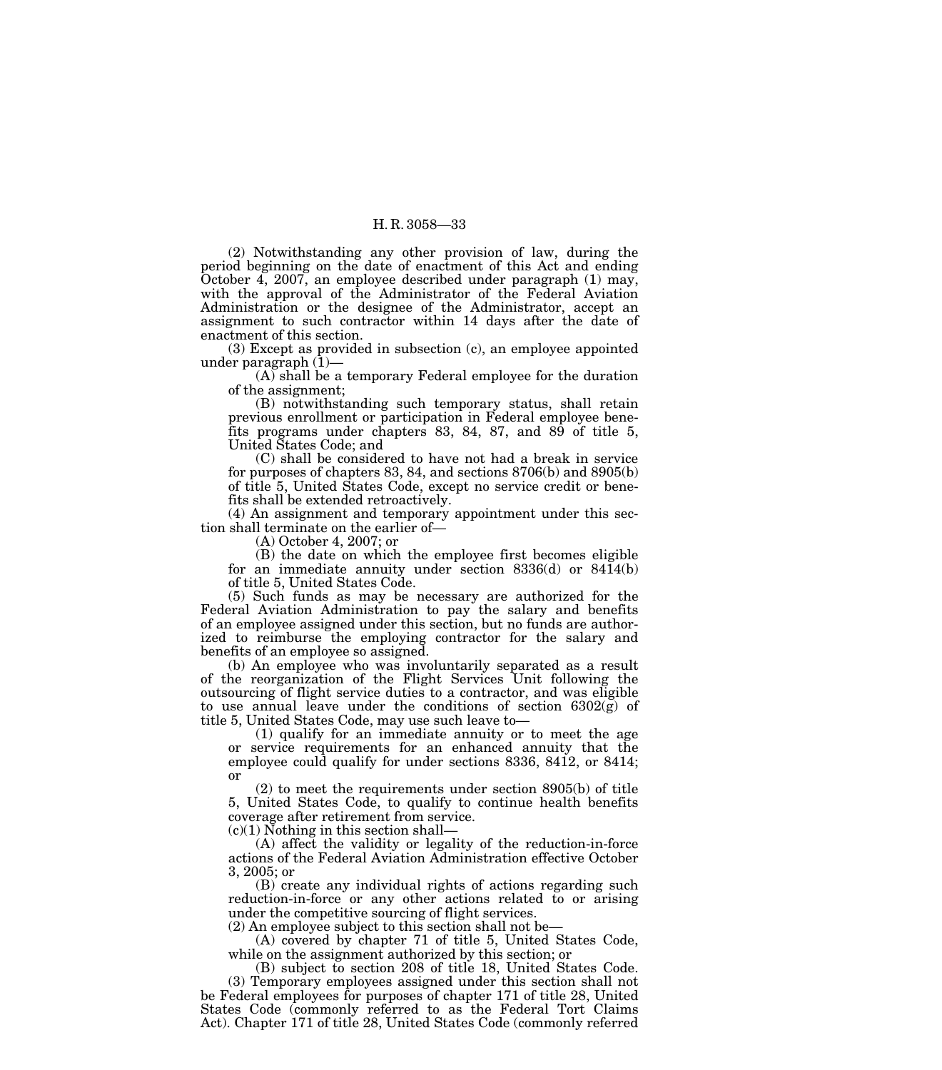(2) Notwithstanding any other provision of law, during the period beginning on the date of enactment of this Act and ending October 4, 2007, an employee described under paragraph (1) may, with the approval of the Administrator of the Federal Aviation Administration or the designee of the Administrator, accept an assignment to such contractor within 14 days after the date of enactment of this section.

(3) Except as provided in subsection (c), an employee appointed under paragraph (1)—

(A) shall be a temporary Federal employee for the duration of the assignment;

(B) notwithstanding such temporary status, shall retain previous enrollment or participation in Federal employee benefits programs under chapters 83, 84, 87, and 89 of title 5, United States Code; and

(C) shall be considered to have not had a break in service for purposes of chapters 83, 84, and sections 8706(b) and 8905(b) of title 5, United States Code, except no service credit or benefits shall be extended retroactively.

(4) An assignment and temporary appointment under this section shall terminate on the earlier of—

(A) October 4, 2007; or

(B) the date on which the employee first becomes eligible for an immediate annuity under section 8336(d) or 8414(b) of title 5, United States Code.

(5) Such funds as may be necessary are authorized for the Federal Aviation Administration to pay the salary and benefits of an employee assigned under this section, but no funds are authorized to reimburse the employing contractor for the salary and benefits of an employee so assigned.

(b) An employee who was involuntarily separated as a result of the reorganization of the Flight Services Unit following the outsourcing of flight service duties to a contractor, and was eligible to use annual leave under the conditions of section 6302(g) of title 5, United States Code, may use such leave to—

(1) qualify for an immediate annuity or to meet the age or service requirements for an enhanced annuity that the employee could qualify for under sections 8336, 8412, or 8414; or

(2) to meet the requirements under section 8905(b) of title 5, United States Code, to qualify to continue health benefits coverage after retirement from service.

(c)(1) Nothing in this section shall—

(A) affect the validity or legality of the reduction-in-force actions of the Federal Aviation Administration effective October 3, 2005; or

(B) create any individual rights of actions regarding such reduction-in-force or any other actions related to or arising under the competitive sourcing of flight services.

(2) An employee subject to this section shall not be—

(A) covered by chapter 71 of title 5, United States Code, while on the assignment authorized by this section; or

(B) subject to section 208 of title 18, United States Code.

(3) Temporary employees assigned under this section shall not be Federal employees for purposes of chapter 171 of title 28, United States Code (commonly referred to as the Federal Tort Claims Act). Chapter 171 of title 28, United States Code (commonly referred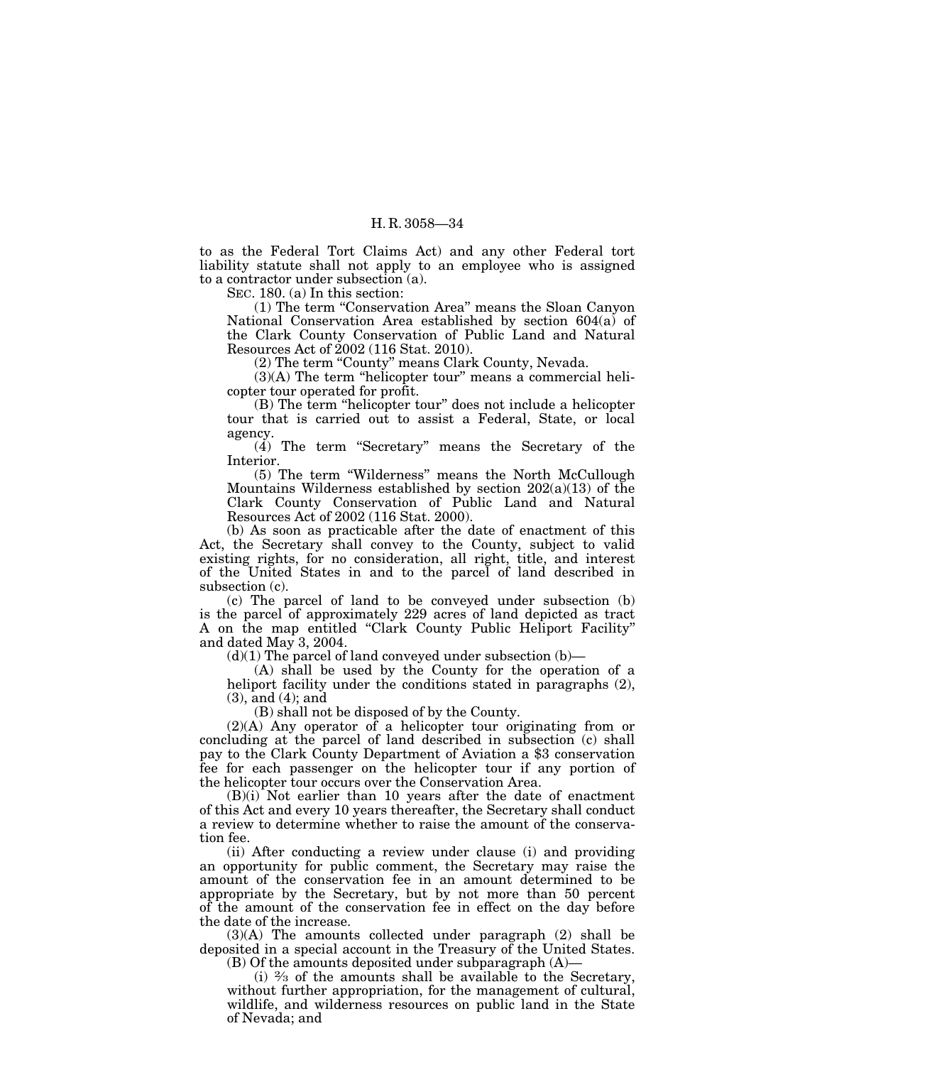to as the Federal Tort Claims Act) and any other Federal tort liability statute shall not apply to an employee who is assigned to a contractor under subsection (a).

SEC. 180. (a) In this section:

(1) The term "Conservation Area" means the Sloan Canyon National Conservation Area established by section 604(a) of the Clark County Conservation of Public Land and Natural Resources Act of 2002 (116 Stat. 2010).

(2) The term "County" means Clark County, Nevada.

(3)(A) The term "helicopter tour" means a commercial helicopter tour operated for profit.

(B) The term "helicopter tour" does not include a helicopter tour that is carried out to assist a Federal, State, or local agency.

(4) The term "Secretary" means the Secretary of the Interior.

(5) The term "Wilderness" means the North McCullough Mountains Wilderness established by section 202(a)(13) of the Clark County Conservation of Public Land and Natural Resources Act of 2002 (116 Stat. 2000).

(b) As soon as practicable after the date of enactment of this Act, the Secretary shall convey to the County, subject to valid existing rights, for no consideration, all right, title, and interest of the United States in and to the parcel of land described in subsection (c).

(c) The parcel of land to be conveyed under subsection (b) is the parcel of approximately 229 acres of land depicted as tract A on the map entitled "Clark County Public Heliport Facility" and dated May 3, 2004.

(d)(1) The parcel of land conveyed under subsection (b)—

(A) shall be used by the County for the operation of a heliport facility under the conditions stated in paragraphs (2), (3), and (4); and

(B) shall not be disposed of by the County.

(2)(A) Any operator of a helicopter tour originating from or concluding at the parcel of land described in subsection (c) shall pay to the Clark County Department of Aviation a $3 conservation fee for each passenger on the helicopter tour if any portion of the helicopter tour occurs over the Conservation Area.

(B)(i) Not earlier than 10 years after the date of enactment of this Act and every 10 years thereafter, the Secretary shall conduct a review to determine whether to raise the amount of the conservation fee.

(ii) After conducting a review under clause (i) and providing an opportunity for public comment, the Secretary may raise the amount of the conservation fee in an amount determined to be appropriate by the Secretary, but by not more than 50 percent of the amount of the conservation fee in effect on the day before the date of the increase.

(3)(A) The amounts collected under paragraph (2) shall be deposited in a special account in the Treasury of the United States.

(B) Of the amounts deposited under subparagraph (A)—

(i) ⅔ of the amounts shall be available to the Secretary, without further appropriation, for the management of cultural, wildlife, and wilderness resources on public land in the State of Nevada; and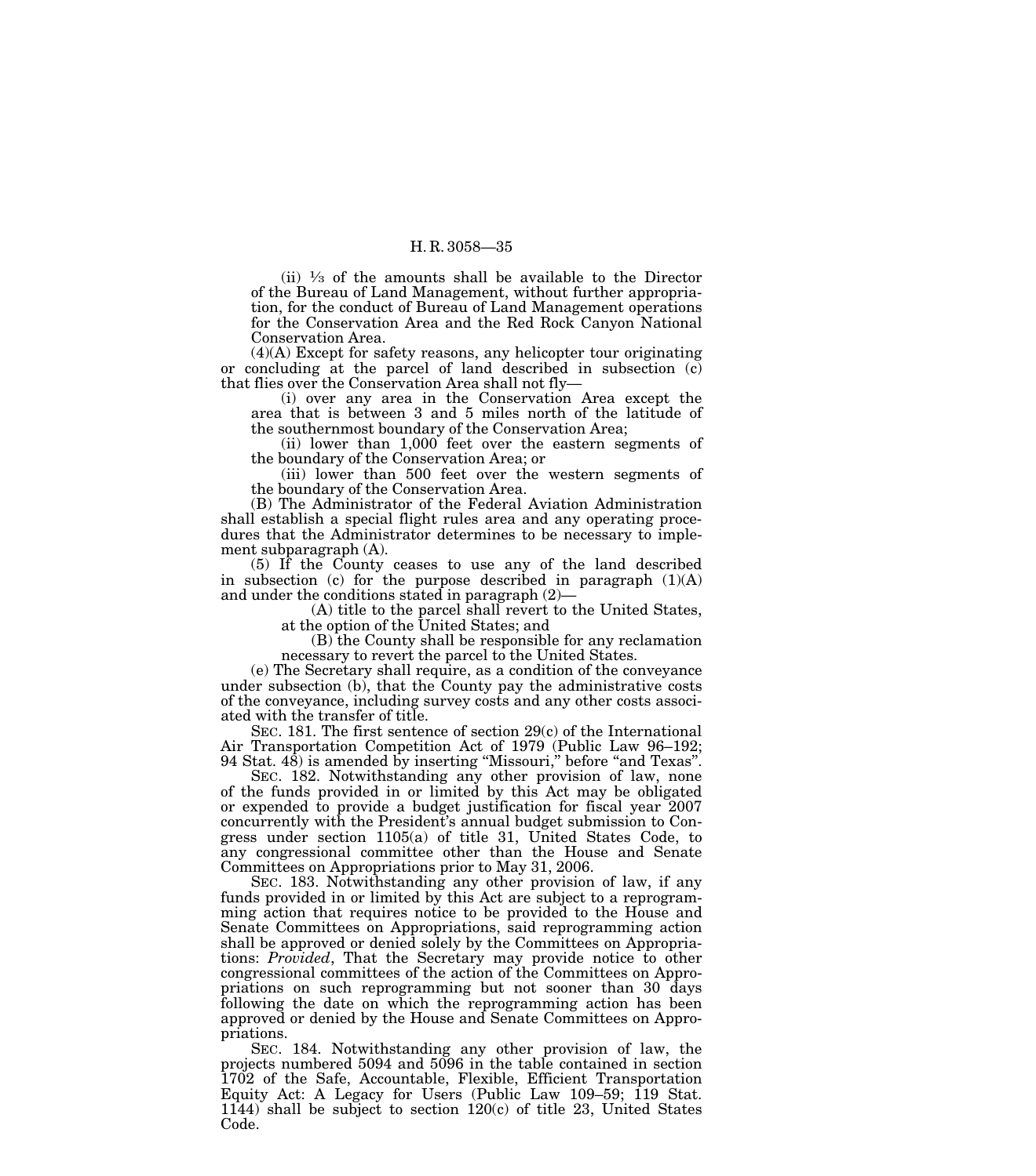(ii) ⅓ of the amounts shall be available to the Director of the Bureau of Land Management, without further appropriation, for the conduct of Bureau of Land Management operations for the Conservation Area and the Red Rock Canyon National Conservation Area.

(4)(A) Except for safety reasons, any helicopter tour originating or concluding at the parcel of land described in subsection (c) that flies over the Conservation Area shall not fly—

(i) over any area in the Conservation Area except the area that is between 3 and 5 miles north of the latitude of the southernmost boundary of the Conservation Area;

(ii) lower than 1,000 feet over the eastern segments of the boundary of the Conservation Area; or

(iii) lower than 500 feet over the western segments of the boundary of the Conservation Area.

(B) The Administrator of the Federal Aviation Administration shall establish a special flight rules area and any operating procedures that the Administrator determines to be necessary to implement subparagraph (A).

(5) If the County ceases to use any of the land described in subsection (c) for the purpose described in paragraph (1)(A) and under the conditions stated in paragraph (2)—

(A) title to the parcel shall revert to the United States, at the option of the United States; and

(B) the County shall be responsible for any reclamation necessary to revert the parcel to the United States.

(e) The Secretary shall require, as a condition of the conveyance under subsection (b), that the County pay the administrative costs of the conveyance, including survey costs and any other costs associated with the transfer of title.

SEC. 181. The first sentence of section 29(c) of the International Air Transportation Competition Act of 1979 (Public Law 96–192; 94 Stat. 48) is amended by inserting "Missouri," before "and Texas".

SEC. 182. Notwithstanding any other provision of law, none of the funds provided in or limited by this Act may be obligated or expended to provide a budget justification for fiscal year 2007 concurrently with the President's annual budget submission to Congress under section 1105(a) of title 31, United States Code, to any congressional committee other than the House and Senate Committees on Appropriations prior to May 31, 2006.

SEC. 183. Notwithstanding any other provision of law, if any funds provided in or limited by this Act are subject to a reprogramming action that requires notice to be provided to the House and Senate Committees on Appropriations, said reprogramming action shall be approved or denied solely by the Committees on Appropriations: *Provided*, That the Secretary may provide notice to other congressional committees of the action of the Committees on Appropriations on such reprogramming but not sooner than 30 days following the date on which the reprogramming action has been approved or denied by the House and Senate Committees on Appropriations.

SEC. 184. Notwithstanding any other provision of law, the projects numbered 5094 and 5096 in the table contained in section 1702 of the Safe, Accountable, Flexible, Efficient Transportation Equity Act: A Legacy for Users (Public Law 109–59; 119 Stat. 1144) shall be subject to section 120(c) of title 23, United States Code.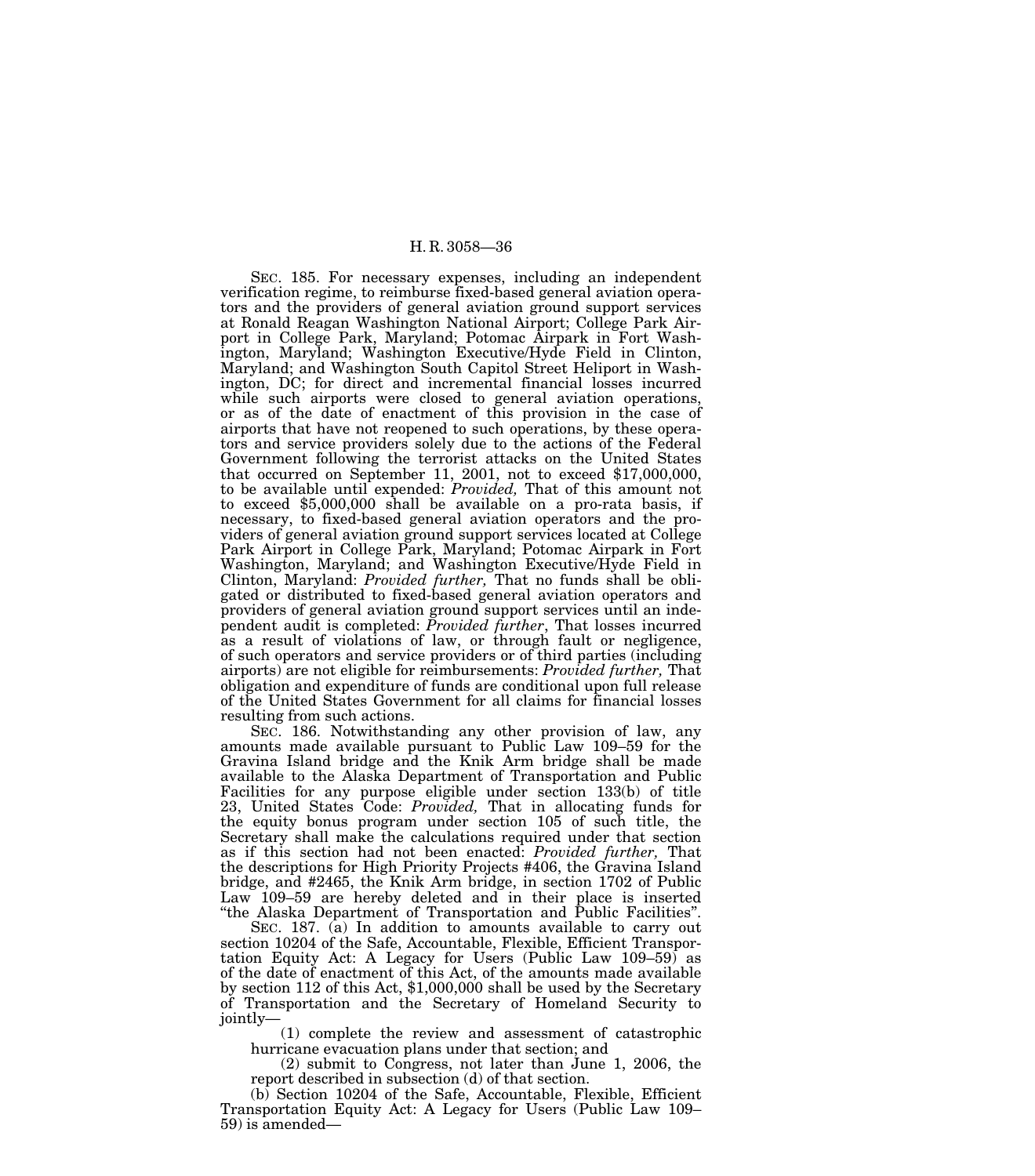SEC. 185. For necessary expenses, including an independent verification regime, to reimburse fixed-based general aviation operators and the providers of general aviation ground support services at Ronald Reagan Washington National Airport; College Park Airport in College Park, Maryland; Potomac Airpark in Fort Washington, Maryland; Washington Executive/Hyde Field in Clinton, Maryland; and Washington South Capitol Street Heliport in Washington, DC; for direct and incremental financial losses incurred while such airports were closed to general aviation operations, or as of the date of enactment of this provision in the case of airports that have not reopened to such operations, by these operators and service providers solely due to the actions of the Federal Government following the terrorist attacks on the United States that occurred on September 11, 2001, not to exceed $17,000,000, to be available until expended: *Provided,* That of this amount not to exceed $5,000,000 shall be available on a pro-rata basis, if necessary, to fixed-based general aviation operators and the providers of general aviation ground support services located at College Park Airport in College Park, Maryland; Potomac Airpark in Fort Washington, Maryland; and Washington Executive/Hyde Field in Clinton, Maryland: *Provided further,* That no funds shall be obligated or distributed to fixed-based general aviation operators and providers of general aviation ground support services until an independent audit is completed: *Provided further*, That losses incurred as a result of violations of law, or through fault or negligence, of such operators and service providers or of third parties (including airports) are not eligible for reimbursements: *Provided further,* That obligation and expenditure of funds are conditional upon full release of the United States Government for all claims for financial losses resulting from such actions.

SEC. 186. Notwithstanding any other provision of law, any amounts made available pursuant to Public Law 109–59 for the Gravina Island bridge and the Knik Arm bridge shall be made available to the Alaska Department of Transportation and Public Facilities for any purpose eligible under section 133(b) of title 23, United States Code: *Provided,* That in allocating funds for the equity bonus program under section 105 of such title, the Secretary shall make the calculations required under that section as if this section had not been enacted: *Provided further,* That the descriptions for High Priority Projects #406, the Gravina Island bridge, and #2465, the Knik Arm bridge, in section 1702 of Public Law 109–59 are hereby deleted and in their place is inserted "the Alaska Department of Transportation and Public Facilities".

SEC. 187. (a) In addition to amounts available to carry out section 10204 of the Safe, Accountable, Flexible, Efficient Transportation Equity Act: A Legacy for Users (Public Law 109–59) as of the date of enactment of this Act, of the amounts made available by section 112 of this Act, $1,000,000 shall be used by the Secretary of Transportation and the Secretary of Homeland Security to jointly—

(1) complete the review and assessment of catastrophic hurricane evacuation plans under that section; and

(2) submit to Congress, not later than June 1, 2006, the report described in subsection (d) of that section.

(b) Section 10204 of the Safe, Accountable, Flexible, Efficient Transportation Equity Act: A Legacy for Users (Public Law 109–59) is amended—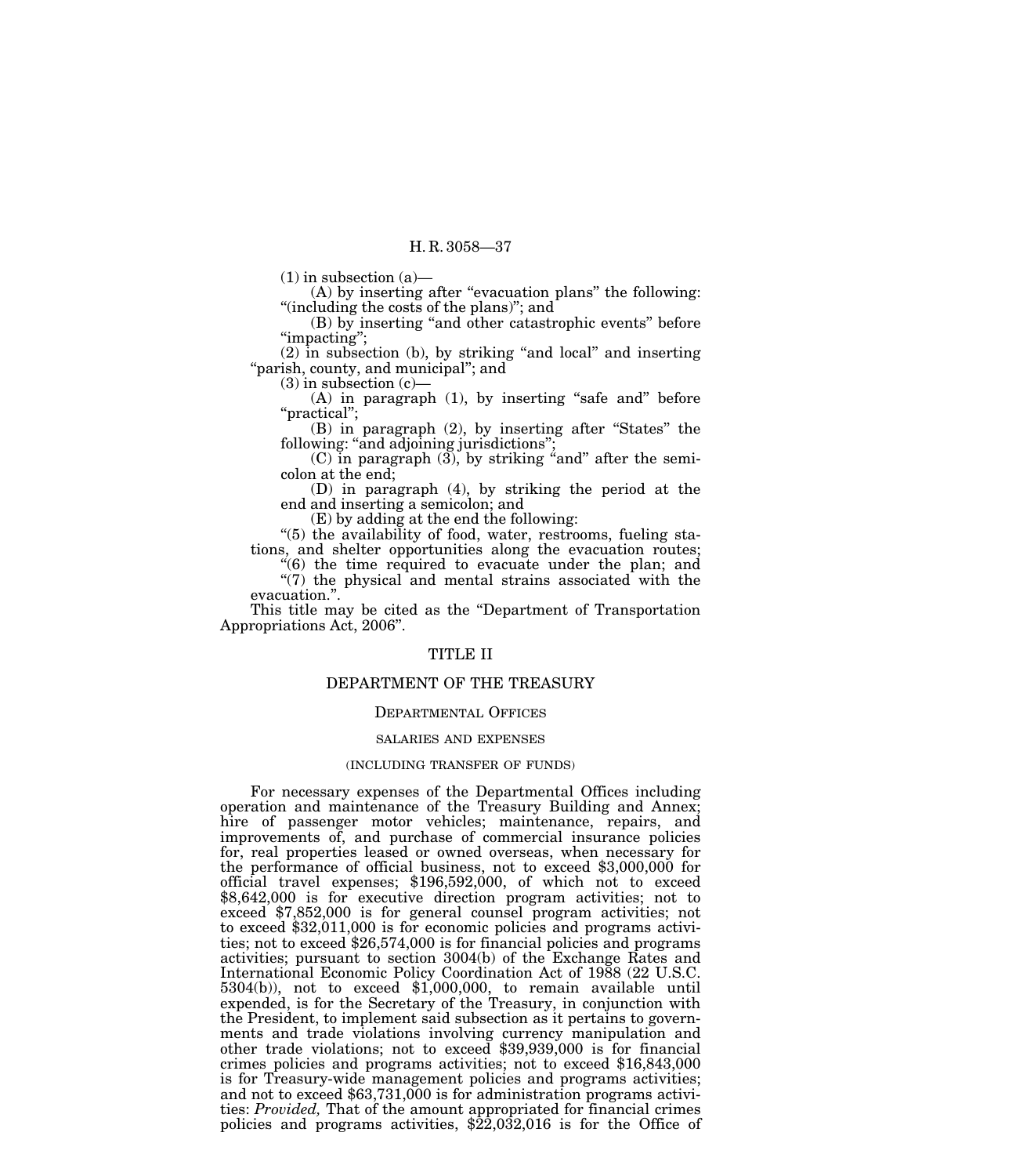(1) in subsection (a)—

(A) by inserting after "evacuation plans" the following: "(including the costs of the plans)"; and

(B) by inserting "and other catastrophic events" before "impacting";

(2) in subsection (b), by striking "and local" and inserting "parish, county, and municipal"; and

(3) in subsection (c)—

(A) in paragraph (1), by inserting "safe and" before "practical";

(B) in paragraph (2), by inserting after "States" the following: "and adjoining jurisdictions";

(C) in paragraph (3), by striking "and" after the semicolon at the end;

(D) in paragraph (4), by striking the period at the end and inserting a semicolon; and

(E) by adding at the end the following:

"(5) the availability of food, water, restrooms, fueling stations, and shelter opportunities along the evacuation routes;

"(6) the time required to evacuate under the plan; and

"(7) the physical and mental strains associated with the evacuation.".

This title may be cited as the "Department of Transportation Appropriations Act, 2006".

# TITLE II

# DEPARTMENT OF THE TREASURY

## Departmental Offices

### SALARIES AND EXPENSES

#### (INCLUDING TRANSFER OF FUNDS)

For necessary expenses of the Departmental Offices including operation and maintenance of the Treasury Building and Annex; hire of passenger motor vehicles; maintenance, repairs, and improvements of, and purchase of commercial insurance policies for, real properties leased or owned overseas, when necessary for the performance of official business, not to exceed $3,000,000 for official travel expenses; $196,592,000, of which not to exceed $8,642,000 is for executive direction program activities; not to exceed $7,852,000 is for general counsel program activities; not to exceed $32,011,000 is for economic policies and programs activities; not to exceed $26,574,000 is for financial policies and programs activities; pursuant to section 3004(b) of the Exchange Rates and International Economic Policy Coordination Act of 1988 (22 U.S.C. 5304(b)), not to exceed $1,000,000, to remain available until expended, is for the Secretary of the Treasury, in conjunction with the President, to implement said subsection as it pertains to governments and trade violations involving currency manipulation and other trade violations; not to exceed $39,939,000 is for financial crimes policies and programs activities; not to exceed $16,843,000 is for Treasury-wide management policies and programs activities; and not to exceed $63,731,000 is for administration programs activities: *Provided,* That of the amount appropriated for financial crimes policies and programs activities, $22,032,016 is for the Office of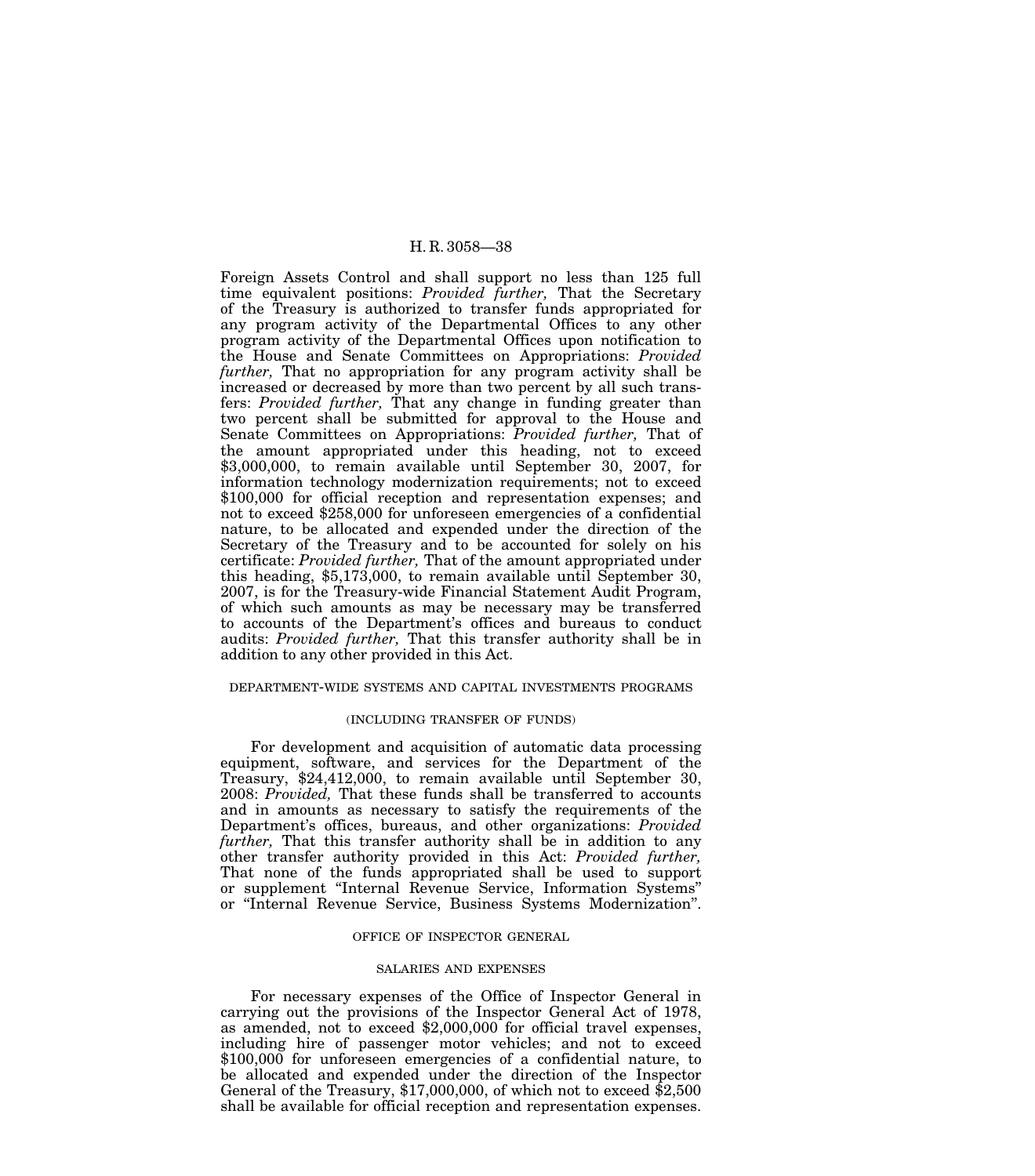Foreign Assets Control and shall support no less than 125 full time equivalent positions: *Provided further,* That the Secretary of the Treasury is authorized to transfer funds appropriated for any program activity of the Departmental Offices to any other program activity of the Departmental Offices upon notification to the House and Senate Committees on Appropriations: *Provided further,* That no appropriation for any program activity shall be increased or decreased by more than two percent by all such transfers: *Provided further,* That any change in funding greater than two percent shall be submitted for approval to the House and Senate Committees on Appropriations: *Provided further,* That of the amount appropriated under this heading, not to exceed $3,000,000, to remain available until September 30, 2007, for information technology modernization requirements; not to exceed $100,000 for official reception and representation expenses; and not to exceed $258,000 for unforeseen emergencies of a confidential nature, to be allocated and expended under the direction of the Secretary of the Treasury and to be accounted for solely on his certificate: *Provided further,* That of the amount appropriated under this heading, $5,173,000, to remain available until September 30, 2007, is for the Treasury-wide Financial Statement Audit Program, of which such amounts as may be necessary may be transferred to accounts of the Department's offices and bureaus to conduct audits: *Provided further,* That this transfer authority shall be in addition to any other provided in this Act.

DEPARTMENT-WIDE SYSTEMS AND CAPITAL INVESTMENTS PROGRAMS

(INCLUDING TRANSFER OF FUNDS)

For development and acquisition of automatic data processing equipment, software, and services for the Department of the Treasury, $24,412,000, to remain available until September 30, 2008: *Provided,* That these funds shall be transferred to accounts and in amounts as necessary to satisfy the requirements of the Department's offices, bureaus, and other organizations: *Provided further,* That this transfer authority shall be in addition to any other transfer authority provided in this Act: *Provided further,* That none of the funds appropriated shall be used to support or supplement "Internal Revenue Service, Information Systems" or "Internal Revenue Service, Business Systems Modernization".

OFFICE OF INSPECTOR GENERAL

SALARIES AND EXPENSES

For necessary expenses of the Office of Inspector General in carrying out the provisions of the Inspector General Act of 1978, as amended, not to exceed $2,000,000 for official travel expenses, including hire of passenger motor vehicles; and not to exceed $100,000 for unforeseen emergencies of a confidential nature, to be allocated and expended under the direction of the Inspector General of the Treasury, $17,000,000, of which not to exceed $2,500 shall be available for official reception and representation expenses.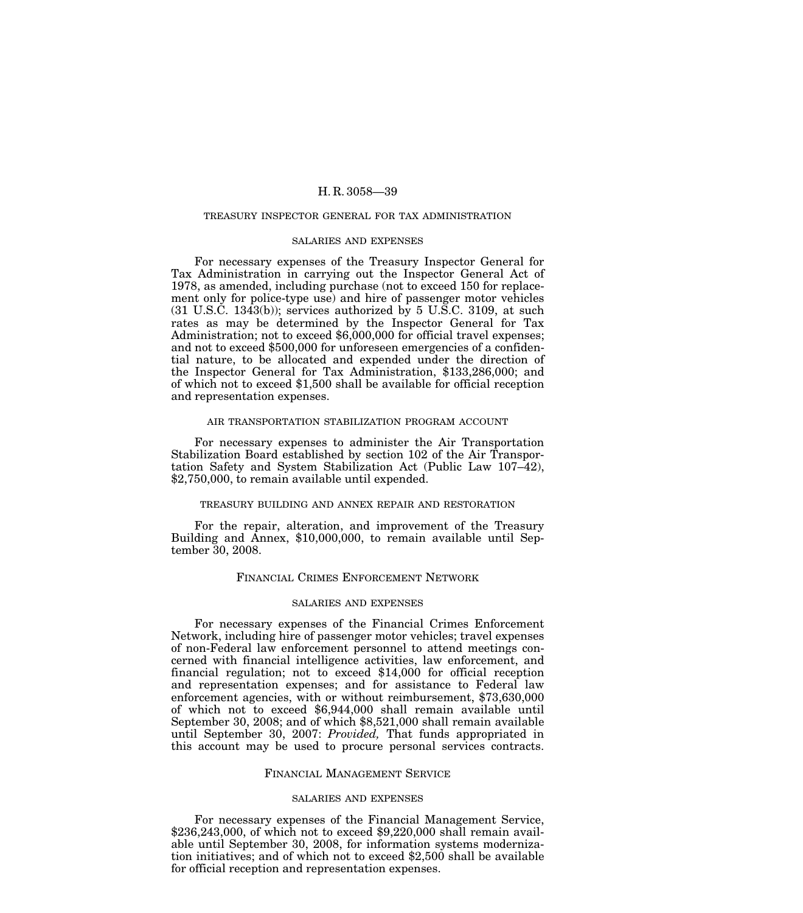## TREASURY INSPECTOR GENERAL FOR TAX ADMINISTRATION

### SALARIES AND EXPENSES

For necessary expenses of the Treasury Inspector General for Tax Administration in carrying out the Inspector General Act of 1978, as amended, including purchase (not to exceed 150 for replacement only for police-type use) and hire of passenger motor vehicles (31 U.S.C. 1343(b)); services authorized by 5 U.S.C. 3109, at such rates as may be determined by the Inspector General for Tax Administration; not to exceed $6,000,000 for official travel expenses; and not to exceed $500,000 for unforeseen emergencies of a confidential nature, to be allocated and expended under the direction of the Inspector General for Tax Administration, $133,286,000; and of which not to exceed $1,500 shall be available for official reception and representation expenses.

### AIR TRANSPORTATION STABILIZATION PROGRAM ACCOUNT

For necessary expenses to administer the Air Transportation Stabilization Board established by section 102 of the Air Transportation Safety and System Stabilization Act (Public Law 107–42), $2,750,000, to remain available until expended.

### TREASURY BUILDING AND ANNEX REPAIR AND RESTORATION

For the repair, alteration, and improvement of the Treasury Building and Annex, $10,000,000, to remain available until September 30, 2008.

## FINANCIAL CRIMES ENFORCEMENT NETWORK

### SALARIES AND EXPENSES

For necessary expenses of the Financial Crimes Enforcement Network, including hire of passenger motor vehicles; travel expenses of non-Federal law enforcement personnel to attend meetings concerned with financial intelligence activities, law enforcement, and financial regulation; not to exceed $14,000 for official reception and representation expenses; and for assistance to Federal law enforcement agencies, with or without reimbursement, $73,630,000 of which not to exceed $6,944,000 shall remain available until September 30, 2008; and of which $8,521,000 shall remain available until September 30, 2007: *Provided,* That funds appropriated in this account may be used to procure personal services contracts.

## FINANCIAL MANAGEMENT SERVICE

### SALARIES AND EXPENSES

For necessary expenses of the Financial Management Service, $236,243,000, of which not to exceed $9,220,000 shall remain available until September 30, 2008, for information systems modernization initiatives; and of which not to exceed $2,500 shall be available for official reception and representation expenses.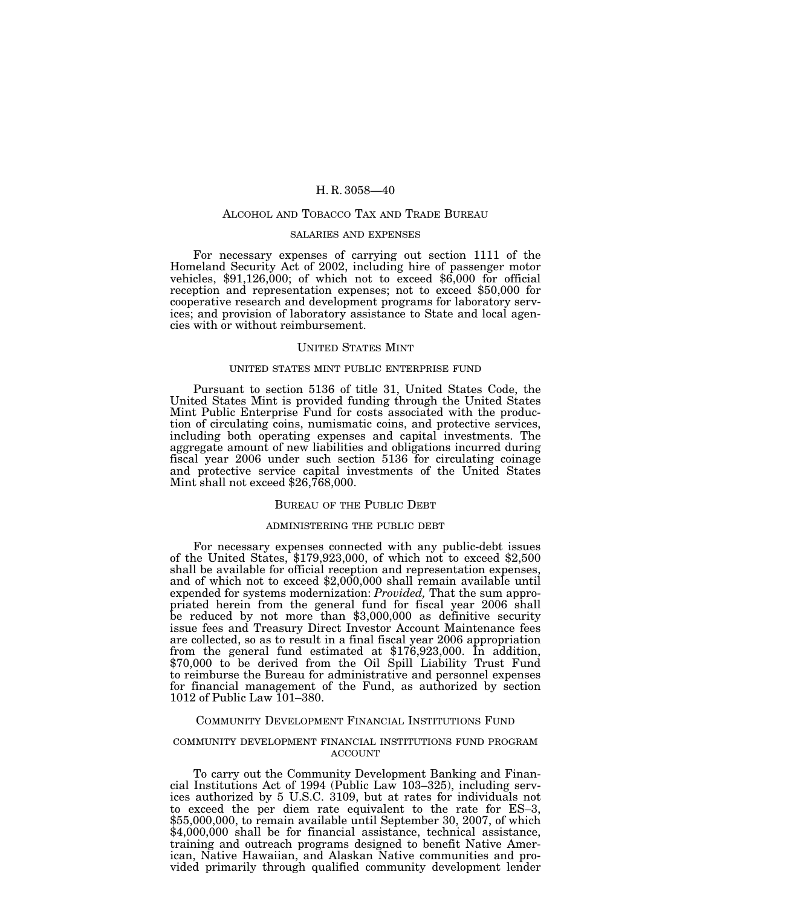## ALCOHOL AND TOBACCO TAX AND TRADE BUREAU

### SALARIES AND EXPENSES

For necessary expenses of carrying out section 1111 of the Homeland Security Act of 2002, including hire of passenger motor vehicles, $91,126,000; of which not to exceed $6,000 for official reception and representation expenses; not to exceed $50,000 for cooperative research and development programs for laboratory services; and provision of laboratory assistance to State and local agencies with or without reimbursement.

## UNITED STATES MINT

### UNITED STATES MINT PUBLIC ENTERPRISE FUND

Pursuant to section 5136 of title 31, United States Code, the United States Mint is provided funding through the United States Mint Public Enterprise Fund for costs associated with the production of circulating coins, numismatic coins, and protective services, including both operating expenses and capital investments. The aggregate amount of new liabilities and obligations incurred during fiscal year 2006 under such section 5136 for circulating coinage and protective service capital investments of the United States Mint shall not exceed $26,768,000.

## BUREAU OF THE PUBLIC DEBT

### ADMINISTERING THE PUBLIC DEBT

For necessary expenses connected with any public-debt issues of the United States, $179,923,000, of which not to exceed $2,500 shall be available for official reception and representation expenses, and of which not to exceed $2,000,000 shall remain available until expended for systems modernization: *Provided,* That the sum appropriated herein from the general fund for fiscal year 2006 shall be reduced by not more than $3,000,000 as definitive security issue fees and Treasury Direct Investor Account Maintenance fees are collected, so as to result in a final fiscal year 2006 appropriation from the general fund estimated at $176,923,000. In addition, $70,000 to be derived from the Oil Spill Liability Trust Fund to reimburse the Bureau for administrative and personnel expenses for financial management of the Fund, as authorized by section 1012 of Public Law 101–380.

## COMMUNITY DEVELOPMENT FINANCIAL INSTITUTIONS FUND

### COMMUNITY DEVELOPMENT FINANCIAL INSTITUTIONS FUND PROGRAM ACCOUNT

To carry out the Community Development Banking and Financial Institutions Act of 1994 (Public Law 103–325), including services authorized by 5 U.S.C. 3109, but at rates for individuals not to exceed the per diem rate equivalent to the rate for ES–3, $55,000,000, to remain available until September 30, 2007, of which $4,000,000 shall be for financial assistance, technical assistance, training and outreach programs designed to benefit Native American, Native Hawaiian, and Alaskan Native communities and provided primarily through qualified community development lender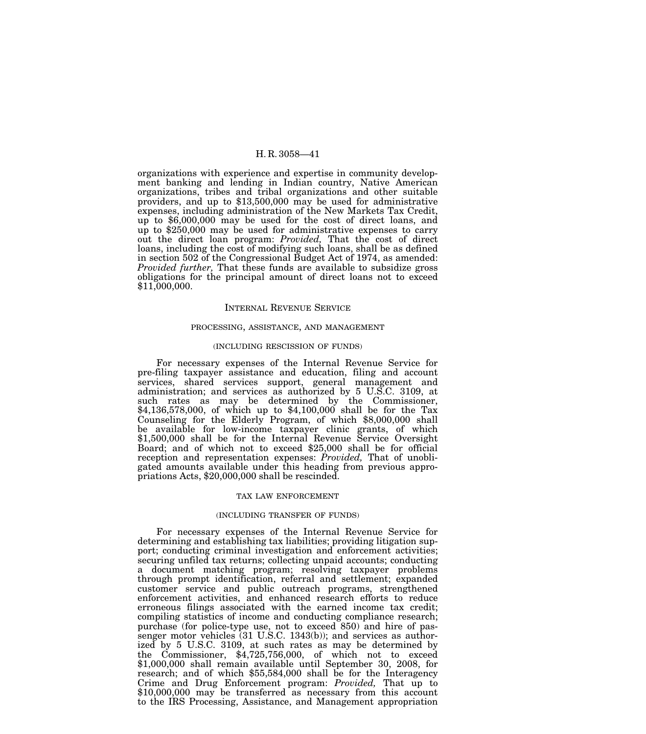organizations with experience and expertise in community development banking and lending in Indian country, Native American organizations, tribes and tribal organizations and other suitable providers, and up to $13,500,000 may be used for administrative expenses, including administration of the New Markets Tax Credit, up to $6,000,000 may be used for the cost of direct loans, and up to $250,000 may be used for administrative expenses to carry out the direct loan program: *Provided,* That the cost of direct loans, including the cost of modifying such loans, shall be as defined in section 502 of the Congressional Budget Act of 1974, as amended: *Provided further,* That these funds are available to subsidize gross obligations for the principal amount of direct loans not to exceed $11,000,000.

## INTERNAL REVENUE SERVICE

### PROCESSING, ASSISTANCE, AND MANAGEMENT

#### (INCLUDING RESCISSION OF FUNDS)

For necessary expenses of the Internal Revenue Service for pre-filing taxpayer assistance and education, filing and account services, shared services support, general management and administration; and services as authorized by 5 U.S.C. 3109, at such rates as may be determined by the Commissioner, $4,136,578,000, of which up to $4,100,000 shall be for the Tax Counseling for the Elderly Program, of which $8,000,000 shall be available for low-income taxpayer clinic grants, of which $1,500,000 shall be for the Internal Revenue Service Oversight Board; and of which not to exceed $25,000 shall be for official reception and representation expenses: *Provided,* That of unobligated amounts available under this heading from previous appropriations Acts, $20,000,000 shall be rescinded.

### TAX LAW ENFORCEMENT

#### (INCLUDING TRANSFER OF FUNDS)

For necessary expenses of the Internal Revenue Service for determining and establishing tax liabilities; providing litigation support; conducting criminal investigation and enforcement activities; securing unfiled tax returns; collecting unpaid accounts; conducting a document matching program; resolving taxpayer problems through prompt identification, referral and settlement; expanded customer service and public outreach programs, strengthened enforcement activities, and enhanced research efforts to reduce erroneous filings associated with the earned income tax credit; compiling statistics of income and conducting compliance research; purchase (for police-type use, not to exceed 850) and hire of passenger motor vehicles (31 U.S.C. 1343(b)); and services as authorized by 5 U.S.C. 3109, at such rates as may be determined by the Commissioner, $4,725,756,000, of which not to exceed $1,000,000 shall remain available until September 30, 2008, for research; and of which $55,584,000 shall be for the Interagency Crime and Drug Enforcement program: *Provided,* That up to $10,000,000 may be transferred as necessary from this account to the IRS Processing, Assistance, and Management appropriation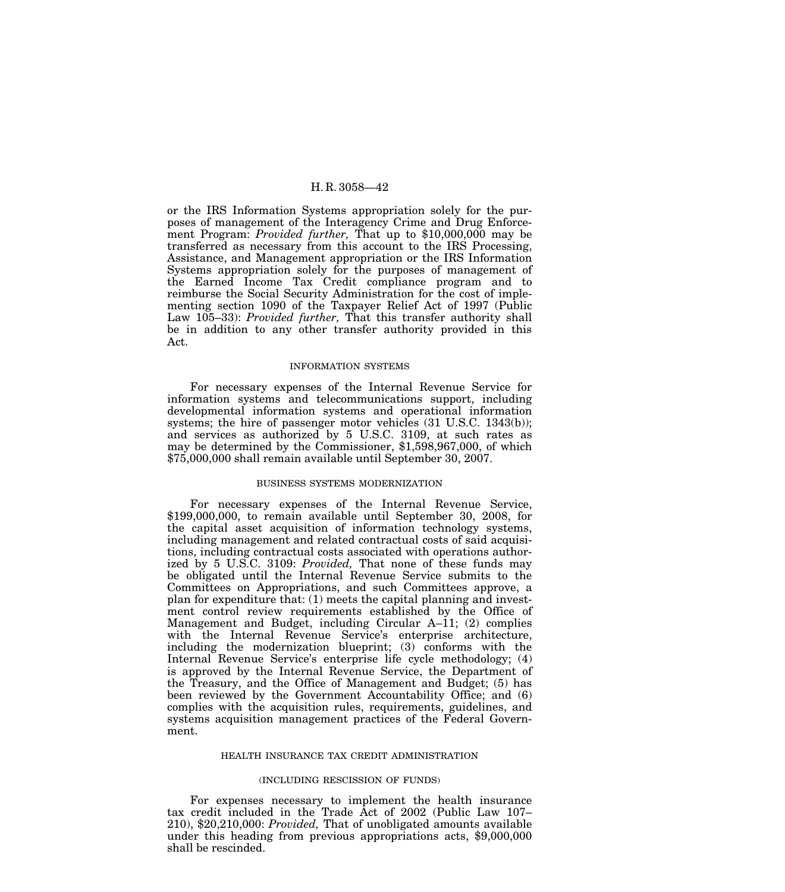or the IRS Information Systems appropriation solely for the purposes of management of the Interagency Crime and Drug Enforcement Program: *Provided further,* That up to $10,000,000 may be transferred as necessary from this account to the IRS Processing, Assistance, and Management appropriation or the IRS Information Systems appropriation solely for the purposes of management of the Earned Income Tax Credit compliance program and to reimburse the Social Security Administration for the cost of implementing section 1090 of the Taxpayer Relief Act of 1997 (Public Law 105–33): *Provided further,* That this transfer authority shall be in addition to any other transfer authority provided in this Act.

INFORMATION SYSTEMS

For necessary expenses of the Internal Revenue Service for information systems and telecommunications support, including developmental information systems and operational information systems; the hire of passenger motor vehicles (31 U.S.C. 1343(b)); and services as authorized by 5 U.S.C. 3109, at such rates as may be determined by the Commissioner, $1,598,967,000, of which $75,000,000 shall remain available until September 30, 2007.

BUSINESS SYSTEMS MODERNIZATION

For necessary expenses of the Internal Revenue Service, $199,000,000, to remain available until September 30, 2008, for the capital asset acquisition of information technology systems, including management and related contractual costs of said acquisitions, including contractual costs associated with operations authorized by 5 U.S.C. 3109: *Provided,* That none of these funds may be obligated until the Internal Revenue Service submits to the Committees on Appropriations, and such Committees approve, a plan for expenditure that: (1) meets the capital planning and investment control review requirements established by the Office of Management and Budget, including Circular A–11; (2) complies with the Internal Revenue Service's enterprise architecture, including the modernization blueprint; (3) conforms with the Internal Revenue Service's enterprise life cycle methodology; (4) is approved by the Internal Revenue Service, the Department of the Treasury, and the Office of Management and Budget; (5) has been reviewed by the Government Accountability Office; and (6) complies with the acquisition rules, requirements, guidelines, and systems acquisition management practices of the Federal Government.

HEALTH INSURANCE TAX CREDIT ADMINISTRATION

(INCLUDING RESCISSION OF FUNDS)

For expenses necessary to implement the health insurance tax credit included in the Trade Act of 2002 (Public Law 107–210), $20,210,000: *Provided,* That of unobligated amounts available under this heading from previous appropriations acts, $9,000,000 shall be rescinded.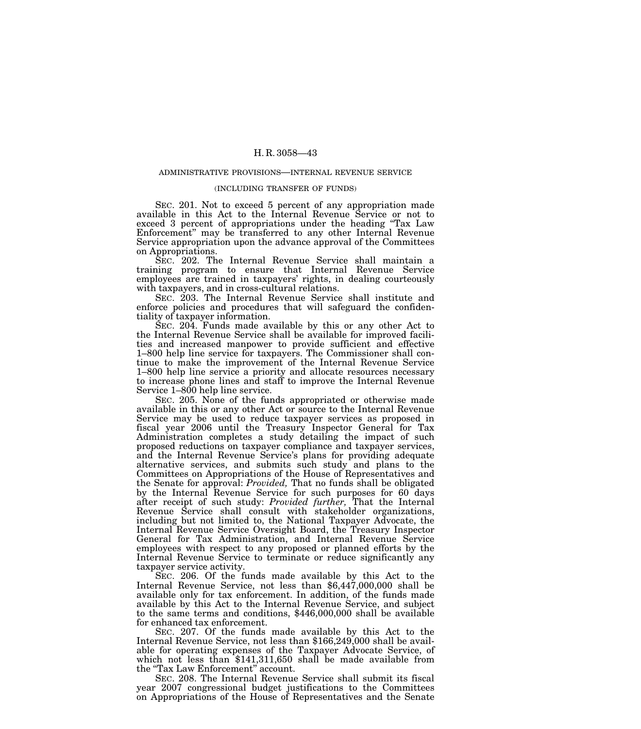## ADMINISTRATIVE PROVISIONS—INTERNAL REVENUE SERVICE

### (INCLUDING TRANSFER OF FUNDS)

SEC. 201. Not to exceed 5 percent of any appropriation made available in this Act to the Internal Revenue Service or not to exceed 3 percent of appropriations under the heading "Tax Law Enforcement" may be transferred to any other Internal Revenue Service appropriation upon the advance approval of the Committees on Appropriations.

SEC. 202. The Internal Revenue Service shall maintain a training program to ensure that Internal Revenue Service employees are trained in taxpayers' rights, in dealing courteously with taxpayers, and in cross-cultural relations.

SEC. 203. The Internal Revenue Service shall institute and enforce policies and procedures that will safeguard the confidentiality of taxpayer information.

SEC. 204. Funds made available by this or any other Act to the Internal Revenue Service shall be available for improved facilities and increased manpower to provide sufficient and effective 1–800 help line service for taxpayers. The Commissioner shall continue to make the improvement of the Internal Revenue Service 1–800 help line service a priority and allocate resources necessary to increase phone lines and staff to improve the Internal Revenue Service 1–800 help line service.

SEC. 205. None of the funds appropriated or otherwise made available in this or any other Act or source to the Internal Revenue Service may be used to reduce taxpayer services as proposed in fiscal year 2006 until the Treasury Inspector General for Tax Administration completes a study detailing the impact of such proposed reductions on taxpayer compliance and taxpayer services, and the Internal Revenue Service's plans for providing adequate alternative services, and submits such study and plans to the Committees on Appropriations of the House of Representatives and the Senate for approval: *Provided,* That no funds shall be obligated by the Internal Revenue Service for such purposes for 60 days after receipt of such study: *Provided further,* That the Internal Revenue Service shall consult with stakeholder organizations, including but not limited to, the National Taxpayer Advocate, the Internal Revenue Service Oversight Board, the Treasury Inspector General for Tax Administration, and Internal Revenue Service employees with respect to any proposed or planned efforts by the Internal Revenue Service to terminate or reduce significantly any taxpayer service activity.

SEC. 206. Of the funds made available by this Act to the Internal Revenue Service, not less than $6,447,000,000 shall be available only for tax enforcement. In addition, of the funds made available by this Act to the Internal Revenue Service, and subject to the same terms and conditions, $446,000,000 shall be available for enhanced tax enforcement.

SEC. 207. Of the funds made available by this Act to the Internal Revenue Service, not less than $166,249,000 shall be available for operating expenses of the Taxpayer Advocate Service, of which not less than $141,311,650 shall be made available from the "Tax Law Enforcement" account.

SEC. 208. The Internal Revenue Service shall submit its fiscal year 2007 congressional budget justifications to the Committees on Appropriations of the House of Representatives and the Senate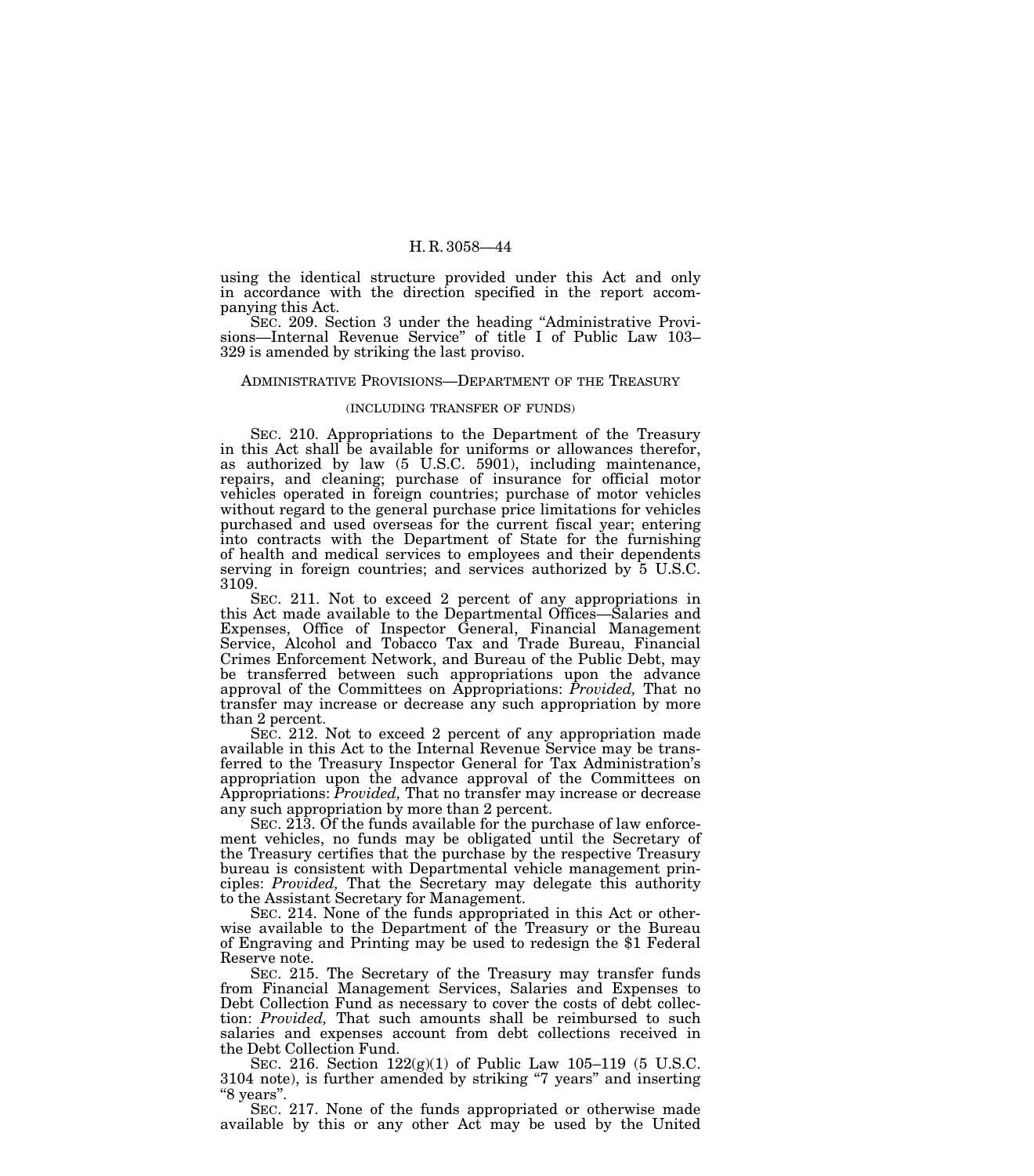using the identical structure provided under this Act and only in accordance with the direction specified in the report accompanying this Act.

SEC. 209. Section 3 under the heading "Administrative Provisions—Internal Revenue Service" of title I of Public Law 103–329 is amended by striking the last proviso.

## ADMINISTRATIVE PROVISIONS—DEPARTMENT OF THE TREASURY

(INCLUDING TRANSFER OF FUNDS)

SEC. 210. Appropriations to the Department of the Treasury in this Act shall be available for uniforms or allowances therefor, as authorized by law (5 U.S.C. 5901), including maintenance, repairs, and cleaning; purchase of insurance for official motor vehicles operated in foreign countries; purchase of motor vehicles without regard to the general purchase price limitations for vehicles purchased and used overseas for the current fiscal year; entering into contracts with the Department of State for the furnishing of health and medical services to employees and their dependents serving in foreign countries; and services authorized by 5 U.S.C. 3109.

SEC. 211. Not to exceed 2 percent of any appropriations in this Act made available to the Departmental Offices—Salaries and Expenses, Office of Inspector General, Financial Management Service, Alcohol and Tobacco Tax and Trade Bureau, Financial Crimes Enforcement Network, and Bureau of the Public Debt, may be transferred between such appropriations upon the advance approval of the Committees on Appropriations: *Provided,* That no transfer may increase or decrease any such appropriation by more than 2 percent.

SEC. 212. Not to exceed 2 percent of any appropriation made available in this Act to the Internal Revenue Service may be transferred to the Treasury Inspector General for Tax Administration's appropriation upon the advance approval of the Committees on Appropriations: *Provided,* That no transfer may increase or decrease any such appropriation by more than 2 percent.

SEC. 213. Of the funds available for the purchase of law enforcement vehicles, no funds may be obligated until the Secretary of the Treasury certifies that the purchase by the respective Treasury bureau is consistent with Departmental vehicle management principles: *Provided,* That the Secretary may delegate this authority to the Assistant Secretary for Management.

SEC. 214. None of the funds appropriated in this Act or otherwise available to the Department of the Treasury or the Bureau of Engraving and Printing may be used to redesign the $1 Federal Reserve note.

SEC. 215. The Secretary of the Treasury may transfer funds from Financial Management Services, Salaries and Expenses to Debt Collection Fund as necessary to cover the costs of debt collection: *Provided,* That such amounts shall be reimbursed to such salaries and expenses account from debt collections received in the Debt Collection Fund.

SEC. 216. Section 122(g)(1) of Public Law 105–119 (5 U.S.C. 3104 note), is further amended by striking "7 years" and inserting "8 years".

SEC. 217. None of the funds appropriated or otherwise made available by this or any other Act may be used by the United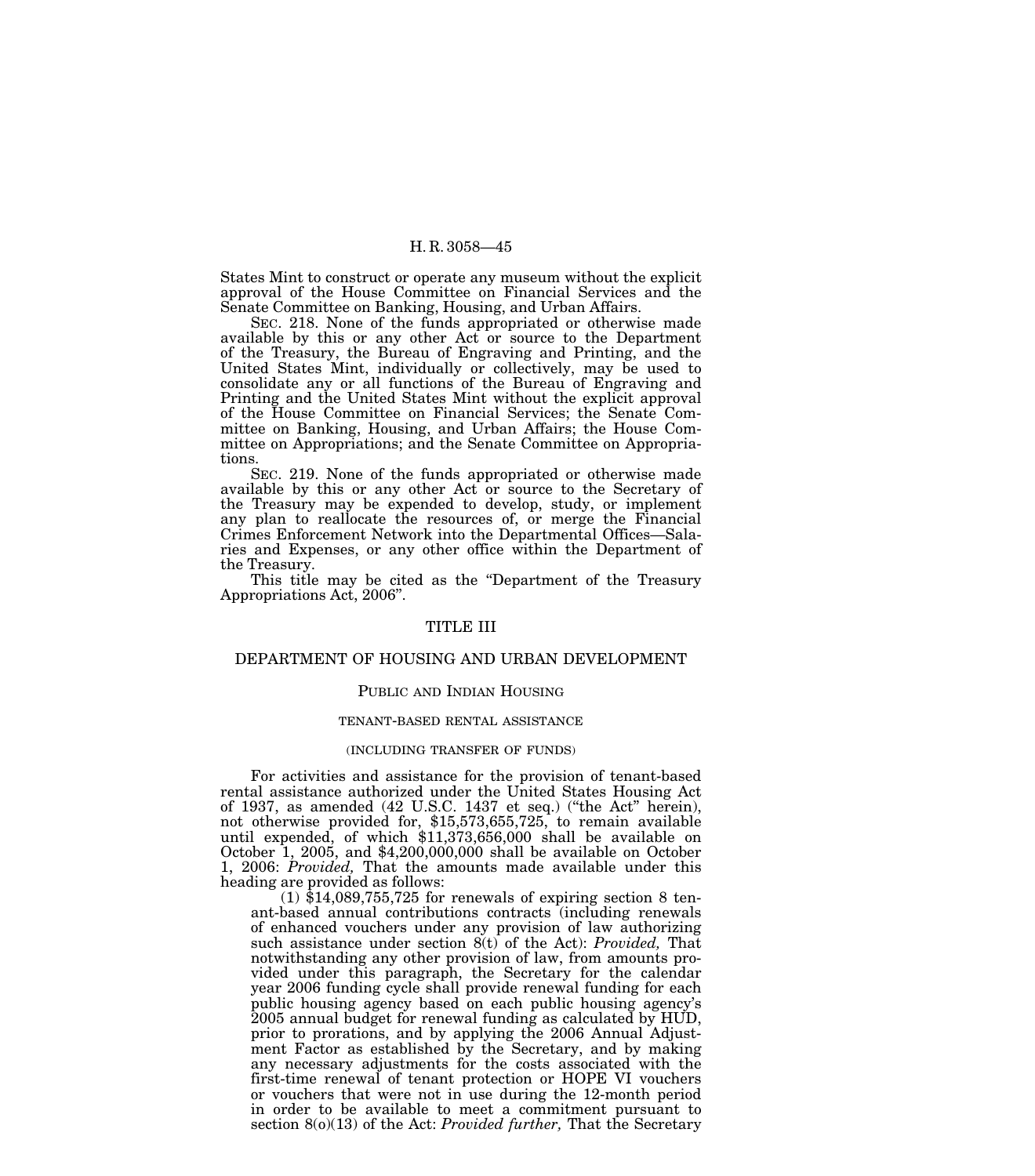States Mint to construct or operate any museum without the explicit approval of the House Committee on Financial Services and the Senate Committee on Banking, Housing, and Urban Affairs.

SEC. 218. None of the funds appropriated or otherwise made available by this or any other Act or source to the Department of the Treasury, the Bureau of Engraving and Printing, and the United States Mint, individually or collectively, may be used to consolidate any or all functions of the Bureau of Engraving and Printing and the United States Mint without the explicit approval of the House Committee on Financial Services; the Senate Committee on Banking, Housing, and Urban Affairs; the House Committee on Appropriations; and the Senate Committee on Appropriations.

SEC. 219. None of the funds appropriated or otherwise made available by this or any other Act or source to the Secretary of the Treasury may be expended to develop, study, or implement any plan to reallocate the resources of, or merge the Financial Crimes Enforcement Network into the Departmental Offices—Salaries and Expenses, or any other office within the Department of the Treasury.

This title may be cited as the "Department of the Treasury Appropriations Act, 2006".

# TITLE III

# DEPARTMENT OF HOUSING AND URBAN DEVELOPMENT

## PUBLIC AND INDIAN HOUSING

### TENANT-BASED RENTAL ASSISTANCE

#### (INCLUDING TRANSFER OF FUNDS)

For activities and assistance for the provision of tenant-based rental assistance authorized under the United States Housing Act of 1937, as amended (42 U.S.C. 1437 et seq.) ("the Act" herein), not otherwise provided for, $15,573,655,725, to remain available until expended, of which $11,373,656,000 shall be available on October 1, 2005, and $4,200,000,000 shall be available on October 1, 2006: *Provided,* That the amounts made available under this heading are provided as follows:

(1) $14,089,755,725 for renewals of expiring section 8 tenant-based annual contributions contracts (including renewals of enhanced vouchers under any provision of law authorizing such assistance under section 8(t) of the Act): *Provided,* That notwithstanding any other provision of law, from amounts provided under this paragraph, the Secretary for the calendar year 2006 funding cycle shall provide renewal funding for each public housing agency based on each public housing agency's 2005 annual budget for renewal funding as calculated by HUD, prior to prorations, and by applying the 2006 Annual Adjustment Factor as established by the Secretary, and by making any necessary adjustments for the costs associated with the first-time renewal of tenant protection or HOPE VI vouchers or vouchers that were not in use during the 12-month period in order to be available to meet a commitment pursuant to section 8(o)(13) of the Act: *Provided further,* That the Secretary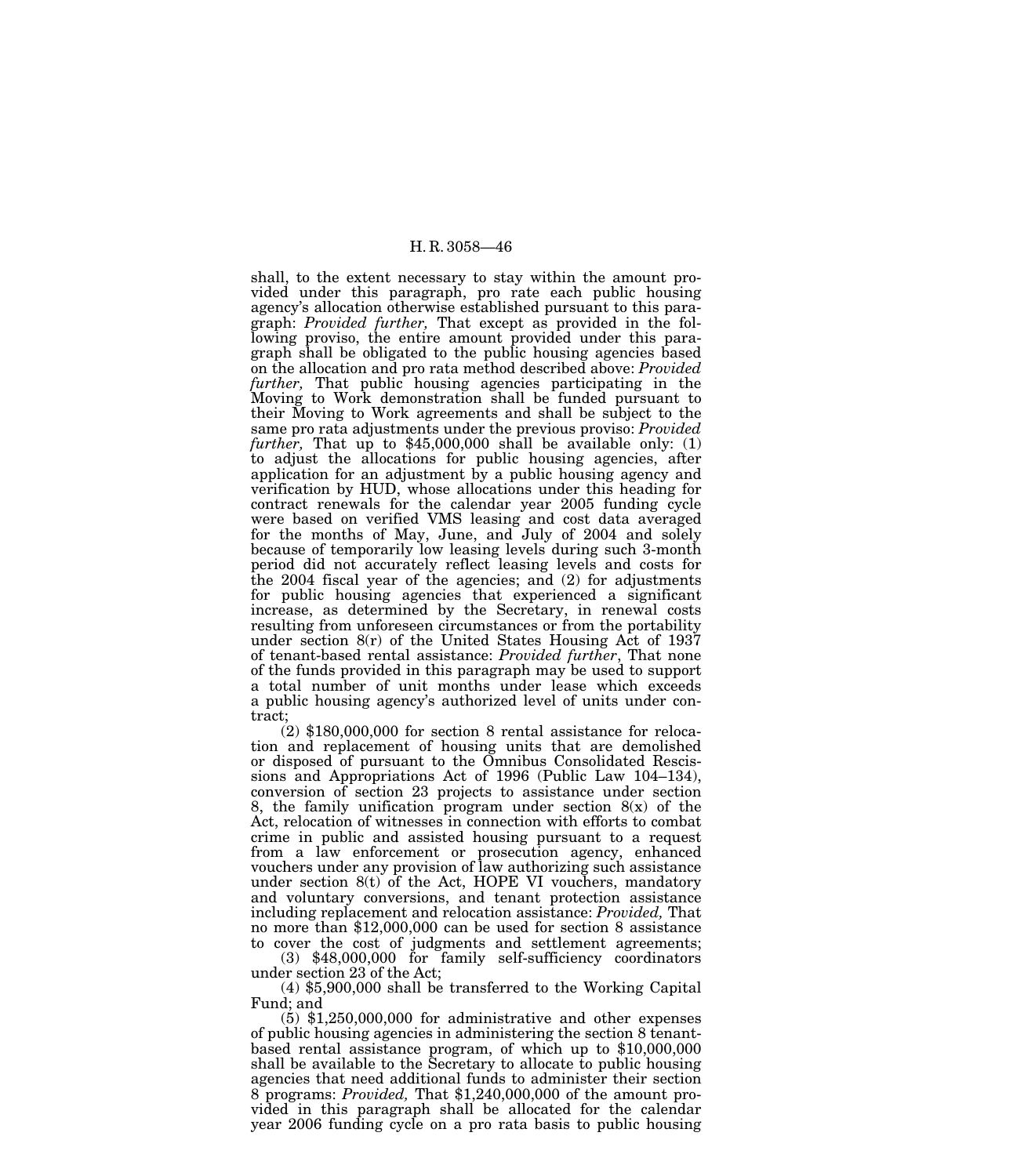shall, to the extent necessary to stay within the amount provided under this paragraph, pro rate each public housing agency's allocation otherwise established pursuant to this paragraph: *Provided further,* That except as provided in the following proviso, the entire amount provided under this paragraph shall be obligated to the public housing agencies based on the allocation and pro rata method described above: *Provided further,* That public housing agencies participating in the Moving to Work demonstration shall be funded pursuant to their Moving to Work agreements and shall be subject to the same pro rata adjustments under the previous proviso: *Provided further,* That up to $45,000,000 shall be available only: (1) to adjust the allocations for public housing agencies, after application for an adjustment by a public housing agency and verification by HUD, whose allocations under this heading for contract renewals for the calendar year 2005 funding cycle were based on verified VMS leasing and cost data averaged for the months of May, June, and July of 2004 and solely because of temporarily low leasing levels during such 3-month period did not accurately reflect leasing levels and costs for the 2004 fiscal year of the agencies; and (2) for adjustments for public housing agencies that experienced a significant increase, as determined by the Secretary, in renewal costs resulting from unforeseen circumstances or from the portability under section 8(r) of the United States Housing Act of 1937 of tenant-based rental assistance: *Provided further*, That none of the funds provided in this paragraph may be used to support a total number of unit months under lease which exceeds a public housing agency's authorized level of units under contract;

(2) $180,000,000 for section 8 rental assistance for relocation and replacement of housing units that are demolished or disposed of pursuant to the Omnibus Consolidated Rescissions and Appropriations Act of 1996 (Public Law 104–134), conversion of section 23 projects to assistance under section 8, the family unification program under section 8(x) of the Act, relocation of witnesses in connection with efforts to combat crime in public and assisted housing pursuant to a request from a law enforcement or prosecution agency, enhanced vouchers under any provision of law authorizing such assistance under section 8(t) of the Act, HOPE VI vouchers, mandatory and voluntary conversions, and tenant protection assistance including replacement and relocation assistance: *Provided,* That no more than $12,000,000 can be used for section 8 assistance to cover the cost of judgments and settlement agreements;

(3) $48,000,000 for family self-sufficiency coordinators under section 23 of the Act;

(4) $5,900,000 shall be transferred to the Working Capital Fund; and

(5) $1,250,000,000 for administrative and other expenses of public housing agencies in administering the section 8 tenant-based rental assistance program, of which up to $10,000,000 shall be available to the Secretary to allocate to public housing agencies that need additional funds to administer their section 8 programs: *Provided,* That $1,240,000,000 of the amount provided in this paragraph shall be allocated for the calendar year 2006 funding cycle on a pro rata basis to public housing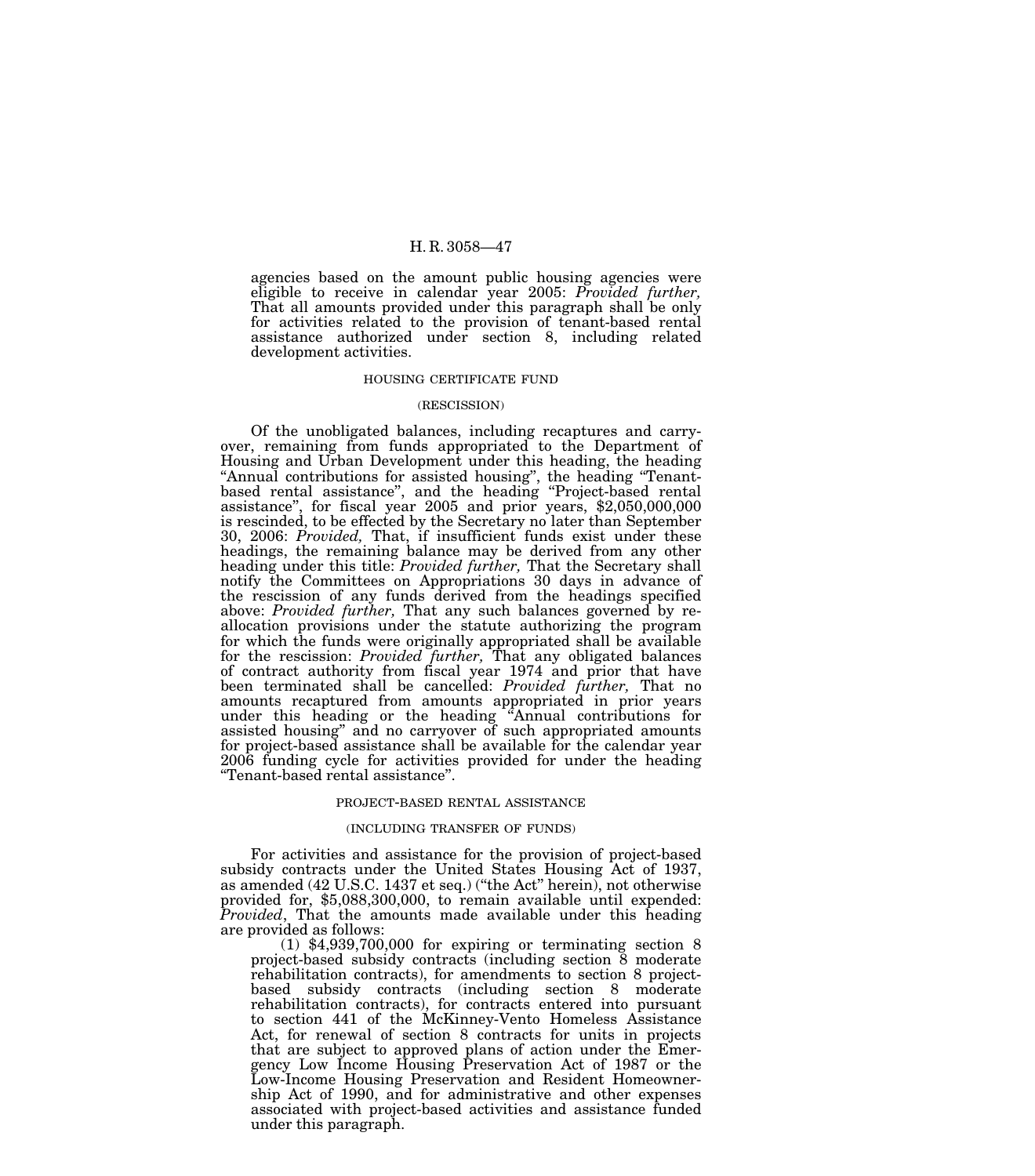agencies based on the amount public housing agencies were eligible to receive in calendar year 2005: *Provided further,* That all amounts provided under this paragraph shall be only for activities related to the provision of tenant-based rental assistance authorized under section 8, including related development activities.

HOUSING CERTIFICATE FUND

(RESCISSION)

Of the unobligated balances, including recaptures and carryover, remaining from funds appropriated to the Department of Housing and Urban Development under this heading, the heading "Annual contributions for assisted housing", the heading "Tenant-based rental assistance", and the heading "Project-based rental assistance", for fiscal year 2005 and prior years, $2,050,000,000 is rescinded, to be effected by the Secretary no later than September 30, 2006: *Provided,* That, if insufficient funds exist under these headings, the remaining balance may be derived from any other heading under this title: *Provided further,* That the Secretary shall notify the Committees on Appropriations 30 days in advance of the rescission of any funds derived from the headings specified above: *Provided further,* That any such balances governed by reallocation provisions under the statute authorizing the program for which the funds were originally appropriated shall be available for the rescission: *Provided further,* That any obligated balances of contract authority from fiscal year 1974 and prior that have been terminated shall be cancelled: *Provided further,* That no amounts recaptured from amounts appropriated in prior years under this heading or the heading "Annual contributions for assisted housing" and no carryover of such appropriated amounts for project-based assistance shall be available for the calendar year 2006 funding cycle for activities provided for under the heading "Tenant-based rental assistance".

PROJECT-BASED RENTAL ASSISTANCE

(INCLUDING TRANSFER OF FUNDS)

For activities and assistance for the provision of project-based subsidy contracts under the United States Housing Act of 1937, as amended (42 U.S.C. 1437 et seq.) ("the Act" herein), not otherwise provided for, $5,088,300,000, to remain available until expended: *Provided*, That the amounts made available under this heading are provided as follows:

(1) $4,939,700,000 for expiring or terminating section 8 project-based subsidy contracts (including section 8 moderate rehabilitation contracts), for amendments to section 8 project-based subsidy contracts (including section 8 moderate rehabilitation contracts), for contracts entered into pursuant to section 441 of the McKinney-Vento Homeless Assistance Act, for renewal of section 8 contracts for units in projects that are subject to approved plans of action under the Emergency Low Income Housing Preservation Act of 1987 or the Low-Income Housing Preservation and Resident Homeownership Act of 1990, and for administrative and other expenses associated with project-based activities and assistance funded under this paragraph.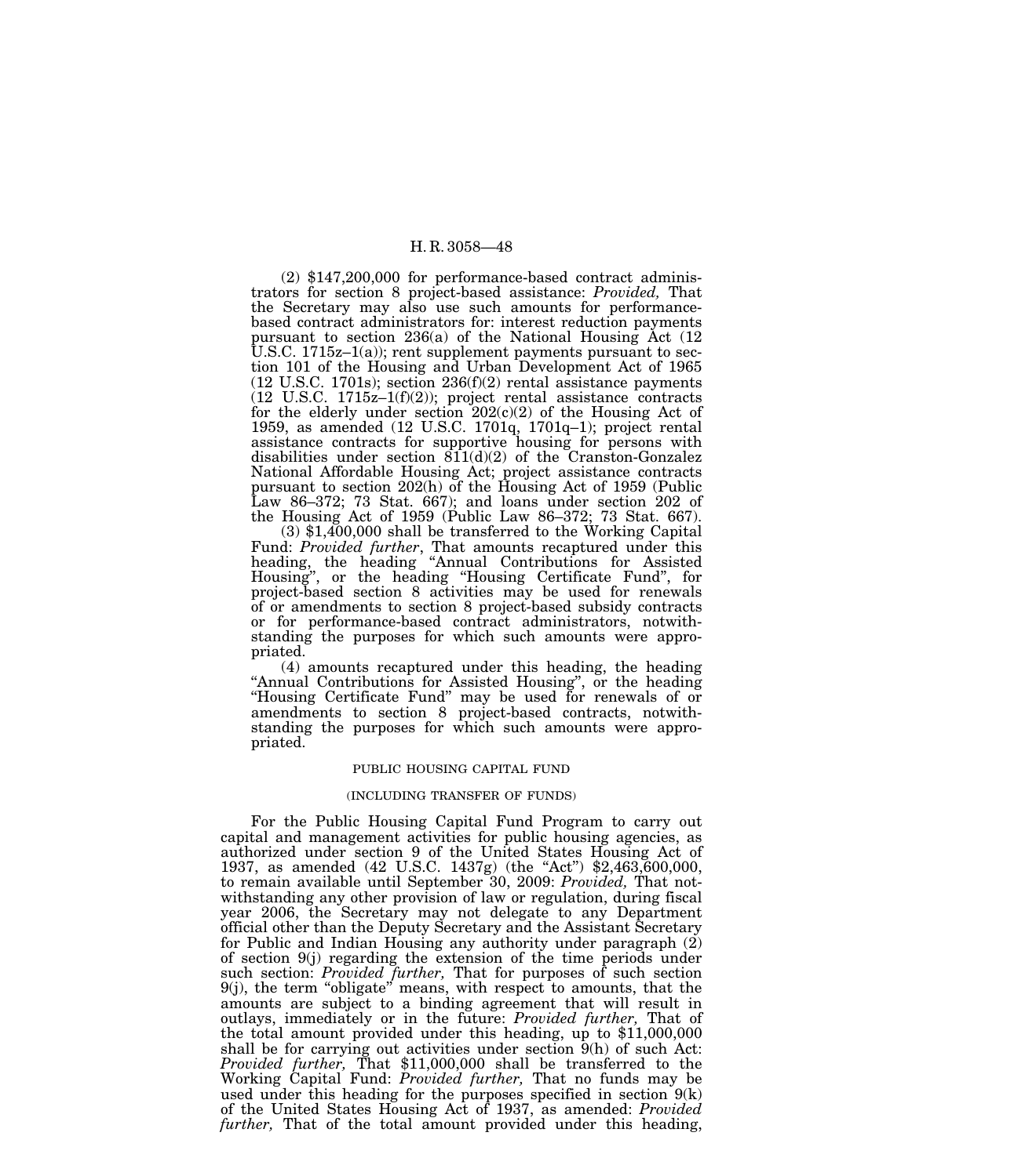(2) $147,200,000 for performance-based contract administrators for section 8 project-based assistance: *Provided,* That the Secretary may also use such amounts for performance-based contract administrators for: interest reduction payments pursuant to section 236(a) of the National Housing Act (12 U.S.C. 1715z–1(a)); rent supplement payments pursuant to section 101 of the Housing and Urban Development Act of 1965 (12 U.S.C. 1701s); section 236(f)(2) rental assistance payments (12 U.S.C. 1715z–1(f)(2)); project rental assistance contracts for the elderly under section 202(c)(2) of the Housing Act of 1959, as amended (12 U.S.C. 1701q, 1701q–1); project rental assistance contracts for supportive housing for persons with disabilities under section 811(d)(2) of the Cranston-Gonzalez National Affordable Housing Act; project assistance contracts pursuant to section 202(h) of the Housing Act of 1959 (Public Law 86–372; 73 Stat. 667); and loans under section 202 of the Housing Act of 1959 (Public Law 86–372; 73 Stat. 667).

(3) $1,400,000 shall be transferred to the Working Capital Fund: *Provided further*, That amounts recaptured under this heading, the heading "Annual Contributions for Assisted Housing", or the heading "Housing Certificate Fund", for project-based section 8 activities may be used for renewals of or amendments to section 8 project-based subsidy contracts or for performance-based contract administrators, notwithstanding the purposes for which such amounts were appropriated.

(4) amounts recaptured under this heading, the heading "Annual Contributions for Assisted Housing", or the heading "Housing Certificate Fund" may be used for renewals of or amendments to section 8 project-based contracts, notwithstanding the purposes for which such amounts were appropriated.

PUBLIC HOUSING CAPITAL FUND

(INCLUDING TRANSFER OF FUNDS)

For the Public Housing Capital Fund Program to carry out capital and management activities for public housing agencies, as authorized under section 9 of the United States Housing Act of 1937, as amended (42 U.S.C. 1437g) (the "Act") $2,463,600,000, to remain available until September 30, 2009: *Provided,* That notwithstanding any other provision of law or regulation, during fiscal year 2006, the Secretary may not delegate to any Department official other than the Deputy Secretary and the Assistant Secretary for Public and Indian Housing any authority under paragraph (2) of section 9(j) regarding the extension of the time periods under such section: *Provided further,* That for purposes of such section 9(j), the term "obligate" means, with respect to amounts, that the amounts are subject to a binding agreement that will result in outlays, immediately or in the future: *Provided further,* That of the total amount provided under this heading, up to $11,000,000 shall be for carrying out activities under section 9(h) of such Act: *Provided further,* That $11,000,000 shall be transferred to the Working Capital Fund: *Provided further,* That no funds may be used under this heading for the purposes specified in section 9(k) of the United States Housing Act of 1937, as amended: *Provided further,* That of the total amount provided under this heading,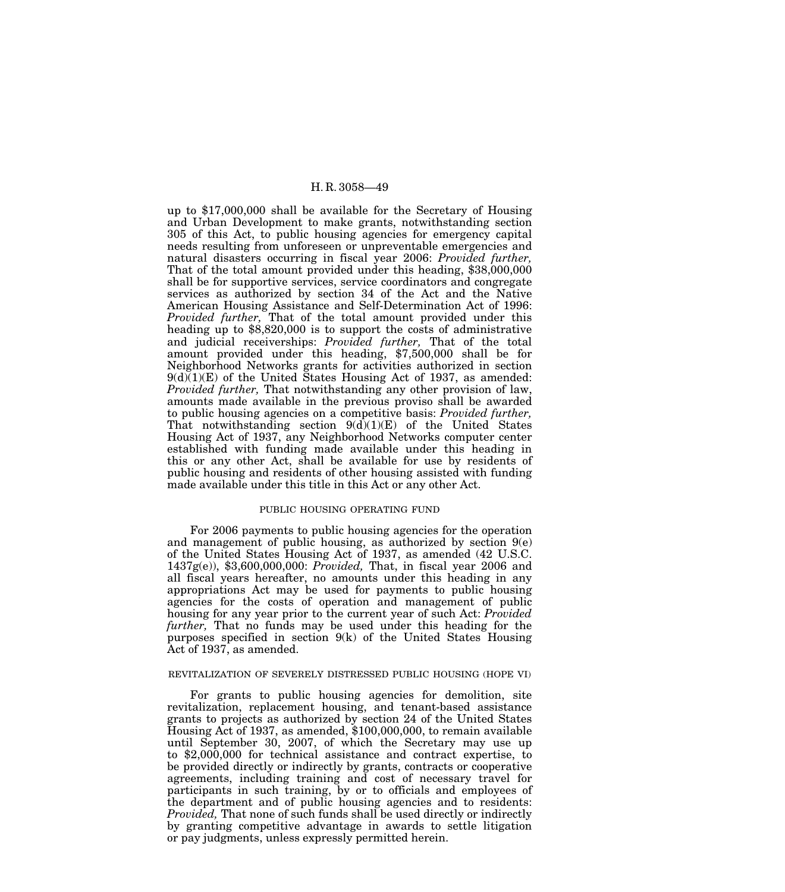up to $17,000,000 shall be available for the Secretary of Housing and Urban Development to make grants, notwithstanding section 305 of this Act, to public housing agencies for emergency capital needs resulting from unforeseen or unpreventable emergencies and natural disasters occurring in fiscal year 2006: *Provided further,* That of the total amount provided under this heading, $38,000,000 shall be for supportive services, service coordinators and congregate services as authorized by section 34 of the Act and the Native American Housing Assistance and Self-Determination Act of 1996: *Provided further,* That of the total amount provided under this heading up to $8,820,000 is to support the costs of administrative and judicial receiverships: *Provided further,* That of the total amount provided under this heading, $7,500,000 shall be for Neighborhood Networks grants for activities authorized in section 9(d)(1)(E) of the United States Housing Act of 1937, as amended: *Provided further,* That notwithstanding any other provision of law, amounts made available in the previous proviso shall be awarded to public housing agencies on a competitive basis: *Provided further,* That notwithstanding section 9(d)(1)(E) of the United States Housing Act of 1937, any Neighborhood Networks computer center established with funding made available under this heading in this or any other Act, shall be available for use by residents of public housing and residents of other housing assisted with funding made available under this title in this Act or any other Act.

PUBLIC HOUSING OPERATING FUND

For 2006 payments to public housing agencies for the operation and management of public housing, as authorized by section 9(e) of the United States Housing Act of 1937, as amended (42 U.S.C. 1437g(e)), $3,600,000,000: *Provided,* That, in fiscal year 2006 and all fiscal years hereafter, no amounts under this heading in any appropriations Act may be used for payments to public housing agencies for the costs of operation and management of public housing for any year prior to the current year of such Act: *Provided further,* That no funds may be used under this heading for the purposes specified in section 9(k) of the United States Housing Act of 1937, as amended.

REVITALIZATION OF SEVERELY DISTRESSED PUBLIC HOUSING (HOPE VI)

For grants to public housing agencies for demolition, site revitalization, replacement housing, and tenant-based assistance grants to projects as authorized by section 24 of the United States Housing Act of 1937, as amended, $100,000,000, to remain available until September 30, 2007, of which the Secretary may use up to $2,000,000 for technical assistance and contract expertise, to be provided directly or indirectly by grants, contracts or cooperative agreements, including training and cost of necessary travel for participants in such training, by or to officials and employees of the department and of public housing agencies and to residents: *Provided,* That none of such funds shall be used directly or indirectly by granting competitive advantage in awards to settle litigation or pay judgments, unless expressly permitted herein.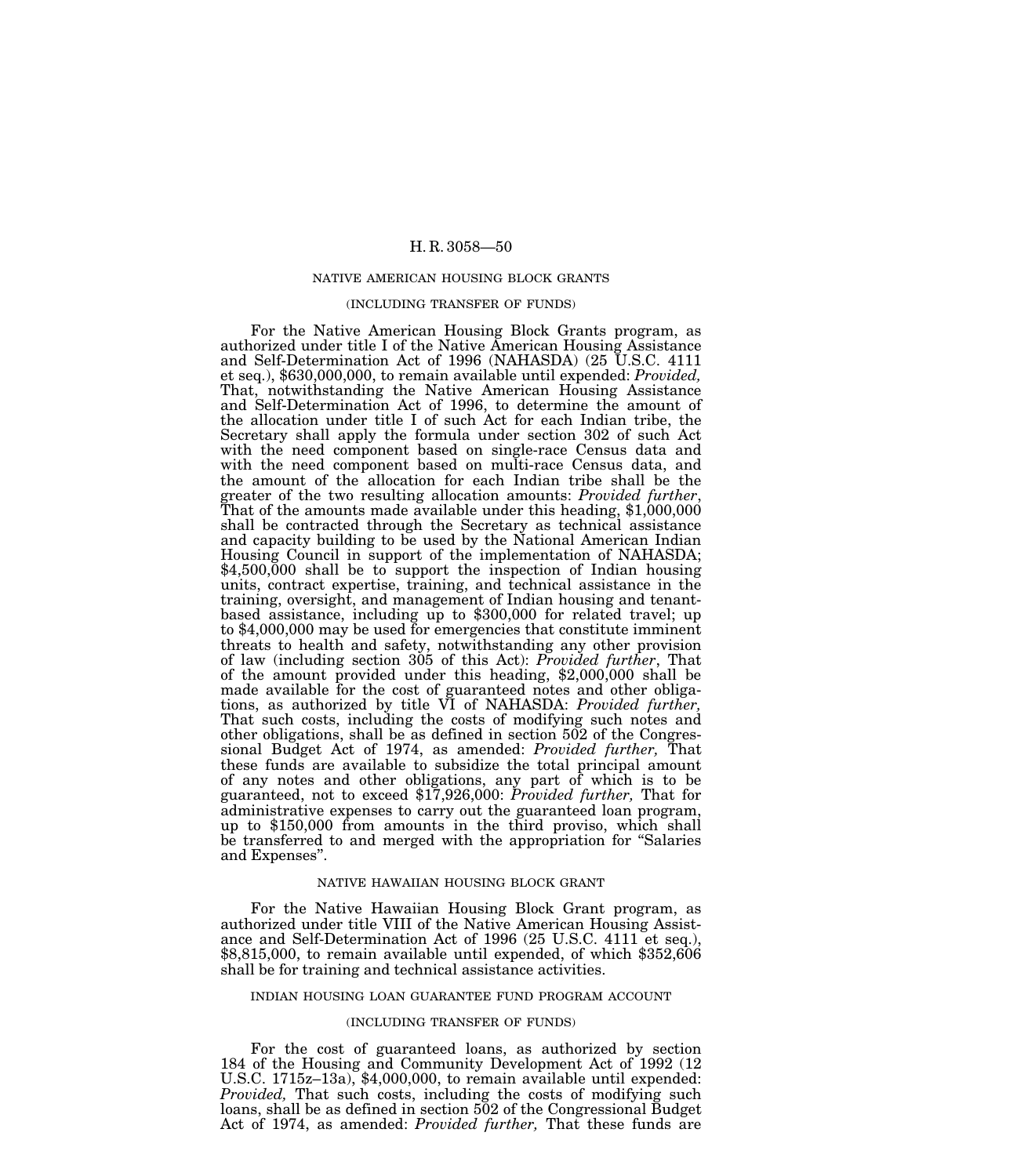NATIVE AMERICAN HOUSING BLOCK GRANTS

(INCLUDING TRANSFER OF FUNDS)

For the Native American Housing Block Grants program, as authorized under title I of the Native American Housing Assistance and Self-Determination Act of 1996 (NAHASDA) (25 U.S.C. 4111 et seq.), $630,000,000, to remain available until expended: *Provided,* That, notwithstanding the Native American Housing Assistance and Self-Determination Act of 1996, to determine the amount of the allocation under title I of such Act for each Indian tribe, the Secretary shall apply the formula under section 302 of such Act with the need component based on single-race Census data and with the need component based on multi-race Census data, and the amount of the allocation for each Indian tribe shall be the greater of the two resulting allocation amounts: *Provided further*, That of the amounts made available under this heading, $1,000,000 shall be contracted through the Secretary as technical assistance and capacity building to be used by the National American Indian Housing Council in support of the implementation of NAHASDA; $4,500,000 shall be to support the inspection of Indian housing units, contract expertise, training, and technical assistance in the training, oversight, and management of Indian housing and tenant-based assistance, including up to $300,000 for related travel; up to $4,000,000 may be used for emergencies that constitute imminent threats to health and safety, notwithstanding any other provision of law (including section 305 of this Act): *Provided further*, That of the amount provided under this heading, $2,000,000 shall be made available for the cost of guaranteed notes and other obligations, as authorized by title VI of NAHASDA: *Provided further,* That such costs, including the costs of modifying such notes and other obligations, shall be as defined in section 502 of the Congressional Budget Act of 1974, as amended: *Provided further,* That these funds are available to subsidize the total principal amount of any notes and other obligations, any part of which is to be guaranteed, not to exceed $17,926,000: *Provided further,* That for administrative expenses to carry out the guaranteed loan program, up to $150,000 from amounts in the third proviso, which shall be transferred to and merged with the appropriation for "Salaries and Expenses".

NATIVE HAWAIIAN HOUSING BLOCK GRANT

For the Native Hawaiian Housing Block Grant program, as authorized under title VIII of the Native American Housing Assistance and Self-Determination Act of 1996 (25 U.S.C. 4111 et seq.), $8,815,000, to remain available until expended, of which $352,606 shall be for training and technical assistance activities.

INDIAN HOUSING LOAN GUARANTEE FUND PROGRAM ACCOUNT

(INCLUDING TRANSFER OF FUNDS)

For the cost of guaranteed loans, as authorized by section 184 of the Housing and Community Development Act of 1992 (12 U.S.C. 1715z–13a), $4,000,000, to remain available until expended: *Provided,* That such costs, including the costs of modifying such loans, shall be as defined in section 502 of the Congressional Budget Act of 1974, as amended: *Provided further,* That these funds are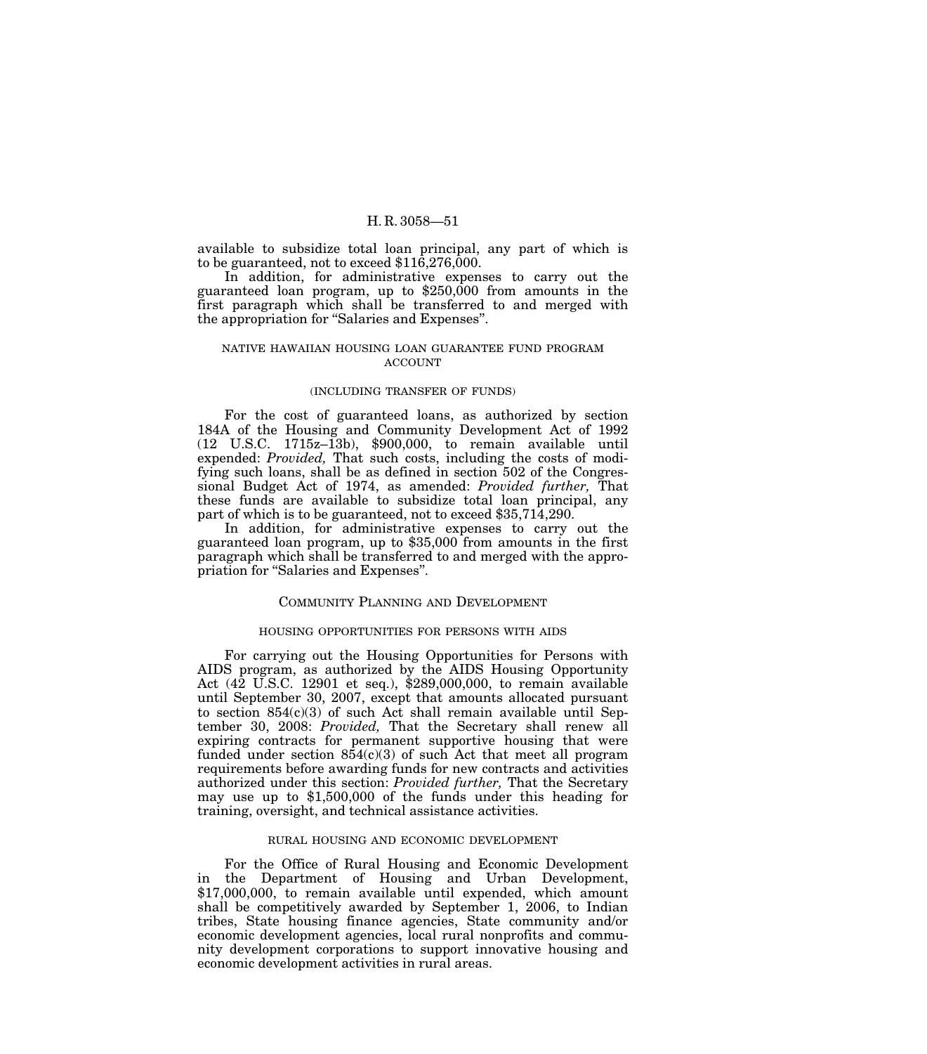available to subsidize total loan principal, any part of which is to be guaranteed, not to exceed $116,276,000.

In addition, for administrative expenses to carry out the guaranteed loan program, up to $250,000 from amounts in the first paragraph which shall be transferred to and merged with the appropriation for "Salaries and Expenses".

NATIVE HAWAIIAN HOUSING LOAN GUARANTEE FUND PROGRAM ACCOUNT

(INCLUDING TRANSFER OF FUNDS)

For the cost of guaranteed loans, as authorized by section 184A of the Housing and Community Development Act of 1992 (12 U.S.C. 1715z–13b), $900,000, to remain available until expended: *Provided,* That such costs, including the costs of modifying such loans, shall be as defined in section 502 of the Congressional Budget Act of 1974, as amended: *Provided further,* That these funds are available to subsidize total loan principal, any part of which is to be guaranteed, not to exceed $35,714,290.

In addition, for administrative expenses to carry out the guaranteed loan program, up to $35,000 from amounts in the first paragraph which shall be transferred to and merged with the appropriation for "Salaries and Expenses".

## COMMUNITY PLANNING AND DEVELOPMENT

HOUSING OPPORTUNITIES FOR PERSONS WITH AIDS

For carrying out the Housing Opportunities for Persons with AIDS program, as authorized by the AIDS Housing Opportunity Act (42 U.S.C. 12901 et seq.), $289,000,000, to remain available until September 30, 2007, except that amounts allocated pursuant to section 854(c)(3) of such Act shall remain available until September 30, 2008: *Provided,* That the Secretary shall renew all expiring contracts for permanent supportive housing that were funded under section 854(c)(3) of such Act that meet all program requirements before awarding funds for new contracts and activities authorized under this section: *Provided further,* That the Secretary may use up to $1,500,000 of the funds under this heading for training, oversight, and technical assistance activities.

RURAL HOUSING AND ECONOMIC DEVELOPMENT

For the Office of Rural Housing and Economic Development in the Department of Housing and Urban Development, $17,000,000, to remain available until expended, which amount shall be competitively awarded by September 1, 2006, to Indian tribes, State housing finance agencies, State community and/or economic development agencies, local rural nonprofits and community development corporations to support innovative housing and economic development activities in rural areas.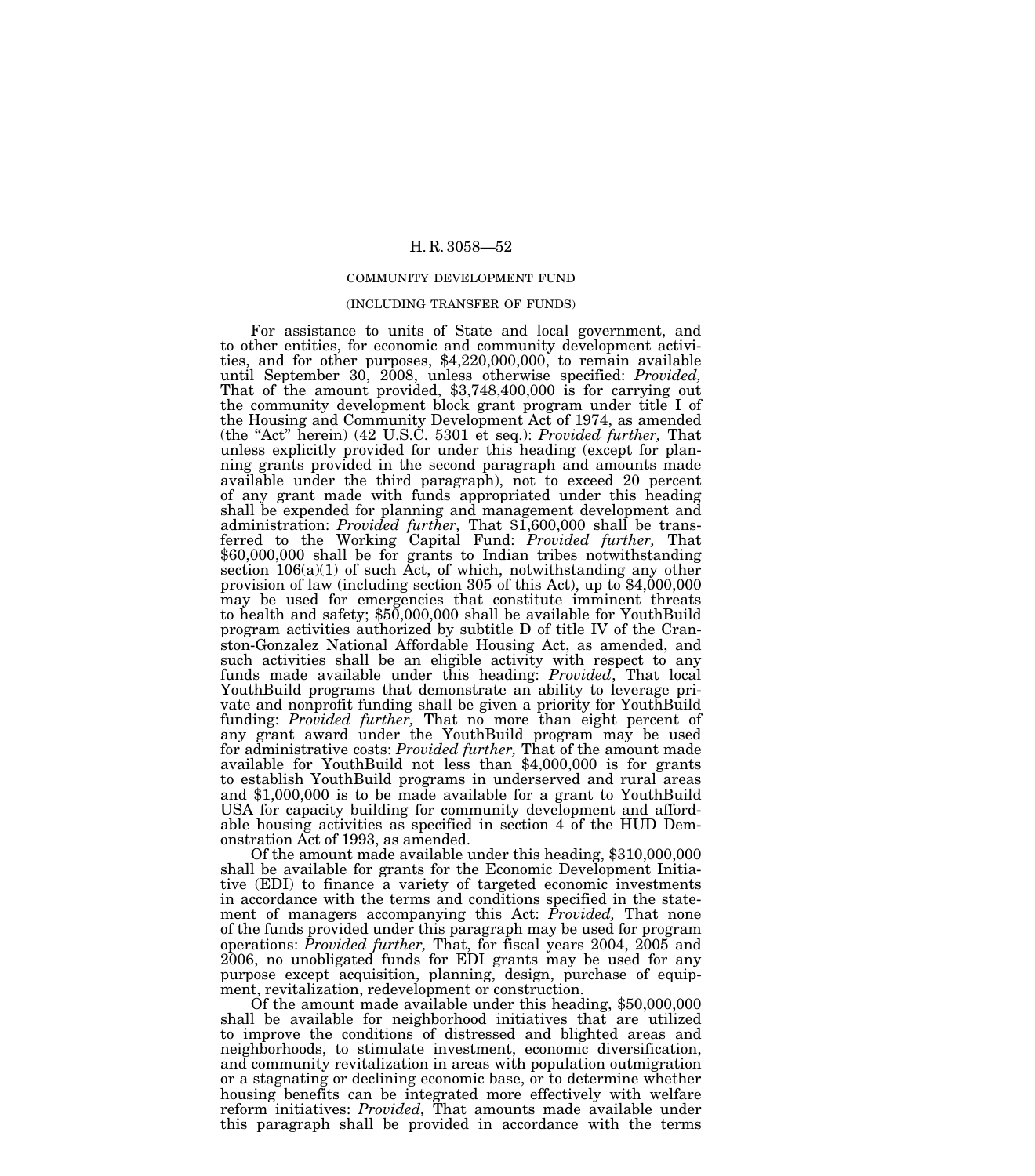COMMUNITY DEVELOPMENT FUND

(INCLUDING TRANSFER OF FUNDS)

For assistance to units of State and local government, and to other entities, for economic and community development activities, and for other purposes, $4,220,000,000, to remain available until September 30, 2008, unless otherwise specified: *Provided,* That of the amount provided, $3,748,400,000 is for carrying out the community development block grant program under title I of the Housing and Community Development Act of 1974, as amended (the "Act" herein) (42 U.S.C. 5301 et seq.): *Provided further,* That unless explicitly provided for under this heading (except for planning grants provided in the second paragraph and amounts made available under the third paragraph), not to exceed 20 percent of any grant made with funds appropriated under this heading shall be expended for planning and management development and administration: *Provided further,* That $1,600,000 shall be transferred to the Working Capital Fund: *Provided further,* That $60,000,000 shall be for grants to Indian tribes notwithstanding section 106(a)(1) of such Act, of which, notwithstanding any other provision of law (including section 305 of this Act), up to $4,000,000 may be used for emergencies that constitute imminent threats to health and safety; $50,000,000 shall be available for YouthBuild program activities authorized by subtitle D of title IV of the Cranston-Gonzalez National Affordable Housing Act, as amended, and such activities shall be an eligible activity with respect to any funds made available under this heading: *Provided*, That local YouthBuild programs that demonstrate an ability to leverage private and nonprofit funding shall be given a priority for YouthBuild funding: *Provided further,* That no more than eight percent of any grant award under the YouthBuild program may be used for administrative costs: *Provided further,* That of the amount made available for YouthBuild not less than $4,000,000 is for grants to establish YouthBuild programs in underserved and rural areas and $1,000,000 is to be made available for a grant to YouthBuild USA for capacity building for community development and affordable housing activities as specified in section 4 of the HUD Demonstration Act of 1993, as amended.

Of the amount made available under this heading, $310,000,000 shall be available for grants for the Economic Development Initiative (EDI) to finance a variety of targeted economic investments in accordance with the terms and conditions specified in the statement of managers accompanying this Act: *Provided,* That none of the funds provided under this paragraph may be used for program operations: *Provided further,* That, for fiscal years 2004, 2005 and 2006, no unobligated funds for EDI grants may be used for any purpose except acquisition, planning, design, purchase of equipment, revitalization, redevelopment or construction.

Of the amount made available under this heading, $50,000,000 shall be available for neighborhood initiatives that are utilized to improve the conditions of distressed and blighted areas and neighborhoods, to stimulate investment, economic diversification, and community revitalization in areas with population outmigration or a stagnating or declining economic base, or to determine whether housing benefits can be integrated more effectively with welfare reform initiatives: *Provided,* That amounts made available under this paragraph shall be provided in accordance with the terms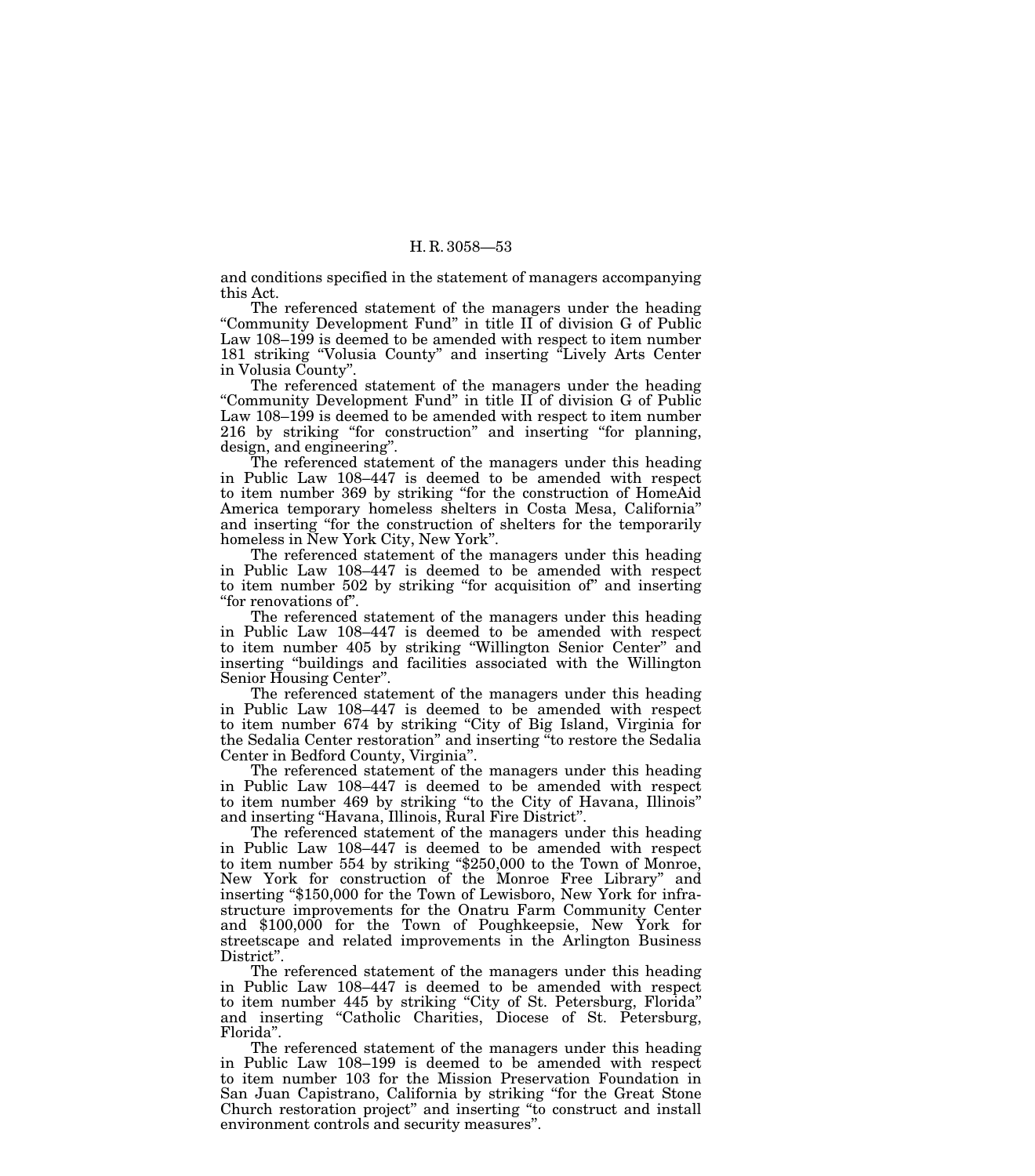and conditions specified in the statement of managers accompanying this Act.

The referenced statement of the managers under the heading "Community Development Fund" in title II of division G of Public Law 108–199 is deemed to be amended with respect to item number 181 striking "Volusia County" and inserting "Lively Arts Center in Volusia County".

The referenced statement of the managers under the heading "Community Development Fund" in title II of division G of Public Law 108–199 is deemed to be amended with respect to item number 216 by striking "for construction" and inserting "for planning, design, and engineering".

The referenced statement of the managers under this heading in Public Law 108–447 is deemed to be amended with respect to item number 369 by striking "for the construction of HomeAid America temporary homeless shelters in Costa Mesa, California" and inserting "for the construction of shelters for the temporarily homeless in New York City, New York".

The referenced statement of the managers under this heading in Public Law 108–447 is deemed to be amended with respect to item number 502 by striking "for acquisition of" and inserting "for renovations of".

The referenced statement of the managers under this heading in Public Law 108–447 is deemed to be amended with respect to item number 405 by striking "Willington Senior Center" and inserting "buildings and facilities associated with the Willington Senior Housing Center".

The referenced statement of the managers under this heading in Public Law 108–447 is deemed to be amended with respect to item number 674 by striking "City of Big Island, Virginia for the Sedalia Center restoration" and inserting "to restore the Sedalia Center in Bedford County, Virginia".

The referenced statement of the managers under this heading in Public Law 108–447 is deemed to be amended with respect to item number 469 by striking "to the City of Havana, Illinois" and inserting "Havana, Illinois, Rural Fire District".

The referenced statement of the managers under this heading in Public Law 108–447 is deemed to be amended with respect to item number 554 by striking "$250,000 to the Town of Monroe, New York for construction of the Monroe Free Library" and inserting "$150,000 for the Town of Lewisboro, New York for infrastructure improvements for the Onatru Farm Community Center and $100,000 for the Town of Poughkeepsie, New York for streetscape and related improvements in the Arlington Business District".

The referenced statement of the managers under this heading in Public Law 108–447 is deemed to be amended with respect to item number 445 by striking "City of St. Petersburg, Florida" and inserting "Catholic Charities, Diocese of St. Petersburg, Florida".

The referenced statement of the managers under this heading in Public Law 108–199 is deemed to be amended with respect to item number 103 for the Mission Preservation Foundation in San Juan Capistrano, California by striking "for the Great Stone Church restoration project" and inserting "to construct and install environment controls and security measures".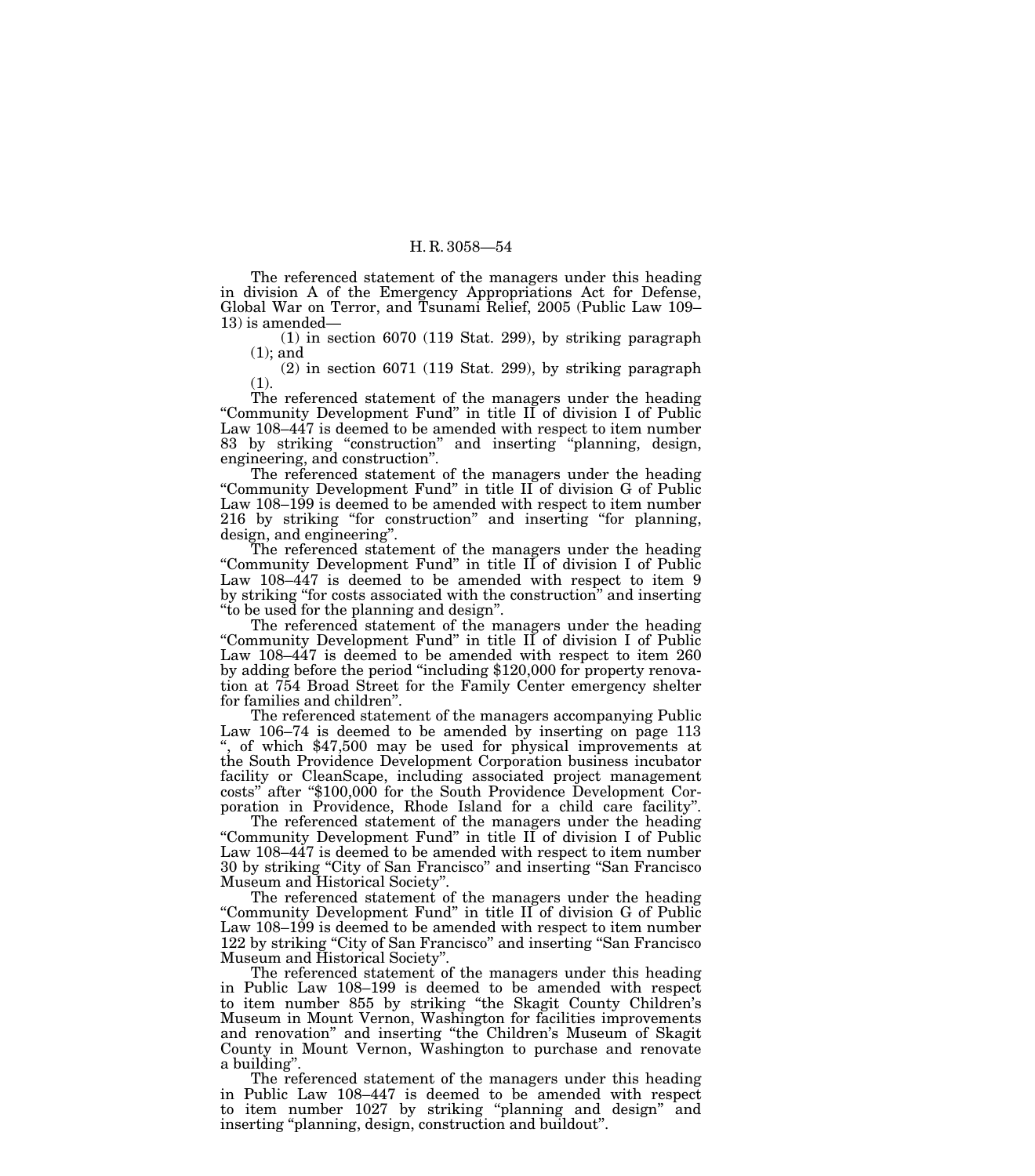The referenced statement of the managers under this heading in division A of the Emergency Appropriations Act for Defense, Global War on Terror, and Tsunami Relief, 2005 (Public Law 109–13) is amended—

(1) in section 6070 (119 Stat. 299), by striking paragraph (1); and

(2) in section 6071 (119 Stat. 299), by striking paragraph (1).

The referenced statement of the managers under the heading "Community Development Fund" in title II of division I of Public Law 108–447 is deemed to be amended with respect to item number 83 by striking "construction" and inserting "planning, design, engineering, and construction".

The referenced statement of the managers under the heading "Community Development Fund" in title II of division G of Public Law 108–199 is deemed to be amended with respect to item number 216 by striking "for construction" and inserting "for planning, design, and engineering".

The referenced statement of the managers under the heading "Community Development Fund" in title II of division I of Public Law 108–447 is deemed to be amended with respect to item 9 by striking "for costs associated with the construction" and inserting "to be used for the planning and design".

The referenced statement of the managers under the heading "Community Development Fund" in title II of division I of Public Law 108–447 is deemed to be amended with respect to item 260 by adding before the period "including $120,000 for property renovation at 754 Broad Street for the Family Center emergency shelter for families and children".

The referenced statement of the managers accompanying Public Law 106–74 is deemed to be amended by inserting on page 113 ", of which $47,500 may be used for physical improvements at the South Providence Development Corporation business incubator facility or CleanScape, including associated project management costs" after "$100,000 for the South Providence Development Corporation in Providence, Rhode Island for a child care facility".

The referenced statement of the managers under the heading "Community Development Fund" in title II of division I of Public Law 108–447 is deemed to be amended with respect to item number 30 by striking "City of San Francisco" and inserting "San Francisco Museum and Historical Society".

The referenced statement of the managers under the heading "Community Development Fund" in title II of division G of Public Law 108–199 is deemed to be amended with respect to item number 122 by striking "City of San Francisco" and inserting "San Francisco Museum and Historical Society".

The referenced statement of the managers under this heading in Public Law 108–199 is deemed to be amended with respect to item number 855 by striking "the Skagit County Children's Museum in Mount Vernon, Washington for facilities improvements and renovation" and inserting "the Children's Museum of Skagit County in Mount Vernon, Washington to purchase and renovate a building".

The referenced statement of the managers under this heading in Public Law 108–447 is deemed to be amended with respect to item number 1027 by striking "planning and design" and inserting "planning, design, construction and buildout".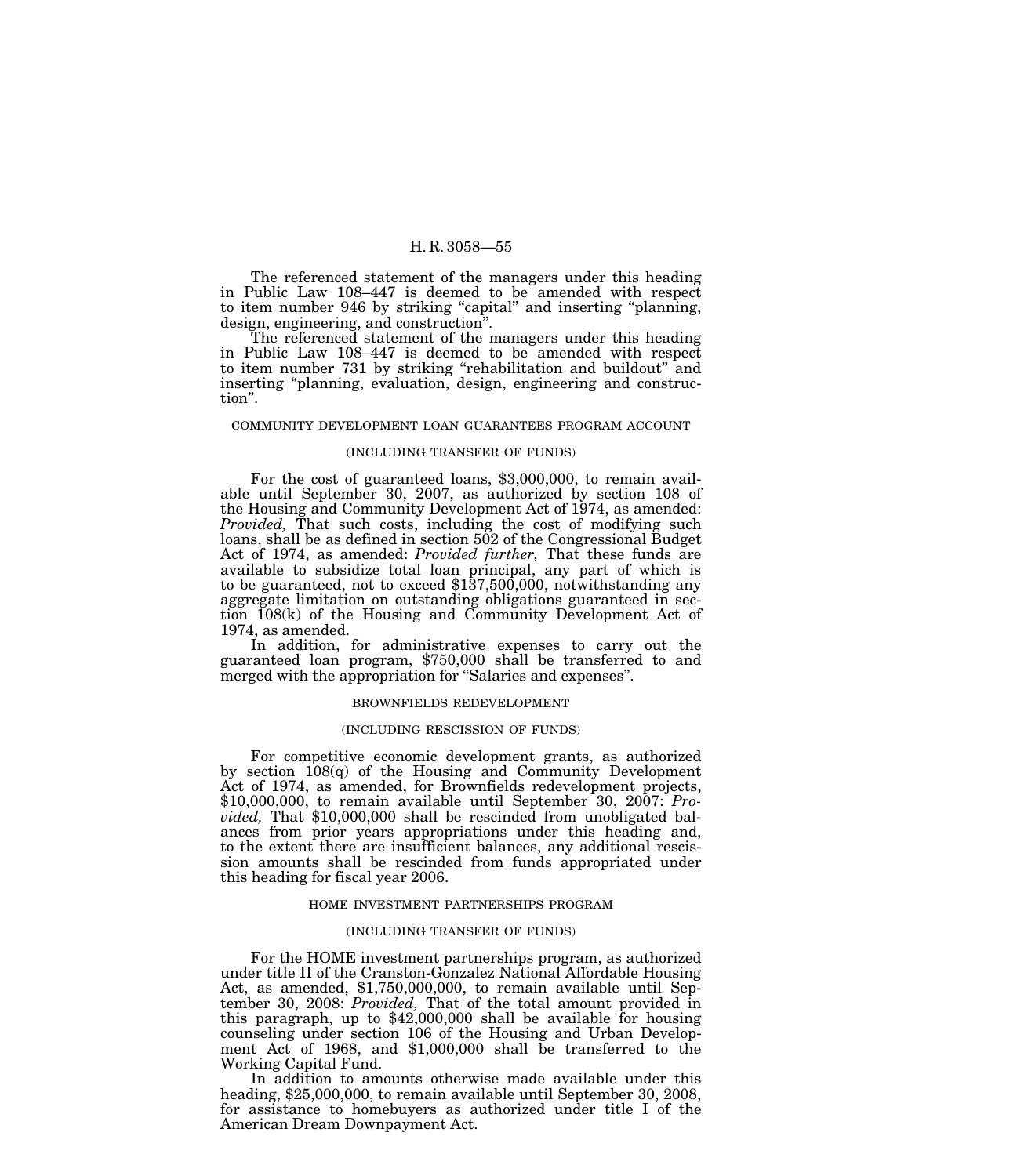The referenced statement of the managers under this heading in Public Law 108–447 is deemed to be amended with respect to item number 946 by striking "capital" and inserting "planning, design, engineering, and construction".

The referenced statement of the managers under this heading in Public Law 108–447 is deemed to be amended with respect to item number 731 by striking "rehabilitation and buildout" and inserting "planning, evaluation, design, engineering and construction".

COMMUNITY DEVELOPMENT LOAN GUARANTEES PROGRAM ACCOUNT

(INCLUDING TRANSFER OF FUNDS)

For the cost of guaranteed loans, $3,000,000, to remain available until September 30, 2007, as authorized by section 108 of the Housing and Community Development Act of 1974, as amended: *Provided,* That such costs, including the cost of modifying such loans, shall be as defined in section 502 of the Congressional Budget Act of 1974, as amended: *Provided further,* That these funds are available to subsidize total loan principal, any part of which is to be guaranteed, not to exceed $137,500,000, notwithstanding any aggregate limitation on outstanding obligations guaranteed in section 108(k) of the Housing and Community Development Act of 1974, as amended.

In addition, for administrative expenses to carry out the guaranteed loan program, $750,000 shall be transferred to and merged with the appropriation for "Salaries and expenses".

BROWNFIELDS REDEVELOPMENT

(INCLUDING RESCISSION OF FUNDS)

For competitive economic development grants, as authorized by section 108(q) of the Housing and Community Development Act of 1974, as amended, for Brownfields redevelopment projects, $10,000,000, to remain available until September 30, 2007: *Provided,* That $10,000,000 shall be rescinded from unobligated balances from prior years appropriations under this heading and, to the extent there are insufficient balances, any additional rescission amounts shall be rescinded from funds appropriated under this heading for fiscal year 2006.

HOME INVESTMENT PARTNERSHIPS PROGRAM

(INCLUDING TRANSFER OF FUNDS)

For the HOME investment partnerships program, as authorized under title II of the Cranston-Gonzalez National Affordable Housing Act, as amended, $1,750,000,000, to remain available until September 30, 2008: *Provided,* That of the total amount provided in this paragraph, up to $42,000,000 shall be available for housing counseling under section 106 of the Housing and Urban Development Act of 1968, and $1,000,000 shall be transferred to the Working Capital Fund.

In addition to amounts otherwise made available under this heading, $25,000,000, to remain available until September 30, 2008, for assistance to homebuyers as authorized under title I of the American Dream Downpayment Act.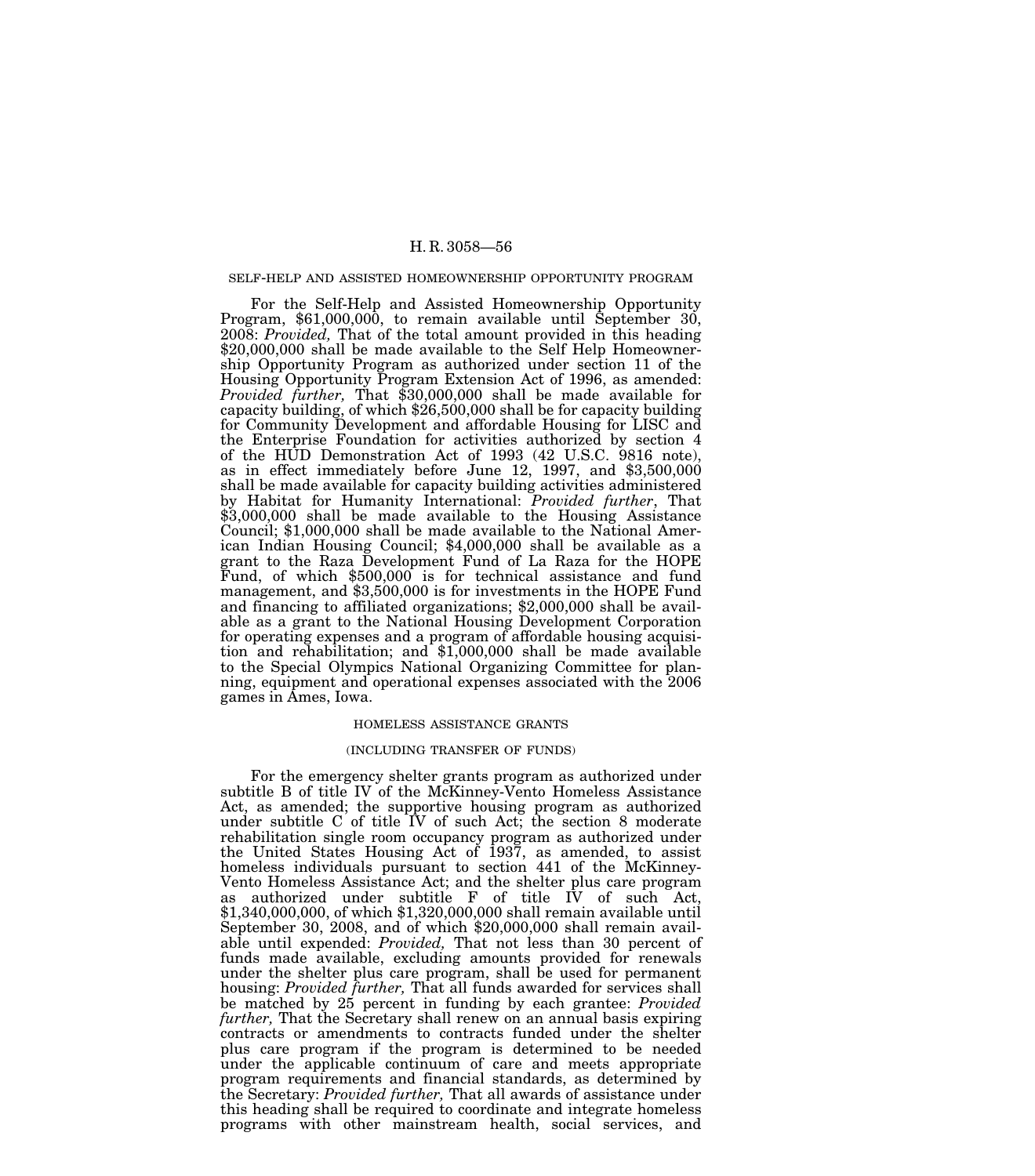## SELF-HELP AND ASSISTED HOMEOWNERSHIP OPPORTUNITY PROGRAM

For the Self-Help and Assisted Homeownership Opportunity Program, $61,000,000, to remain available until September 30, 2008: *Provided,* That of the total amount provided in this heading $20,000,000 shall be made available to the Self Help Homeownership Opportunity Program as authorized under section 11 of the Housing Opportunity Program Extension Act of 1996, as amended: *Provided further,* That $30,000,000 shall be made available for capacity building, of which $26,500,000 shall be for capacity building for Community Development and affordable Housing for LISC and the Enterprise Foundation for activities authorized by section 4 of the HUD Demonstration Act of 1993 (42 U.S.C. 9816 note), as in effect immediately before June 12, 1997, and $3,500,000 shall be made available for capacity building activities administered by Habitat for Humanity International: *Provided further*, That $3,000,000 shall be made available to the Housing Assistance Council; $1,000,000 shall be made available to the National American Indian Housing Council; $4,000,000 shall be available as a grant to the Raza Development Fund of La Raza for the HOPE Fund, of which $500,000 is for technical assistance and fund management, and $3,500,000 is for investments in the HOPE Fund and financing to affiliated organizations; $2,000,000 shall be available as a grant to the National Housing Development Corporation for operating expenses and a program of affordable housing acquisition and rehabilitation; and $1,000,000 shall be made available to the Special Olympics National Organizing Committee for planning, equipment and operational expenses associated with the 2006 games in Ames, Iowa.

## HOMELESS ASSISTANCE GRANTS

### (INCLUDING TRANSFER OF FUNDS)

For the emergency shelter grants program as authorized under subtitle B of title IV of the McKinney-Vento Homeless Assistance Act, as amended; the supportive housing program as authorized under subtitle C of title IV of such Act; the section 8 moderate rehabilitation single room occupancy program as authorized under the United States Housing Act of 1937, as amended, to assist homeless individuals pursuant to section 441 of the McKinney-Vento Homeless Assistance Act; and the shelter plus care program as authorized under subtitle F of title IV of such Act, $1,340,000,000, of which $1,320,000,000 shall remain available until September 30, 2008, and of which $20,000,000 shall remain available until expended: *Provided,* That not less than 30 percent of funds made available, excluding amounts provided for renewals under the shelter plus care program, shall be used for permanent housing: *Provided further,* That all funds awarded for services shall be matched by 25 percent in funding by each grantee: *Provided further,* That the Secretary shall renew on an annual basis expiring contracts or amendments to contracts funded under the shelter plus care program if the program is determined to be needed under the applicable continuum of care and meets appropriate program requirements and financial standards, as determined by the Secretary: *Provided further,* That all awards of assistance under this heading shall be required to coordinate and integrate homeless programs with other mainstream health, social services, and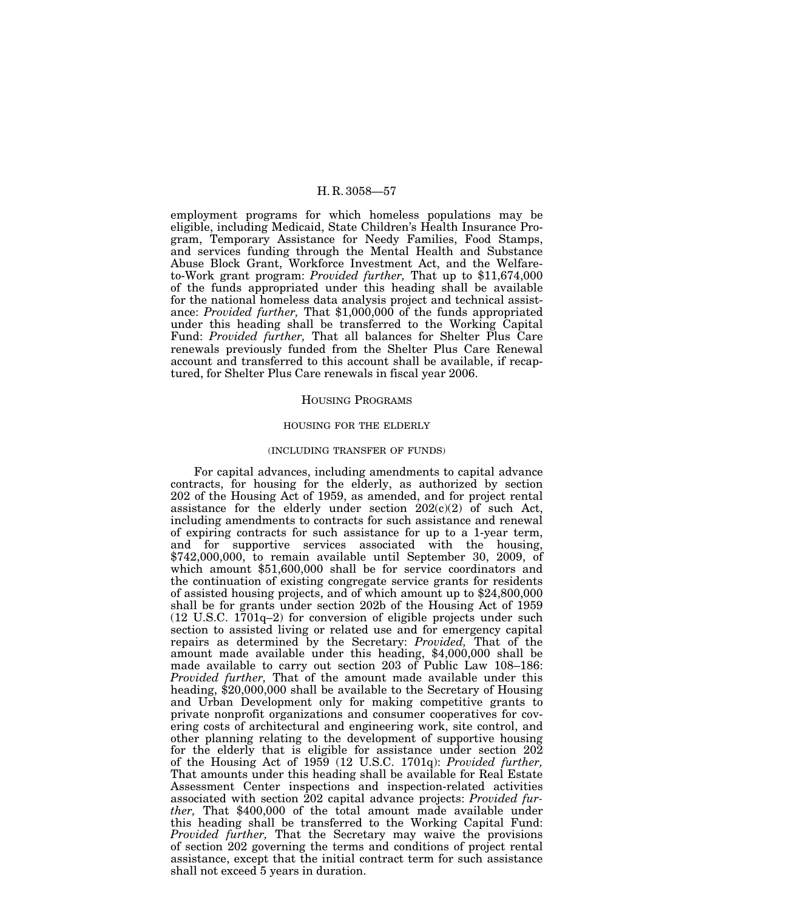employment programs for which homeless populations may be eligible, including Medicaid, State Children's Health Insurance Program, Temporary Assistance for Needy Families, Food Stamps, and services funding through the Mental Health and Substance Abuse Block Grant, Workforce Investment Act, and the Welfare-to-Work grant program: *Provided further,* That up to $11,674,000 of the funds appropriated under this heading shall be available for the national homeless data analysis project and technical assistance: *Provided further,* That $1,000,000 of the funds appropriated under this heading shall be transferred to the Working Capital Fund: *Provided further,* That all balances for Shelter Plus Care renewals previously funded from the Shelter Plus Care Renewal account and transferred to this account shall be available, if recaptured, for Shelter Plus Care renewals in fiscal year 2006.

## Housing Programs

### HOUSING FOR THE ELDERLY

#### (INCLUDING TRANSFER OF FUNDS)

For capital advances, including amendments to capital advance contracts, for housing for the elderly, as authorized by section 202 of the Housing Act of 1959, as amended, and for project rental assistance for the elderly under section 202(c)(2) of such Act, including amendments to contracts for such assistance and renewal of expiring contracts for such assistance for up to a 1-year term, and for supportive services associated with the housing, $742,000,000, to remain available until September 30, 2009, of which amount $51,600,000 shall be for service coordinators and the continuation of existing congregate service grants for residents of assisted housing projects, and of which amount up to $24,800,000 shall be for grants under section 202b of the Housing Act of 1959 (12 U.S.C. 1701q–2) for conversion of eligible projects under such section to assisted living or related use and for emergency capital repairs as determined by the Secretary: *Provided,* That of the amount made available under this heading, $4,000,000 shall be made available to carry out section 203 of Public Law 108–186: *Provided further,* That of the amount made available under this heading, $20,000,000 shall be available to the Secretary of Housing and Urban Development only for making competitive grants to private nonprofit organizations and consumer cooperatives for covering costs of architectural and engineering work, site control, and other planning relating to the development of supportive housing for the elderly that is eligible for assistance under section 202 of the Housing Act of 1959 (12 U.S.C. 1701q): *Provided further,* That amounts under this heading shall be available for Real Estate Assessment Center inspections and inspection-related activities associated with section 202 capital advance projects: *Provided further,* That $400,000 of the total amount made available under this heading shall be transferred to the Working Capital Fund: *Provided further,* That the Secretary may waive the provisions of section 202 governing the terms and conditions of project rental assistance, except that the initial contract term for such assistance shall not exceed 5 years in duration.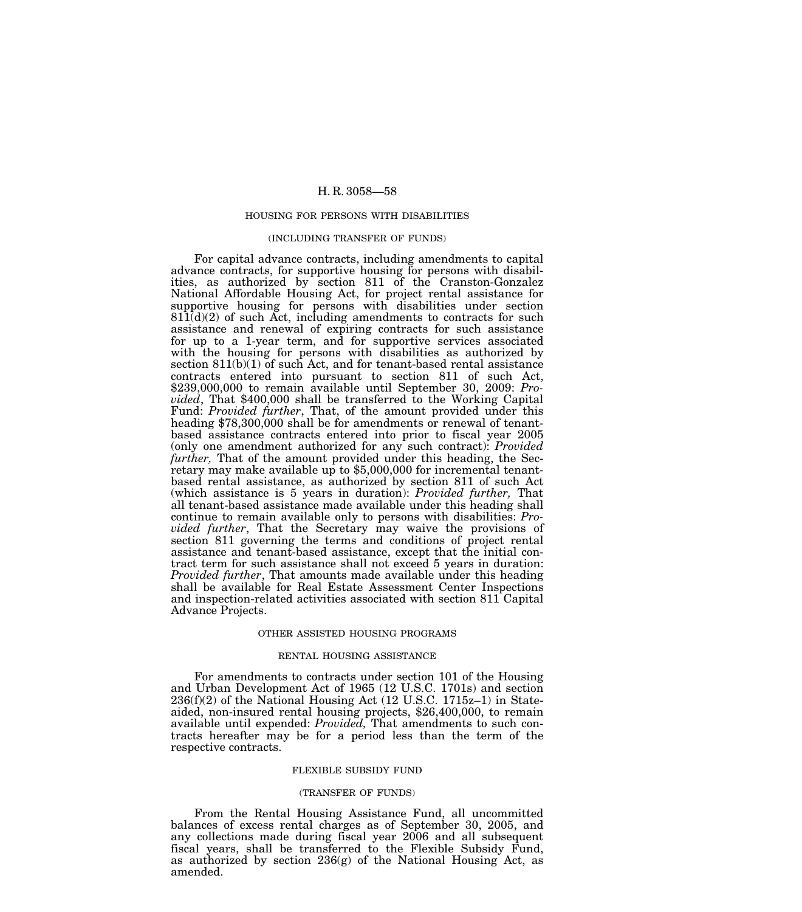## HOUSING FOR PERSONS WITH DISABILITIES

(INCLUDING TRANSFER OF FUNDS)

For capital advance contracts, including amendments to capital advance contracts, for supportive housing for persons with disabilities, as authorized by section 811 of the Cranston-Gonzalez National Affordable Housing Act, for project rental assistance for supportive housing for persons with disabilities under section 811(d)(2) of such Act, including amendments to contracts for such assistance and renewal of expiring contracts for such assistance for up to a 1-year term, and for supportive services associated with the housing for persons with disabilities as authorized by section 811(b)(1) of such Act, and for tenant-based rental assistance contracts entered into pursuant to section 811 of such Act, $239,000,000 to remain available until September 30, 2009: *Provided*, That $400,000 shall be transferred to the Working Capital Fund: *Provided further*, That, of the amount provided under this heading $78,300,000 shall be for amendments or renewal of tenant-based assistance contracts entered into prior to fiscal year 2005 (only one amendment authorized for any such contract): *Provided further,* That of the amount provided under this heading, the Secretary may make available up to $5,000,000 for incremental tenant-based rental assistance, as authorized by section 811 of such Act (which assistance is 5 years in duration): *Provided further,* That all tenant-based assistance made available under this heading shall continue to remain available only to persons with disabilities: *Provided further*, That the Secretary may waive the provisions of section 811 governing the terms and conditions of project rental assistance and tenant-based assistance, except that the initial contract term for such assistance shall not exceed 5 years in duration: *Provided further*, That amounts made available under this heading shall be available for Real Estate Assessment Center Inspections and inspection-related activities associated with section 811 Capital Advance Projects.

## OTHER ASSISTED HOUSING PROGRAMS

### RENTAL HOUSING ASSISTANCE

For amendments to contracts under section 101 of the Housing and Urban Development Act of 1965 (12 U.S.C. 1701s) and section 236(f)(2) of the National Housing Act (12 U.S.C. 1715z–1) in State-aided, non-insured rental housing projects, $26,400,000, to remain available until expended: *Provided,* That amendments to such contracts hereafter may be for a period less than the term of the respective contracts.

### FLEXIBLE SUBSIDY FUND

(TRANSFER OF FUNDS)

From the Rental Housing Assistance Fund, all uncommitted balances of excess rental charges as of September 30, 2005, and any collections made during fiscal year 2006 and all subsequent fiscal years, shall be transferred to the Flexible Subsidy Fund, as authorized by section 236(g) of the National Housing Act, as amended.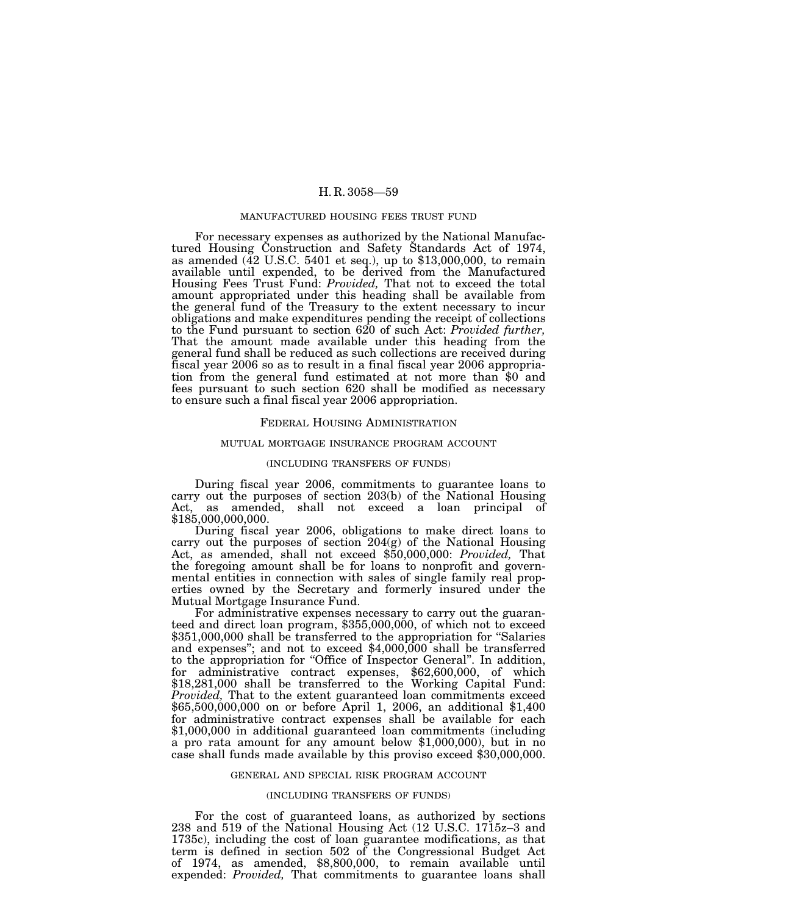## MANUFACTURED HOUSING FEES TRUST FUND

For necessary expenses as authorized by the National Manufactured Housing Construction and Safety Standards Act of 1974, as amended (42 U.S.C. 5401 et seq.), up to $13,000,000, to remain available until expended, to be derived from the Manufactured Housing Fees Trust Fund: *Provided,* That not to exceed the total amount appropriated under this heading shall be available from the general fund of the Treasury to the extent necessary to incur obligations and make expenditures pending the receipt of collections to the Fund pursuant to section 620 of such Act: *Provided further,* That the amount made available under this heading from the general fund shall be reduced as such collections are received during fiscal year 2006 so as to result in a final fiscal year 2006 appropriation from the general fund estimated at not more than $0 and fees pursuant to such section 620 shall be modified as necessary to ensure such a final fiscal year 2006 appropriation.

## FEDERAL HOUSING ADMINISTRATION

### MUTUAL MORTGAGE INSURANCE PROGRAM ACCOUNT

(INCLUDING TRANSFERS OF FUNDS)

During fiscal year 2006, commitments to guarantee loans to carry out the purposes of section 203(b) of the National Housing Act, as amended, shall not exceed a loan principal of $185,000,000,000.

During fiscal year 2006, obligations to make direct loans to carry out the purposes of section 204(g) of the National Housing Act, as amended, shall not exceed $50,000,000: *Provided,* That the foregoing amount shall be for loans to nonprofit and governmental entities in connection with sales of single family real properties owned by the Secretary and formerly insured under the Mutual Mortgage Insurance Fund.

For administrative expenses necessary to carry out the guaranteed and direct loan program, $355,000,000, of which not to exceed $351,000,000 shall be transferred to the appropriation for "Salaries and expenses"; and not to exceed $4,000,000 shall be transferred to the appropriation for "Office of Inspector General". In addition, for administrative contract expenses, $62,600,000, of which $18,281,000 shall be transferred to the Working Capital Fund: *Provided,* That to the extent guaranteed loan commitments exceed $65,500,000,000 on or before April 1, 2006, an additional $1,400 for administrative contract expenses shall be available for each $1,000,000 in additional guaranteed loan commitments (including a pro rata amount for any amount below $1,000,000), but in no case shall funds made available by this proviso exceed $30,000,000.

### GENERAL AND SPECIAL RISK PROGRAM ACCOUNT

(INCLUDING TRANSFERS OF FUNDS)

For the cost of guaranteed loans, as authorized by sections 238 and 519 of the National Housing Act (12 U.S.C. 1715z–3 and 1735c), including the cost of loan guarantee modifications, as that term is defined in section 502 of the Congressional Budget Act of 1974, as amended, $8,800,000, to remain available until expended: *Provided,* That commitments to guarantee loans shall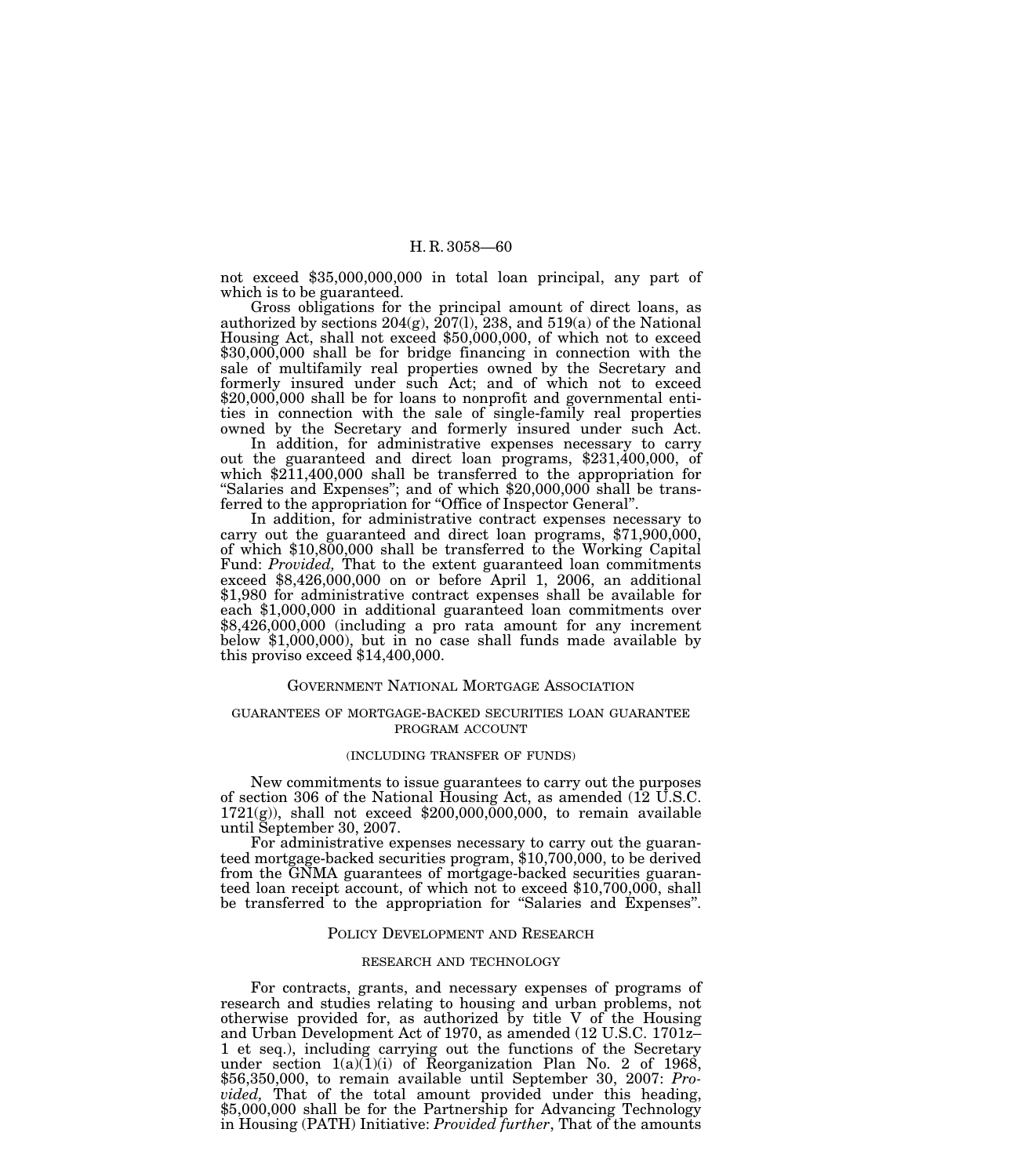not exceed $35,000,000,000 in total loan principal, any part of which is to be guaranteed.

Gross obligations for the principal amount of direct loans, as authorized by sections 204(g), 207(l), 238, and 519(a) of the National Housing Act, shall not exceed $50,000,000, of which not to exceed $30,000,000 shall be for bridge financing in connection with the sale of multifamily real properties owned by the Secretary and formerly insured under such Act; and of which not to exceed $20,000,000 shall be for loans to nonprofit and governmental entities in connection with the sale of single-family real properties owned by the Secretary and formerly insured under such Act.

In addition, for administrative expenses necessary to carry out the guaranteed and direct loan programs, $231,400,000, of which $211,400,000 shall be transferred to the appropriation for "Salaries and Expenses"; and of which $20,000,000 shall be transferred to the appropriation for "Office of Inspector General".

In addition, for administrative contract expenses necessary to carry out the guaranteed and direct loan programs, $71,900,000, of which $10,800,000 shall be transferred to the Working Capital Fund: *Provided,* That to the extent guaranteed loan commitments exceed $8,426,000,000 on or before April 1, 2006, an additional $1,980 for administrative contract expenses shall be available for each $1,000,000 in additional guaranteed loan commitments over $8,426,000,000 (including a pro rata amount for any increment below $1,000,000), but in no case shall funds made available by this proviso exceed $14,400,000.

## Government National Mortgage Association

### guarantees of mortgage-backed securities loan guarantee program account

#### (including transfer of funds)

New commitments to issue guarantees to carry out the purposes of section 306 of the National Housing Act, as amended (12 U.S.C. 1721(g)), shall not exceed $200,000,000,000, to remain available until September 30, 2007.

For administrative expenses necessary to carry out the guaranteed mortgage-backed securities program, $10,700,000, to be derived from the GNMA guarantees of mortgage-backed securities guaranteed loan receipt account, of which not to exceed $10,700,000, shall be transferred to the appropriation for "Salaries and Expenses".

## Policy Development and Research

### research and technology

For contracts, grants, and necessary expenses of programs of research and studies relating to housing and urban problems, not otherwise provided for, as authorized by title V of the Housing and Urban Development Act of 1970, as amended (12 U.S.C. 1701z–1 et seq.), including carrying out the functions of the Secretary under section 1(a)(1)(i) of Reorganization Plan No. 2 of 1968, $56,350,000, to remain available until September 30, 2007: *Provided,* That of the total amount provided under this heading, $5,000,000 shall be for the Partnership for Advancing Technology in Housing (PATH) Initiative: *Provided further*, That of the amounts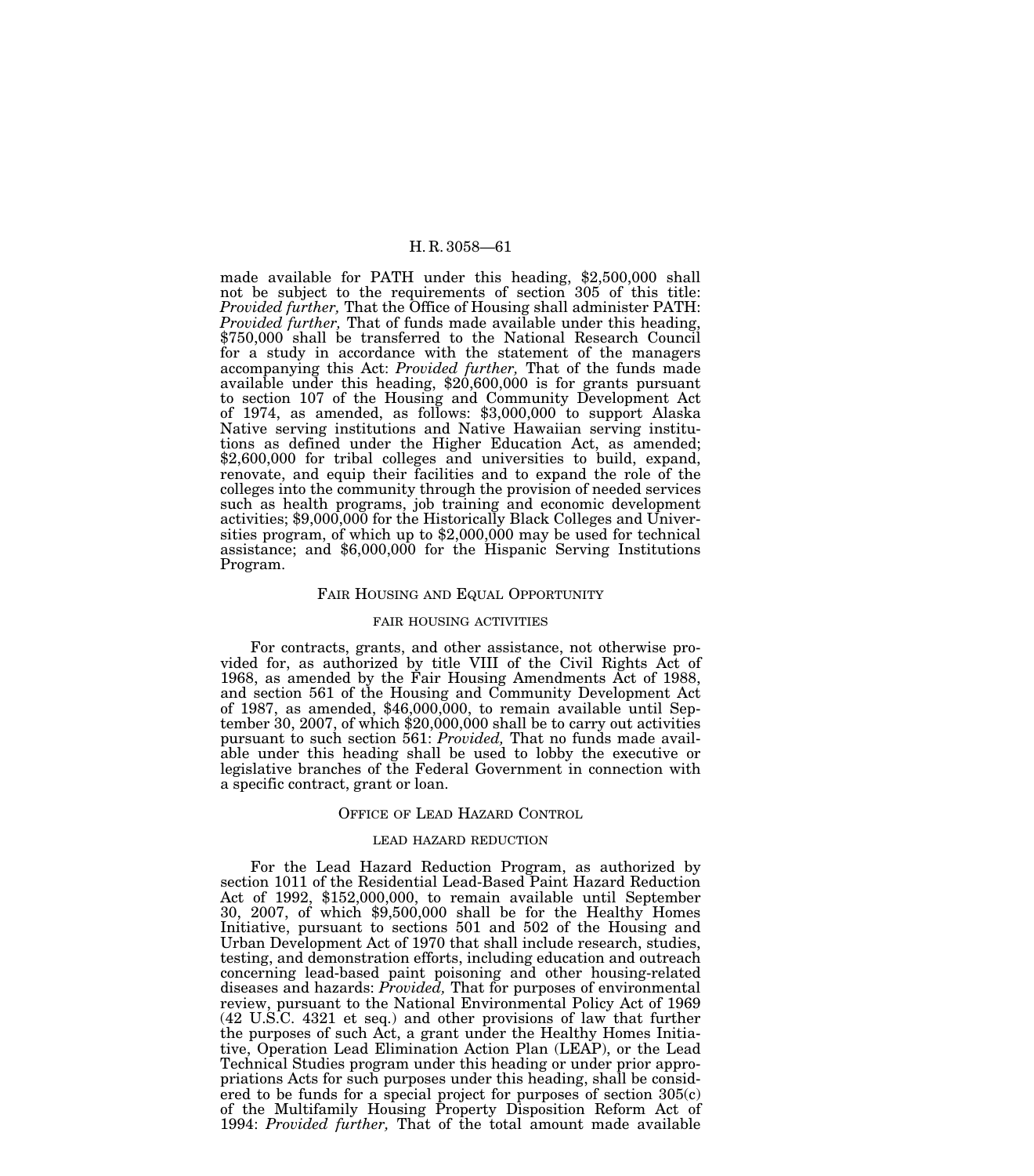made available for PATH under this heading, $2,500,000 shall not be subject to the requirements of section 305 of this title: *Provided further,* That the Office of Housing shall administer PATH: *Provided further,* That of funds made available under this heading, $750,000 shall be transferred to the National Research Council for a study in accordance with the statement of the managers accompanying this Act: *Provided further,* That of the funds made available under this heading, $20,600,000 is for grants pursuant to section 107 of the Housing and Community Development Act of 1974, as amended, as follows: $3,000,000 to support Alaska Native serving institutions and Native Hawaiian serving institutions as defined under the Higher Education Act, as amended; $2,600,000 for tribal colleges and universities to build, expand, renovate, and equip their facilities and to expand the role of the colleges into the community through the provision of needed services such as health programs, job training and economic development activities; $9,000,000 for the Historically Black Colleges and Universities program, of which up to $2,000,000 may be used for technical assistance; and $6,000,000 for the Hispanic Serving Institutions Program.

## Fair Housing and Equal Opportunity

### fair housing activities

For contracts, grants, and other assistance, not otherwise provided for, as authorized by title VIII of the Civil Rights Act of 1968, as amended by the Fair Housing Amendments Act of 1988, and section 561 of the Housing and Community Development Act of 1987, as amended, $46,000,000, to remain available until September 30, 2007, of which $20,000,000 shall be to carry out activities pursuant to such section 561: *Provided,* That no funds made available under this heading shall be used to lobby the executive or legislative branches of the Federal Government in connection with a specific contract, grant or loan.

## Office of Lead Hazard Control

### lead hazard reduction

For the Lead Hazard Reduction Program, as authorized by section 1011 of the Residential Lead-Based Paint Hazard Reduction Act of 1992, $152,000,000, to remain available until September 30, 2007, of which $9,500,000 shall be for the Healthy Homes Initiative, pursuant to sections 501 and 502 of the Housing and Urban Development Act of 1970 that shall include research, studies, testing, and demonstration efforts, including education and outreach concerning lead-based paint poisoning and other housing-related diseases and hazards: *Provided,* That for purposes of environmental review, pursuant to the National Environmental Policy Act of 1969 (42 U.S.C. 4321 et seq.) and other provisions of law that further the purposes of such Act, a grant under the Healthy Homes Initiative, Operation Lead Elimination Action Plan (LEAP), or the Lead Technical Studies program under this heading or under prior appropriations Acts for such purposes under this heading, shall be considered to be funds for a special project for purposes of section 305(c) of the Multifamily Housing Property Disposition Reform Act of 1994: *Provided further,* That of the total amount made available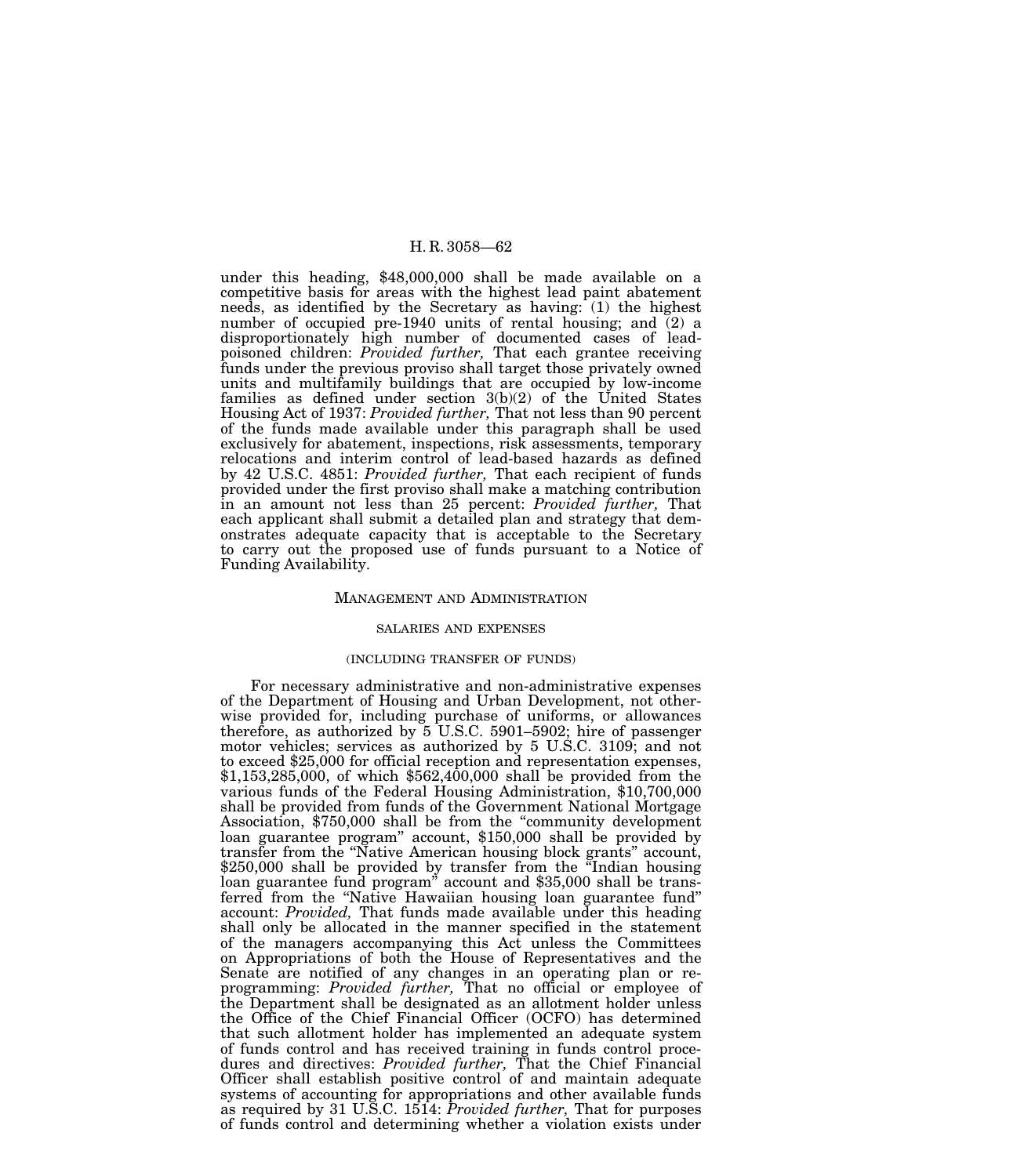under this heading, $48,000,000 shall be made available on a competitive basis for areas with the highest lead paint abatement needs, as identified by the Secretary as having: (1) the highest number of occupied pre-1940 units of rental housing; and (2) a disproportionately high number of documented cases of lead-poisoned children: *Provided further,* That each grantee receiving funds under the previous proviso shall target those privately owned units and multifamily buildings that are occupied by low-income families as defined under section 3(b)(2) of the United States Housing Act of 1937: *Provided further,* That not less than 90 percent of the funds made available under this paragraph shall be used exclusively for abatement, inspections, risk assessments, temporary relocations and interim control of lead-based hazards as defined by 42 U.S.C. 4851: *Provided further,* That each recipient of funds provided under the first proviso shall make a matching contribution in an amount not less than 25 percent: *Provided further,* That each applicant shall submit a detailed plan and strategy that demonstrates adequate capacity that is acceptable to the Secretary to carry out the proposed use of funds pursuant to a Notice of Funding Availability.

## MANAGEMENT AND ADMINISTRATION

### SALARIES AND EXPENSES

#### (INCLUDING TRANSFER OF FUNDS)

For necessary administrative and non-administrative expenses of the Department of Housing and Urban Development, not otherwise provided for, including purchase of uniforms, or allowances therefore, as authorized by 5 U.S.C. 5901–5902; hire of passenger motor vehicles; services as authorized by 5 U.S.C. 3109; and not to exceed $25,000 for official reception and representation expenses, $1,153,285,000, of which $562,400,000 shall be provided from the various funds of the Federal Housing Administration, $10,700,000 shall be provided from funds of the Government National Mortgage Association, $750,000 shall be from the "community development loan guarantee program" account, $150,000 shall be provided by transfer from the "Native American housing block grants" account, $250,000 shall be provided by transfer from the "Indian housing loan guarantee fund program" account and $35,000 shall be transferred from the "Native Hawaiian housing loan guarantee fund" account: *Provided,* That funds made available under this heading shall only be allocated in the manner specified in the statement of the managers accompanying this Act unless the Committees on Appropriations of both the House of Representatives and the Senate are notified of any changes in an operating plan or reprogramming: *Provided further,* That no official or employee of the Department shall be designated as an allotment holder unless the Office of the Chief Financial Officer (OCFO) has determined that such allotment holder has implemented an adequate system of funds control and has received training in funds control procedures and directives: *Provided further,* That the Chief Financial Officer shall establish positive control of and maintain adequate systems of accounting for appropriations and other available funds as required by 31 U.S.C. 1514: *Provided further,* That for purposes of funds control and determining whether a violation exists under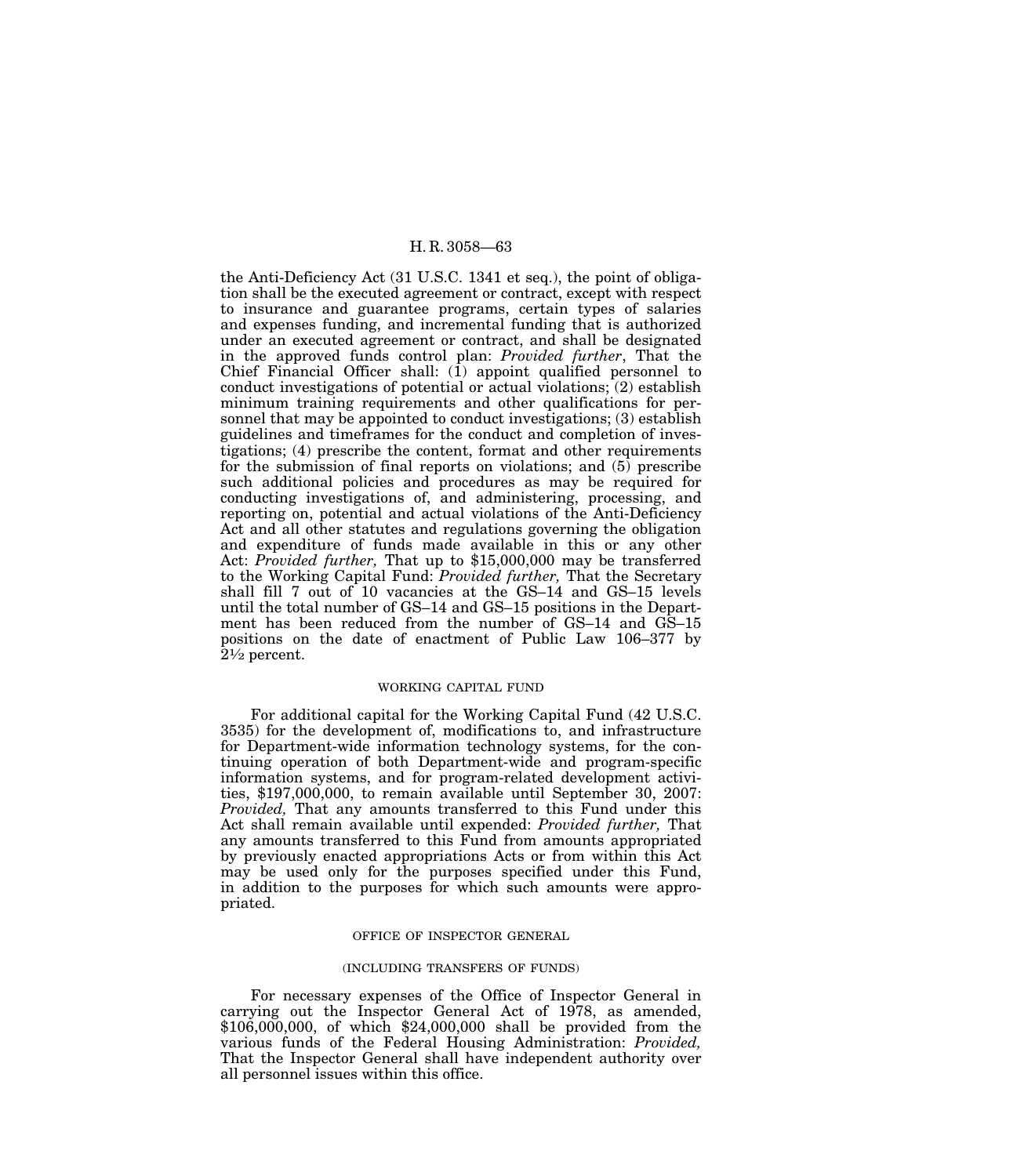the Anti-Deficiency Act (31 U.S.C. 1341 et seq.), the point of obligation shall be the executed agreement or contract, except with respect to insurance and guarantee programs, certain types of salaries and expenses funding, and incremental funding that is authorized under an executed agreement or contract, and shall be designated in the approved funds control plan: *Provided further*, That the Chief Financial Officer shall: (1) appoint qualified personnel to conduct investigations of potential or actual violations; (2) establish minimum training requirements and other qualifications for personnel that may be appointed to conduct investigations; (3) establish guidelines and timeframes for the conduct and completion of investigations; (4) prescribe the content, format and other requirements for the submission of final reports on violations; and (5) prescribe such additional policies and procedures as may be required for conducting investigations of, and administering, processing, and reporting on, potential and actual violations of the Anti-Deficiency Act and all other statutes and regulations governing the obligation and expenditure of funds made available in this or any other Act: *Provided further,* That up to $15,000,000 may be transferred to the Working Capital Fund: *Provided further,* That the Secretary shall fill 7 out of 10 vacancies at the GS–14 and GS–15 levels until the total number of GS–14 and GS–15 positions in the Department has been reduced from the number of GS–14 and GS–15 positions on the date of enactment of Public Law 106–377 by 2½ percent.

WORKING CAPITAL FUND

For additional capital for the Working Capital Fund (42 U.S.C. 3535) for the development of, modifications to, and infrastructure for Department-wide information technology systems, for the continuing operation of both Department-wide and program-specific information systems, and for program-related development activities, $197,000,000, to remain available until September 30, 2007: *Provided,* That any amounts transferred to this Fund under this Act shall remain available until expended: *Provided further,* That any amounts transferred to this Fund from amounts appropriated by previously enacted appropriations Acts or from within this Act may be used only for the purposes specified under this Fund, in addition to the purposes for which such amounts were appropriated.

OFFICE OF INSPECTOR GENERAL

(INCLUDING TRANSFERS OF FUNDS)

For necessary expenses of the Office of Inspector General in carrying out the Inspector General Act of 1978, as amended, $106,000,000, of which $24,000,000 shall be provided from the various funds of the Federal Housing Administration: *Provided,* That the Inspector General shall have independent authority over all personnel issues within this office.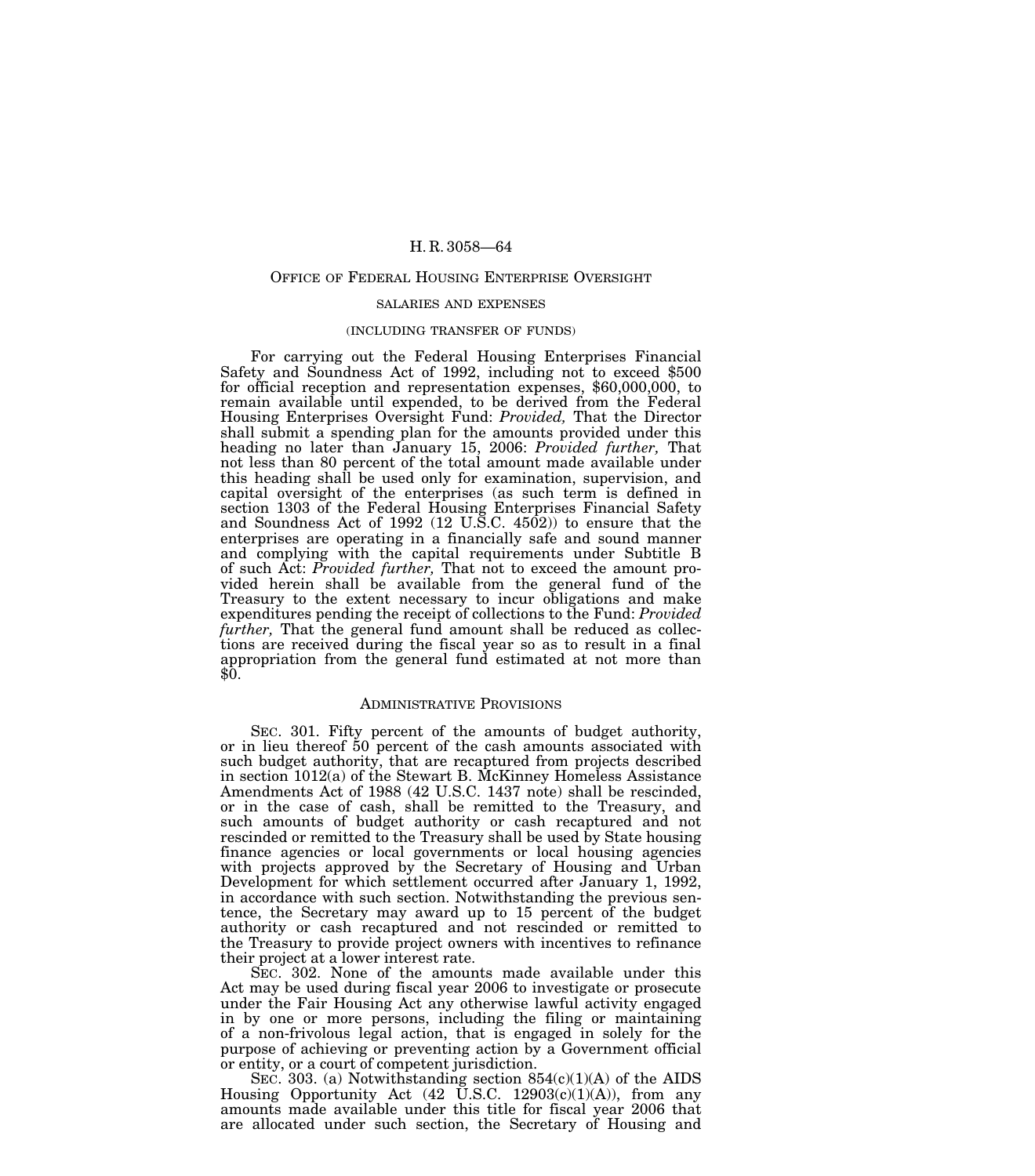## OFFICE OF FEDERAL HOUSING ENTERPRISE OVERSIGHT

### SALARIES AND EXPENSES

#### (INCLUDING TRANSFER OF FUNDS)

For carrying out the Federal Housing Enterprises Financial Safety and Soundness Act of 1992, including not to exceed $500 for official reception and representation expenses, $60,000,000, to remain available until expended, to be derived from the Federal Housing Enterprises Oversight Fund: *Provided,* That the Director shall submit a spending plan for the amounts provided under this heading no later than January 15, 2006: *Provided further,* That not less than 80 percent of the total amount made available under this heading shall be used only for examination, supervision, and capital oversight of the enterprises (as such term is defined in section 1303 of the Federal Housing Enterprises Financial Safety and Soundness Act of 1992 (12 U.S.C. 4502)) to ensure that the enterprises are operating in a financially safe and sound manner and complying with the capital requirements under Subtitle B of such Act: *Provided further,* That not to exceed the amount provided herein shall be available from the general fund of the Treasury to the extent necessary to incur obligations and make expenditures pending the receipt of collections to the Fund: *Provided further,* That the general fund amount shall be reduced as collections are received during the fiscal year so as to result in a final appropriation from the general fund estimated at not more than $0.

## ADMINISTRATIVE PROVISIONS

SEC. 301. Fifty percent of the amounts of budget authority, or in lieu thereof 50 percent of the cash amounts associated with such budget authority, that are recaptured from projects described in section 1012(a) of the Stewart B. McKinney Homeless Assistance Amendments Act of 1988 (42 U.S.C. 1437 note) shall be rescinded, or in the case of cash, shall be remitted to the Treasury, and such amounts of budget authority or cash recaptured and not rescinded or remitted to the Treasury shall be used by State housing finance agencies or local governments or local housing agencies with projects approved by the Secretary of Housing and Urban Development for which settlement occurred after January 1, 1992, in accordance with such section. Notwithstanding the previous sentence, the Secretary may award up to 15 percent of the budget authority or cash recaptured and not rescinded or remitted to the Treasury to provide project owners with incentives to refinance their project at a lower interest rate.

SEC. 302. None of the amounts made available under this Act may be used during fiscal year 2006 to investigate or prosecute under the Fair Housing Act any otherwise lawful activity engaged in by one or more persons, including the filing or maintaining of a non-frivolous legal action, that is engaged in solely for the purpose of achieving or preventing action by a Government official or entity, or a court of competent jurisdiction.

SEC. 303. (a) Notwithstanding section 854(c)(1)(A) of the AIDS Housing Opportunity Act (42 U.S.C. 12903(c)(1)(A)), from any amounts made available under this title for fiscal year 2006 that are allocated under such section, the Secretary of Housing and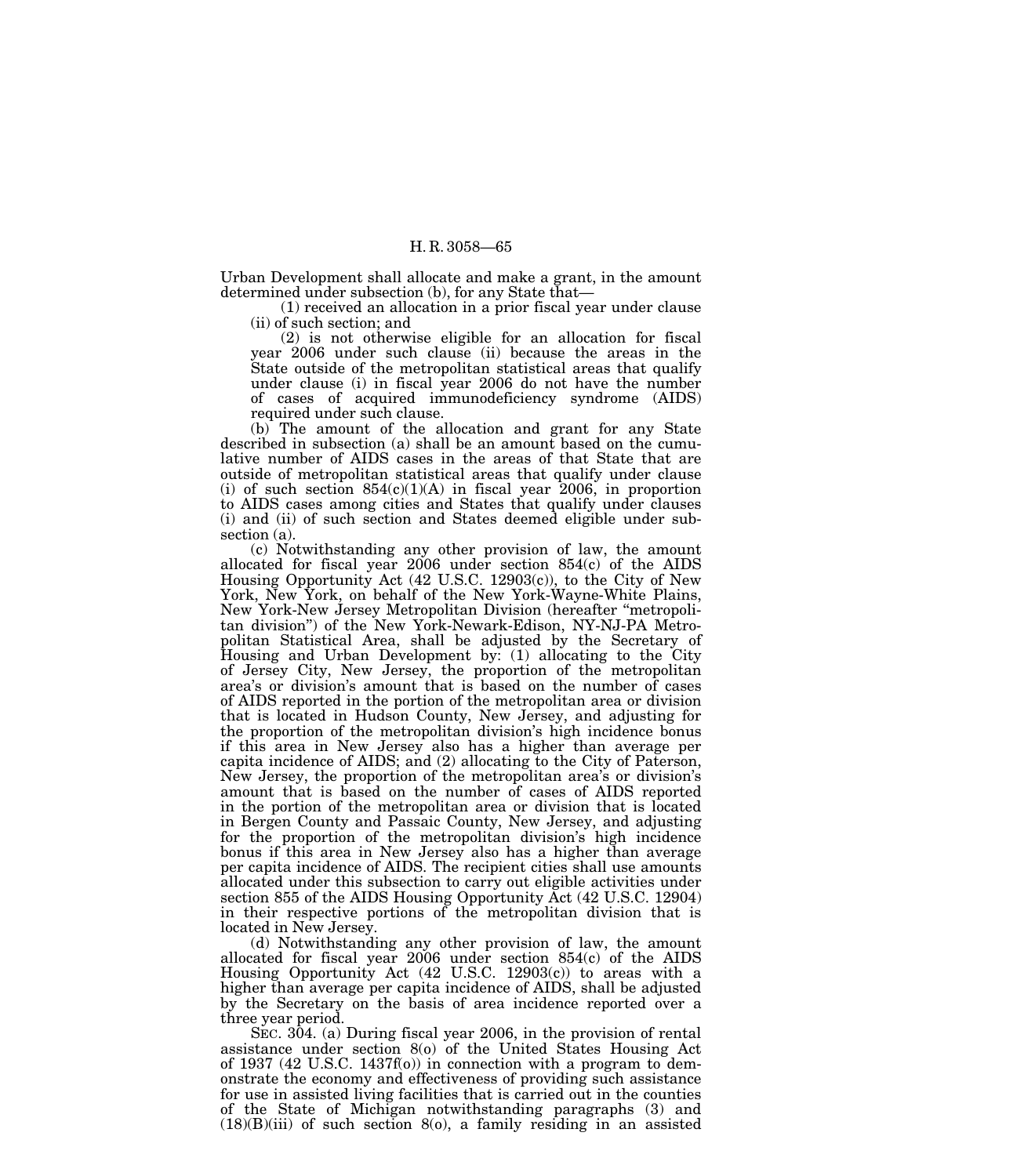Urban Development shall allocate and make a grant, in the amount determined under subsection (b), for any State that—

(1) received an allocation in a prior fiscal year under clause (ii) of such section; and

(2) is not otherwise eligible for an allocation for fiscal year 2006 under such clause (ii) because the areas in the State outside of the metropolitan statistical areas that qualify under clause (i) in fiscal year 2006 do not have the number of cases of acquired immunodeficiency syndrome (AIDS) required under such clause.

(b) The amount of the allocation and grant for any State described in subsection (a) shall be an amount based on the cumulative number of AIDS cases in the areas of that State that are outside of metropolitan statistical areas that qualify under clause (i) of such section 854(c)(1)(A) in fiscal year 2006, in proportion to AIDS cases among cities and States that qualify under clauses (i) and (ii) of such section and States deemed eligible under subsection (a).

(c) Notwithstanding any other provision of law, the amount allocated for fiscal year 2006 under section 854(c) of the AIDS Housing Opportunity Act (42 U.S.C. 12903(c)), to the City of New York, New York, on behalf of the New York-Wayne-White Plains, New York-New Jersey Metropolitan Division (hereafter "metropolitan division") of the New York-Newark-Edison, NY-NJ-PA Metropolitan Statistical Area, shall be adjusted by the Secretary of Housing and Urban Development by: (1) allocating to the City of Jersey City, New Jersey, the proportion of the metropolitan area's or division's amount that is based on the number of cases of AIDS reported in the portion of the metropolitan area or division that is located in Hudson County, New Jersey, and adjusting for the proportion of the metropolitan division's high incidence bonus if this area in New Jersey also has a higher than average per capita incidence of AIDS; and (2) allocating to the City of Paterson, New Jersey, the proportion of the metropolitan area's or division's amount that is based on the number of cases of AIDS reported in the portion of the metropolitan area or division that is located in Bergen County and Passaic County, New Jersey, and adjusting for the proportion of the metropolitan division's high incidence bonus if this area in New Jersey also has a higher than average per capita incidence of AIDS. The recipient cities shall use amounts allocated under this subsection to carry out eligible activities under section 855 of the AIDS Housing Opportunity Act (42 U.S.C. 12904) in their respective portions of the metropolitan division that is located in New Jersey.

(d) Notwithstanding any other provision of law, the amount allocated for fiscal year 2006 under section 854(c) of the AIDS Housing Opportunity Act (42 U.S.C. 12903(c)) to areas with a higher than average per capita incidence of AIDS, shall be adjusted by the Secretary on the basis of area incidence reported over a three year period.

SEC. 304. (a) During fiscal year 2006, in the provision of rental assistance under section 8(o) of the United States Housing Act of 1937 (42 U.S.C. 1437f(o)) in connection with a program to demonstrate the economy and effectiveness of providing such assistance for use in assisted living facilities that is carried out in the counties of the State of Michigan notwithstanding paragraphs (3) and (18)(B)(iii) of such section 8(o), a family residing in an assisted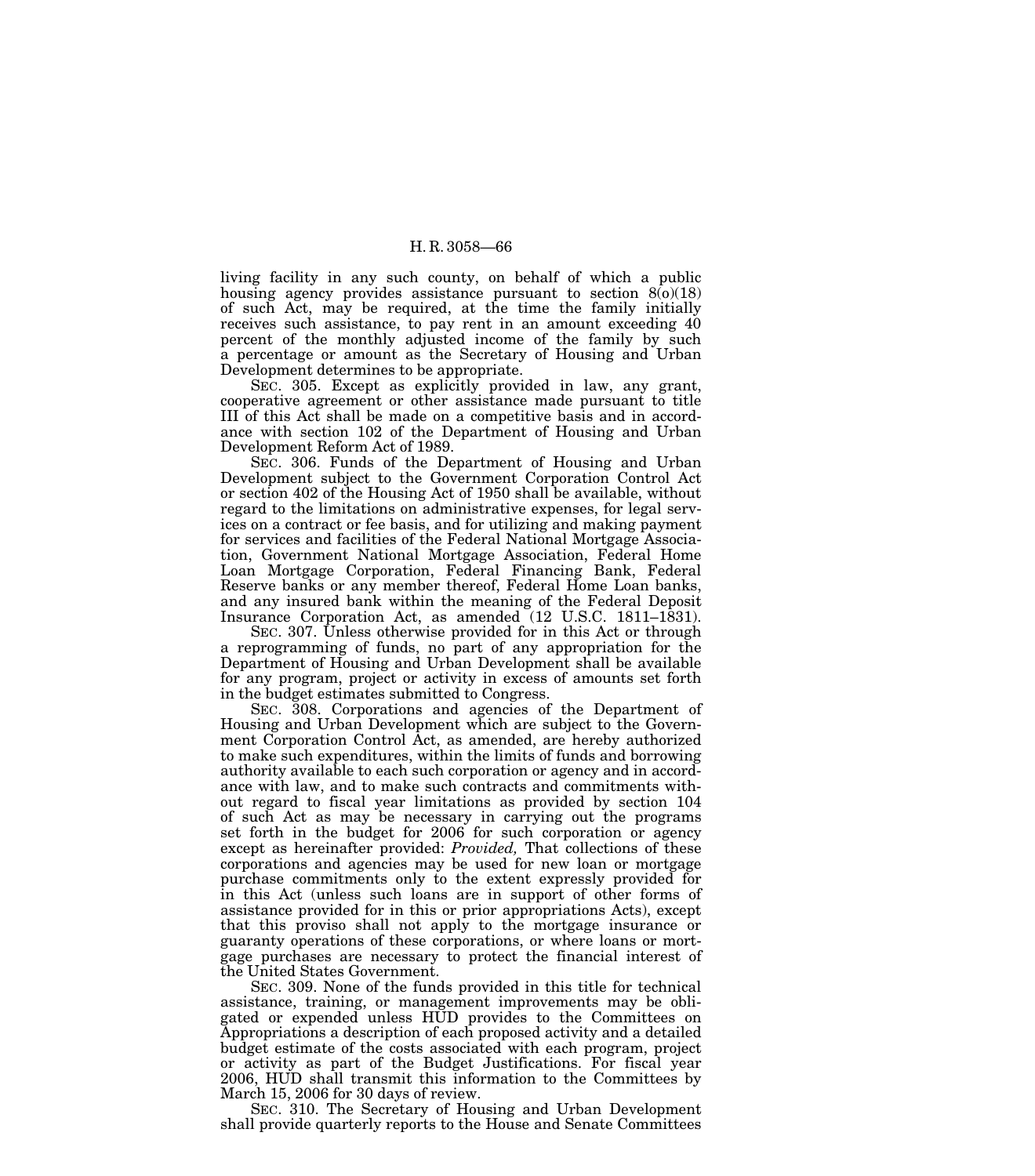living facility in any such county, on behalf of which a public housing agency provides assistance pursuant to section 8(o)(18) of such Act, may be required, at the time the family initially receives such assistance, to pay rent in an amount exceeding 40 percent of the monthly adjusted income of the family by such a percentage or amount as the Secretary of Housing and Urban Development determines to be appropriate.

SEC. 305. Except as explicitly provided in law, any grant, cooperative agreement or other assistance made pursuant to title III of this Act shall be made on a competitive basis and in accordance with section 102 of the Department of Housing and Urban Development Reform Act of 1989.

SEC. 306. Funds of the Department of Housing and Urban Development subject to the Government Corporation Control Act or section 402 of the Housing Act of 1950 shall be available, without regard to the limitations on administrative expenses, for legal services on a contract or fee basis, and for utilizing and making payment for services and facilities of the Federal National Mortgage Association, Government National Mortgage Association, Federal Home Loan Mortgage Corporation, Federal Financing Bank, Federal Reserve banks or any member thereof, Federal Home Loan banks, and any insured bank within the meaning of the Federal Deposit Insurance Corporation Act, as amended (12 U.S.C. 1811–1831).

SEC. 307. Unless otherwise provided for in this Act or through a reprogramming of funds, no part of any appropriation for the Department of Housing and Urban Development shall be available for any program, project or activity in excess of amounts set forth in the budget estimates submitted to Congress.

SEC. 308. Corporations and agencies of the Department of Housing and Urban Development which are subject to the Government Corporation Control Act, as amended, are hereby authorized to make such expenditures, within the limits of funds and borrowing authority available to each such corporation or agency and in accordance with law, and to make such contracts and commitments without regard to fiscal year limitations as provided by section 104 of such Act as may be necessary in carrying out the programs set forth in the budget for 2006 for such corporation or agency except as hereinafter provided: *Provided,* That collections of these corporations and agencies may be used for new loan or mortgage purchase commitments only to the extent expressly provided for in this Act (unless such loans are in support of other forms of assistance provided for in this or prior appropriations Acts), except that this proviso shall not apply to the mortgage insurance or guaranty operations of these corporations, or where loans or mortgage purchases are necessary to protect the financial interest of the United States Government.

SEC. 309. None of the funds provided in this title for technical assistance, training, or management improvements may be obligated or expended unless HUD provides to the Committees on Appropriations a description of each proposed activity and a detailed budget estimate of the costs associated with each program, project or activity as part of the Budget Justifications. For fiscal year 2006, HUD shall transmit this information to the Committees by March 15, 2006 for 30 days of review.

SEC. 310. The Secretary of Housing and Urban Development shall provide quarterly reports to the House and Senate Committees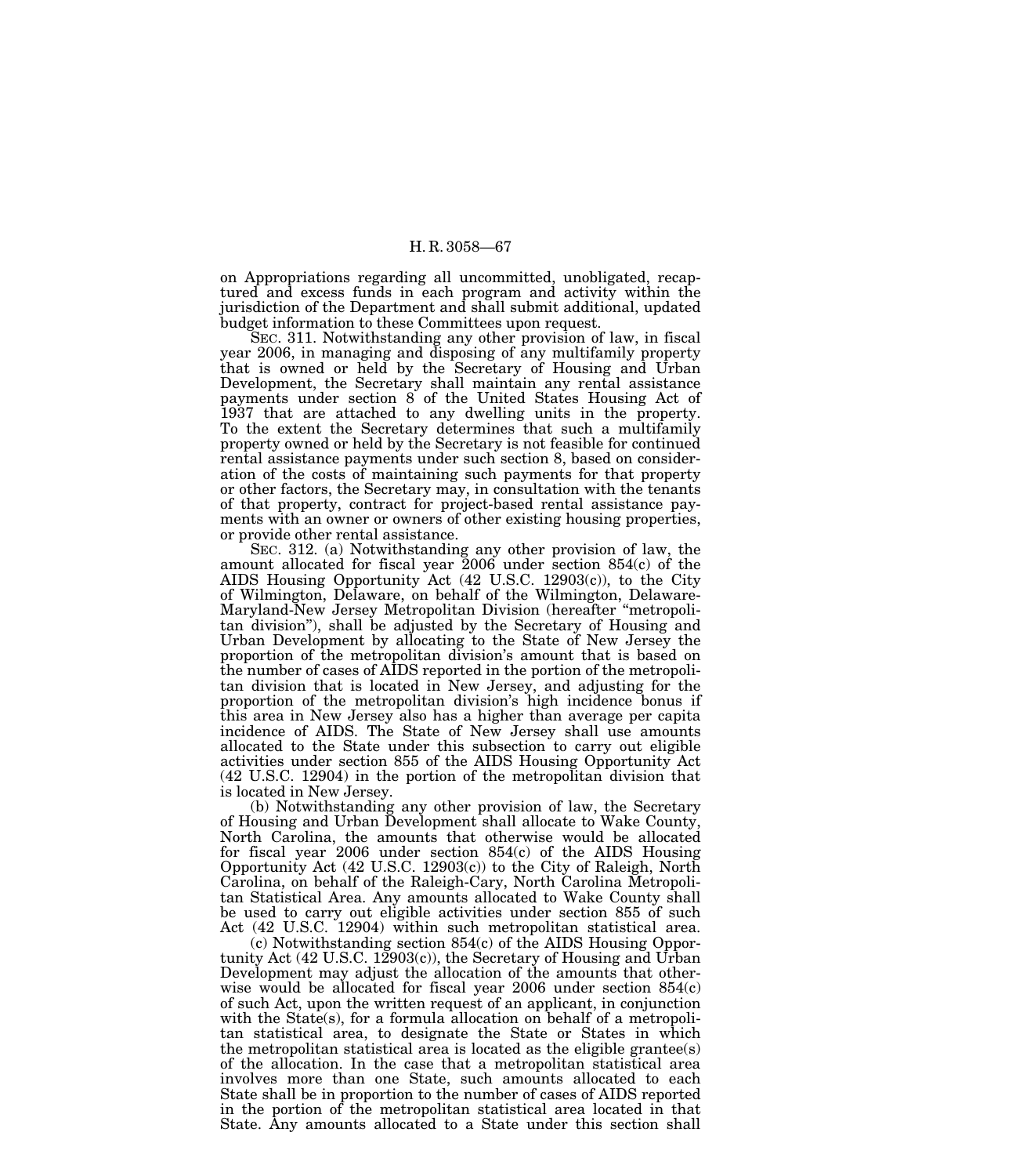on Appropriations regarding all uncommitted, unobligated, recaptured and excess funds in each program and activity within the jurisdiction of the Department and shall submit additional, updated budget information to these Committees upon request.

SEC. 311. Notwithstanding any other provision of law, in fiscal year 2006, in managing and disposing of any multifamily property that is owned or held by the Secretary of Housing and Urban Development, the Secretary shall maintain any rental assistance payments under section 8 of the United States Housing Act of 1937 that are attached to any dwelling units in the property. To the extent the Secretary determines that such a multifamily property owned or held by the Secretary is not feasible for continued rental assistance payments under such section 8, based on consideration of the costs of maintaining such payments for that property or other factors, the Secretary may, in consultation with the tenants of that property, contract for project-based rental assistance payments with an owner or owners of other existing housing properties, or provide other rental assistance.

SEC. 312. (a) Notwithstanding any other provision of law, the amount allocated for fiscal year 2006 under section 854(c) of the AIDS Housing Opportunity Act (42 U.S.C. 12903(c)), to the City of Wilmington, Delaware, on behalf of the Wilmington, Delaware-Maryland-New Jersey Metropolitan Division (hereafter "metropolitan division"), shall be adjusted by the Secretary of Housing and Urban Development by allocating to the State of New Jersey the proportion of the metropolitan division's amount that is based on the number of cases of AIDS reported in the portion of the metropolitan division that is located in New Jersey, and adjusting for the proportion of the metropolitan division's high incidence bonus if this area in New Jersey also has a higher than average per capita incidence of AIDS. The State of New Jersey shall use amounts allocated to the State under this subsection to carry out eligible activities under section 855 of the AIDS Housing Opportunity Act (42 U.S.C. 12904) in the portion of the metropolitan division that is located in New Jersey.

(b) Notwithstanding any other provision of law, the Secretary of Housing and Urban Development shall allocate to Wake County, North Carolina, the amounts that otherwise would be allocated for fiscal year 2006 under section 854(c) of the AIDS Housing Opportunity Act (42 U.S.C. 12903(c)) to the City of Raleigh, North Carolina, on behalf of the Raleigh-Cary, North Carolina Metropolitan Statistical Area. Any amounts allocated to Wake County shall be used to carry out eligible activities under section 855 of such Act (42 U.S.C. 12904) within such metropolitan statistical area.

(c) Notwithstanding section 854(c) of the AIDS Housing Opportunity Act (42 U.S.C. 12903(c)), the Secretary of Housing and Urban Development may adjust the allocation of the amounts that otherwise would be allocated for fiscal year 2006 under section 854(c) of such Act, upon the written request of an applicant, in conjunction with the State(s), for a formula allocation on behalf of a metropolitan statistical area, to designate the State or States in which the metropolitan statistical area is located as the eligible grantee(s) of the allocation. In the case that a metropolitan statistical area involves more than one State, such amounts allocated to each State shall be in proportion to the number of cases of AIDS reported in the portion of the metropolitan statistical area located in that State. Any amounts allocated to a State under this section shall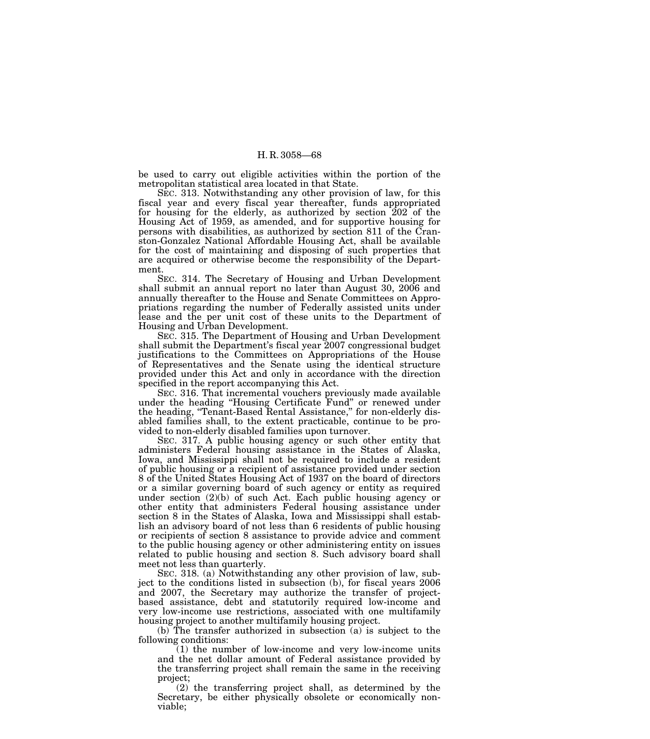be used to carry out eligible activities within the portion of the metropolitan statistical area located in that State.

SEC. 313. Notwithstanding any other provision of law, for this fiscal year and every fiscal year thereafter, funds appropriated for housing for the elderly, as authorized by section 202 of the Housing Act of 1959, as amended, and for supportive housing for persons with disabilities, as authorized by section 811 of the Cranston-Gonzalez National Affordable Housing Act, shall be available for the cost of maintaining and disposing of such properties that are acquired or otherwise become the responsibility of the Department.

SEC. 314. The Secretary of Housing and Urban Development shall submit an annual report no later than August 30, 2006 and annually thereafter to the House and Senate Committees on Appropriations regarding the number of Federally assisted units under lease and the per unit cost of these units to the Department of Housing and Urban Development.

SEC. 315. The Department of Housing and Urban Development shall submit the Department's fiscal year 2007 congressional budget justifications to the Committees on Appropriations of the House of Representatives and the Senate using the identical structure provided under this Act and only in accordance with the direction specified in the report accompanying this Act.

SEC. 316. That incremental vouchers previously made available under the heading "Housing Certificate Fund" or renewed under the heading, "Tenant-Based Rental Assistance," for non-elderly disabled families shall, to the extent practicable, continue to be provided to non-elderly disabled families upon turnover.

SEC. 317. A public housing agency or such other entity that administers Federal housing assistance in the States of Alaska, Iowa, and Mississippi shall not be required to include a resident of public housing or a recipient of assistance provided under section 8 of the United States Housing Act of 1937 on the board of directors or a similar governing board of such agency or entity as required under section (2)(b) of such Act. Each public housing agency or other entity that administers Federal housing assistance under section 8 in the States of Alaska, Iowa and Mississippi shall establish an advisory board of not less than 6 residents of public housing or recipients of section 8 assistance to provide advice and comment to the public housing agency or other administering entity on issues related to public housing and section 8. Such advisory board shall meet not less than quarterly.

SEC. 318. (a) Notwithstanding any other provision of law, subject to the conditions listed in subsection (b), for fiscal years 2006 and 2007, the Secretary may authorize the transfer of project-based assistance, debt and statutorily required low-income and very low-income use restrictions, associated with one multifamily housing project to another multifamily housing project.

(b) The transfer authorized in subsection (a) is subject to the following conditions:

(1) the number of low-income and very low-income units and the net dollar amount of Federal assistance provided by the transferring project shall remain the same in the receiving project;

(2) the transferring project shall, as determined by the Secretary, be either physically obsolete or economically non-viable;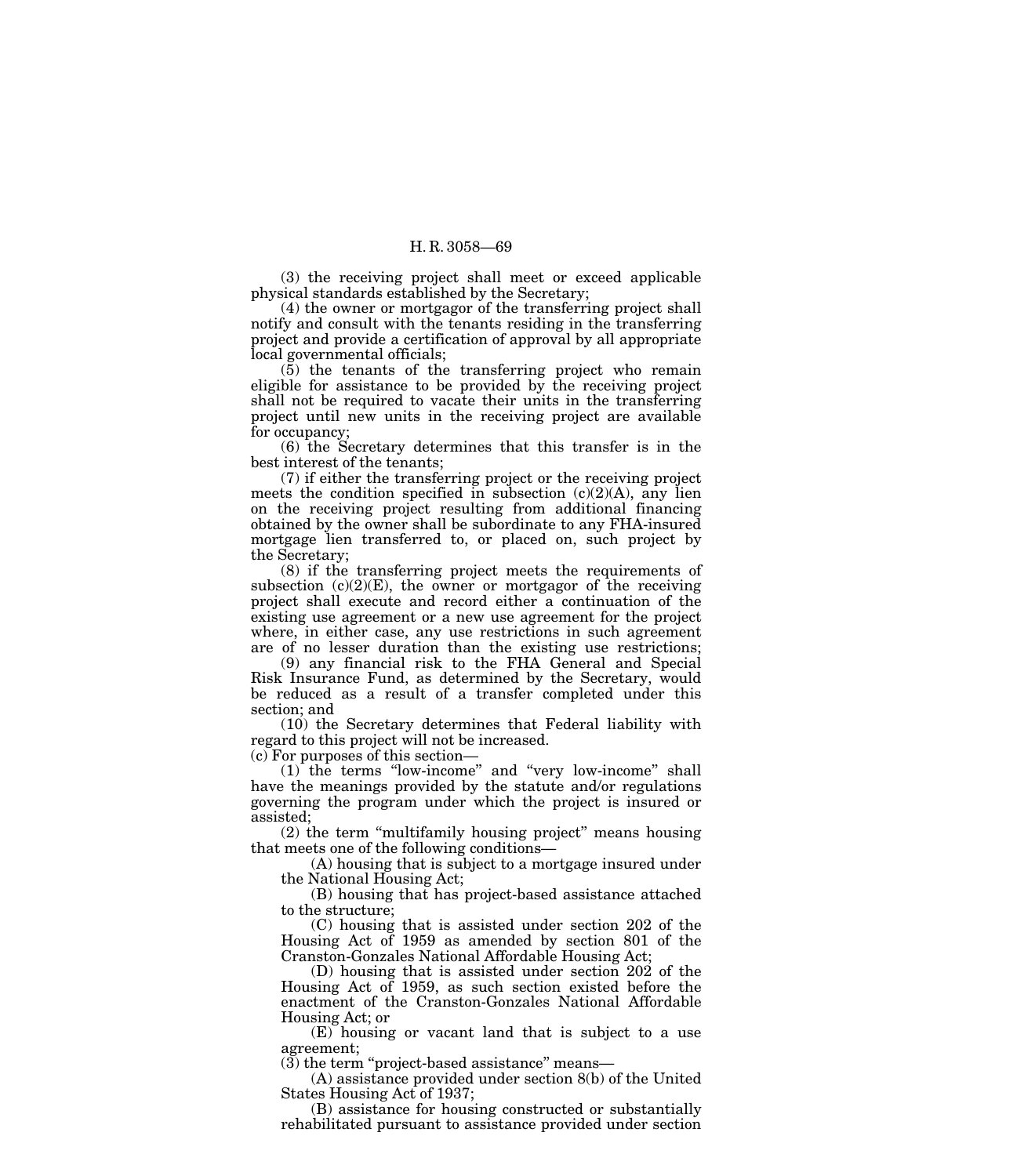(3) the receiving project shall meet or exceed applicable physical standards established by the Secretary;

(4) the owner or mortgagor of the transferring project shall notify and consult with the tenants residing in the transferring project and provide a certification of approval by all appropriate local governmental officials;

(5) the tenants of the transferring project who remain eligible for assistance to be provided by the receiving project shall not be required to vacate their units in the transferring project until new units in the receiving project are available for occupancy;

(6) the Secretary determines that this transfer is in the best interest of the tenants;

(7) if either the transferring project or the receiving project meets the condition specified in subsection (c)(2)(A), any lien on the receiving project resulting from additional financing obtained by the owner shall be subordinate to any FHA-insured mortgage lien transferred to, or placed on, such project by the Secretary;

(8) if the transferring project meets the requirements of subsection (c)(2)(E), the owner or mortgagor of the receiving project shall execute and record either a continuation of the existing use agreement or a new use agreement for the project where, in either case, any use restrictions in such agreement are of no lesser duration than the existing use restrictions;

(9) any financial risk to the FHA General and Special Risk Insurance Fund, as determined by the Secretary, would be reduced as a result of a transfer completed under this section; and

(10) the Secretary determines that Federal liability with regard to this project will not be increased.

(c) For purposes of this section—

(1) the terms "low-income" and "very low-income" shall have the meanings provided by the statute and/or regulations governing the program under which the project is insured or assisted;

(2) the term "multifamily housing project" means housing that meets one of the following conditions—

(A) housing that is subject to a mortgage insured under the National Housing Act;

(B) housing that has project-based assistance attached to the structure;

(C) housing that is assisted under section 202 of the Housing Act of 1959 as amended by section 801 of the Cranston-Gonzales National Affordable Housing Act;

(D) housing that is assisted under section 202 of the Housing Act of 1959, as such section existed before the enactment of the Cranston-Gonzales National Affordable Housing Act; or

(E) housing or vacant land that is subject to a use agreement;

(3) the term "project-based assistance" means—

(A) assistance provided under section 8(b) of the United States Housing Act of 1937;

(B) assistance for housing constructed or substantially rehabilitated pursuant to assistance provided under section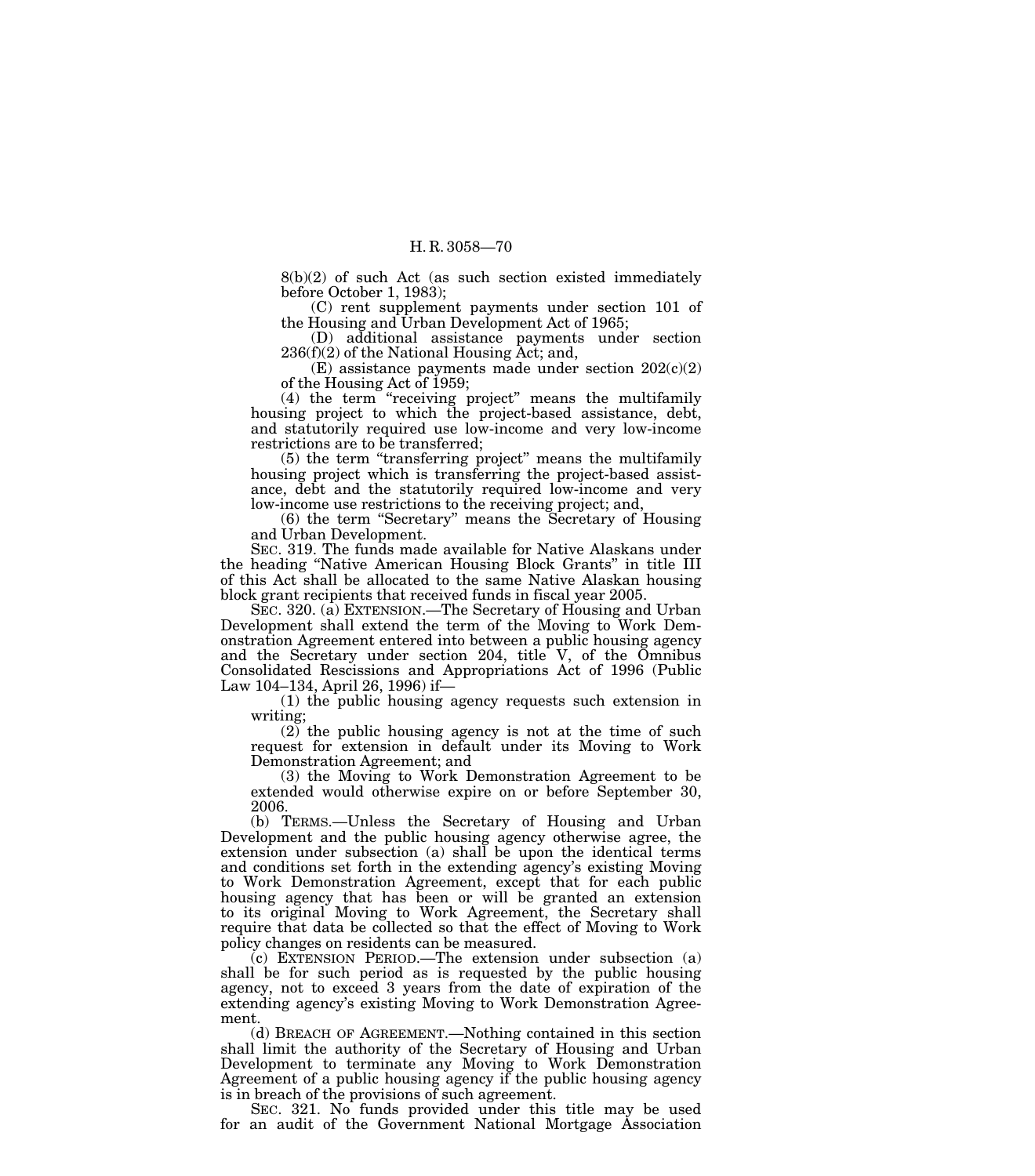8(b)(2) of such Act (as such section existed immediately before October 1, 1983);

(C) rent supplement payments under section 101 of the Housing and Urban Development Act of 1965;

(D) additional assistance payments under section 236(f)(2) of the National Housing Act; and,

(E) assistance payments made under section 202(c)(2) of the Housing Act of 1959;

(4) the term "receiving project" means the multifamily housing project to which the project-based assistance, debt, and statutorily required use low-income and very low-income restrictions are to be transferred;

(5) the term "transferring project" means the multifamily housing project which is transferring the project-based assistance, debt and the statutorily required low-income and very low-income use restrictions to the receiving project; and,

(6) the term "Secretary" means the Secretary of Housing and Urban Development.

SEC. 319. The funds made available for Native Alaskans under the heading "Native American Housing Block Grants" in title III of this Act shall be allocated to the same Native Alaskan housing block grant recipients that received funds in fiscal year 2005.

SEC. 320. (a) EXTENSION.—The Secretary of Housing and Urban Development shall extend the term of the Moving to Work Demonstration Agreement entered into between a public housing agency and the Secretary under section 204, title V, of the Omnibus Consolidated Rescissions and Appropriations Act of 1996 (Public Law 104–134, April 26, 1996) if—

(1) the public housing agency requests such extension in writing;

(2) the public housing agency is not at the time of such request for extension in default under its Moving to Work Demonstration Agreement; and

(3) the Moving to Work Demonstration Agreement to be extended would otherwise expire on or before September 30, 2006.

(b) TERMS.—Unless the Secretary of Housing and Urban Development and the public housing agency otherwise agree, the extension under subsection (a) shall be upon the identical terms and conditions set forth in the extending agency's existing Moving to Work Demonstration Agreement, except that for each public housing agency that has been or will be granted an extension to its original Moving to Work Agreement, the Secretary shall require that data be collected so that the effect of Moving to Work policy changes on residents can be measured.

(c) EXTENSION PERIOD.—The extension under subsection (a) shall be for such period as is requested by the public housing agency, not to exceed 3 years from the date of expiration of the extending agency's existing Moving to Work Demonstration Agreement.

(d) BREACH OF AGREEMENT.—Nothing contained in this section shall limit the authority of the Secretary of Housing and Urban Development to terminate any Moving to Work Demonstration Agreement of a public housing agency if the public housing agency is in breach of the provisions of such agreement.

SEC. 321. No funds provided under this title may be used for an audit of the Government National Mortgage Association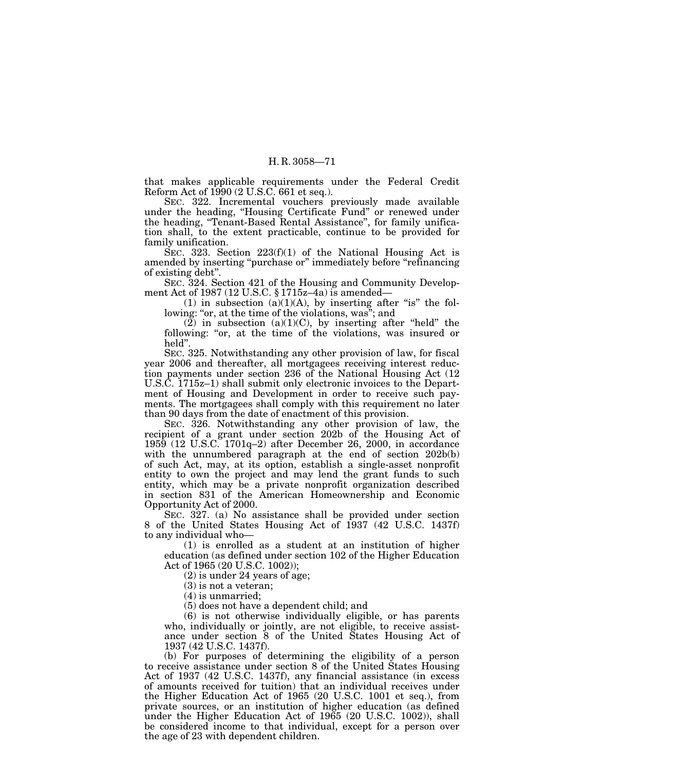that makes applicable requirements under the Federal Credit Reform Act of 1990 (2 U.S.C. 661 et seq.).

SEC. 322. Incremental vouchers previously made available under the heading, "Housing Certificate Fund" or renewed under the heading, "Tenant-Based Rental Assistance", for family unification shall, to the extent practicable, continue to be provided for family unification.

SEC. 323. Section 223(f)(1) of the National Housing Act is amended by inserting "purchase or" immediately before "refinancing of existing debt".

SEC. 324. Section 421 of the Housing and Community Development Act of 1987 (12 U.S.C. § 1715z–4a) is amended—

(1) in subsection (a)(1)(A), by inserting after "is" the following: "or, at the time of the violations, was"; and

(2) in subsection (a)(1)(C), by inserting after "held" the following: "or, at the time of the violations, was insured or held".

SEC. 325. Notwithstanding any other provision of law, for fiscal year 2006 and thereafter, all mortgagees receiving interest reduction payments under section 236 of the National Housing Act (12 U.S.C. 1715z–1) shall submit only electronic invoices to the Department of Housing and Development in order to receive such payments. The mortgagees shall comply with this requirement no later than 90 days from the date of enactment of this provision.

SEC. 326. Notwithstanding any other provision of law, the recipient of a grant under section 202b of the Housing Act of 1959 (12 U.S.C. 1701q–2) after December 26, 2000, in accordance with the unnumbered paragraph at the end of section 202b(b) of such Act, may, at its option, establish a single-asset nonprofit entity to own the project and may lend the grant funds to such entity, which may be a private nonprofit organization described in section 831 of the American Homeownership and Economic Opportunity Act of 2000.

SEC. 327. (a) No assistance shall be provided under section 8 of the United States Housing Act of 1937 (42 U.S.C. 1437f) to any individual who—

(1) is enrolled as a student at an institution of higher education (as defined under section 102 of the Higher Education Act of 1965 (20 U.S.C. 1002));

(2) is under 24 years of age;

(3) is not a veteran;

(4) is unmarried;

(5) does not have a dependent child; and

(6) is not otherwise individually eligible, or has parents who, individually or jointly, are not eligible, to receive assistance under section 8 of the United States Housing Act of 1937 (42 U.S.C. 1437f).

(b) For purposes of determining the eligibility of a person to receive assistance under section 8 of the United States Housing Act of 1937 (42 U.S.C. 1437f), any financial assistance (in excess of amounts received for tuition) that an individual receives under the Higher Education Act of 1965 (20 U.S.C. 1001 et seq.), from private sources, or an institution of higher education (as defined under the Higher Education Act of 1965 (20 U.S.C. 1002)), shall be considered income to that individual, except for a person over the age of 23 with dependent children.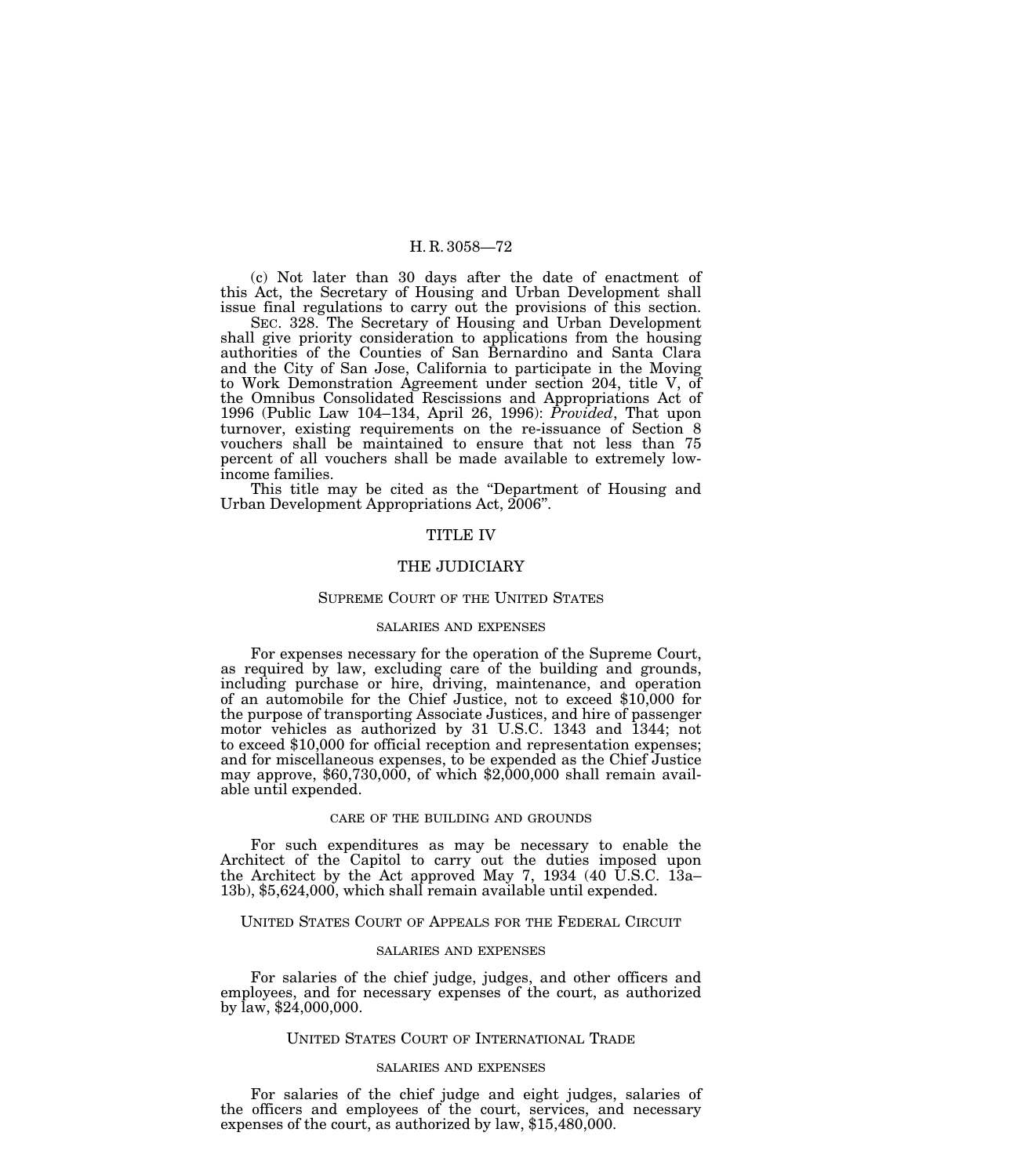(c) Not later than 30 days after the date of enactment of this Act, the Secretary of Housing and Urban Development shall issue final regulations to carry out the provisions of this section.

SEC. 328. The Secretary of Housing and Urban Development shall give priority consideration to applications from the housing authorities of the Counties of San Bernardino and Santa Clara and the City of San Jose, California to participate in the Moving to Work Demonstration Agreement under section 204, title V, of the Omnibus Consolidated Rescissions and Appropriations Act of 1996 (Public Law 104–134, April 26, 1996): *Provided*, That upon turnover, existing requirements on the re-issuance of Section 8 vouchers shall be maintained to ensure that not less than 75 percent of all vouchers shall be made available to extremely low-income families.

This title may be cited as the "Department of Housing and Urban Development Appropriations Act, 2006".

# TITLE IV

# THE JUDICIARY

## SUPREME COURT OF THE UNITED STATES

### SALARIES AND EXPENSES

For expenses necessary for the operation of the Supreme Court, as required by law, excluding care of the building and grounds, including purchase or hire, driving, maintenance, and operation of an automobile for the Chief Justice, not to exceed $10,000 for the purpose of transporting Associate Justices, and hire of passenger motor vehicles as authorized by 31 U.S.C. 1343 and 1344; not to exceed $10,000 for official reception and representation expenses; and for miscellaneous expenses, to be expended as the Chief Justice may approve, $60,730,000, of which $2,000,000 shall remain available until expended.

### CARE OF THE BUILDING AND GROUNDS

For such expenditures as may be necessary to enable the Architect of the Capitol to carry out the duties imposed upon the Architect by the Act approved May 7, 1934 (40 U.S.C. 13a–13b), $5,624,000, which shall remain available until expended.

## UNITED STATES COURT OF APPEALS FOR THE FEDERAL CIRCUIT

### SALARIES AND EXPENSES

For salaries of the chief judge, judges, and other officers and employees, and for necessary expenses of the court, as authorized by law, $24,000,000.

## UNITED STATES COURT OF INTERNATIONAL TRADE

### SALARIES AND EXPENSES

For salaries of the chief judge and eight judges, salaries of the officers and employees of the court, services, and necessary expenses of the court, as authorized by law, $15,480,000.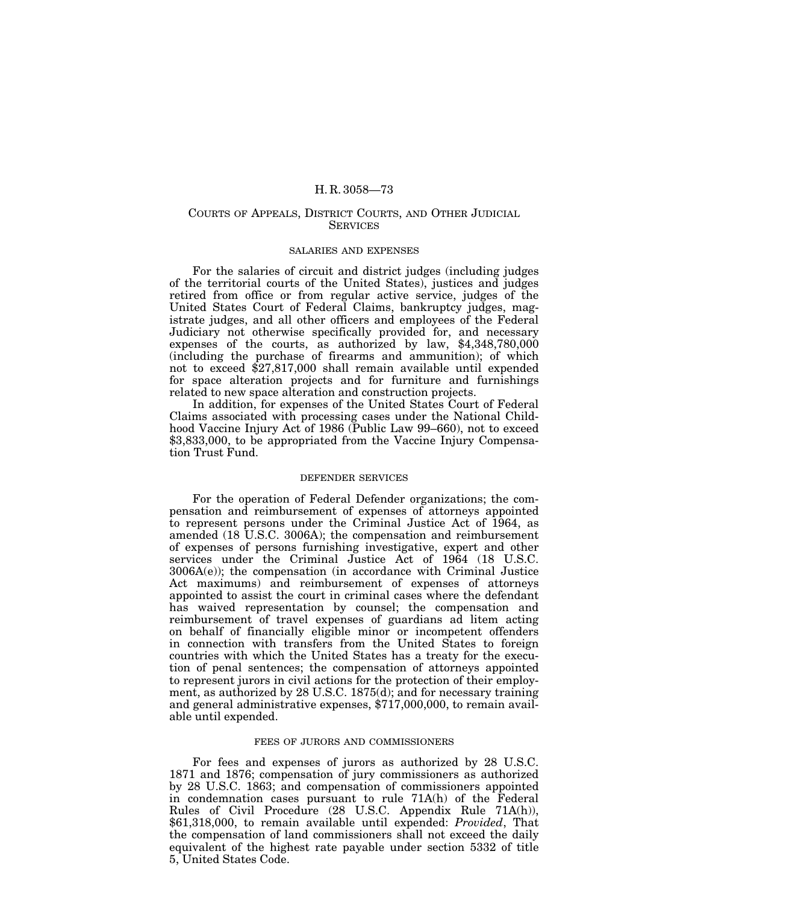## Courts of Appeals, District Courts, and Other Judicial Services

### salaries and expenses

For the salaries of circuit and district judges (including judges of the territorial courts of the United States), justices and judges retired from office or from regular active service, judges of the United States Court of Federal Claims, bankruptcy judges, magistrate judges, and all other officers and employees of the Federal Judiciary not otherwise specifically provided for, and necessary expenses of the courts, as authorized by law, $4,348,780,000 (including the purchase of firearms and ammunition); of which not to exceed $27,817,000 shall remain available until expended for space alteration projects and for furniture and furnishings related to new space alteration and construction projects.

In addition, for expenses of the United States Court of Federal Claims associated with processing cases under the National Childhood Vaccine Injury Act of 1986 (Public Law 99–660), not to exceed $3,833,000, to be appropriated from the Vaccine Injury Compensation Trust Fund.

### defender services

For the operation of Federal Defender organizations; the compensation and reimbursement of expenses of attorneys appointed to represent persons under the Criminal Justice Act of 1964, as amended (18 U.S.C. 3006A); the compensation and reimbursement of expenses of persons furnishing investigative, expert and other services under the Criminal Justice Act of 1964 (18 U.S.C. 3006A(e)); the compensation (in accordance with Criminal Justice Act maximums) and reimbursement of expenses of attorneys appointed to assist the court in criminal cases where the defendant has waived representation by counsel; the compensation and reimbursement of travel expenses of guardians ad litem acting on behalf of financially eligible minor or incompetent offenders in connection with transfers from the United States to foreign countries with which the United States has a treaty for the execution of penal sentences; the compensation of attorneys appointed to represent jurors in civil actions for the protection of their employment, as authorized by 28 U.S.C. 1875(d); and for necessary training and general administrative expenses, $717,000,000, to remain available until expended.

### fees of jurors and commissioners

For fees and expenses of jurors as authorized by 28 U.S.C. 1871 and 1876; compensation of jury commissioners as authorized by 28 U.S.C. 1863; and compensation of commissioners appointed in condemnation cases pursuant to rule 71A(h) of the Federal Rules of Civil Procedure (28 U.S.C. Appendix Rule 71A(h)), $61,318,000, to remain available until expended: *Provided*, That the compensation of land commissioners shall not exceed the daily equivalent of the highest rate payable under section 5332 of title 5, United States Code.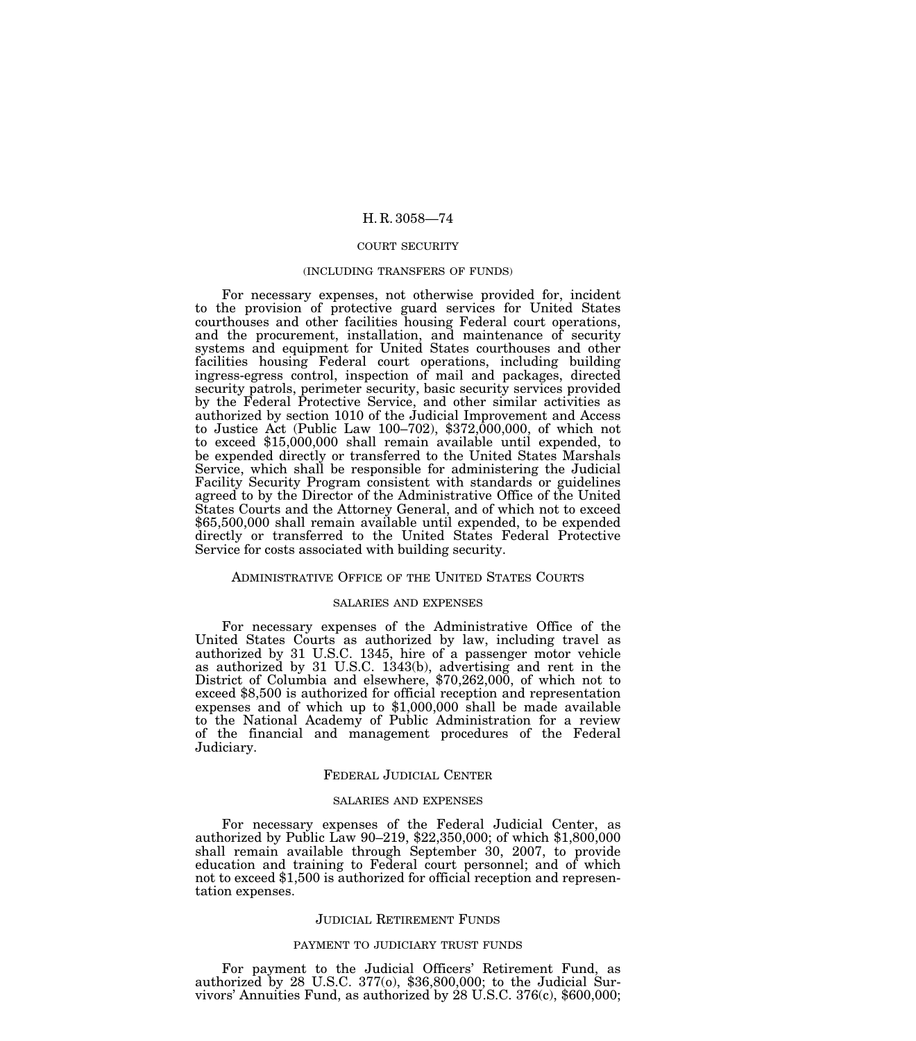### COURT SECURITY

(INCLUDING TRANSFERS OF FUNDS)

For necessary expenses, not otherwise provided for, incident to the provision of protective guard services for United States courthouses and other facilities housing Federal court operations, and the procurement, installation, and maintenance of security systems and equipment for United States courthouses and other facilities housing Federal court operations, including building ingress-egress control, inspection of mail and packages, directed security patrols, perimeter security, basic security services provided by the Federal Protective Service, and other similar activities as authorized by section 1010 of the Judicial Improvement and Access to Justice Act (Public Law 100–702), $372,000,000, of which not to exceed $15,000,000 shall remain available until expended, to be expended directly or transferred to the United States Marshals Service, which shall be responsible for administering the Judicial Facility Security Program consistent with standards or guidelines agreed to by the Director of the Administrative Office of the United States Courts and the Attorney General, and of which not to exceed $65,500,000 shall remain available until expended, to be expended directly or transferred to the United States Federal Protective Service for costs associated with building security.

## ADMINISTRATIVE OFFICE OF THE UNITED STATES COURTS

### SALARIES AND EXPENSES

For necessary expenses of the Administrative Office of the United States Courts as authorized by law, including travel as authorized by 31 U.S.C. 1345, hire of a passenger motor vehicle as authorized by 31 U.S.C. 1343(b), advertising and rent in the District of Columbia and elsewhere, $70,262,000, of which not to exceed $8,500 is authorized for official reception and representation expenses and of which up to $1,000,000 shall be made available to the National Academy of Public Administration for a review of the financial and management procedures of the Federal Judiciary.

## FEDERAL JUDICIAL CENTER

### SALARIES AND EXPENSES

For necessary expenses of the Federal Judicial Center, as authorized by Public Law 90–219, $22,350,000; of which $1,800,000 shall remain available through September 30, 2007, to provide education and training to Federal court personnel; and of which not to exceed $1,500 is authorized for official reception and representation expenses.

## JUDICIAL RETIREMENT FUNDS

### PAYMENT TO JUDICIARY TRUST FUNDS

For payment to the Judicial Officers' Retirement Fund, as authorized by 28 U.S.C. 377(o), $36,800,000; to the Judicial Survivors' Annuities Fund, as authorized by 28 U.S.C. 376(c), $600,000;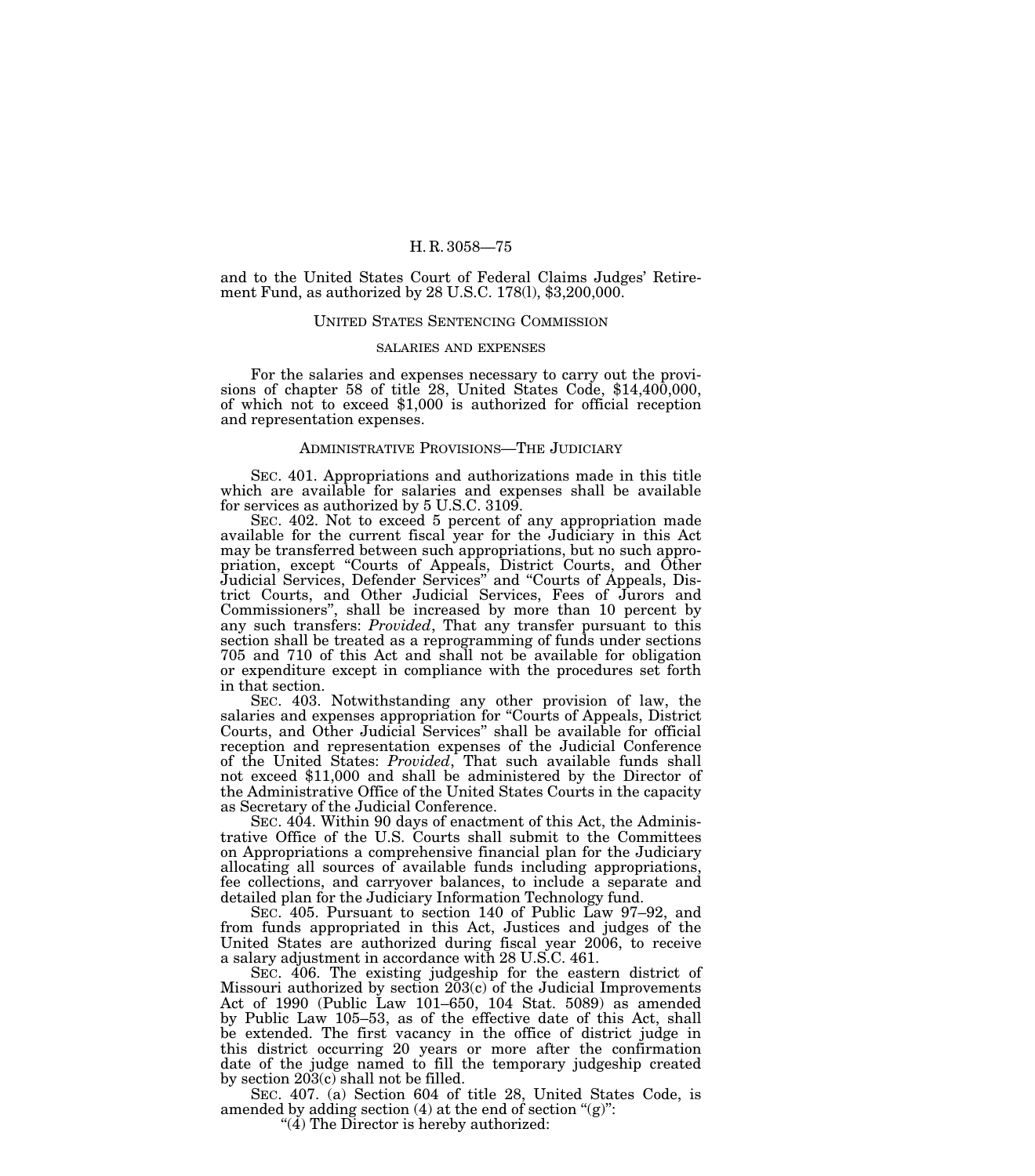and to the United States Court of Federal Claims Judges' Retirement Fund, as authorized by 28 U.S.C. 178(l), $3,200,000.

## United States Sentencing Commission

### salaries and expenses

For the salaries and expenses necessary to carry out the provisions of chapter 58 of title 28, United States Code, $14,400,000, of which not to exceed $1,000 is authorized for official reception and representation expenses.

## Administrative Provisions—The Judiciary

Sec. 401. Appropriations and authorizations made in this title which are available for salaries and expenses shall be available for services as authorized by 5 U.S.C. 3109.

Sec. 402. Not to exceed 5 percent of any appropriation made available for the current fiscal year for the Judiciary in this Act may be transferred between such appropriations, but no such appropriation, except "Courts of Appeals, District Courts, and Other Judicial Services, Defender Services" and "Courts of Appeals, District Courts, and Other Judicial Services, Fees of Jurors and Commissioners", shall be increased by more than 10 percent by any such transfers: *Provided*, That any transfer pursuant to this section shall be treated as a reprogramming of funds under sections 705 and 710 of this Act and shall not be available for obligation or expenditure except in compliance with the procedures set forth in that section.

Sec. 403. Notwithstanding any other provision of law, the salaries and expenses appropriation for "Courts of Appeals, District Courts, and Other Judicial Services" shall be available for official reception and representation expenses of the Judicial Conference of the United States: *Provided*, That such available funds shall not exceed $11,000 and shall be administered by the Director of the Administrative Office of the United States Courts in the capacity as Secretary of the Judicial Conference.

Sec. 404. Within 90 days of enactment of this Act, the Administrative Office of the U.S. Courts shall submit to the Committees on Appropriations a comprehensive financial plan for the Judiciary allocating all sources of available funds including appropriations, fee collections, and carryover balances, to include a separate and detailed plan for the Judiciary Information Technology fund.

Sec. 405. Pursuant to section 140 of Public Law 97–92, and from funds appropriated in this Act, Justices and judges of the United States are authorized during fiscal year 2006, to receive a salary adjustment in accordance with 28 U.S.C. 461.

Sec. 406. The existing judgeship for the eastern district of Missouri authorized by section 203(c) of the Judicial Improvements Act of 1990 (Public Law 101–650, 104 Stat. 5089) as amended by Public Law 105–53, as of the effective date of this Act, shall be extended. The first vacancy in the office of district judge in this district occurring 20 years or more after the confirmation date of the judge named to fill the temporary judgeship created by section 203(c) shall not be filled.

Sec. 407. (a) Section 604 of title 28, United States Code, is amended by adding section (4) at the end of section "(g)":

"(4) The Director is hereby authorized: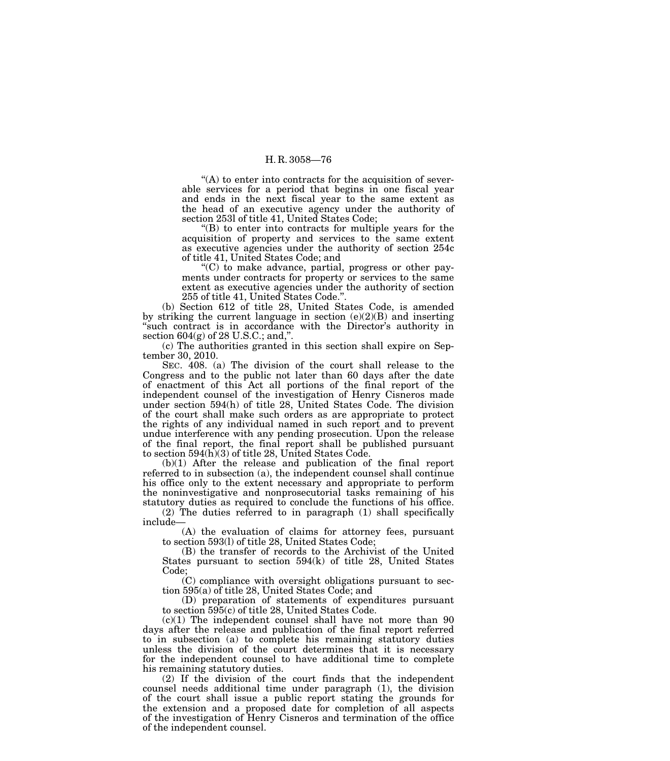"(A) to enter into contracts for the acquisition of severable services for a period that begins in one fiscal year and ends in the next fiscal year to the same extent as the head of an executive agency under the authority of section 253l of title 41, United States Code;

"(B) to enter into contracts for multiple years for the acquisition of property and services to the same extent as executive agencies under the authority of section 254c of title 41, United States Code; and

"(C) to make advance, partial, progress or other payments under contracts for property or services to the same extent as executive agencies under the authority of section 255 of title 41, United States Code.".

(b) Section 612 of title 28, United States Code, is amended by striking the current language in section (e)(2)(B) and inserting "such contract is in accordance with the Director's authority in section 604(g) of 28 U.S.C.; and,".

(c) The authorities granted in this section shall expire on September 30, 2010.

SEC. 408. (a) The division of the court shall release to the Congress and to the public not later than 60 days after the date of enactment of this Act all portions of the final report of the independent counsel of the investigation of Henry Cisneros made under section 594(h) of title 28, United States Code. The division of the court shall make such orders as are appropriate to protect the rights of any individual named in such report and to prevent undue interference with any pending prosecution. Upon the release of the final report, the final report shall be published pursuant to section 594(h)(3) of title 28, United States Code.

(b)(1) After the release and publication of the final report referred to in subsection (a), the independent counsel shall continue his office only to the extent necessary and appropriate to perform the noninvestigative and nonprosecutorial tasks remaining of his statutory duties as required to conclude the functions of his office.

(2) The duties referred to in paragraph (1) shall specifically include—

(A) the evaluation of claims for attorney fees, pursuant to section 593(l) of title 28, United States Code;

(B) the transfer of records to the Archivist of the United States pursuant to section 594(k) of title 28, United States Code;

(C) compliance with oversight obligations pursuant to section 595(a) of title 28, United States Code; and

(D) preparation of statements of expenditures pursuant to section 595(c) of title 28, United States Code.

(c)(1) The independent counsel shall have not more than 90 days after the release and publication of the final report referred to in subsection (a) to complete his remaining statutory duties unless the division of the court determines that it is necessary for the independent counsel to have additional time to complete his remaining statutory duties.

(2) If the division of the court finds that the independent counsel needs additional time under paragraph (1), the division of the court shall issue a public report stating the grounds for the extension and a proposed date for completion of all aspects of the investigation of Henry Cisneros and termination of the office of the independent counsel.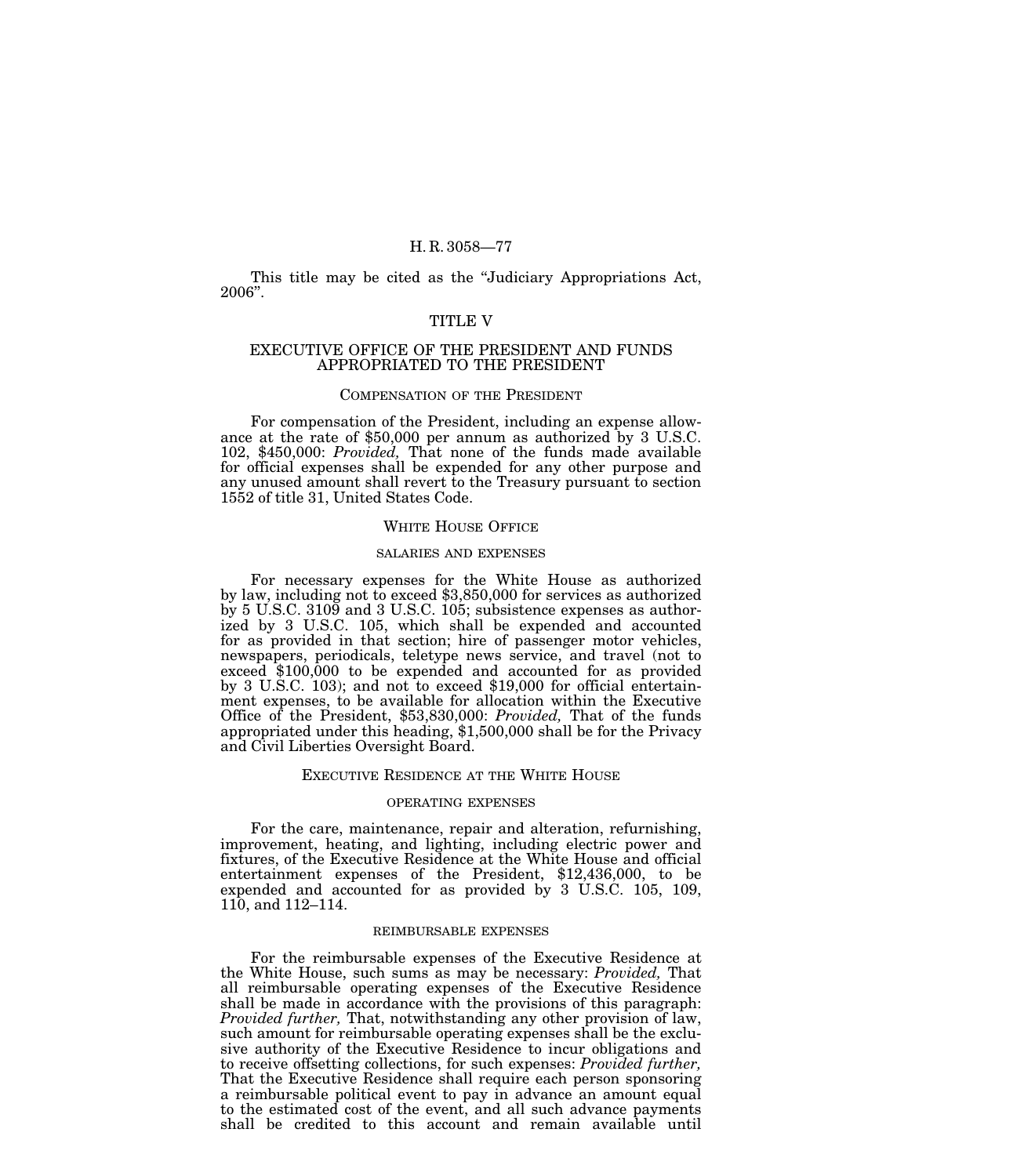This title may be cited as the "Judiciary Appropriations Act, 2006".

# TITLE V

# EXECUTIVE OFFICE OF THE PRESIDENT AND FUNDS APPROPRIATED TO THE PRESIDENT

## Compensation of the President

For compensation of the President, including an expense allowance at the rate of $50,000 per annum as authorized by 3 U.S.C. 102, $450,000: *Provided,* That none of the funds made available for official expenses shall be expended for any other purpose and any unused amount shall revert to the Treasury pursuant to section 1552 of title 31, United States Code.

## White House Office

### salaries and expenses

For necessary expenses for the White House as authorized by law, including not to exceed $3,850,000 for services as authorized by 5 U.S.C. 3109 and 3 U.S.C. 105; subsistence expenses as authorized by 3 U.S.C. 105, which shall be expended and accounted for as provided in that section; hire of passenger motor vehicles, newspapers, periodicals, teletype news service, and travel (not to exceed $100,000 to be expended and accounted for as provided by 3 U.S.C. 103); and not to exceed $19,000 for official entertainment expenses, to be available for allocation within the Executive Office of the President, $53,830,000: *Provided,* That of the funds appropriated under this heading, $1,500,000 shall be for the Privacy and Civil Liberties Oversight Board.

## Executive Residence at the White House

### operating expenses

For the care, maintenance, repair and alteration, refurnishing, improvement, heating, and lighting, including electric power and fixtures, of the Executive Residence at the White House and official entertainment expenses of the President, $12,436,000, to be expended and accounted for as provided by 3 U.S.C. 105, 109, 110, and 112–114.

### reimbursable expenses

For the reimbursable expenses of the Executive Residence at the White House, such sums as may be necessary: *Provided,* That all reimbursable operating expenses of the Executive Residence shall be made in accordance with the provisions of this paragraph: *Provided further,* That, notwithstanding any other provision of law, such amount for reimbursable operating expenses shall be the exclusive authority of the Executive Residence to incur obligations and to receive offsetting collections, for such expenses: *Provided further,* That the Executive Residence shall require each person sponsoring a reimbursable political event to pay in advance an amount equal to the estimated cost of the event, and all such advance payments shall be credited to this account and remain available until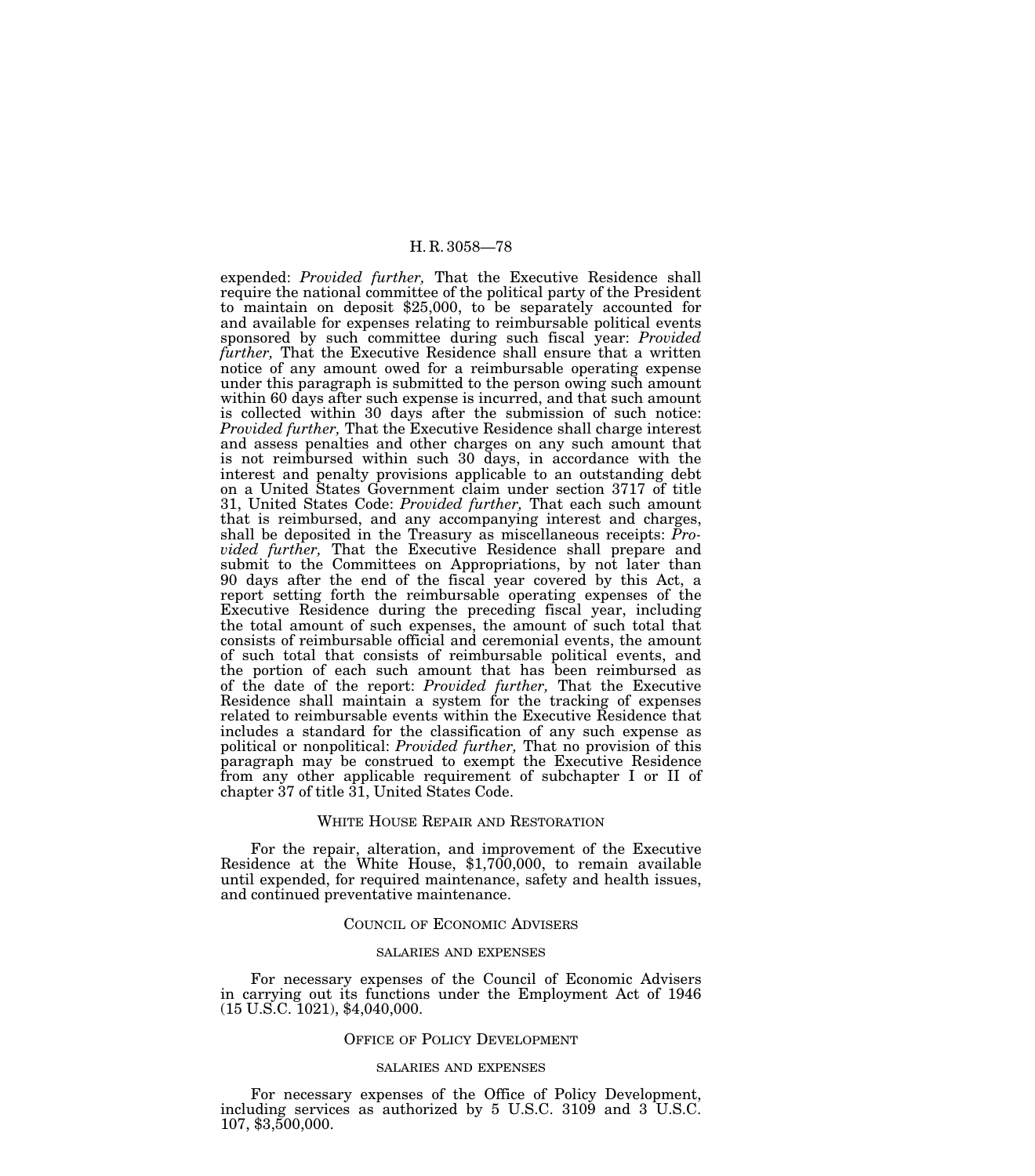expended: *Provided further,* That the Executive Residence shall require the national committee of the political party of the President to maintain on deposit $25,000, to be separately accounted for and available for expenses relating to reimbursable political events sponsored by such committee during such fiscal year: *Provided further,* That the Executive Residence shall ensure that a written notice of any amount owed for a reimbursable operating expense under this paragraph is submitted to the person owing such amount within 60 days after such expense is incurred, and that such amount is collected within 30 days after the submission of such notice: *Provided further,* That the Executive Residence shall charge interest and assess penalties and other charges on any such amount that is not reimbursed within such 30 days, in accordance with the interest and penalty provisions applicable to an outstanding debt on a United States Government claim under section 3717 of title 31, United States Code: *Provided further,* That each such amount that is reimbursed, and any accompanying interest and charges, shall be deposited in the Treasury as miscellaneous receipts: *Provided further,* That the Executive Residence shall prepare and submit to the Committees on Appropriations, by not later than 90 days after the end of the fiscal year covered by this Act, a report setting forth the reimbursable operating expenses of the Executive Residence during the preceding fiscal year, including the total amount of such expenses, the amount of such total that consists of reimbursable official and ceremonial events, the amount of such total that consists of reimbursable political events, and the portion of each such amount that has been reimbursed as of the date of the report: *Provided further,* That the Executive Residence shall maintain a system for the tracking of expenses related to reimbursable events within the Executive Residence that includes a standard for the classification of any such expense as political or nonpolitical: *Provided further,* That no provision of this paragraph may be construed to exempt the Executive Residence from any other applicable requirement of subchapter I or II of chapter 37 of title 31, United States Code.

## WHITE HOUSE REPAIR AND RESTORATION

For the repair, alteration, and improvement of the Executive Residence at the White House, $1,700,000, to remain available until expended, for required maintenance, safety and health issues, and continued preventative maintenance.

## COUNCIL OF ECONOMIC ADVISERS

### SALARIES AND EXPENSES

For necessary expenses of the Council of Economic Advisers in carrying out its functions under the Employment Act of 1946 (15 U.S.C. 1021), $4,040,000.

## OFFICE OF POLICY DEVELOPMENT

### SALARIES AND EXPENSES

For necessary expenses of the Office of Policy Development, including services as authorized by 5 U.S.C. 3109 and 3 U.S.C. 107, $3,500,000.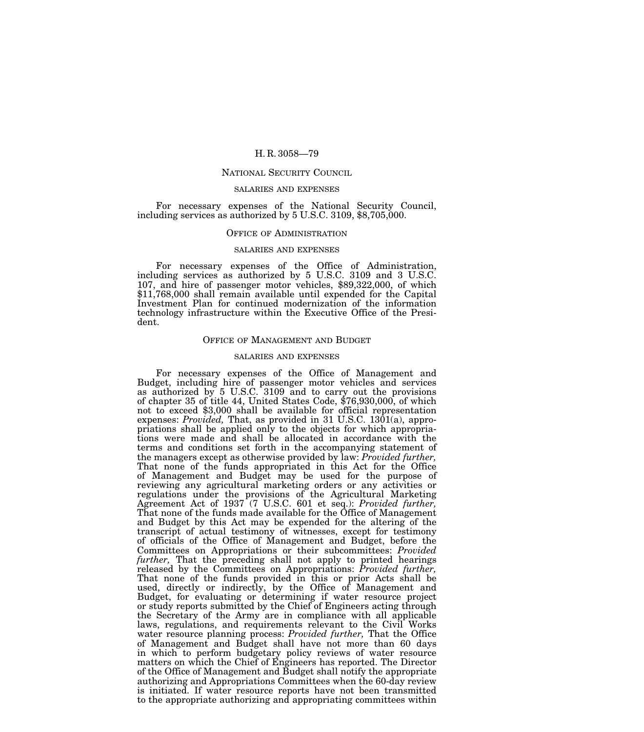## NATIONAL SECURITY COUNCIL

### SALARIES AND EXPENSES

For necessary expenses of the National Security Council, including services as authorized by 5 U.S.C. 3109, $8,705,000.

## OFFICE OF ADMINISTRATION

### SALARIES AND EXPENSES

For necessary expenses of the Office of Administration, including services as authorized by 5 U.S.C. 3109 and 3 U.S.C. 107, and hire of passenger motor vehicles, $89,322,000, of which $11,768,000 shall remain available until expended for the Capital Investment Plan for continued modernization of the information technology infrastructure within the Executive Office of the President.

## OFFICE OF MANAGEMENT AND BUDGET

### SALARIES AND EXPENSES

For necessary expenses of the Office of Management and Budget, including hire of passenger motor vehicles and services as authorized by 5 U.S.C. 3109 and to carry out the provisions of chapter 35 of title 44, United States Code, $76,930,000, of which not to exceed $3,000 shall be available for official representation expenses: *Provided,* That, as provided in 31 U.S.C. 1301(a), appropriations shall be applied only to the objects for which appropriations were made and shall be allocated in accordance with the terms and conditions set forth in the accompanying statement of the managers except as otherwise provided by law: *Provided further,* That none of the funds appropriated in this Act for the Office of Management and Budget may be used for the purpose of reviewing any agricultural marketing orders or any activities or regulations under the provisions of the Agricultural Marketing Agreement Act of 1937 (7 U.S.C. 601 et seq.): *Provided further,* That none of the funds made available for the Office of Management and Budget by this Act may be expended for the altering of the transcript of actual testimony of witnesses, except for testimony of officials of the Office of Management and Budget, before the Committees on Appropriations or their subcommittees: *Provided further,* That the preceding shall not apply to printed hearings released by the Committees on Appropriations: *Provided further,* That none of the funds provided in this or prior Acts shall be used, directly or indirectly, by the Office of Management and Budget, for evaluating or determining if water resource project or study reports submitted by the Chief of Engineers acting through the Secretary of the Army are in compliance with all applicable laws, regulations, and requirements relevant to the Civil Works water resource planning process: *Provided further,* That the Office of Management and Budget shall have not more than 60 days in which to perform budgetary policy reviews of water resource matters on which the Chief of Engineers has reported. The Director of the Office of Management and Budget shall notify the appropriate authorizing and Appropriations Committees when the 60-day review is initiated. If water resource reports have not been transmitted to the appropriate authorizing and appropriating committees within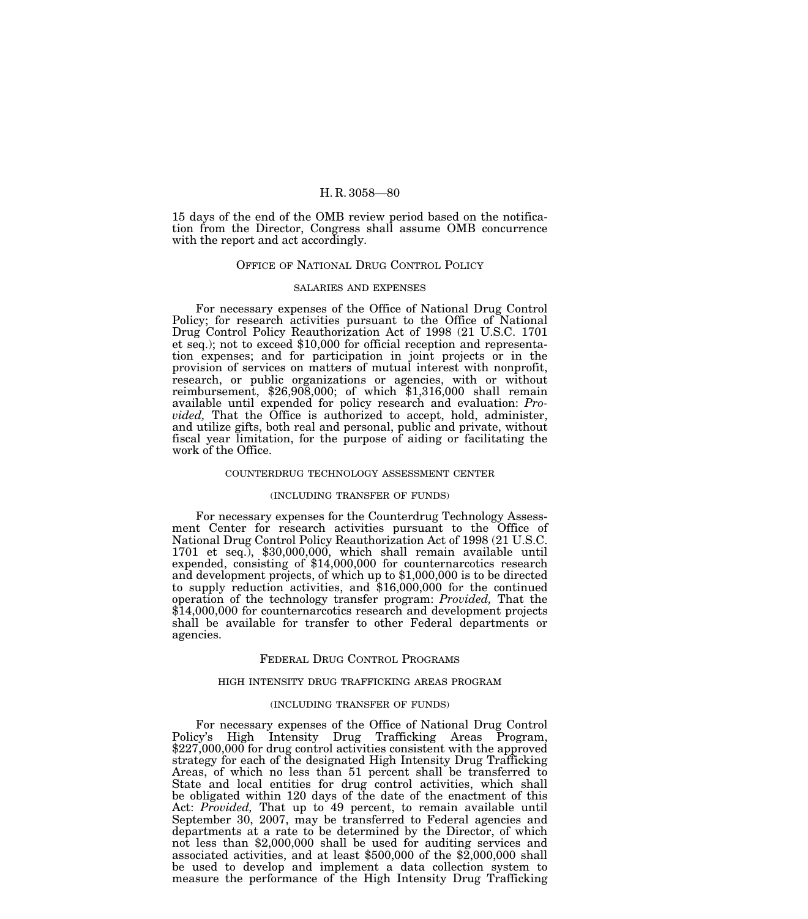15 days of the end of the OMB review period based on the notification from the Director, Congress shall assume OMB concurrence with the report and act accordingly.

## Office of National Drug Control Policy

### salaries and expenses

For necessary expenses of the Office of National Drug Control Policy; for research activities pursuant to the Office of National Drug Control Policy Reauthorization Act of 1998 (21 U.S.C. 1701 et seq.); not to exceed $10,000 for official reception and representation expenses; and for participation in joint projects or in the provision of services on matters of mutual interest with nonprofit, research, or public organizations or agencies, with or without reimbursement, $26,908,000; of which $1,316,000 shall remain available until expended for policy research and evaluation: *Provided,* That the Office is authorized to accept, hold, administer, and utilize gifts, both real and personal, public and private, without fiscal year limitation, for the purpose of aiding or facilitating the work of the Office.

### counterdrug technology assessment center

(including transfer of funds)

For necessary expenses for the Counterdrug Technology Assessment Center for research activities pursuant to the Office of National Drug Control Policy Reauthorization Act of 1998 (21 U.S.C. 1701 et seq.), $30,000,000, which shall remain available until expended, consisting of $14,000,000 for counternarcotics research and development projects, of which up to $1,000,000 is to be directed to supply reduction activities, and $16,000,000 for the continued operation of the technology transfer program: *Provided,* That the $14,000,000 for counternarcotics research and development projects shall be available for transfer to other Federal departments or agencies.

## Federal Drug Control Programs

### high intensity drug trafficking areas program

(including transfer of funds)

For necessary expenses of the Office of National Drug Control Policy's High Intensity Drug Trafficking Areas Program, $227,000,000 for drug control activities consistent with the approved strategy for each of the designated High Intensity Drug Trafficking Areas, of which no less than 51 percent shall be transferred to State and local entities for drug control activities, which shall be obligated within 120 days of the date of the enactment of this Act: *Provided,* That up to 49 percent, to remain available until September 30, 2007, may be transferred to Federal agencies and departments at a rate to be determined by the Director, of which not less than $2,000,000 shall be used for auditing services and associated activities, and at least $500,000 of the $2,000,000 shall be used to develop and implement a data collection system to measure the performance of the High Intensity Drug Trafficking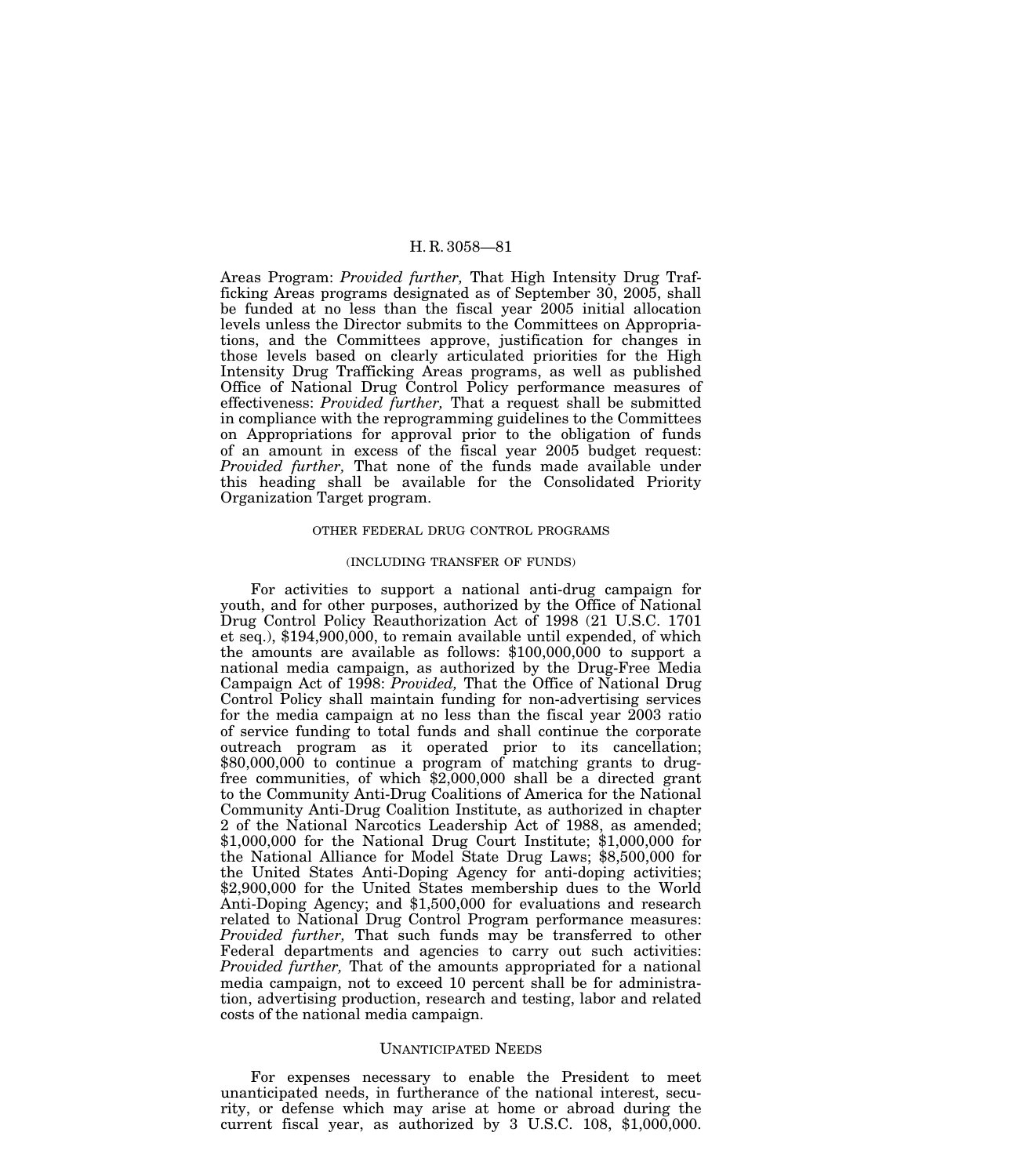Areas Program: *Provided further,* That High Intensity Drug Trafficking Areas programs designated as of September 30, 2005, shall be funded at no less than the fiscal year 2005 initial allocation levels unless the Director submits to the Committees on Appropriations, and the Committees approve, justification for changes in those levels based on clearly articulated priorities for the High Intensity Drug Trafficking Areas programs, as well as published Office of National Drug Control Policy performance measures of effectiveness: *Provided further,* That a request shall be submitted in compliance with the reprogramming guidelines to the Committees on Appropriations for approval prior to the obligation of funds of an amount in excess of the fiscal year 2005 budget request: *Provided further,* That none of the funds made available under this heading shall be available for the Consolidated Priority Organization Target program.

### OTHER FEDERAL DRUG CONTROL PROGRAMS

#### (INCLUDING TRANSFER OF FUNDS)

For activities to support a national anti-drug campaign for youth, and for other purposes, authorized by the Office of National Drug Control Policy Reauthorization Act of 1998 (21 U.S.C. 1701 et seq.), $194,900,000, to remain available until expended, of which the amounts are available as follows: $100,000,000 to support a national media campaign, as authorized by the Drug-Free Media Campaign Act of 1998: *Provided,* That the Office of National Drug Control Policy shall maintain funding for non-advertising services for the media campaign at no less than the fiscal year 2003 ratio of service funding to total funds and shall continue the corporate outreach program as it operated prior to its cancellation; $80,000,000 to continue a program of matching grants to drug-free communities, of which $2,000,000 shall be a directed grant to the Community Anti-Drug Coalitions of America for the National Community Anti-Drug Coalition Institute, as authorized in chapter 2 of the National Narcotics Leadership Act of 1988, as amended; $1,000,000 for the National Drug Court Institute; $1,000,000 for the National Alliance for Model State Drug Laws; $8,500,000 for the United States Anti-Doping Agency for anti-doping activities; $2,900,000 for the United States membership dues to the World Anti-Doping Agency; and $1,500,000 for evaluations and research related to National Drug Control Program performance measures: *Provided further,* That such funds may be transferred to other Federal departments and agencies to carry out such activities: *Provided further,* That of the amounts appropriated for a national media campaign, not to exceed 10 percent shall be for administration, advertising production, research and testing, labor and related costs of the national media campaign.

### UNANTICIPATED NEEDS

For expenses necessary to enable the President to meet unanticipated needs, in furtherance of the national interest, security, or defense which may arise at home or abroad during the current fiscal year, as authorized by 3 U.S.C. 108, $1,000,000.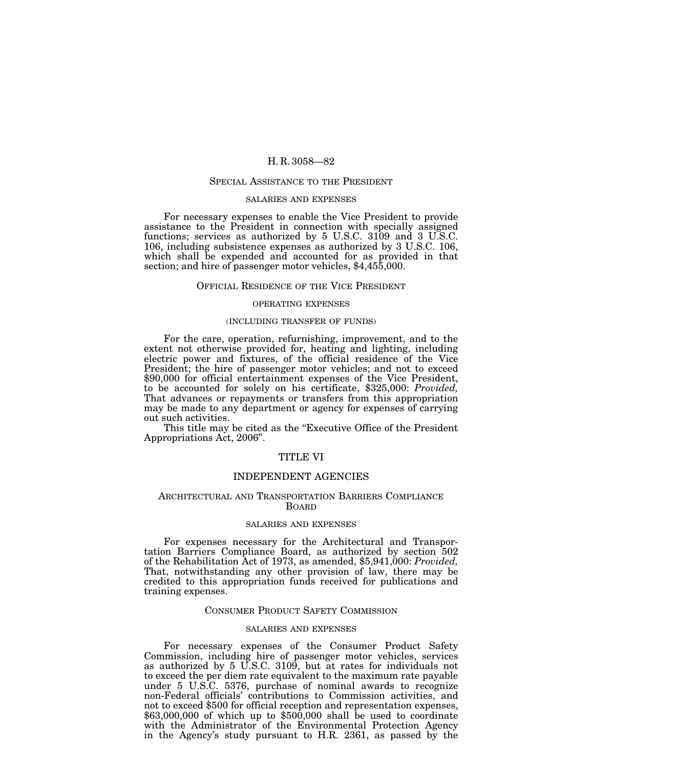### Special Assistance to the President

#### SALARIES AND EXPENSES

For necessary expenses to enable the Vice President to provide assistance to the President in connection with specially assigned functions; services as authorized by 5 U.S.C. 3109 and 3 U.S.C. 106, including subsistence expenses as authorized by 3 U.S.C. 106, which shall be expended and accounted for as provided in that section; and hire of passenger motor vehicles, $4,455,000.

### Official Residence of the Vice President

#### OPERATING EXPENSES

#### (INCLUDING TRANSFER OF FUNDS)

For the care, operation, refurnishing, improvement, and to the extent not otherwise provided for, heating and lighting, including electric power and fixtures, of the official residence of the Vice President; the hire of passenger motor vehicles; and not to exceed $90,000 for official entertainment expenses of the Vice President, to be accounted for solely on his certificate, $325,000: *Provided,* That advances or repayments or transfers from this appropriation may be made to any department or agency for expenses of carrying out such activities.

This title may be cited as the "Executive Office of the President Appropriations Act, 2006".

# TITLE VI

# INDEPENDENT AGENCIES

### Architectural and Transportation Barriers Compliance Board

#### SALARIES AND EXPENSES

For expenses necessary for the Architectural and Transportation Barriers Compliance Board, as authorized by section 502 of the Rehabilitation Act of 1973, as amended, $5,941,000: *Provided,* That, notwithstanding any other provision of law, there may be credited to this appropriation funds received for publications and training expenses.

### Consumer Product Safety Commission

#### SALARIES AND EXPENSES

For necessary expenses of the Consumer Product Safety Commission, including hire of passenger motor vehicles, services as authorized by 5 U.S.C. 3109, but at rates for individuals not to exceed the per diem rate equivalent to the maximum rate payable under 5 U.S.C. 5376, purchase of nominal awards to recognize non-Federal officials' contributions to Commission activities, and not to exceed $500 for official reception and representation expenses, $63,000,000 of which up to $500,000 shall be used to coordinate with the Administrator of the Environmental Protection Agency in the Agency's study pursuant to H.R. 2361, as passed by the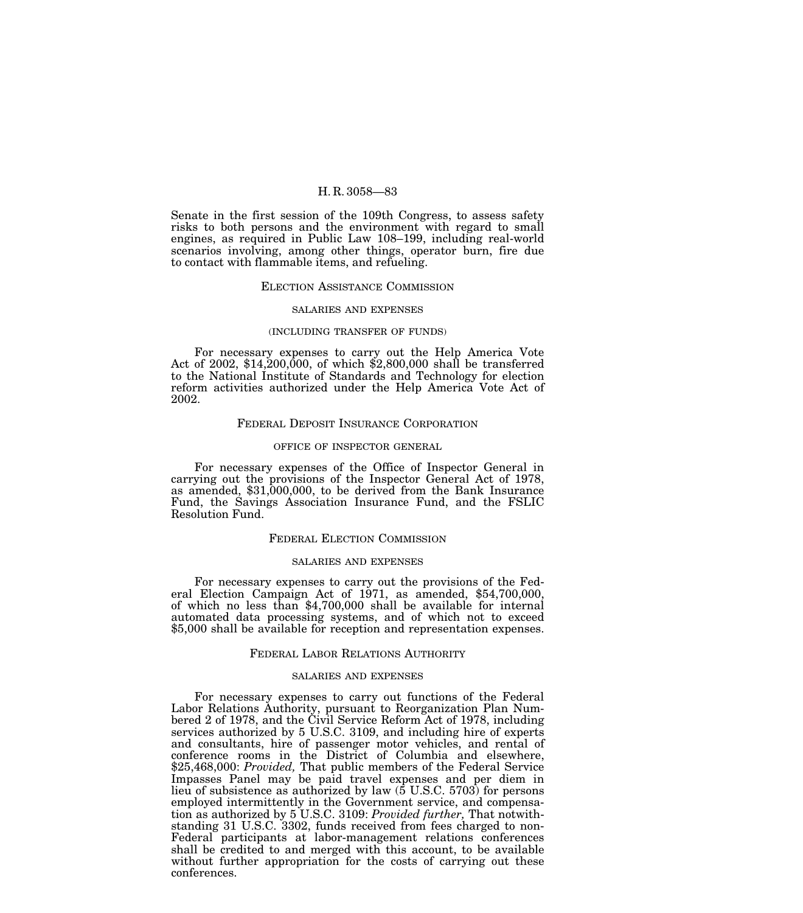Senate in the first session of the 109th Congress, to assess safety risks to both persons and the environment with regard to small engines, as required in Public Law 108–199, including real-world scenarios involving, among other things, operator burn, fire due to contact with flammable items, and refueling.

## Election Assistance Commission

### salaries and expenses

### (including transfer of funds)

For necessary expenses to carry out the Help America Vote Act of 2002, $14,200,000, of which $2,800,000 shall be transferred to the National Institute of Standards and Technology for election reform activities authorized under the Help America Vote Act of 2002.

## Federal Deposit Insurance Corporation

### office of inspector general

For necessary expenses of the Office of Inspector General in carrying out the provisions of the Inspector General Act of 1978, as amended, $31,000,000, to be derived from the Bank Insurance Fund, the Savings Association Insurance Fund, and the FSLIC Resolution Fund.

## Federal Election Commission

### salaries and expenses

For necessary expenses to carry out the provisions of the Federal Election Campaign Act of 1971, as amended, $54,700,000, of which no less than $4,700,000 shall be available for internal automated data processing systems, and of which not to exceed $5,000 shall be available for reception and representation expenses.

## Federal Labor Relations Authority

### salaries and expenses

For necessary expenses to carry out functions of the Federal Labor Relations Authority, pursuant to Reorganization Plan Numbered 2 of 1978, and the Civil Service Reform Act of 1978, including services authorized by 5 U.S.C. 3109, and including hire of experts and consultants, hire of passenger motor vehicles, and rental of conference rooms in the District of Columbia and elsewhere, $25,468,000: *Provided,* That public members of the Federal Service Impasses Panel may be paid travel expenses and per diem in lieu of subsistence as authorized by law (5 U.S.C. 5703) for persons employed intermittently in the Government service, and compensation as authorized by 5 U.S.C. 3109: *Provided further,* That notwithstanding 31 U.S.C. 3302, funds received from fees charged to non-Federal participants at labor-management relations conferences shall be credited to and merged with this account, to be available without further appropriation for the costs of carrying out these conferences.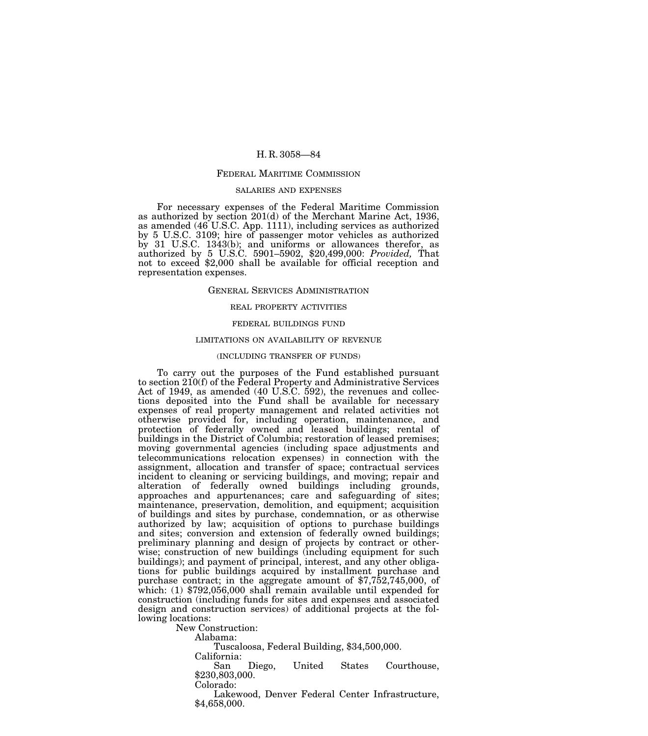## FEDERAL MARITIME COMMISSION

### SALARIES AND EXPENSES

For necessary expenses of the Federal Maritime Commission as authorized by section 201(d) of the Merchant Marine Act, 1936, as amended (46 U.S.C. App. 1111), including services as authorized by 5 U.S.C. 3109; hire of passenger motor vehicles as authorized by 31 U.S.C. 1343(b); and uniforms or allowances therefor, as authorized by 5 U.S.C. 5901–5902, $20,499,000: *Provided,* That not to exceed $2,000 shall be available for official reception and representation expenses.

## GENERAL SERVICES ADMINISTRATION

### REAL PROPERTY ACTIVITIES

### FEDERAL BUILDINGS FUND

### LIMITATIONS ON AVAILABILITY OF REVENUE

### (INCLUDING TRANSFER OF FUNDS)

To carry out the purposes of the Fund established pursuant to section 210(f) of the Federal Property and Administrative Services Act of 1949, as amended (40 U.S.C. 592), the revenues and collections deposited into the Fund shall be available for necessary expenses of real property management and related activities not otherwise provided for, including operation, maintenance, and protection of federally owned and leased buildings; rental of buildings in the District of Columbia; restoration of leased premises; moving governmental agencies (including space adjustments and telecommunications relocation expenses) in connection with the assignment, allocation and transfer of space; contractual services incident to cleaning or servicing buildings, and moving; repair and alteration of federally owned buildings including grounds, approaches and appurtenances; care and safeguarding of sites; maintenance, preservation, demolition, and equipment; acquisition of buildings and sites by purchase, condemnation, or as otherwise authorized by law; acquisition of options to purchase buildings and sites; conversion and extension of federally owned buildings; preliminary planning and design of projects by contract or otherwise; construction of new buildings (including equipment for such buildings); and payment of principal, interest, and any other obligations for public buildings acquired by installment purchase and purchase contract; in the aggregate amount of $7,752,745,000, of which: (1) $792,056,000 shall remain available until expended for construction (including funds for sites and expenses and associated design and construction services) of additional projects at the following locations:

New Construction:

Alabama:

Tuscaloosa, Federal Building, $34,500,000.

California:

San Diego, United States Courthouse, $230,803,000.

Colorado:

Lakewood, Denver Federal Center Infrastructure, $4,658,000.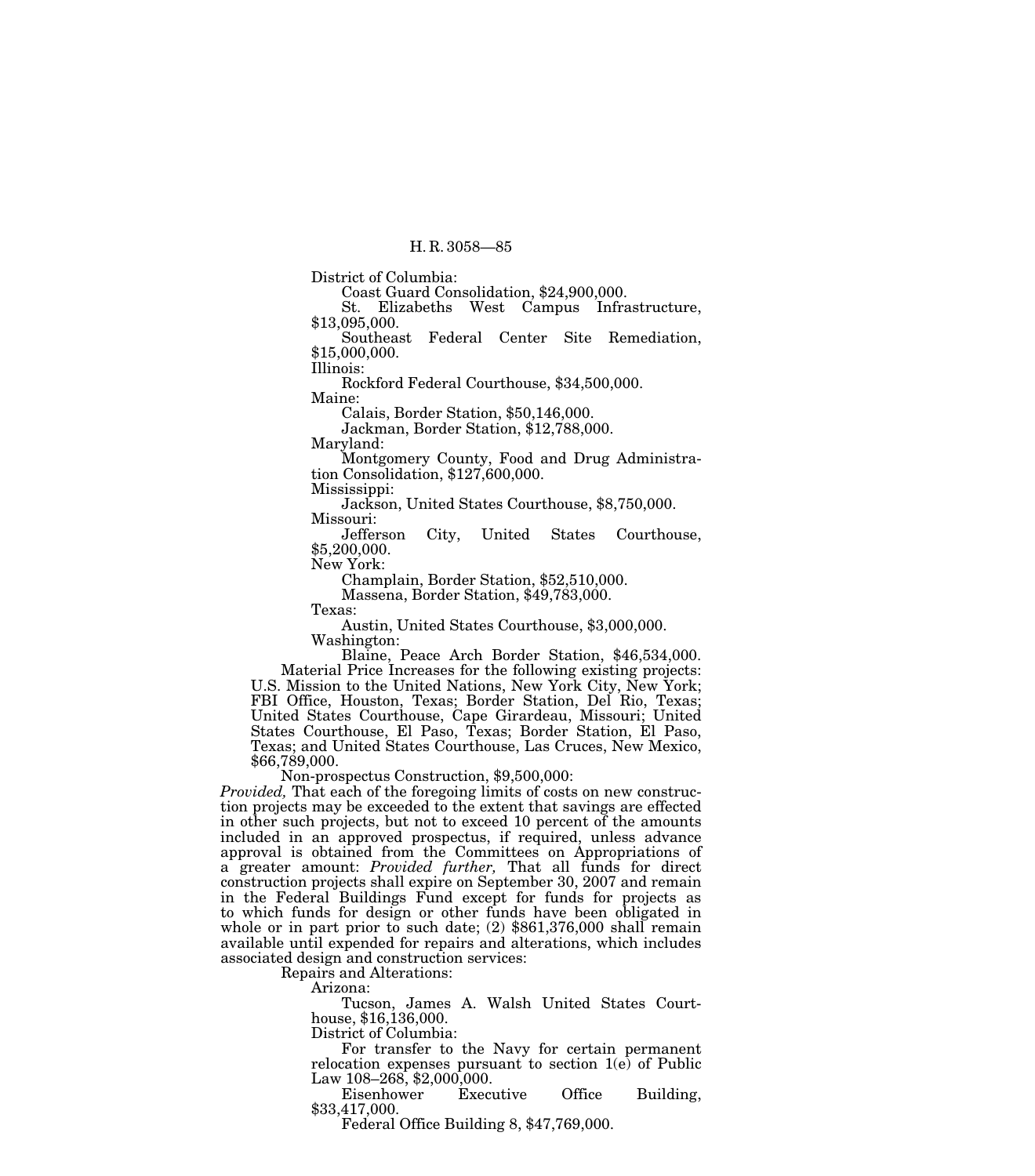District of Columbia:

Coast Guard Consolidation, $24,900,000.

St. Elizabeths West Campus Infrastructure, $13,095,000.

Southeast Federal Center Site Remediation, $15,000,000.

Illinois:

Rockford Federal Courthouse, $34,500,000.

Maine:

Calais, Border Station, $50,146,000.

Jackman, Border Station, $12,788,000.

Maryland:

Montgomery County, Food and Drug Administration Consolidation, $127,600,000.

Mississippi:

Jackson, United States Courthouse, $8,750,000.

Missouri:

Jefferson City, United States Courthouse, $5,200,000.

New York:

Champlain, Border Station, $52,510,000.

Massena, Border Station, $49,783,000.

Texas:

Austin, United States Courthouse, $3,000,000.

Washington:

Blaine, Peace Arch Border Station, $46,534,000.

Material Price Increases for the following existing projects: U.S. Mission to the United Nations, New York City, New York; FBI Office, Houston, Texas; Border Station, Del Rio, Texas; United States Courthouse, Cape Girardeau, Missouri; United States Courthouse, El Paso, Texas; Border Station, El Paso, Texas; and United States Courthouse, Las Cruces, New Mexico, $66,789,000.

Non-prospectus Construction, $9,500,000:

*Provided,* That each of the foregoing limits of costs on new construction projects may be exceeded to the extent that savings are effected in other such projects, but not to exceed 10 percent of the amounts included in an approved prospectus, if required, unless advance approval is obtained from the Committees on Appropriations of a greater amount: *Provided further,* That all funds for direct construction projects shall expire on September 30, 2007 and remain in the Federal Buildings Fund except for funds for projects as to which funds for design or other funds have been obligated in whole or in part prior to such date; (2) $861,376,000 shall remain available until expended for repairs and alterations, which includes associated design and construction services:

Repairs and Alterations:

Arizona:

Tucson, James A. Walsh United States Courthouse, $16,136,000.

District of Columbia:

For transfer to the Navy for certain permanent relocation expenses pursuant to section 1(e) of Public Law 108–268, $2,000,000.

Eisenhower Executive Office Building, $33,417,000.

Federal Office Building 8, $47,769,000.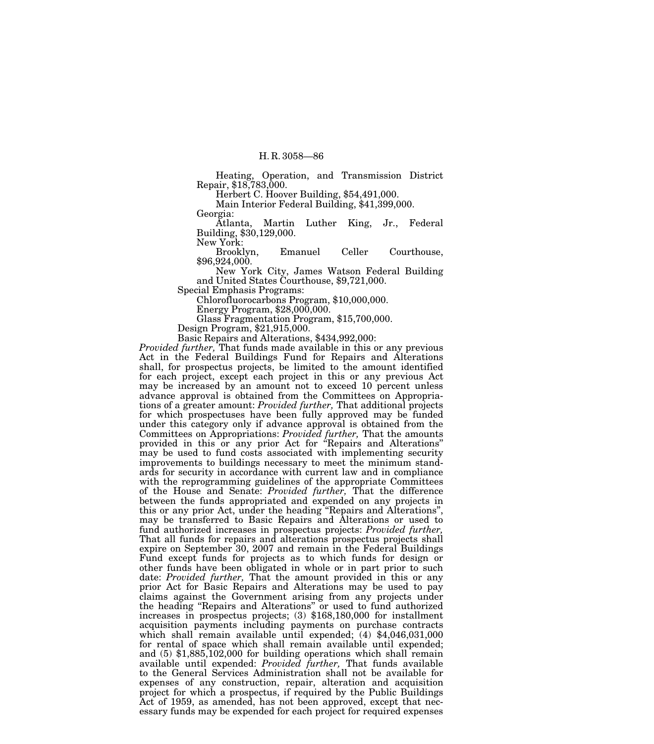Heating, Operation, and Transmission District Repair, $18,783,000.

Herbert C. Hoover Building, $54,491,000.

Main Interior Federal Building, $41,399,000.

Georgia:

Atlanta, Martin Luther King, Jr., Federal Building, $30,129,000.

New York:

Brooklyn, Emanuel Celler Courthouse, $96,924,000.

New York City, James Watson Federal Building and United States Courthouse, $9,721,000.

Special Emphasis Programs:

Chlorofluorocarbons Program, $10,000,000.

Energy Program, $28,000,000.

Glass Fragmentation Program, $15,700,000.

Design Program, $21,915,000.

Basic Repairs and Alterations, $434,992,000:

*Provided further,* That funds made available in this or any previous Act in the Federal Buildings Fund for Repairs and Alterations shall, for prospectus projects, be limited to the amount identified for each project, except each project in this or any previous Act may be increased by an amount not to exceed 10 percent unless advance approval is obtained from the Committees on Appropriations of a greater amount: *Provided further,* That additional projects for which prospectuses have been fully approved may be funded under this category only if advance approval is obtained from the Committees on Appropriations: *Provided further,* That the amounts provided in this or any prior Act for "Repairs and Alterations" may be used to fund costs associated with implementing security improvements to buildings necessary to meet the minimum standards for security in accordance with current law and in compliance with the reprogramming guidelines of the appropriate Committees of the House and Senate: *Provided further,* That the difference between the funds appropriated and expended on any projects in this or any prior Act, under the heading "Repairs and Alterations", may be transferred to Basic Repairs and Alterations or used to fund authorized increases in prospectus projects: *Provided further,* That all funds for repairs and alterations prospectus projects shall expire on September 30, 2007 and remain in the Federal Buildings Fund except funds for projects as to which funds for design or other funds have been obligated in whole or in part prior to such date: *Provided further,* That the amount provided in this or any prior Act for Basic Repairs and Alterations may be used to pay claims against the Government arising from any projects under the heading "Repairs and Alterations" or used to fund authorized increases in prospectus projects; (3) $168,180,000 for installment acquisition payments including payments on purchase contracts which shall remain available until expended; (4) $4,046,031,000 for rental of space which shall remain available until expended; and (5) $1,885,102,000 for building operations which shall remain available until expended: *Provided further,* That funds available to the General Services Administration shall not be available for expenses of any construction, repair, alteration and acquisition project for which a prospectus, if required by the Public Buildings Act of 1959, as amended, has not been approved, except that necessary funds may be expended for each project for required expenses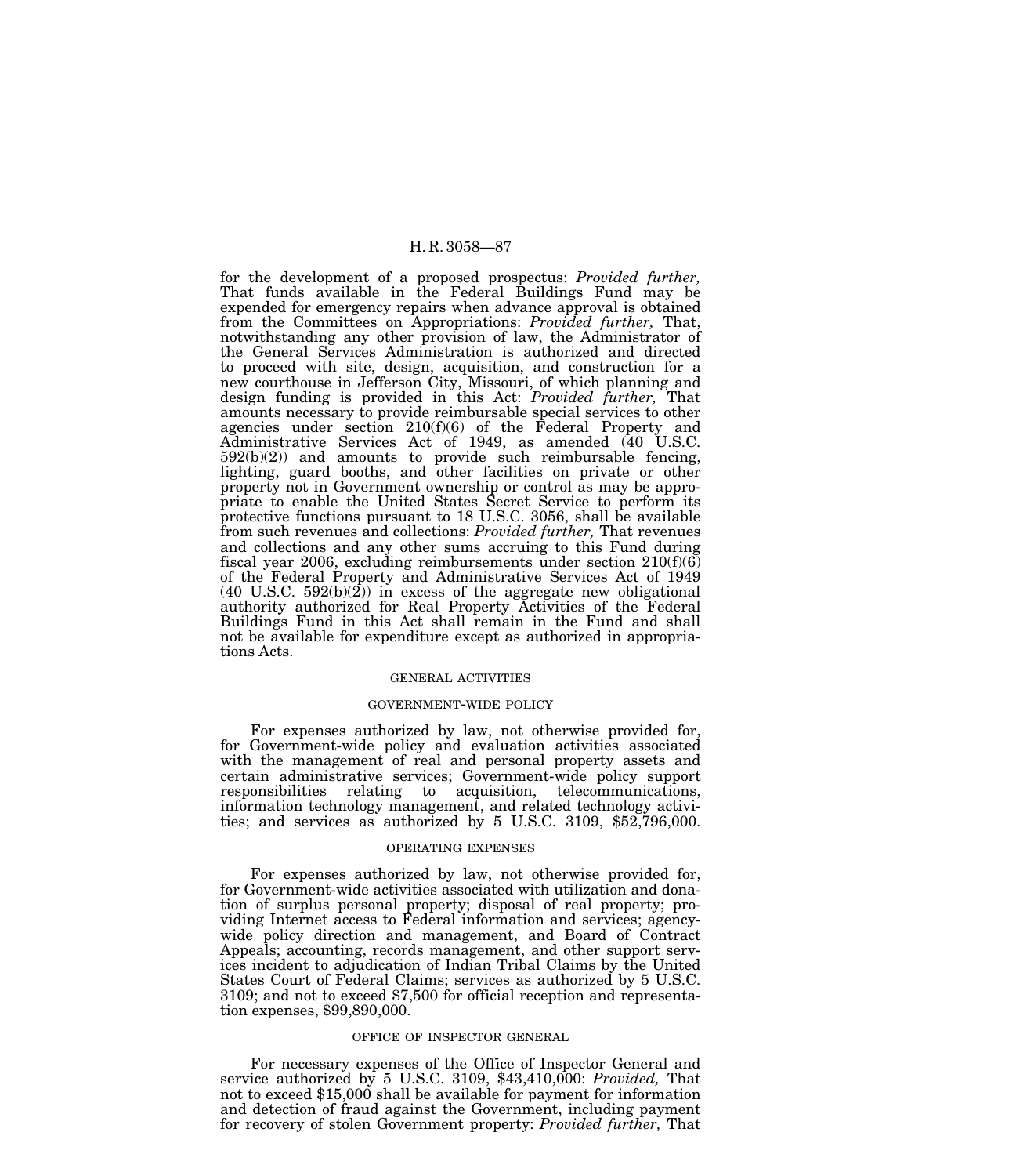for the development of a proposed prospectus: *Provided further,* That funds available in the Federal Buildings Fund may be expended for emergency repairs when advance approval is obtained from the Committees on Appropriations: *Provided further,* That, notwithstanding any other provision of law, the Administrator of the General Services Administration is authorized and directed to proceed with site, design, acquisition, and construction for a new courthouse in Jefferson City, Missouri, of which planning and design funding is provided in this Act: *Provided further,* That amounts necessary to provide reimbursable special services to other agencies under section 210(f)(6) of the Federal Property and Administrative Services Act of 1949, as amended (40 U.S.C. 592(b)(2)) and amounts to provide such reimbursable fencing, lighting, guard booths, and other facilities on private or other property not in Government ownership or control as may be appropriate to enable the United States Secret Service to perform its protective functions pursuant to 18 U.S.C. 3056, shall be available from such revenues and collections: *Provided further,* That revenues and collections and any other sums accruing to this Fund during fiscal year 2006, excluding reimbursements under section 210(f)(6) of the Federal Property and Administrative Services Act of 1949 (40 U.S.C. 592(b)(2)) in excess of the aggregate new obligational authority authorized for Real Property Activities of the Federal Buildings Fund in this Act shall remain in the Fund and shall not be available for expenditure except as authorized in appropriations Acts.

## GENERAL ACTIVITIES

### GOVERNMENT-WIDE POLICY

For expenses authorized by law, not otherwise provided for, for Government-wide policy and evaluation activities associated with the management of real and personal property assets and certain administrative services; Government-wide policy support responsibilities relating to acquisition, telecommunications, information technology management, and related technology activities; and services as authorized by 5 U.S.C. 3109, $52,796,000.

### OPERATING EXPENSES

For expenses authorized by law, not otherwise provided for, for Government-wide activities associated with utilization and donation of surplus personal property; disposal of real property; providing Internet access to Federal information and services; agency-wide policy direction and management, and Board of Contract Appeals; accounting, records management, and other support services incident to adjudication of Indian Tribal Claims by the United States Court of Federal Claims; services as authorized by 5 U.S.C. 3109; and not to exceed $7,500 for official reception and representation expenses, $99,890,000.

### OFFICE OF INSPECTOR GENERAL

For necessary expenses of the Office of Inspector General and service authorized by 5 U.S.C. 3109, $43,410,000: *Provided,* That not to exceed $15,000 shall be available for payment for information and detection of fraud against the Government, including payment for recovery of stolen Government property: *Provided further,* That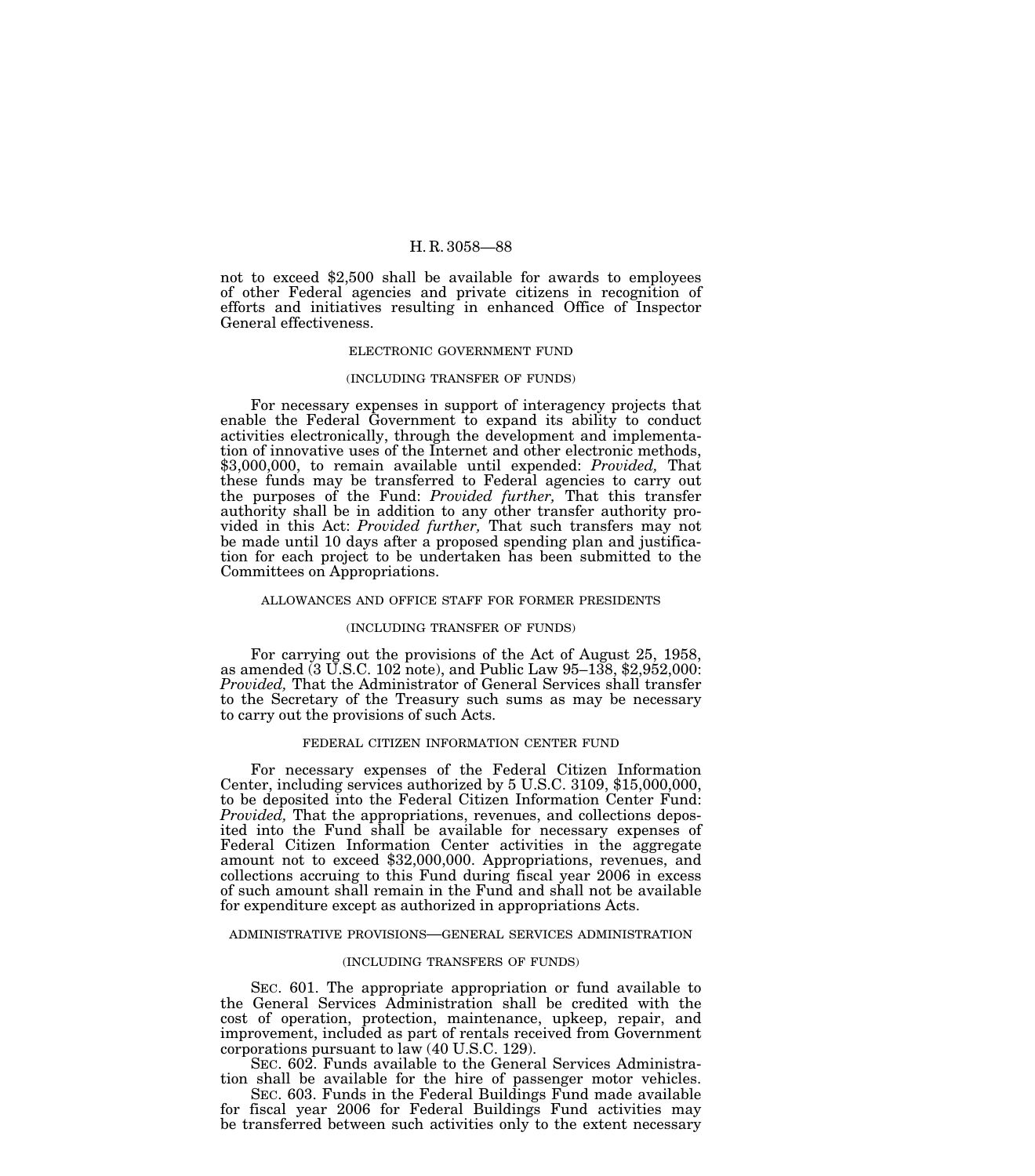not to exceed $2,500 shall be available for awards to employees of other Federal agencies and private citizens in recognition of efforts and initiatives resulting in enhanced Office of Inspector General effectiveness.

ELECTRONIC GOVERNMENT FUND

(INCLUDING TRANSFER OF FUNDS)

For necessary expenses in support of interagency projects that enable the Federal Government to expand its ability to conduct activities electronically, through the development and implementation of innovative uses of the Internet and other electronic methods, $3,000,000, to remain available until expended: *Provided,* That these funds may be transferred to Federal agencies to carry out the purposes of the Fund: *Provided further,* That this transfer authority shall be in addition to any other transfer authority provided in this Act: *Provided further,* That such transfers may not be made until 10 days after a proposed spending plan and justification for each project to be undertaken has been submitted to the Committees on Appropriations.

ALLOWANCES AND OFFICE STAFF FOR FORMER PRESIDENTS

(INCLUDING TRANSFER OF FUNDS)

For carrying out the provisions of the Act of August 25, 1958, as amended (3 U.S.C. 102 note), and Public Law 95–138, $2,952,000: *Provided,* That the Administrator of General Services shall transfer to the Secretary of the Treasury such sums as may be necessary to carry out the provisions of such Acts.

FEDERAL CITIZEN INFORMATION CENTER FUND

For necessary expenses of the Federal Citizen Information Center, including services authorized by 5 U.S.C. 3109, $15,000,000, to be deposited into the Federal Citizen Information Center Fund: *Provided,* That the appropriations, revenues, and collections deposited into the Fund shall be available for necessary expenses of Federal Citizen Information Center activities in the aggregate amount not to exceed $32,000,000. Appropriations, revenues, and collections accruing to this Fund during fiscal year 2006 in excess of such amount shall remain in the Fund and shall not be available for expenditure except as authorized in appropriations Acts.

ADMINISTRATIVE PROVISIONS—GENERAL SERVICES ADMINISTRATION

(INCLUDING TRANSFERS OF FUNDS)

SEC. 601. The appropriate appropriation or fund available to the General Services Administration shall be credited with the cost of operation, protection, maintenance, upkeep, repair, and improvement, included as part of rentals received from Government corporations pursuant to law (40 U.S.C. 129).

SEC. 602. Funds available to the General Services Administration shall be available for the hire of passenger motor vehicles.

SEC. 603. Funds in the Federal Buildings Fund made available for fiscal year 2006 for Federal Buildings Fund activities may be transferred between such activities only to the extent necessary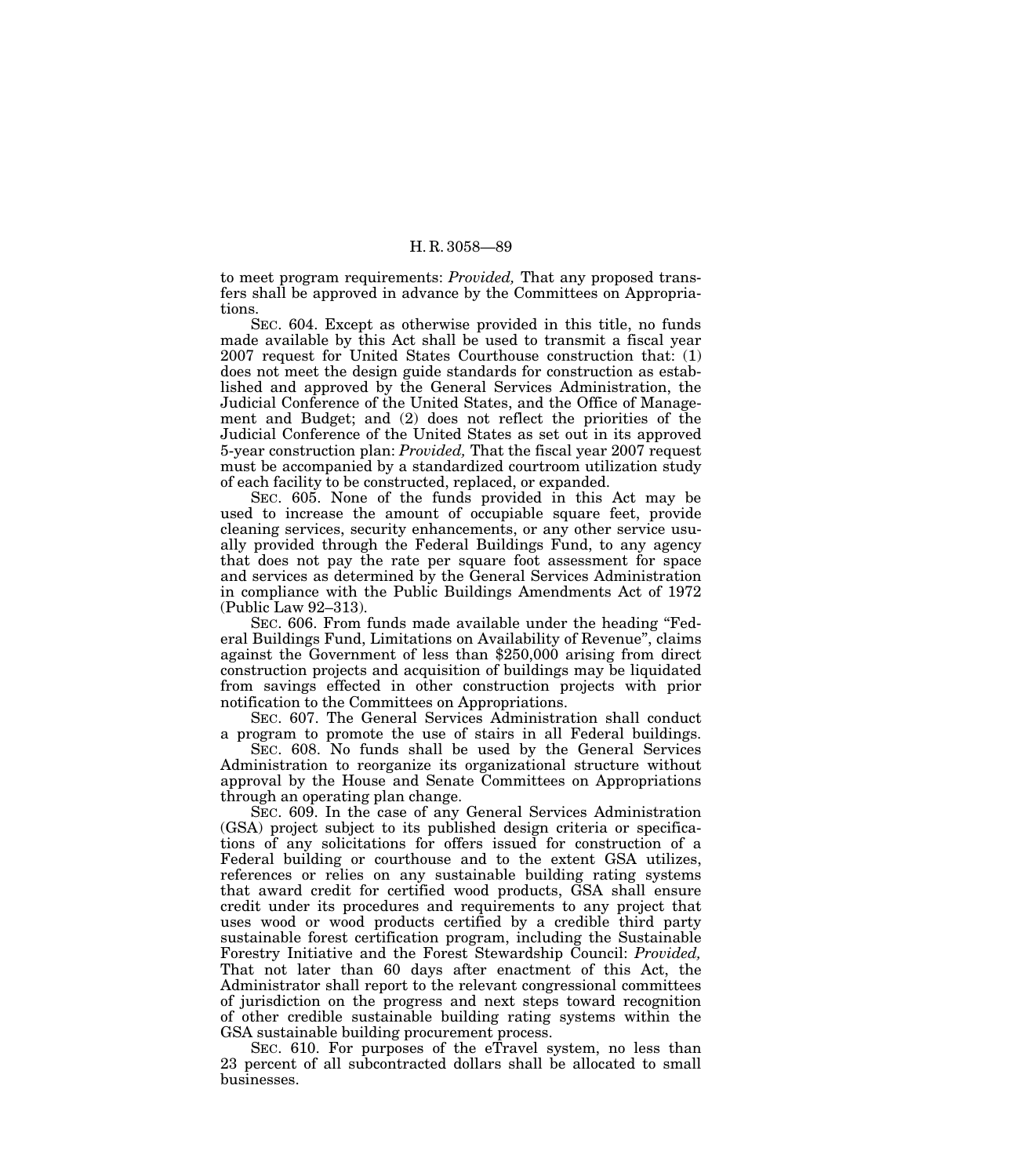to meet program requirements: *Provided,* That any proposed transfers shall be approved in advance by the Committees on Appropriations.

SEC. 604. Except as otherwise provided in this title, no funds made available by this Act shall be used to transmit a fiscal year 2007 request for United States Courthouse construction that: (1) does not meet the design guide standards for construction as established and approved by the General Services Administration, the Judicial Conference of the United States, and the Office of Management and Budget; and (2) does not reflect the priorities of the Judicial Conference of the United States as set out in its approved 5-year construction plan: *Provided,* That the fiscal year 2007 request must be accompanied by a standardized courtroom utilization study of each facility to be constructed, replaced, or expanded.

SEC. 605. None of the funds provided in this Act may be used to increase the amount of occupiable square feet, provide cleaning services, security enhancements, or any other service usually provided through the Federal Buildings Fund, to any agency that does not pay the rate per square foot assessment for space and services as determined by the General Services Administration in compliance with the Public Buildings Amendments Act of 1972 (Public Law 92–313).

SEC. 606. From funds made available under the heading "Federal Buildings Fund, Limitations on Availability of Revenue", claims against the Government of less than $250,000 arising from direct construction projects and acquisition of buildings may be liquidated from savings effected in other construction projects with prior notification to the Committees on Appropriations.

SEC. 607. The General Services Administration shall conduct a program to promote the use of stairs in all Federal buildings.

SEC. 608. No funds shall be used by the General Services Administration to reorganize its organizational structure without approval by the House and Senate Committees on Appropriations through an operating plan change.

SEC. 609. In the case of any General Services Administration (GSA) project subject to its published design criteria or specifications of any solicitations for offers issued for construction of a Federal building or courthouse and to the extent GSA utilizes, references or relies on any sustainable building rating systems that award credit for certified wood products, GSA shall ensure credit under its procedures and requirements to any project that uses wood or wood products certified by a credible third party sustainable forest certification program, including the Sustainable Forestry Initiative and the Forest Stewardship Council: *Provided,* That not later than 60 days after enactment of this Act, the Administrator shall report to the relevant congressional committees of jurisdiction on the progress and next steps toward recognition of other credible sustainable building rating systems within the GSA sustainable building procurement process.

SEC. 610. For purposes of the eTravel system, no less than 23 percent of all subcontracted dollars shall be allocated to small businesses.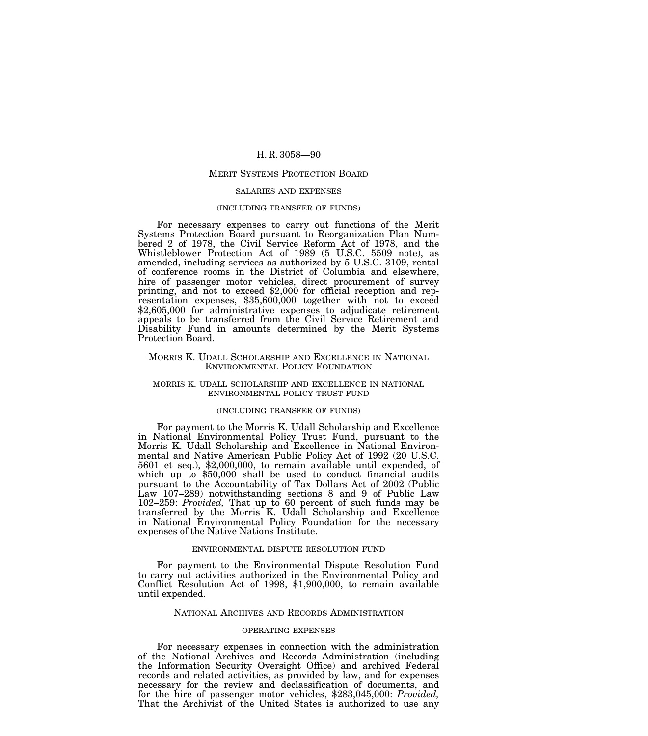## Merit Systems Protection Board

### salaries and expenses

### (including transfer of funds)

For necessary expenses to carry out functions of the Merit Systems Protection Board pursuant to Reorganization Plan Numbered 2 of 1978, the Civil Service Reform Act of 1978, and the Whistleblower Protection Act of 1989 (5 U.S.C. 5509 note), as amended, including services as authorized by 5 U.S.C. 3109, rental of conference rooms in the District of Columbia and elsewhere, hire of passenger motor vehicles, direct procurement of survey printing, and not to exceed $2,000 for official reception and representation expenses, $35,600,000 together with not to exceed $2,605,000 for administrative expenses to adjudicate retirement appeals to be transferred from the Civil Service Retirement and Disability Fund in amounts determined by the Merit Systems Protection Board.

## Morris K. Udall Scholarship and Excellence in National Environmental Policy Foundation

### morris k. udall scholarship and excellence in national environmental policy trust fund

### (including transfer of funds)

For payment to the Morris K. Udall Scholarship and Excellence in National Environmental Policy Trust Fund, pursuant to the Morris K. Udall Scholarship and Excellence in National Environmental and Native American Public Policy Act of 1992 (20 U.S.C. 5601 et seq.), $2,000,000, to remain available until expended, of which up to $50,000 shall be used to conduct financial audits pursuant to the Accountability of Tax Dollars Act of 2002 (Public Law 107–289) notwithstanding sections 8 and 9 of Public Law 102–259: *Provided,* That up to 60 percent of such funds may be transferred by the Morris K. Udall Scholarship and Excellence in National Environmental Policy Foundation for the necessary expenses of the Native Nations Institute.

### environmental dispute resolution fund

For payment to the Environmental Dispute Resolution Fund to carry out activities authorized in the Environmental Policy and Conflict Resolution Act of 1998, $1,900,000, to remain available until expended.

## National Archives and Records Administration

### operating expenses

For necessary expenses in connection with the administration of the National Archives and Records Administration (including the Information Security Oversight Office) and archived Federal records and related activities, as provided by law, and for expenses necessary for the review and declassification of documents, and for the hire of passenger motor vehicles, $283,045,000: *Provided,* That the Archivist of the United States is authorized to use any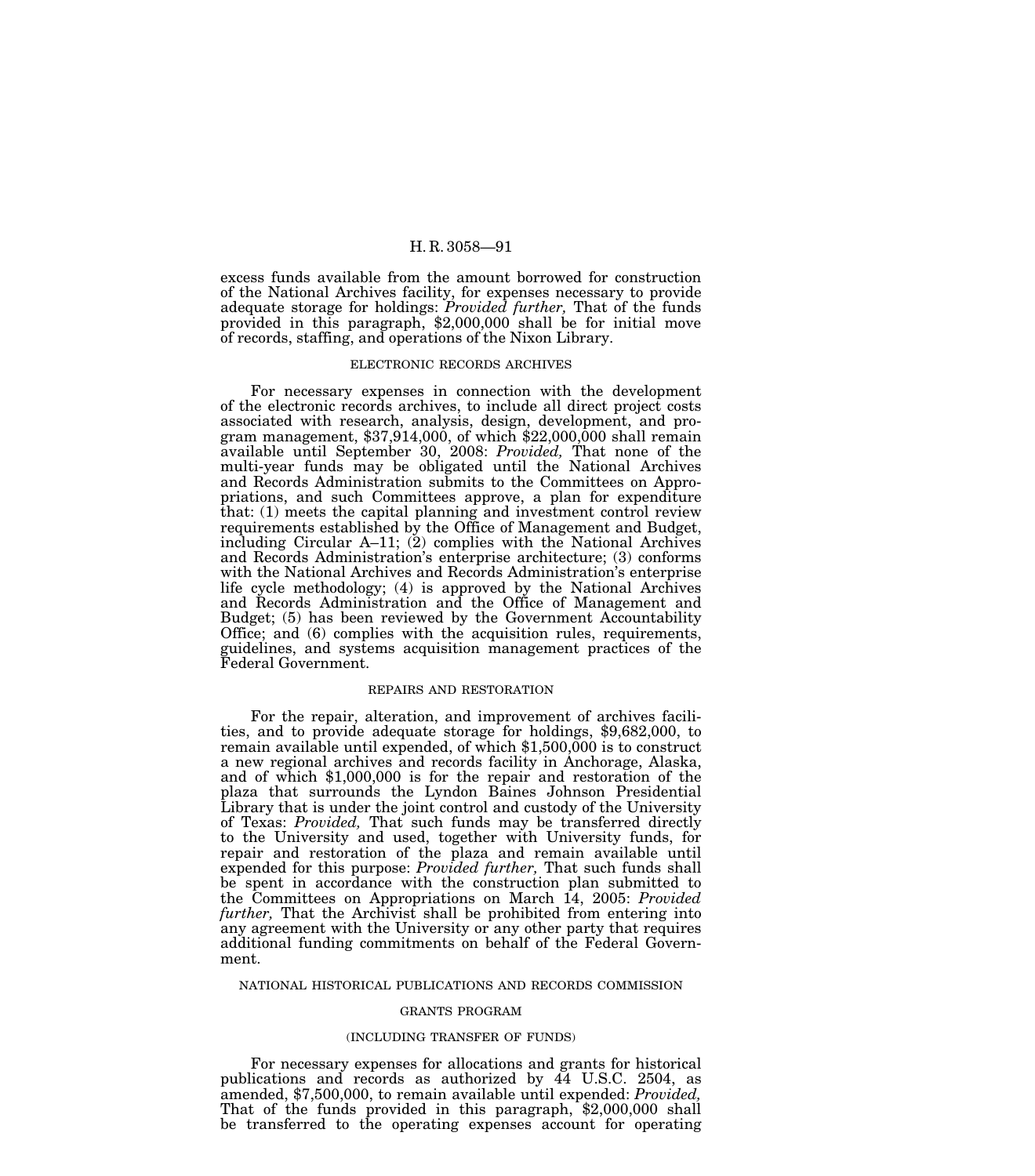excess funds available from the amount borrowed for construction of the National Archives facility, for expenses necessary to provide adequate storage for holdings: *Provided further,* That of the funds provided in this paragraph, $2,000,000 shall be for initial move of records, staffing, and operations of the Nixon Library.

ELECTRONIC RECORDS ARCHIVES

For necessary expenses in connection with the development of the electronic records archives, to include all direct project costs associated with research, analysis, design, development, and program management, $37,914,000, of which $22,000,000 shall remain available until September 30, 2008: *Provided,* That none of the multi-year funds may be obligated until the National Archives and Records Administration submits to the Committees on Appropriations, and such Committees approve, a plan for expenditure that: (1) meets the capital planning and investment control review requirements established by the Office of Management and Budget, including Circular A–11; (2) complies with the National Archives and Records Administration's enterprise architecture; (3) conforms with the National Archives and Records Administration's enterprise life cycle methodology; (4) is approved by the National Archives and Records Administration and the Office of Management and Budget; (5) has been reviewed by the Government Accountability Office; and (6) complies with the acquisition rules, requirements, guidelines, and systems acquisition management practices of the Federal Government.

REPAIRS AND RESTORATION

For the repair, alteration, and improvement of archives facilities, and to provide adequate storage for holdings, $9,682,000, to remain available until expended, of which $1,500,000 is to construct a new regional archives and records facility in Anchorage, Alaska, and of which $1,000,000 is for the repair and restoration of the plaza that surrounds the Lyndon Baines Johnson Presidential Library that is under the joint control and custody of the University of Texas: *Provided,* That such funds may be transferred directly to the University and used, together with University funds, for repair and restoration of the plaza and remain available until expended for this purpose: *Provided further,* That such funds shall be spent in accordance with the construction plan submitted to the Committees on Appropriations on March 14, 2005: *Provided further,* That the Archivist shall be prohibited from entering into any agreement with the University or any other party that requires additional funding commitments on behalf of the Federal Government.

NATIONAL HISTORICAL PUBLICATIONS AND RECORDS COMMISSION

GRANTS PROGRAM

(INCLUDING TRANSFER OF FUNDS)

For necessary expenses for allocations and grants for historical publications and records as authorized by 44 U.S.C. 2504, as amended, $7,500,000, to remain available until expended: *Provided,* That of the funds provided in this paragraph, $2,000,000 shall be transferred to the operating expenses account for operating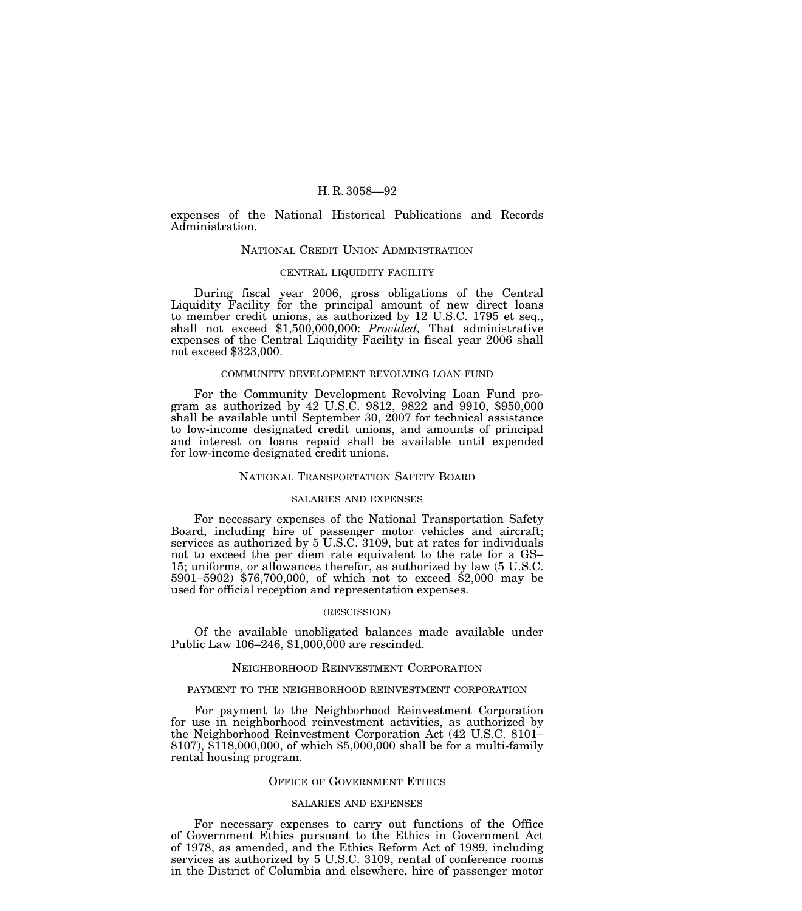expenses of the National Historical Publications and Records Administration.

## NATIONAL CREDIT UNION ADMINISTRATION

### CENTRAL LIQUIDITY FACILITY

During fiscal year 2006, gross obligations of the Central Liquidity Facility for the principal amount of new direct loans to member credit unions, as authorized by 12 U.S.C. 1795 et seq., shall not exceed $1,500,000,000: *Provided,* That administrative expenses of the Central Liquidity Facility in fiscal year 2006 shall not exceed $323,000.

### COMMUNITY DEVELOPMENT REVOLVING LOAN FUND

For the Community Development Revolving Loan Fund program as authorized by 42 U.S.C. 9812, 9822 and 9910, $950,000 shall be available until September 30, 2007 for technical assistance to low-income designated credit unions, and amounts of principal and interest on loans repaid shall be available until expended for low-income designated credit unions.

## NATIONAL TRANSPORTATION SAFETY BOARD

### SALARIES AND EXPENSES

For necessary expenses of the National Transportation Safety Board, including hire of passenger motor vehicles and aircraft; services as authorized by 5 U.S.C. 3109, but at rates for individuals not to exceed the per diem rate equivalent to the rate for a GS–15; uniforms, or allowances therefor, as authorized by law (5 U.S.C. 5901–5902) $76,700,000, of which not to exceed $2,000 may be used for official reception and representation expenses.

### (RESCISSION)

Of the available unobligated balances made available under Public Law 106–246, $1,000,000 are rescinded.

## NEIGHBORHOOD REINVESTMENT CORPORATION

### PAYMENT TO THE NEIGHBORHOOD REINVESTMENT CORPORATION

For payment to the Neighborhood Reinvestment Corporation for use in neighborhood reinvestment activities, as authorized by the Neighborhood Reinvestment Corporation Act (42 U.S.C. 8101–8107), $118,000,000, of which $5,000,000 shall be for a multi-family rental housing program.

## OFFICE OF GOVERNMENT ETHICS

### SALARIES AND EXPENSES

For necessary expenses to carry out functions of the Office of Government Ethics pursuant to the Ethics in Government Act of 1978, as amended, and the Ethics Reform Act of 1989, including services as authorized by 5 U.S.C. 3109, rental of conference rooms in the District of Columbia and elsewhere, hire of passenger motor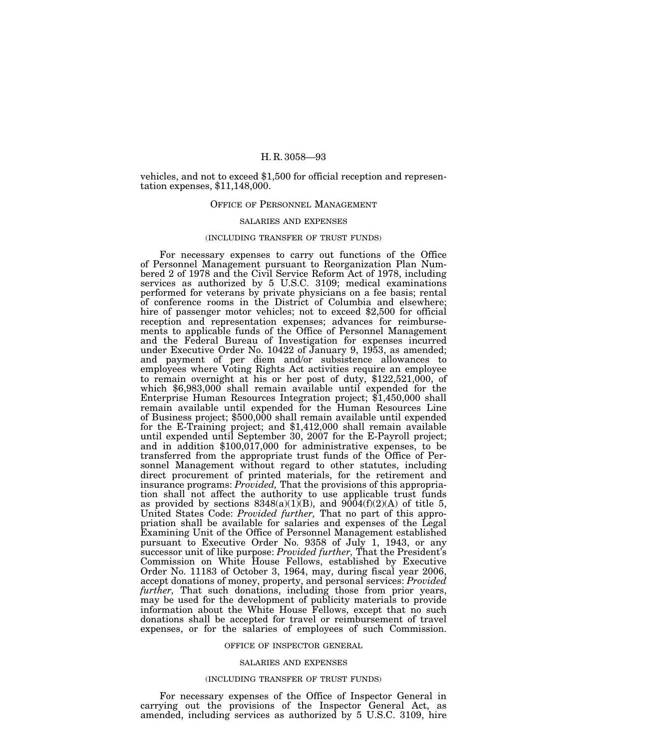vehicles, and not to exceed $1,500 for official reception and representation expenses, $11,148,000.

## OFFICE OF PERSONNEL MANAGEMENT

### SALARIES AND EXPENSES

### (INCLUDING TRANSFER OF TRUST FUNDS)

For necessary expenses to carry out functions of the Office of Personnel Management pursuant to Reorganization Plan Numbered 2 of 1978 and the Civil Service Reform Act of 1978, including services as authorized by 5 U.S.C. 3109; medical examinations performed for veterans by private physicians on a fee basis; rental of conference rooms in the District of Columbia and elsewhere; hire of passenger motor vehicles; not to exceed $2,500 for official reception and representation expenses; advances for reimbursements to applicable funds of the Office of Personnel Management and the Federal Bureau of Investigation for expenses incurred under Executive Order No. 10422 of January 9, 1953, as amended; and payment of per diem and/or subsistence allowances to employees where Voting Rights Act activities require an employee to remain overnight at his or her post of duty, $122,521,000, of which $6,983,000 shall remain available until expended for the Enterprise Human Resources Integration project; $1,450,000 shall remain available until expended for the Human Resources Line of Business project; $500,000 shall remain available until expended for the E-Training project; and $1,412,000 shall remain available until expended until September 30, 2007 for the E-Payroll project; and in addition $100,017,000 for administrative expenses, to be transferred from the appropriate trust funds of the Office of Personnel Management without regard to other statutes, including direct procurement of printed materials, for the retirement and insurance programs: *Provided,* That the provisions of this appropriation shall not affect the authority to use applicable trust funds as provided by sections 8348(a)(1)(B), and 9004(f)(2)(A) of title 5, United States Code: *Provided further,* That no part of this appropriation shall be available for salaries and expenses of the Legal Examining Unit of the Office of Personnel Management established pursuant to Executive Order No. 9358 of July 1, 1943, or any successor unit of like purpose: *Provided further,* That the President's Commission on White House Fellows, established by Executive Order No. 11183 of October 3, 1964, may, during fiscal year 2006, accept donations of money, property, and personal services: *Provided further,* That such donations, including those from prior years, may be used for the development of publicity materials to provide information about the White House Fellows, except that no such donations shall be accepted for travel or reimbursement of travel expenses, or for the salaries of employees of such Commission.

### OFFICE OF INSPECTOR GENERAL

### SALARIES AND EXPENSES

### (INCLUDING TRANSFER OF TRUST FUNDS)

For necessary expenses of the Office of Inspector General in carrying out the provisions of the Inspector General Act, as amended, including services as authorized by 5 U.S.C. 3109, hire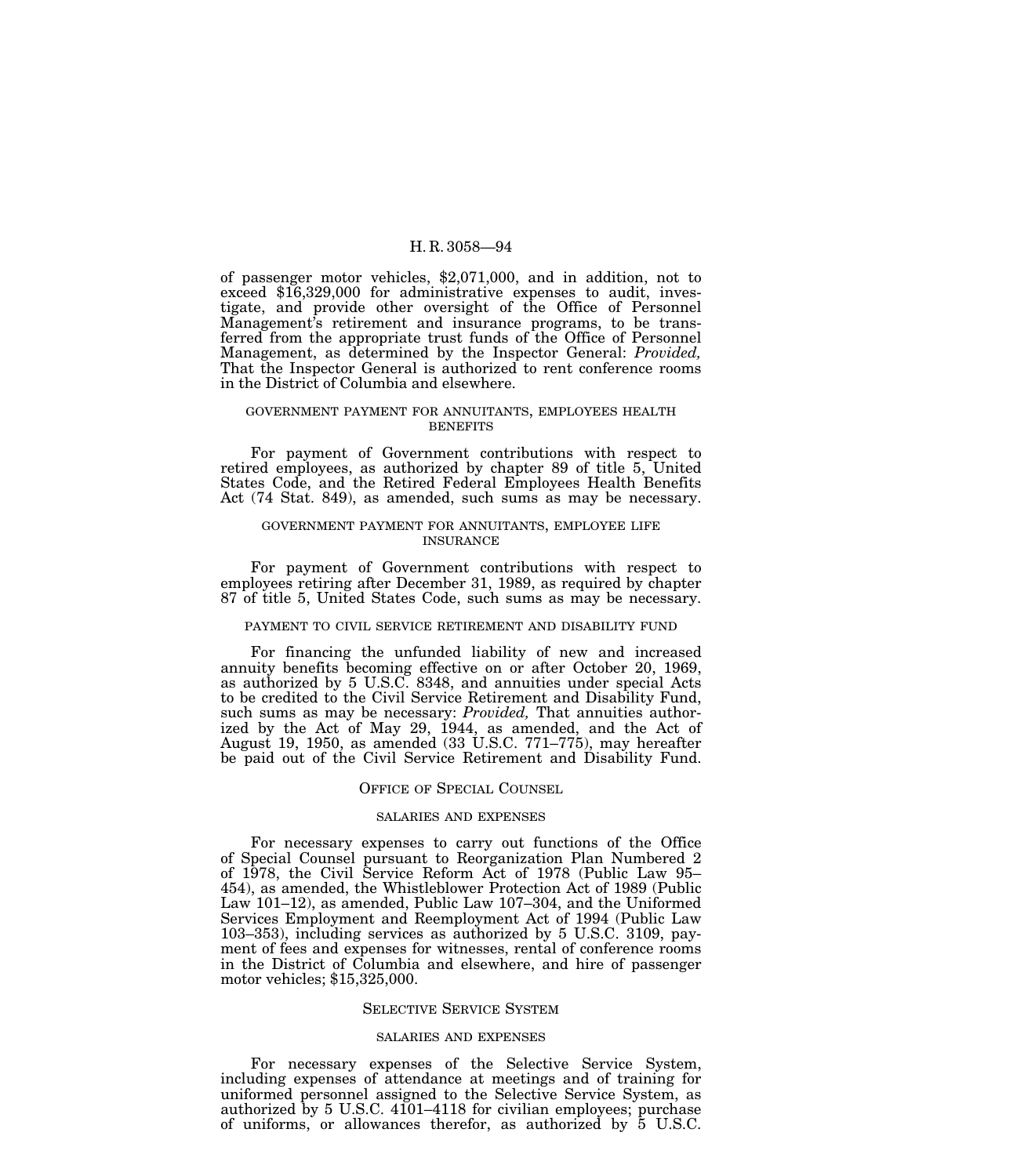of passenger motor vehicles, $2,071,000, and in addition, not to exceed $16,329,000 for administrative expenses to audit, investigate, and provide other oversight of the Office of Personnel Management's retirement and insurance programs, to be transferred from the appropriate trust funds of the Office of Personnel Management, as determined by the Inspector General: *Provided,* That the Inspector General is authorized to rent conference rooms in the District of Columbia and elsewhere.

#### GOVERNMENT PAYMENT FOR ANNUITANTS, EMPLOYEES HEALTH BENEFITS

For payment of Government contributions with respect to retired employees, as authorized by chapter 89 of title 5, United States Code, and the Retired Federal Employees Health Benefits Act (74 Stat. 849), as amended, such sums as may be necessary.

#### GOVERNMENT PAYMENT FOR ANNUITANTS, EMPLOYEE LIFE INSURANCE

For payment of Government contributions with respect to employees retiring after December 31, 1989, as required by chapter 87 of title 5, United States Code, such sums as may be necessary.

#### PAYMENT TO CIVIL SERVICE RETIREMENT AND DISABILITY FUND

For financing the unfunded liability of new and increased annuity benefits becoming effective on or after October 20, 1969, as authorized by 5 U.S.C. 8348, and annuities under special Acts to be credited to the Civil Service Retirement and Disability Fund, such sums as may be necessary: *Provided,* That annuities authorized by the Act of May 29, 1944, as amended, and the Act of August 19, 1950, as amended (33 U.S.C. 771–775), may hereafter be paid out of the Civil Service Retirement and Disability Fund.

### OFFICE OF SPECIAL COUNSEL

#### SALARIES AND EXPENSES

For necessary expenses to carry out functions of the Office of Special Counsel pursuant to Reorganization Plan Numbered 2 of 1978, the Civil Service Reform Act of 1978 (Public Law 95–454), as amended, the Whistleblower Protection Act of 1989 (Public Law 101–12), as amended, Public Law 107–304, and the Uniformed Services Employment and Reemployment Act of 1994 (Public Law 103–353), including services as authorized by 5 U.S.C. 3109, payment of fees and expenses for witnesses, rental of conference rooms in the District of Columbia and elsewhere, and hire of passenger motor vehicles; $15,325,000.

### SELECTIVE SERVICE SYSTEM

#### SALARIES AND EXPENSES

For necessary expenses of the Selective Service System, including expenses of attendance at meetings and of training for uniformed personnel assigned to the Selective Service System, as authorized by 5 U.S.C. 4101–4118 for civilian employees; purchase of uniforms, or allowances therefor, as authorized by 5 U.S.C.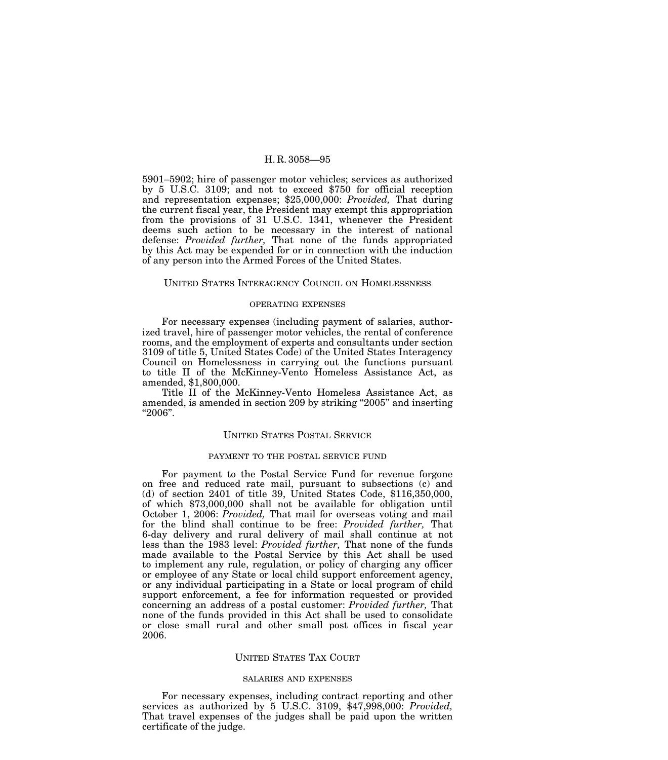5901–5902; hire of passenger motor vehicles; services as authorized by 5 U.S.C. 3109; and not to exceed $750 for official reception and representation expenses; $25,000,000: *Provided,* That during the current fiscal year, the President may exempt this appropriation from the provisions of 31 U.S.C. 1341, whenever the President deems such action to be necessary in the interest of national defense: *Provided further,* That none of the funds appropriated by this Act may be expended for or in connection with the induction of any person into the Armed Forces of the United States.

## UNITED STATES INTERAGENCY COUNCIL ON HOMELESSNESS

### OPERATING EXPENSES

For necessary expenses (including payment of salaries, authorized travel, hire of passenger motor vehicles, the rental of conference rooms, and the employment of experts and consultants under section 3109 of title 5, United States Code) of the United States Interagency Council on Homelessness in carrying out the functions pursuant to title II of the McKinney-Vento Homeless Assistance Act, as amended, $1,800,000.

Title II of the McKinney-Vento Homeless Assistance Act, as amended, is amended in section 209 by striking "2005" and inserting "2006".

## UNITED STATES POSTAL SERVICE

### PAYMENT TO THE POSTAL SERVICE FUND

For payment to the Postal Service Fund for revenue forgone on free and reduced rate mail, pursuant to subsections (c) and (d) of section 2401 of title 39, United States Code, $116,350,000, of which $73,000,000 shall not be available for obligation until October 1, 2006: *Provided,* That mail for overseas voting and mail for the blind shall continue to be free: *Provided further,* That 6-day delivery and rural delivery of mail shall continue at not less than the 1983 level: *Provided further,* That none of the funds made available to the Postal Service by this Act shall be used to implement any rule, regulation, or policy of charging any officer or employee of any State or local child support enforcement agency, or any individual participating in a State or local program of child support enforcement, a fee for information requested or provided concerning an address of a postal customer: *Provided further,* That none of the funds provided in this Act shall be used to consolidate or close small rural and other small post offices in fiscal year 2006.

## UNITED STATES TAX COURT

### SALARIES AND EXPENSES

For necessary expenses, including contract reporting and other services as authorized by 5 U.S.C. 3109, $47,998,000: *Provided,* That travel expenses of the judges shall be paid upon the written certificate of the judge.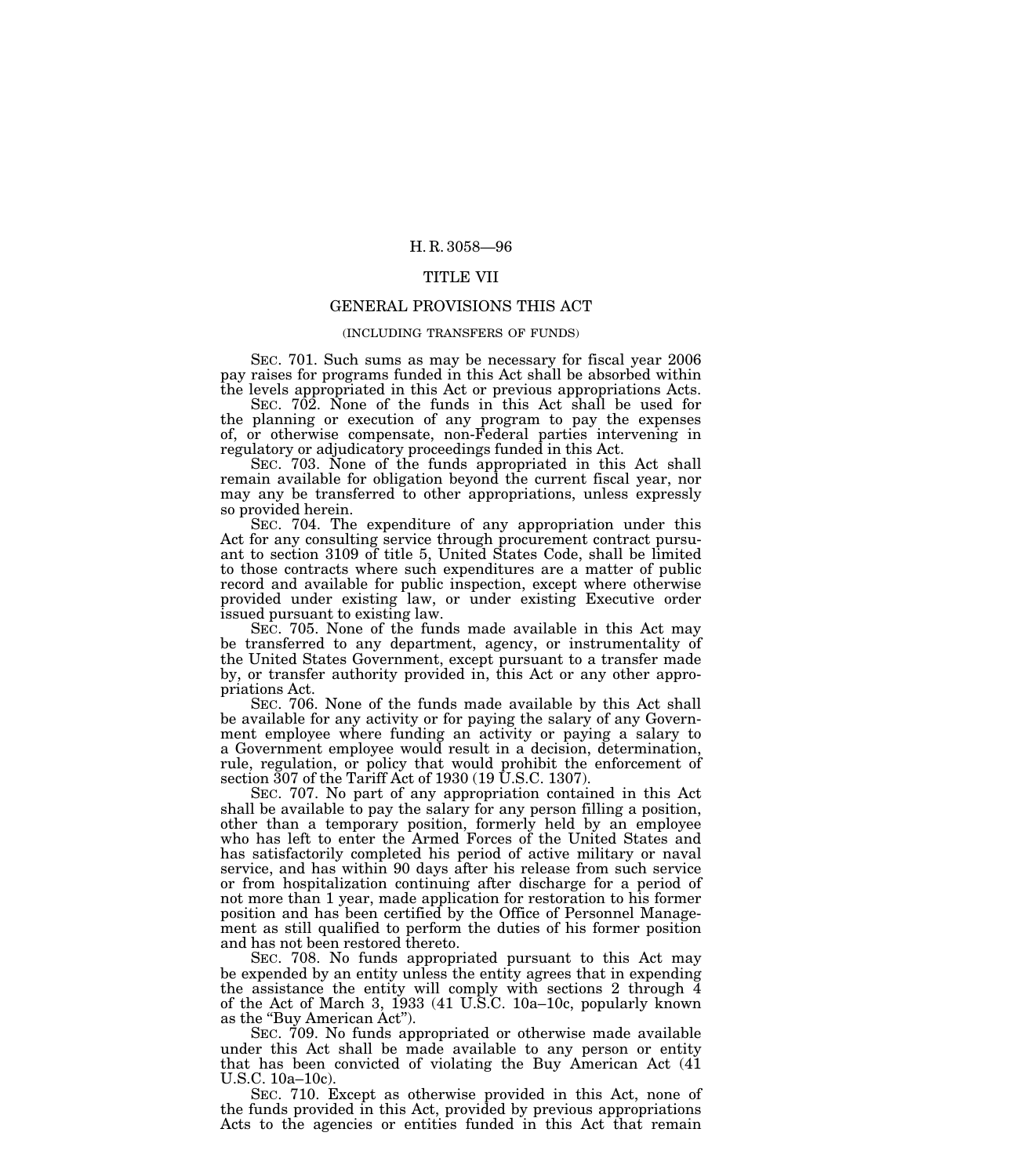# TITLE VII

## GENERAL PROVISIONS THIS ACT

(INCLUDING TRANSFERS OF FUNDS)

SEC. 701. Such sums as may be necessary for fiscal year 2006 pay raises for programs funded in this Act shall be absorbed within the levels appropriated in this Act or previous appropriations Acts.

SEC. 702. None of the funds in this Act shall be used for the planning or execution of any program to pay the expenses of, or otherwise compensate, non-Federal parties intervening in regulatory or adjudicatory proceedings funded in this Act.

SEC. 703. None of the funds appropriated in this Act shall remain available for obligation beyond the current fiscal year, nor may any be transferred to other appropriations, unless expressly so provided herein.

SEC. 704. The expenditure of any appropriation under this Act for any consulting service through procurement contract pursuant to section 3109 of title 5, United States Code, shall be limited to those contracts where such expenditures are a matter of public record and available for public inspection, except where otherwise provided under existing law, or under existing Executive order issued pursuant to existing law.

SEC. 705. None of the funds made available in this Act may be transferred to any department, agency, or instrumentality of the United States Government, except pursuant to a transfer made by, or transfer authority provided in, this Act or any other appropriations Act.

SEC. 706. None of the funds made available by this Act shall be available for any activity or for paying the salary of any Government employee where funding an activity or paying a salary to a Government employee would result in a decision, determination, rule, regulation, or policy that would prohibit the enforcement of section 307 of the Tariff Act of 1930 (19 U.S.C. 1307).

SEC. 707. No part of any appropriation contained in this Act shall be available to pay the salary for any person filling a position, other than a temporary position, formerly held by an employee who has left to enter the Armed Forces of the United States and has satisfactorily completed his period of active military or naval service, and has within 90 days after his release from such service or from hospitalization continuing after discharge for a period of not more than 1 year, made application for restoration to his former position and has been certified by the Office of Personnel Management as still qualified to perform the duties of his former position and has not been restored thereto.

SEC. 708. No funds appropriated pursuant to this Act may be expended by an entity unless the entity agrees that in expending the assistance the entity will comply with sections 2 through 4 of the Act of March 3, 1933 (41 U.S.C. 10a–10c, popularly known as the "Buy American Act").

SEC. 709. No funds appropriated or otherwise made available under this Act shall be made available to any person or entity that has been convicted of violating the Buy American Act (41 U.S.C. 10a–10c).

SEC. 710. Except as otherwise provided in this Act, none of the funds provided in this Act, provided by previous appropriations Acts to the agencies or entities funded in this Act that remain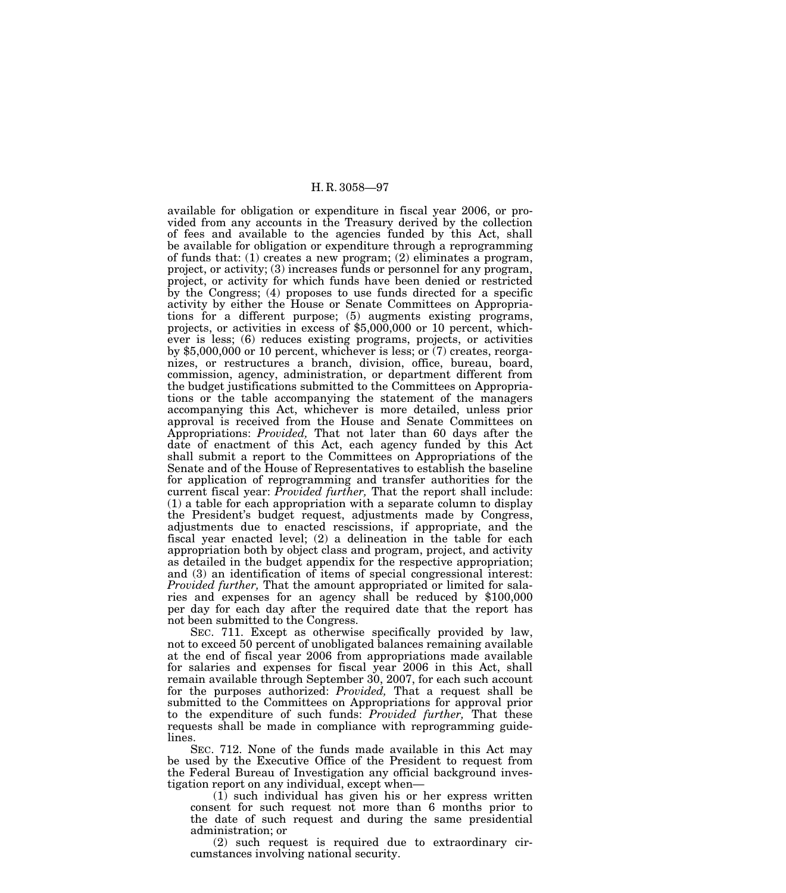available for obligation or expenditure in fiscal year 2006, or provided from any accounts in the Treasury derived by the collection of fees and available to the agencies funded by this Act, shall be available for obligation or expenditure through a reprogramming of funds that: (1) creates a new program; (2) eliminates a program, project, or activity; (3) increases funds or personnel for any program, project, or activity for which funds have been denied or restricted by the Congress; (4) proposes to use funds directed for a specific activity by either the House or Senate Committees on Appropriations for a different purpose; (5) augments existing programs, projects, or activities in excess of $5,000,000 or 10 percent, whichever is less; (6) reduces existing programs, projects, or activities by $5,000,000 or 10 percent, whichever is less; or (7) creates, reorganizes, or restructures a branch, division, office, bureau, board, commission, agency, administration, or department different from the budget justifications submitted to the Committees on Appropriations or the table accompanying the statement of the managers accompanying this Act, whichever is more detailed, unless prior approval is received from the House and Senate Committees on Appropriations: *Provided,* That not later than 60 days after the date of enactment of this Act, each agency funded by this Act shall submit a report to the Committees on Appropriations of the Senate and of the House of Representatives to establish the baseline for application of reprogramming and transfer authorities for the current fiscal year: *Provided further,* That the report shall include: (1) a table for each appropriation with a separate column to display the President's budget request, adjustments made by Congress, adjustments due to enacted rescissions, if appropriate, and the fiscal year enacted level; (2) a delineation in the table for each appropriation both by object class and program, project, and activity as detailed in the budget appendix for the respective appropriation; and (3) an identification of items of special congressional interest: *Provided further,* That the amount appropriated or limited for salaries and expenses for an agency shall be reduced by $100,000 per day for each day after the required date that the report has not been submitted to the Congress.

SEC. 711. Except as otherwise specifically provided by law, not to exceed 50 percent of unobligated balances remaining available at the end of fiscal year 2006 from appropriations made available for salaries and expenses for fiscal year 2006 in this Act, shall remain available through September 30, 2007, for each such account for the purposes authorized: *Provided,* That a request shall be submitted to the Committees on Appropriations for approval prior to the expenditure of such funds: *Provided further,* That these requests shall be made in compliance with reprogramming guidelines.

SEC. 712. None of the funds made available in this Act may be used by the Executive Office of the President to request from the Federal Bureau of Investigation any official background investigation report on any individual, except when—

(1) such individual has given his or her express written consent for such request not more than 6 months prior to the date of such request and during the same presidential administration; or

(2) such request is required due to extraordinary circumstances involving national security.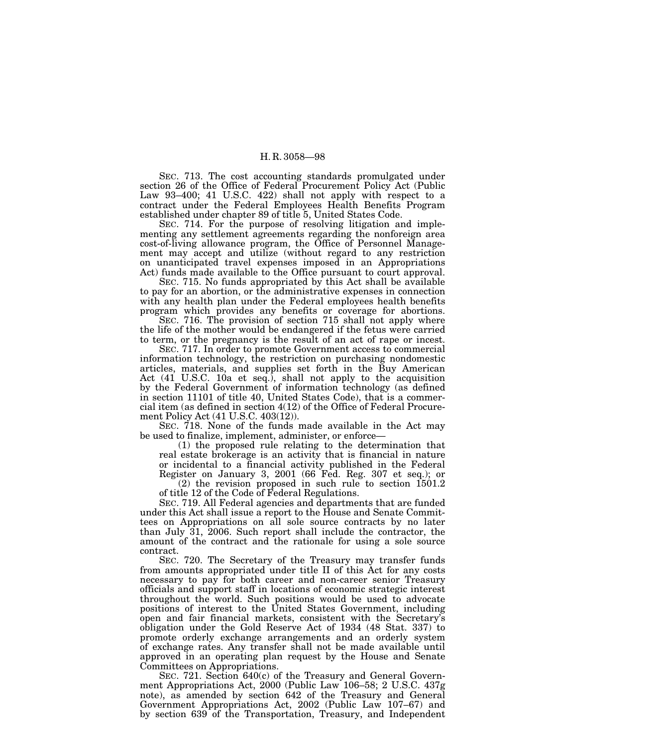SEC. 713. The cost accounting standards promulgated under section 26 of the Office of Federal Procurement Policy Act (Public Law 93–400; 41 U.S.C. 422) shall not apply with respect to a contract under the Federal Employees Health Benefits Program established under chapter 89 of title 5, United States Code.

SEC. 714. For the purpose of resolving litigation and implementing any settlement agreements regarding the nonforeign area cost-of-living allowance program, the Office of Personnel Management may accept and utilize (without regard to any restriction on unanticipated travel expenses imposed in an Appropriations Act) funds made available to the Office pursuant to court approval.

SEC. 715. No funds appropriated by this Act shall be available to pay for an abortion, or the administrative expenses in connection with any health plan under the Federal employees health benefits program which provides any benefits or coverage for abortions.

SEC. 716. The provision of section 715 shall not apply where the life of the mother would be endangered if the fetus were carried to term, or the pregnancy is the result of an act of rape or incest.

SEC. 717. In order to promote Government access to commercial information technology, the restriction on purchasing nondomestic articles, materials, and supplies set forth in the Buy American Act (41 U.S.C. 10a et seq.), shall not apply to the acquisition by the Federal Government of information technology (as defined in section 11101 of title 40, United States Code), that is a commercial item (as defined in section 4(12) of the Office of Federal Procurement Policy Act (41 U.S.C. 403(12)).

SEC. 718. None of the funds made available in the Act may be used to finalize, implement, administer, or enforce—

(1) the proposed rule relating to the determination that real estate brokerage is an activity that is financial in nature or incidental to a financial activity published in the Federal Register on January 3, 2001 (66 Fed. Reg. 307 et seq.); or

(2) the revision proposed in such rule to section 1501.2 of title 12 of the Code of Federal Regulations.

SEC. 719. All Federal agencies and departments that are funded under this Act shall issue a report to the House and Senate Committees on Appropriations on all sole source contracts by no later than July 31, 2006. Such report shall include the contractor, the amount of the contract and the rationale for using a sole source contract.

SEC. 720. The Secretary of the Treasury may transfer funds from amounts appropriated under title II of this Act for any costs necessary to pay for both career and non-career senior Treasury officials and support staff in locations of economic strategic interest throughout the world. Such positions would be used to advocate positions of interest to the United States Government, including open and fair financial markets, consistent with the Secretary's obligation under the Gold Reserve Act of 1934 (48 Stat. 337) to promote orderly exchange arrangements and an orderly system of exchange rates. Any transfer shall not be made available until approved in an operating plan request by the House and Senate Committees on Appropriations.

SEC. 721. Section 640(c) of the Treasury and General Government Appropriations Act, 2000 (Public Law 106–58; 2 U.S.C. 437g note), as amended by section 642 of the Treasury and General Government Appropriations Act, 2002 (Public Law 107–67) and by section 639 of the Transportation, Treasury, and Independent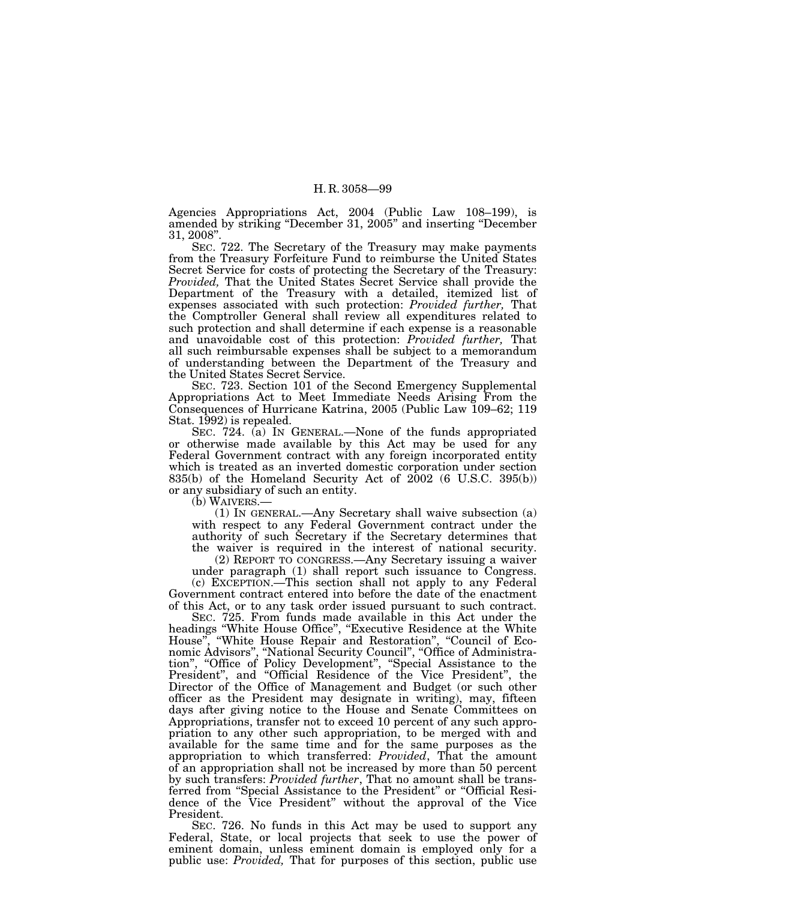Agencies Appropriations Act, 2004 (Public Law 108–199), is amended by striking "December 31, 2005" and inserting "December 31, 2008".

SEC. 722. The Secretary of the Treasury may make payments from the Treasury Forfeiture Fund to reimburse the United States Secret Service for costs of protecting the Secretary of the Treasury: *Provided,* That the United States Secret Service shall provide the Department of the Treasury with a detailed, itemized list of expenses associated with such protection: *Provided further,* That the Comptroller General shall review all expenditures related to such protection and shall determine if each expense is a reasonable and unavoidable cost of this protection: *Provided further,* That all such reimbursable expenses shall be subject to a memorandum of understanding between the Department of the Treasury and the United States Secret Service.

SEC. 723. Section 101 of the Second Emergency Supplemental Appropriations Act to Meet Immediate Needs Arising From the Consequences of Hurricane Katrina, 2005 (Public Law 109–62; 119 Stat. 1992) is repealed.

SEC. 724. (a) IN GENERAL.—None of the funds appropriated or otherwise made available by this Act may be used for any Federal Government contract with any foreign incorporated entity which is treated as an inverted domestic corporation under section 835(b) of the Homeland Security Act of 2002 (6 U.S.C. 395(b)) or any subsidiary of such an entity.

(b) WAIVERS.—

(1) IN GENERAL.—Any Secretary shall waive subsection (a) with respect to any Federal Government contract under the authority of such Secretary if the Secretary determines that the waiver is required in the interest of national security.

(2) REPORT TO CONGRESS.—Any Secretary issuing a waiver under paragraph (1) shall report such issuance to Congress.

(c) EXCEPTION.—This section shall not apply to any Federal Government contract entered into before the date of the enactment of this Act, or to any task order issued pursuant to such contract.

SEC. 725. From funds made available in this Act under the headings "White House Office", "Executive Residence at the White House", "White House Repair and Restoration", "Council of Economic Advisors", "National Security Council", "Office of Administration", "Office of Policy Development", "Special Assistance to the President", and "Official Residence of the Vice President", the Director of the Office of Management and Budget (or such other officer as the President may designate in writing), may, fifteen days after giving notice to the House and Senate Committees on Appropriations, transfer not to exceed 10 percent of any such appropriation to any other such appropriation, to be merged with and available for the same time and for the same purposes as the appropriation to which transferred: *Provided*, That the amount of an appropriation shall not be increased by more than 50 percent by such transfers: *Provided further*, That no amount shall be transferred from "Special Assistance to the President" or "Official Residence of the Vice President" without the approval of the Vice President.

SEC. 726. No funds in this Act may be used to support any Federal, State, or local projects that seek to use the power of eminent domain, unless eminent domain is employed only for a public use: *Provided,* That for purposes of this section, public use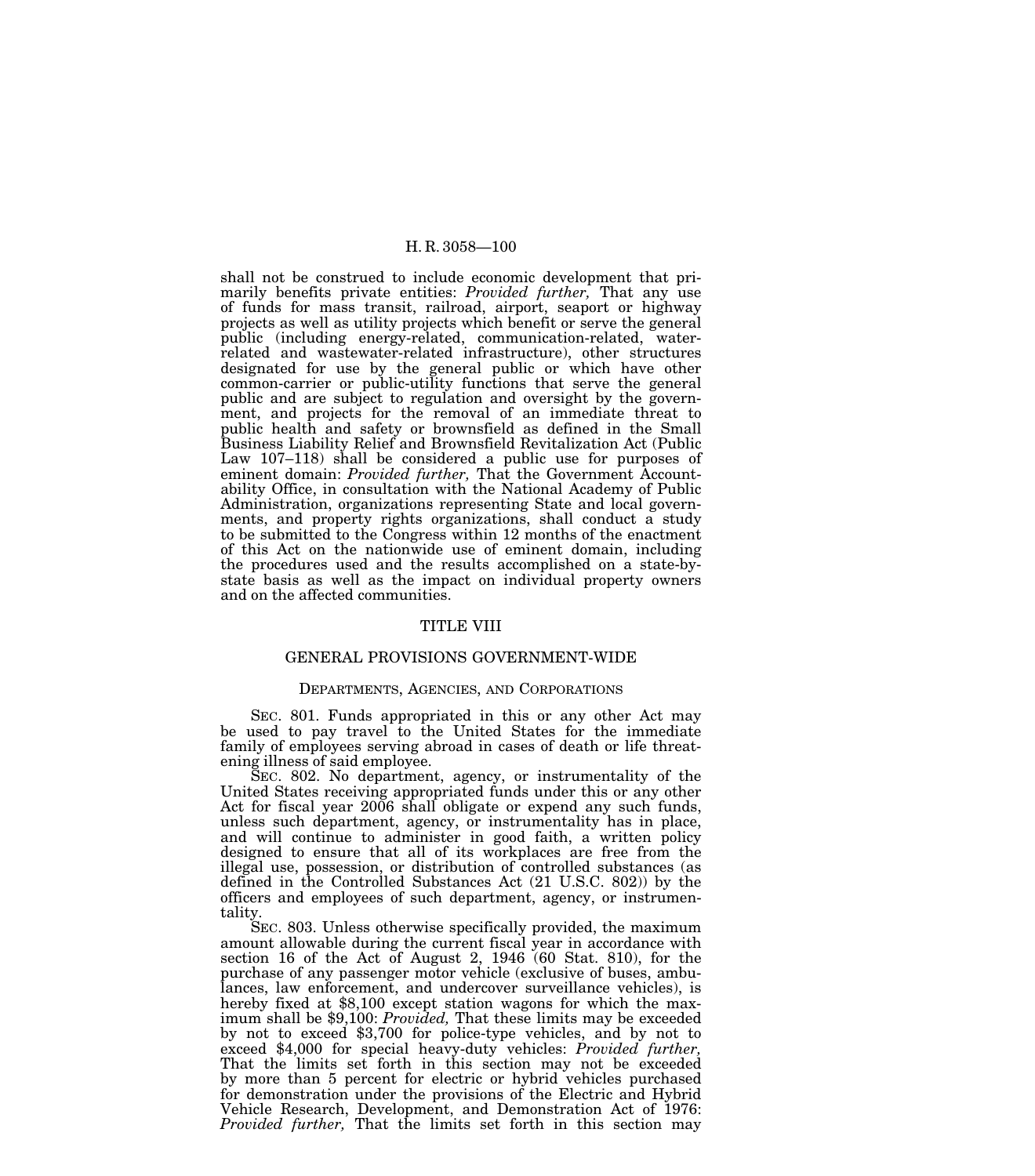shall not be construed to include economic development that primarily benefits private entities: *Provided further,* That any use of funds for mass transit, railroad, airport, seaport or highway projects as well as utility projects which benefit or serve the general public (including energy-related, communication-related, water-related and wastewater-related infrastructure), other structures designated for use by the general public or which have other common-carrier or public-utility functions that serve the general public and are subject to regulation and oversight by the government, and projects for the removal of an immediate threat to public health and safety or brownsfield as defined in the Small Business Liability Relief and Brownsfield Revitalization Act (Public Law 107–118) shall be considered a public use for purposes of eminent domain: *Provided further,* That the Government Accountability Office, in consultation with the National Academy of Public Administration, organizations representing State and local governments, and property rights organizations, shall conduct a study to be submitted to the Congress within 12 months of the enactment of this Act on the nationwide use of eminent domain, including the procedures used and the results accomplished on a state-by-state basis as well as the impact on individual property owners and on the affected communities.

# TITLE VIII

## GENERAL PROVISIONS GOVERNMENT-WIDE

### DEPARTMENTS, AGENCIES, AND CORPORATIONS

SEC. 801. Funds appropriated in this or any other Act may be used to pay travel to the United States for the immediate family of employees serving abroad in cases of death or life threatening illness of said employee.

SEC. 802. No department, agency, or instrumentality of the United States receiving appropriated funds under this or any other Act for fiscal year 2006 shall obligate or expend any such funds, unless such department, agency, or instrumentality has in place, and will continue to administer in good faith, a written policy designed to ensure that all of its workplaces are free from the illegal use, possession, or distribution of controlled substances (as defined in the Controlled Substances Act (21 U.S.C. 802)) by the officers and employees of such department, agency, or instrumentality.

SEC. 803. Unless otherwise specifically provided, the maximum amount allowable during the current fiscal year in accordance with section 16 of the Act of August 2, 1946 (60 Stat. 810), for the purchase of any passenger motor vehicle (exclusive of buses, ambulances, law enforcement, and undercover surveillance vehicles), is hereby fixed at $8,100 except station wagons for which the maximum shall be $9,100: *Provided,* That these limits may be exceeded by not to exceed $3,700 for police-type vehicles, and by not to exceed $4,000 for special heavy-duty vehicles: *Provided further,* That the limits set forth in this section may not be exceeded by more than 5 percent for electric or hybrid vehicles purchased for demonstration under the provisions of the Electric and Hybrid Vehicle Research, Development, and Demonstration Act of 1976: *Provided further,* That the limits set forth in this section may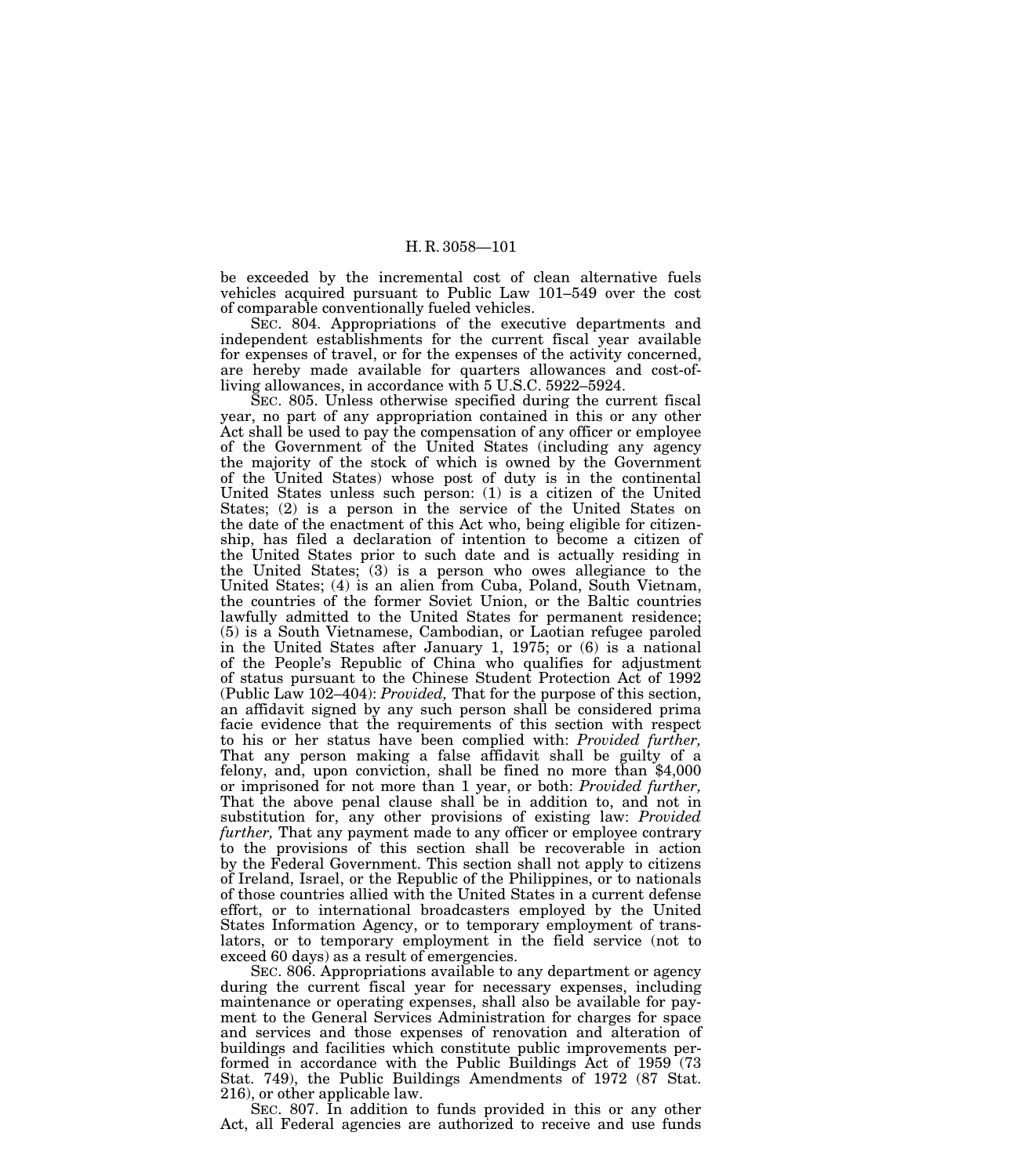be exceeded by the incremental cost of clean alternative fuels vehicles acquired pursuant to Public Law 101–549 over the cost of comparable conventionally fueled vehicles.

SEC. 804. Appropriations of the executive departments and independent establishments for the current fiscal year available for expenses of travel, or for the expenses of the activity concerned, are hereby made available for quarters allowances and cost-of-living allowances, in accordance with 5 U.S.C. 5922–5924.

SEC. 805. Unless otherwise specified during the current fiscal year, no part of any appropriation contained in this or any other Act shall be used to pay the compensation of any officer or employee of the Government of the United States (including any agency the majority of the stock of which is owned by the Government of the United States) whose post of duty is in the continental United States unless such person: (1) is a citizen of the United States; (2) is a person in the service of the United States on the date of the enactment of this Act who, being eligible for citizenship, has filed a declaration of intention to become a citizen of the United States prior to such date and is actually residing in the United States; (3) is a person who owes allegiance to the United States; (4) is an alien from Cuba, Poland, South Vietnam, the countries of the former Soviet Union, or the Baltic countries lawfully admitted to the United States for permanent residence; (5) is a South Vietnamese, Cambodian, or Laotian refugee paroled in the United States after January 1, 1975; or (6) is a national of the People's Republic of China who qualifies for adjustment of status pursuant to the Chinese Student Protection Act of 1992 (Public Law 102–404): *Provided,* That for the purpose of this section, an affidavit signed by any such person shall be considered prima facie evidence that the requirements of this section with respect to his or her status have been complied with: *Provided further,* That any person making a false affidavit shall be guilty of a felony, and, upon conviction, shall be fined no more than $4,000 or imprisoned for not more than 1 year, or both: *Provided further,* That the above penal clause shall be in addition to, and not in substitution for, any other provisions of existing law: *Provided further,* That any payment made to any officer or employee contrary to the provisions of this section shall be recoverable in action by the Federal Government. This section shall not apply to citizens of Ireland, Israel, or the Republic of the Philippines, or to nationals of those countries allied with the United States in a current defense effort, or to international broadcasters employed by the United States Information Agency, or to temporary employment of translators, or to temporary employment in the field service (not to exceed 60 days) as a result of emergencies.

SEC. 806. Appropriations available to any department or agency during the current fiscal year for necessary expenses, including maintenance or operating expenses, shall also be available for payment to the General Services Administration for charges for space and services and those expenses of renovation and alteration of buildings and facilities which constitute public improvements performed in accordance with the Public Buildings Act of 1959 (73 Stat. 749), the Public Buildings Amendments of 1972 (87 Stat. 216), or other applicable law.

SEC. 807. In addition to funds provided in this or any other Act, all Federal agencies are authorized to receive and use funds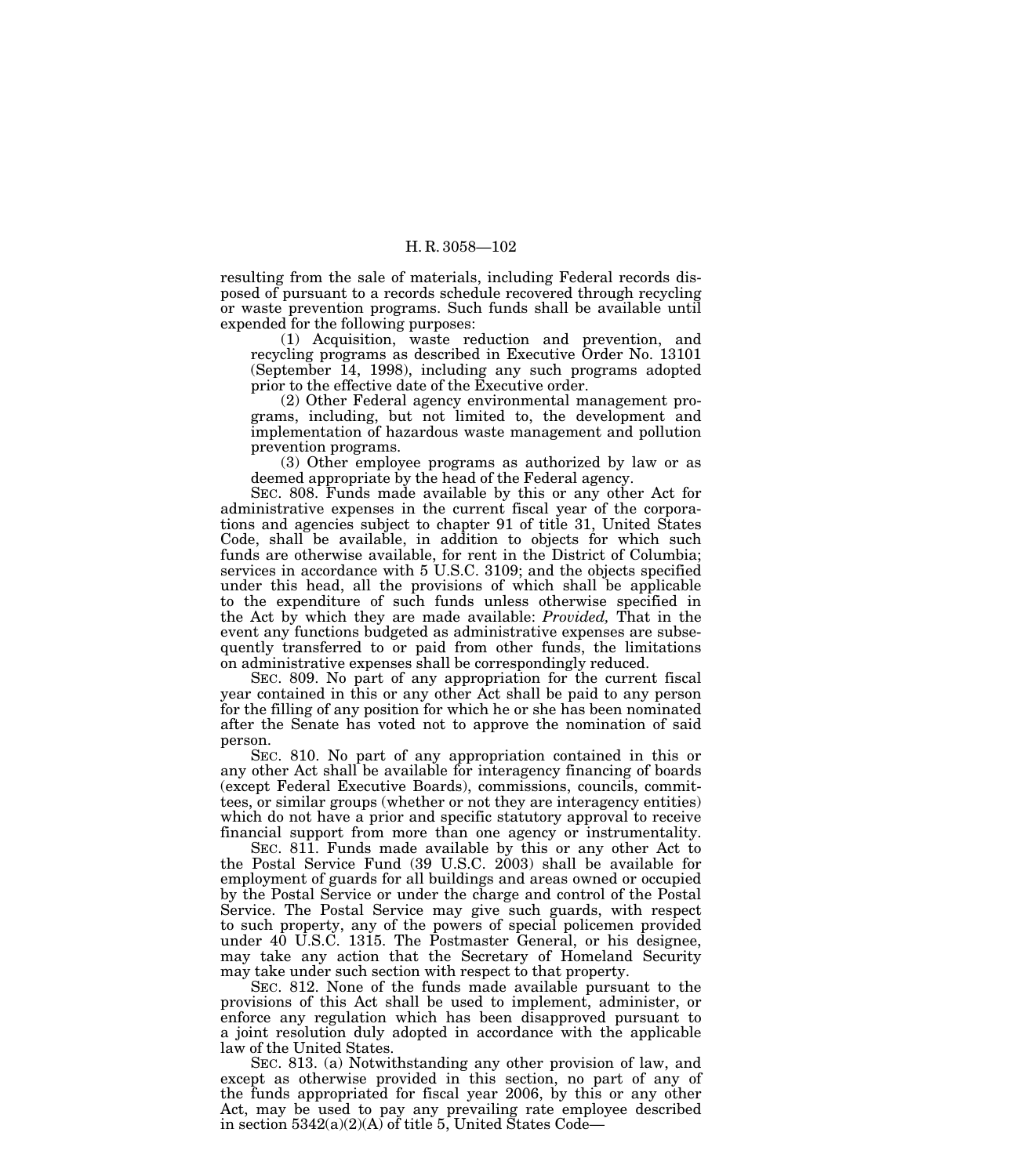resulting from the sale of materials, including Federal records disposed of pursuant to a records schedule recovered through recycling or waste prevention programs. Such funds shall be available until expended for the following purposes:

(1) Acquisition, waste reduction and prevention, and recycling programs as described in Executive Order No. 13101 (September 14, 1998), including any such programs adopted prior to the effective date of the Executive order.

(2) Other Federal agency environmental management programs, including, but not limited to, the development and implementation of hazardous waste management and pollution prevention programs.

(3) Other employee programs as authorized by law or as deemed appropriate by the head of the Federal agency.

SEC. 808. Funds made available by this or any other Act for administrative expenses in the current fiscal year of the corporations and agencies subject to chapter 91 of title 31, United States Code, shall be available, in addition to objects for which such funds are otherwise available, for rent in the District of Columbia; services in accordance with 5 U.S.C. 3109; and the objects specified under this head, all the provisions of which shall be applicable to the expenditure of such funds unless otherwise specified in the Act by which they are made available: *Provided,* That in the event any functions budgeted as administrative expenses are subsequently transferred to or paid from other funds, the limitations on administrative expenses shall be correspondingly reduced.

SEC. 809. No part of any appropriation for the current fiscal year contained in this or any other Act shall be paid to any person for the filling of any position for which he or she has been nominated after the Senate has voted not to approve the nomination of said person.

SEC. 810. No part of any appropriation contained in this or any other Act shall be available for interagency financing of boards (except Federal Executive Boards), commissions, councils, committees, or similar groups (whether or not they are interagency entities) which do not have a prior and specific statutory approval to receive financial support from more than one agency or instrumentality.

SEC. 811. Funds made available by this or any other Act to the Postal Service Fund (39 U.S.C. 2003) shall be available for employment of guards for all buildings and areas owned or occupied by the Postal Service or under the charge and control of the Postal Service. The Postal Service may give such guards, with respect to such property, any of the powers of special policemen provided under 40 U.S.C. 1315. The Postmaster General, or his designee, may take any action that the Secretary of Homeland Security may take under such section with respect to that property.

SEC. 812. None of the funds made available pursuant to the provisions of this Act shall be used to implement, administer, or enforce any regulation which has been disapproved pursuant to a joint resolution duly adopted in accordance with the applicable law of the United States.

SEC. 813. (a) Notwithstanding any other provision of law, and except as otherwise provided in this section, no part of any of the funds appropriated for fiscal year 2006, by this or any other Act, may be used to pay any prevailing rate employee described in section 5342(a)(2)(A) of title 5, United States Code—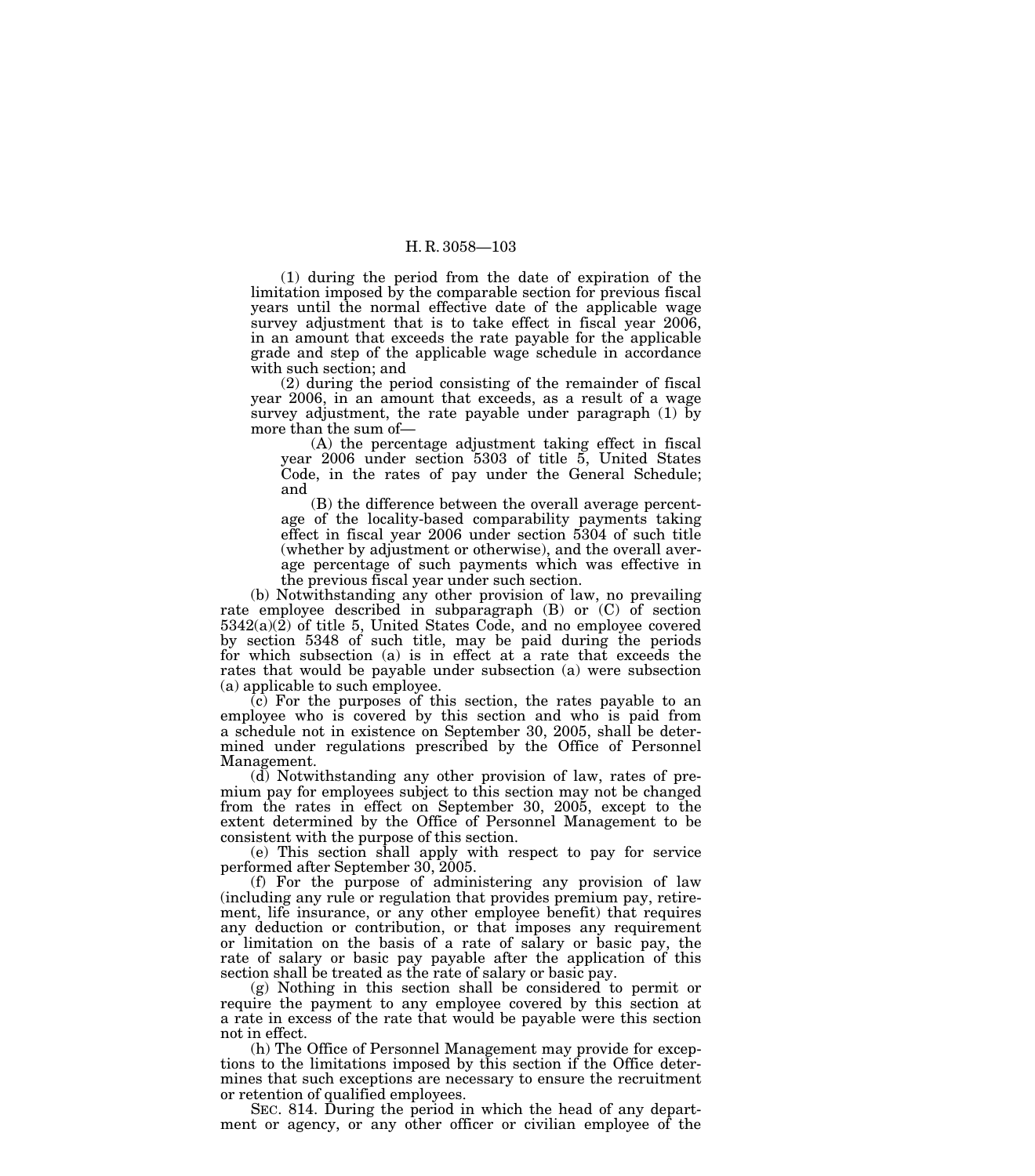(1) during the period from the date of expiration of the limitation imposed by the comparable section for previous fiscal years until the normal effective date of the applicable wage survey adjustment that is to take effect in fiscal year 2006, in an amount that exceeds the rate payable for the applicable grade and step of the applicable wage schedule in accordance with such section; and

(2) during the period consisting of the remainder of fiscal year 2006, in an amount that exceeds, as a result of a wage survey adjustment, the rate payable under paragraph (1) by more than the sum of—

(A) the percentage adjustment taking effect in fiscal year 2006 under section 5303 of title 5, United States Code, in the rates of pay under the General Schedule; and

(B) the difference between the overall average percentage of the locality-based comparability payments taking effect in fiscal year 2006 under section 5304 of such title (whether by adjustment or otherwise), and the overall average percentage of such payments which was effective in the previous fiscal year under such section.

(b) Notwithstanding any other provision of law, no prevailing rate employee described in subparagraph (B) or (C) of section 5342(a)(2) of title 5, United States Code, and no employee covered by section 5348 of such title, may be paid during the periods for which subsection (a) is in effect at a rate that exceeds the rates that would be payable under subsection (a) were subsection (a) applicable to such employee.

(c) For the purposes of this section, the rates payable to an employee who is covered by this section and who is paid from a schedule not in existence on September 30, 2005, shall be determined under regulations prescribed by the Office of Personnel Management.

(d) Notwithstanding any other provision of law, rates of premium pay for employees subject to this section may not be changed from the rates in effect on September 30, 2005, except to the extent determined by the Office of Personnel Management to be consistent with the purpose of this section.

(e) This section shall apply with respect to pay for service performed after September 30, 2005.

(f) For the purpose of administering any provision of law (including any rule or regulation that provides premium pay, retirement, life insurance, or any other employee benefit) that requires any deduction or contribution, or that imposes any requirement or limitation on the basis of a rate of salary or basic pay, the rate of salary or basic pay payable after the application of this section shall be treated as the rate of salary or basic pay.

(g) Nothing in this section shall be considered to permit or require the payment to any employee covered by this section at a rate in excess of the rate that would be payable were this section not in effect.

(h) The Office of Personnel Management may provide for exceptions to the limitations imposed by this section if the Office determines that such exceptions are necessary to ensure the recruitment or retention of qualified employees.

SEC. 814. During the period in which the head of any department or agency, or any other officer or civilian employee of the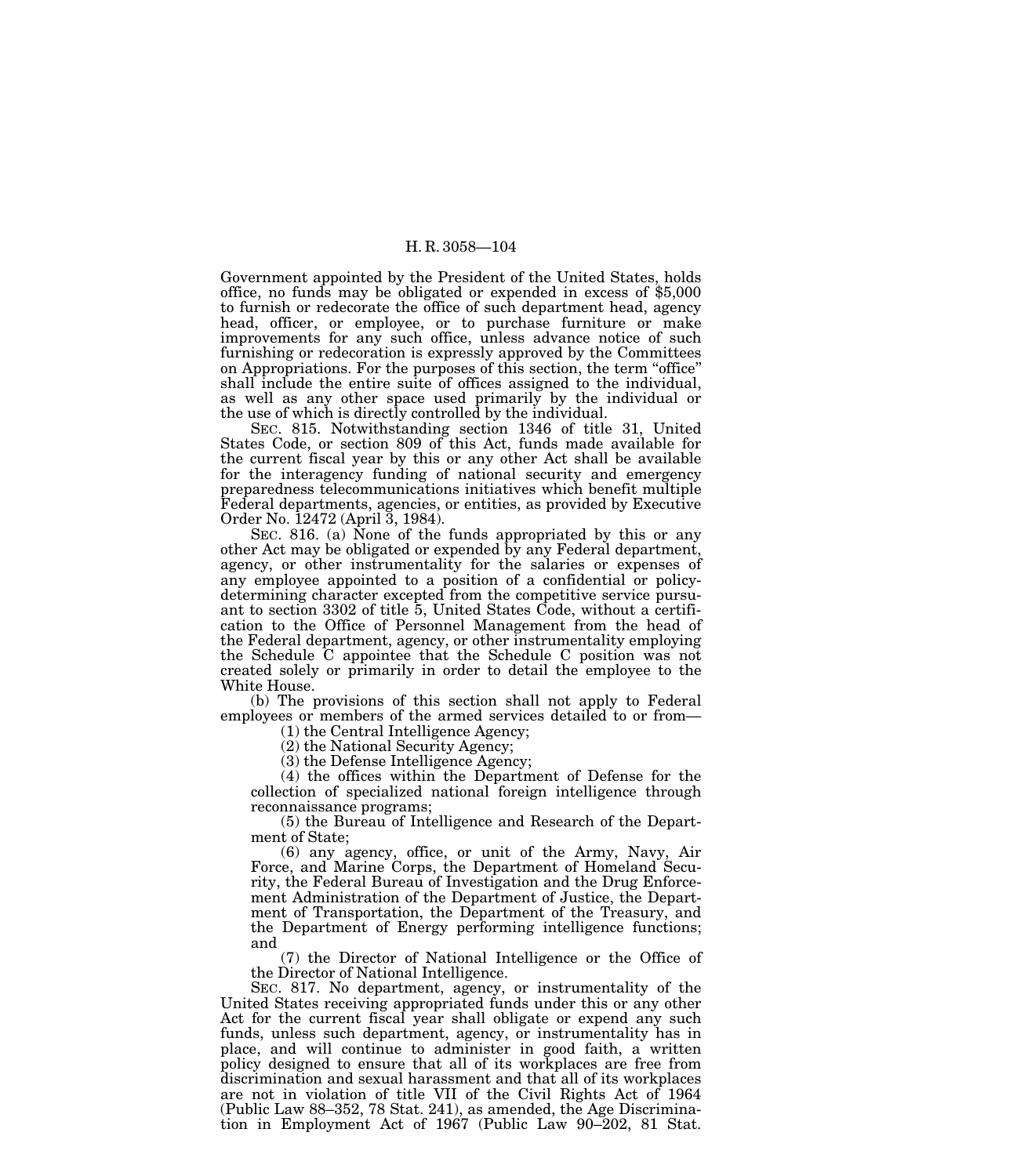Government appointed by the President of the United States, holds office, no funds may be obligated or expended in excess of $5,000 to furnish or redecorate the office of such department head, agency head, officer, or employee, or to purchase furniture or make improvements for any such office, unless advance notice of such furnishing or redecoration is expressly approved by the Committees on Appropriations. For the purposes of this section, the term "office" shall include the entire suite of offices assigned to the individual, as well as any other space used primarily by the individual or the use of which is directly controlled by the individual.

SEC. 815. Notwithstanding section 1346 of title 31, United States Code, or section 809 of this Act, funds made available for the current fiscal year by this or any other Act shall be available for the interagency funding of national security and emergency preparedness telecommunications initiatives which benefit multiple Federal departments, agencies, or entities, as provided by Executive Order No. 12472 (April 3, 1984).

SEC. 816. (a) None of the funds appropriated by this or any other Act may be obligated or expended by any Federal department, agency, or other instrumentality for the salaries or expenses of any employee appointed to a position of a confidential or policy-determining character excepted from the competitive service pursuant to section 3302 of title 5, United States Code, without a certification to the Office of Personnel Management from the head of the Federal department, agency, or other instrumentality employing the Schedule C appointee that the Schedule C position was not created solely or primarily in order to detail the employee to the White House.

(b) The provisions of this section shall not apply to Federal employees or members of the armed services detailed to or from—

(1) the Central Intelligence Agency;

(2) the National Security Agency;

(3) the Defense Intelligence Agency;

(4) the offices within the Department of Defense for the collection of specialized national foreign intelligence through reconnaissance programs;

(5) the Bureau of Intelligence and Research of the Department of State;

(6) any agency, office, or unit of the Army, Navy, Air Force, and Marine Corps, the Department of Homeland Security, the Federal Bureau of Investigation and the Drug Enforcement Administration of the Department of Justice, the Department of Transportation, the Department of the Treasury, and the Department of Energy performing intelligence functions; and

(7) the Director of National Intelligence or the Office of the Director of National Intelligence.

SEC. 817. No department, agency, or instrumentality of the United States receiving appropriated funds under this or any other Act for the current fiscal year shall obligate or expend any such funds, unless such department, agency, or instrumentality has in place, and will continue to administer in good faith, a written policy designed to ensure that all of its workplaces are free from discrimination and sexual harassment and that all of its workplaces are not in violation of title VII of the Civil Rights Act of 1964 (Public Law 88–352, 78 Stat. 241), as amended, the Age Discrimination in Employment Act of 1967 (Public Law 90–202, 81 Stat.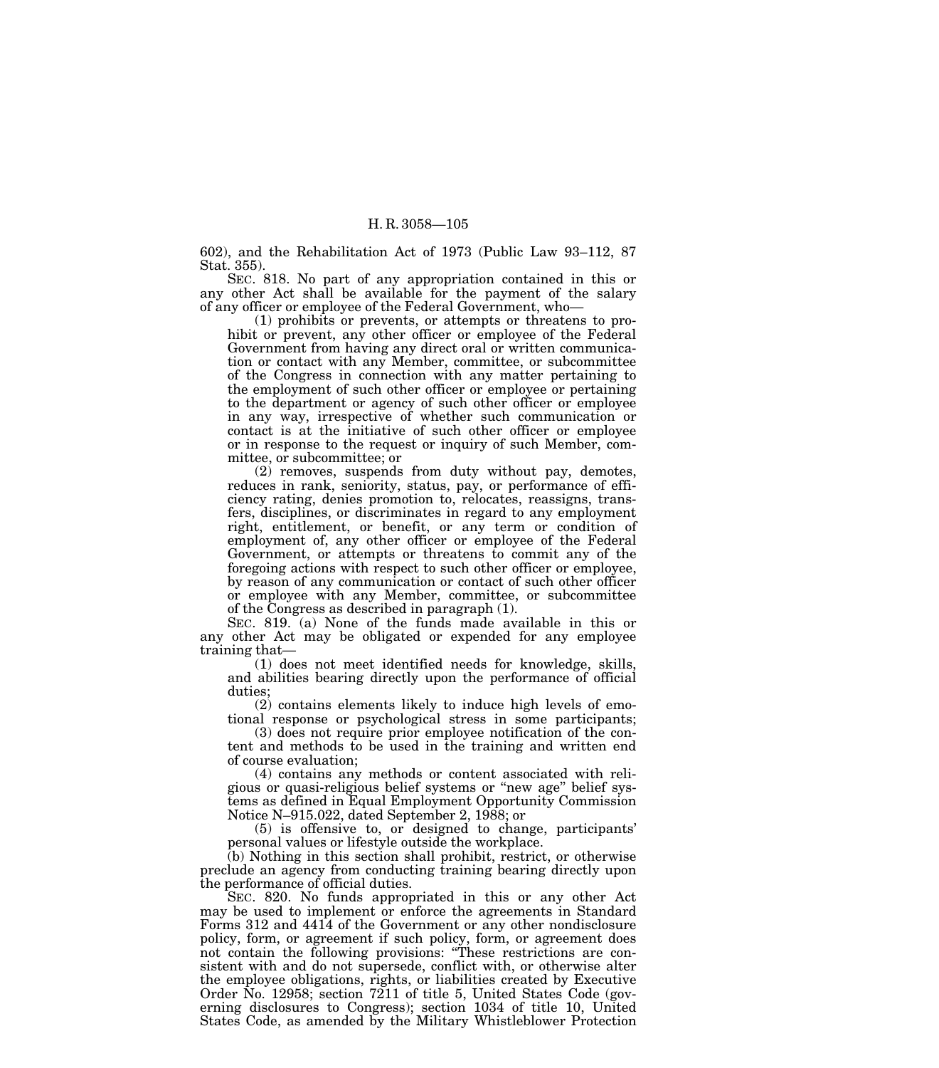602), and the Rehabilitation Act of 1973 (Public Law 93–112, 87 Stat. 355).

SEC. 818. No part of any appropriation contained in this or any other Act shall be available for the payment of the salary of any officer or employee of the Federal Government, who—

(1) prohibits or prevents, or attempts or threatens to prohibit or prevent, any other officer or employee of the Federal Government from having any direct oral or written communication or contact with any Member, committee, or subcommittee of the Congress in connection with any matter pertaining to the employment of such other officer or employee or pertaining to the department or agency of such other officer or employee in any way, irrespective of whether such communication or contact is at the initiative of such other officer or employee or in response to the request or inquiry of such Member, committee, or subcommittee; or

(2) removes, suspends from duty without pay, demotes, reduces in rank, seniority, status, pay, or performance of efficiency rating, denies promotion to, relocates, reassigns, transfers, disciplines, or discriminates in regard to any employment right, entitlement, or benefit, or any term or condition of employment of, any other officer or employee of the Federal Government, or attempts or threatens to commit any of the foregoing actions with respect to such other officer or employee, by reason of any communication or contact of such other officer or employee with any Member, committee, or subcommittee of the Congress as described in paragraph (1).

SEC. 819. (a) None of the funds made available in this or any other Act may be obligated or expended for any employee training that—

(1) does not meet identified needs for knowledge, skills, and abilities bearing directly upon the performance of official duties;

(2) contains elements likely to induce high levels of emotional response or psychological stress in some participants;

(3) does not require prior employee notification of the content and methods to be used in the training and written end of course evaluation;

(4) contains any methods or content associated with religious or quasi-religious belief systems or "new age" belief systems as defined in Equal Employment Opportunity Commission Notice N–915.022, dated September 2, 1988; or

(5) is offensive to, or designed to change, participants' personal values or lifestyle outside the workplace.

(b) Nothing in this section shall prohibit, restrict, or otherwise preclude an agency from conducting training bearing directly upon the performance of official duties.

SEC. 820. No funds appropriated in this or any other Act may be used to implement or enforce the agreements in Standard Forms 312 and 4414 of the Government or any other nondisclosure policy, form, or agreement if such policy, form, or agreement does not contain the following provisions: "These restrictions are consistent with and do not supersede, conflict with, or otherwise alter the employee obligations, rights, or liabilities created by Executive Order No. 12958; section 7211 of title 5, United States Code (governing disclosures to Congress); section 1034 of title 10, United States Code, as amended by the Military Whistleblower Protection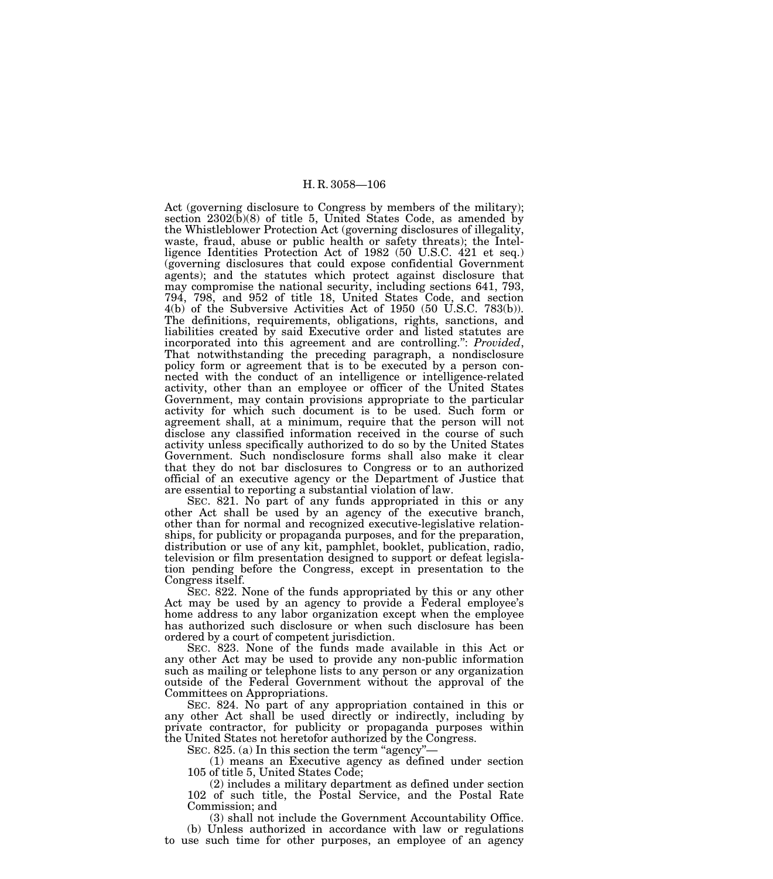Act (governing disclosure to Congress by members of the military); section 2302(b)(8) of title 5, United States Code, as amended by the Whistleblower Protection Act (governing disclosures of illegality, waste, fraud, abuse or public health or safety threats); the Intelligence Identities Protection Act of 1982 (50 U.S.C. 421 et seq.) (governing disclosures that could expose confidential Government agents); and the statutes which protect against disclosure that may compromise the national security, including sections 641, 793, 794, 798, and 952 of title 18, United States Code, and section 4(b) of the Subversive Activities Act of 1950 (50 U.S.C. 783(b)). The definitions, requirements, obligations, rights, sanctions, and liabilities created by said Executive order and listed statutes are incorporated into this agreement and are controlling.": *Provided*, That notwithstanding the preceding paragraph, a nondisclosure policy form or agreement that is to be executed by a person connected with the conduct of an intelligence or intelligence-related activity, other than an employee or officer of the United States Government, may contain provisions appropriate to the particular activity for which such document is to be used. Such form or agreement shall, at a minimum, require that the person will not disclose any classified information received in the course of such activity unless specifically authorized to do so by the United States Government. Such nondisclosure forms shall also make it clear that they do not bar disclosures to Congress or to an authorized official of an executive agency or the Department of Justice that are essential to reporting a substantial violation of law.

SEC. 821. No part of any funds appropriated in this or any other Act shall be used by an agency of the executive branch, other than for normal and recognized executive-legislative relationships, for publicity or propaganda purposes, and for the preparation, distribution or use of any kit, pamphlet, booklet, publication, radio, television or film presentation designed to support or defeat legislation pending before the Congress, except in presentation to the Congress itself.

SEC. 822. None of the funds appropriated by this or any other Act may be used by an agency to provide a Federal employee's home address to any labor organization except when the employee has authorized such disclosure or when such disclosure has been ordered by a court of competent jurisdiction.

SEC. 823. None of the funds made available in this Act or any other Act may be used to provide any non-public information such as mailing or telephone lists to any person or any organization outside of the Federal Government without the approval of the Committees on Appropriations.

SEC. 824. No part of any appropriation contained in this or any other Act shall be used directly or indirectly, including by private contractor, for publicity or propaganda purposes within the United States not heretofor authorized by the Congress.

SEC. 825. (a) In this section the term "agency"—

(1) means an Executive agency as defined under section 105 of title 5, United States Code;

(2) includes a military department as defined under section 102 of such title, the Postal Service, and the Postal Rate Commission; and

(3) shall not include the Government Accountability Office.

(b) Unless authorized in accordance with law or regulations to use such time for other purposes, an employee of an agency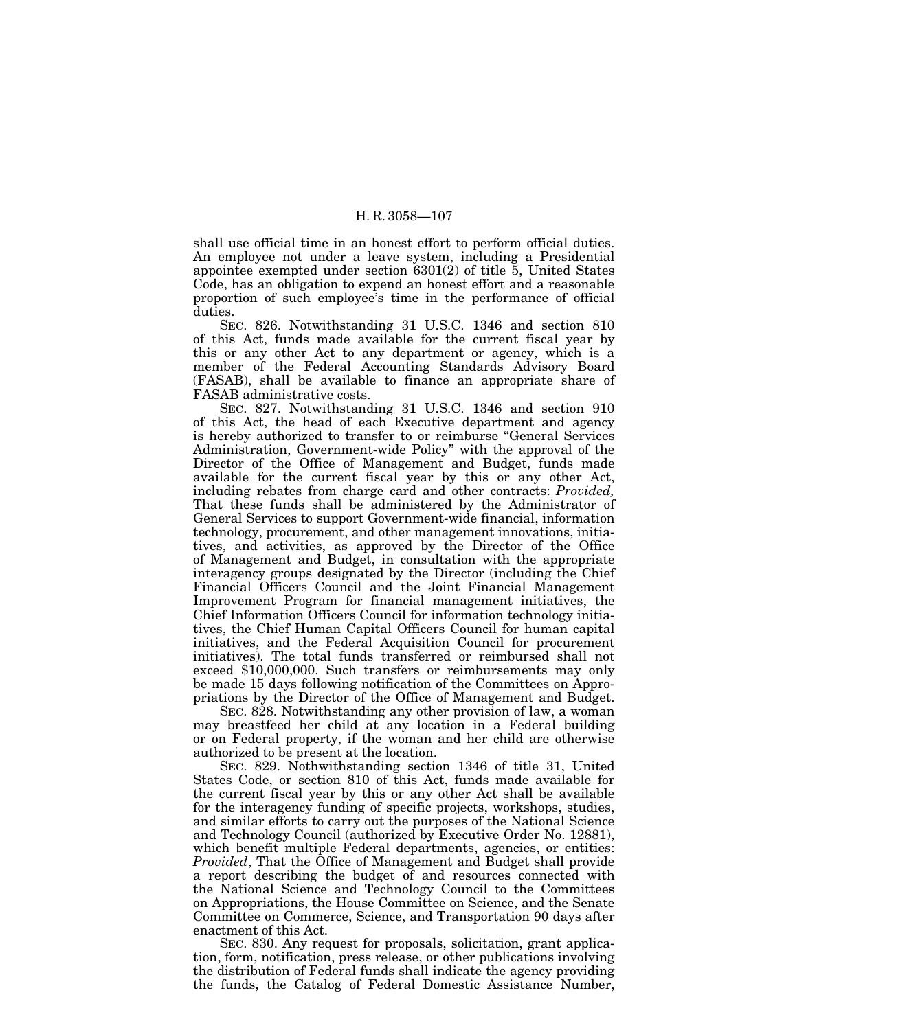shall use official time in an honest effort to perform official duties. An employee not under a leave system, including a Presidential appointee exempted under section 6301(2) of title 5, United States Code, has an obligation to expend an honest effort and a reasonable proportion of such employee's time in the performance of official duties.

SEC. 826. Notwithstanding 31 U.S.C. 1346 and section 810 of this Act, funds made available for the current fiscal year by this or any other Act to any department or agency, which is a member of the Federal Accounting Standards Advisory Board (FASAB), shall be available to finance an appropriate share of FASAB administrative costs.

SEC. 827. Notwithstanding 31 U.S.C. 1346 and section 910 of this Act, the head of each Executive department and agency is hereby authorized to transfer to or reimburse "General Services Administration, Government-wide Policy" with the approval of the Director of the Office of Management and Budget, funds made available for the current fiscal year by this or any other Act, including rebates from charge card and other contracts: *Provided,* That these funds shall be administered by the Administrator of General Services to support Government-wide financial, information technology, procurement, and other management innovations, initiatives, and activities, as approved by the Director of the Office of Management and Budget, in consultation with the appropriate interagency groups designated by the Director (including the Chief Financial Officers Council and the Joint Financial Management Improvement Program for financial management initiatives, the Chief Information Officers Council for information technology initiatives, the Chief Human Capital Officers Council for human capital initiatives, and the Federal Acquisition Council for procurement initiatives). The total funds transferred or reimbursed shall not exceed $10,000,000. Such transfers or reimbursements may only be made 15 days following notification of the Committees on Appropriations by the Director of the Office of Management and Budget.

SEC. 828. Notwithstanding any other provision of law, a woman may breastfeed her child at any location in a Federal building or on Federal property, if the woman and her child are otherwise authorized to be present at the location.

SEC. 829. Nothwithstanding section 1346 of title 31, United States Code, or section 810 of this Act, funds made available for the current fiscal year by this or any other Act shall be available for the interagency funding of specific projects, workshops, studies, and similar efforts to carry out the purposes of the National Science and Technology Council (authorized by Executive Order No. 12881), which benefit multiple Federal departments, agencies, or entities: *Provided*, That the Office of Management and Budget shall provide a report describing the budget of and resources connected with the National Science and Technology Council to the Committees on Appropriations, the House Committee on Science, and the Senate Committee on Commerce, Science, and Transportation 90 days after enactment of this Act.

SEC. 830. Any request for proposals, solicitation, grant application, form, notification, press release, or other publications involving the distribution of Federal funds shall indicate the agency providing the funds, the Catalog of Federal Domestic Assistance Number,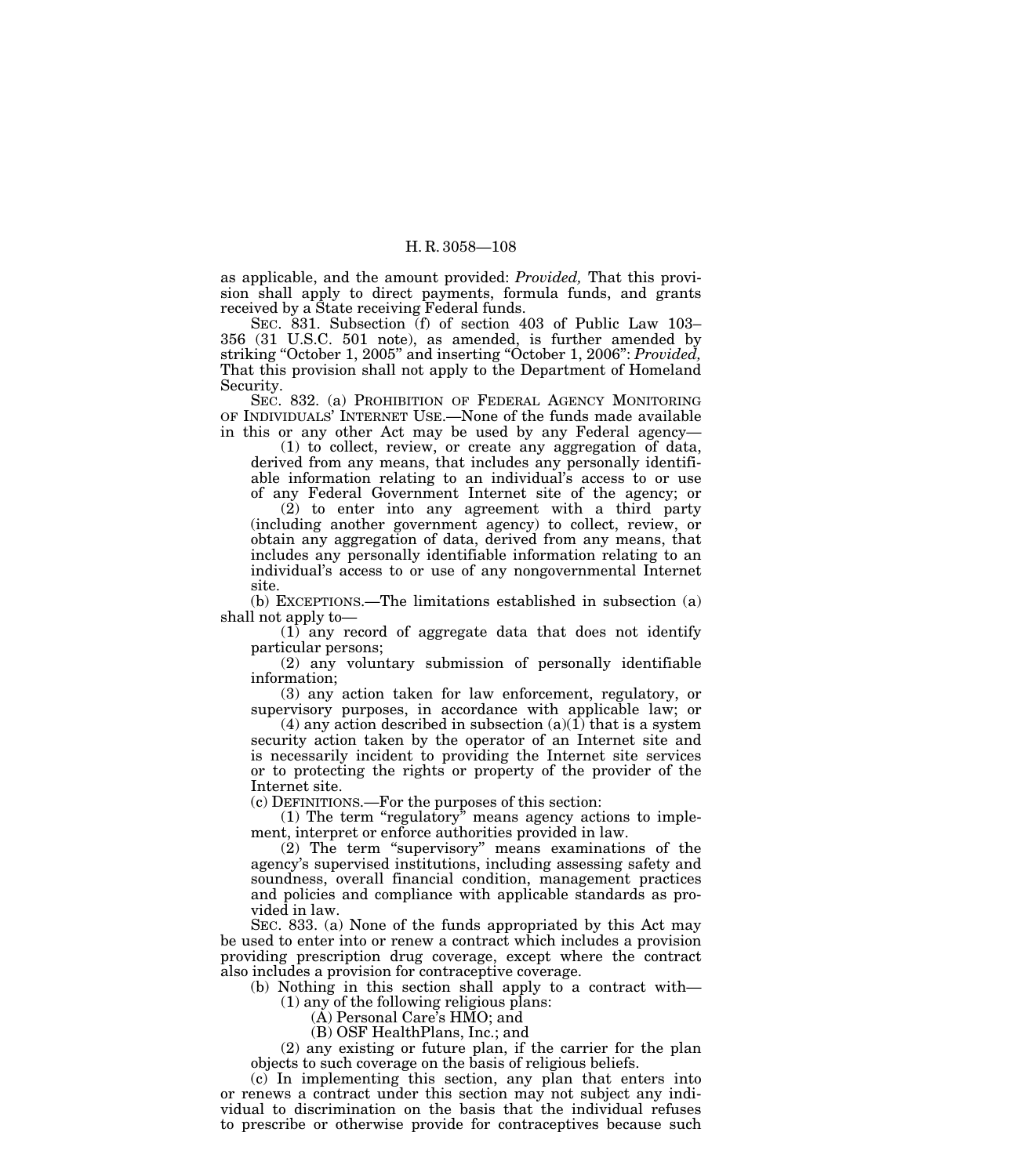as applicable, and the amount provided: *Provided,* That this provision shall apply to direct payments, formula funds, and grants received by a State receiving Federal funds.

SEC. 831. Subsection (f) of section 403 of Public Law 103–356 (31 U.S.C. 501 note), as amended, is further amended by striking "October 1, 2005" and inserting "October 1, 2006": *Provided,* That this provision shall not apply to the Department of Homeland Security.

SEC. 832. (a) PROHIBITION OF FEDERAL AGENCY MONITORING OF INDIVIDUALS' INTERNET USE.—None of the funds made available in this or any other Act may be used by any Federal agency—

(1) to collect, review, or create any aggregation of data, derived from any means, that includes any personally identifiable information relating to an individual's access to or use of any Federal Government Internet site of the agency; or

(2) to enter into any agreement with a third party (including another government agency) to collect, review, or obtain any aggregation of data, derived from any means, that includes any personally identifiable information relating to an individual's access to or use of any nongovernmental Internet site.

(b) EXCEPTIONS.—The limitations established in subsection (a) shall not apply to—

(1) any record of aggregate data that does not identify particular persons;

(2) any voluntary submission of personally identifiable information;

(3) any action taken for law enforcement, regulatory, or supervisory purposes, in accordance with applicable law; or

(4) any action described in subsection (a)(1) that is a system security action taken by the operator of an Internet site and is necessarily incident to providing the Internet site services or to protecting the rights or property of the provider of the Internet site.

(c) DEFINITIONS.—For the purposes of this section:

(1) The term "regulatory" means agency actions to implement, interpret or enforce authorities provided in law.

(2) The term "supervisory" means examinations of the agency's supervised institutions, including assessing safety and soundness, overall financial condition, management practices and policies and compliance with applicable standards as provided in law.

SEC. 833. (a) None of the funds appropriated by this Act may be used to enter into or renew a contract which includes a provision providing prescription drug coverage, except where the contract also includes a provision for contraceptive coverage.

(b) Nothing in this section shall apply to a contract with—

(1) any of the following religious plans:

(A) Personal Care's HMO; and

(B) OSF HealthPlans, Inc.; and

(2) any existing or future plan, if the carrier for the plan objects to such coverage on the basis of religious beliefs.

(c) In implementing this section, any plan that enters into or renews a contract under this section may not subject any individual to discrimination on the basis that the individual refuses to prescribe or otherwise provide for contraceptives because such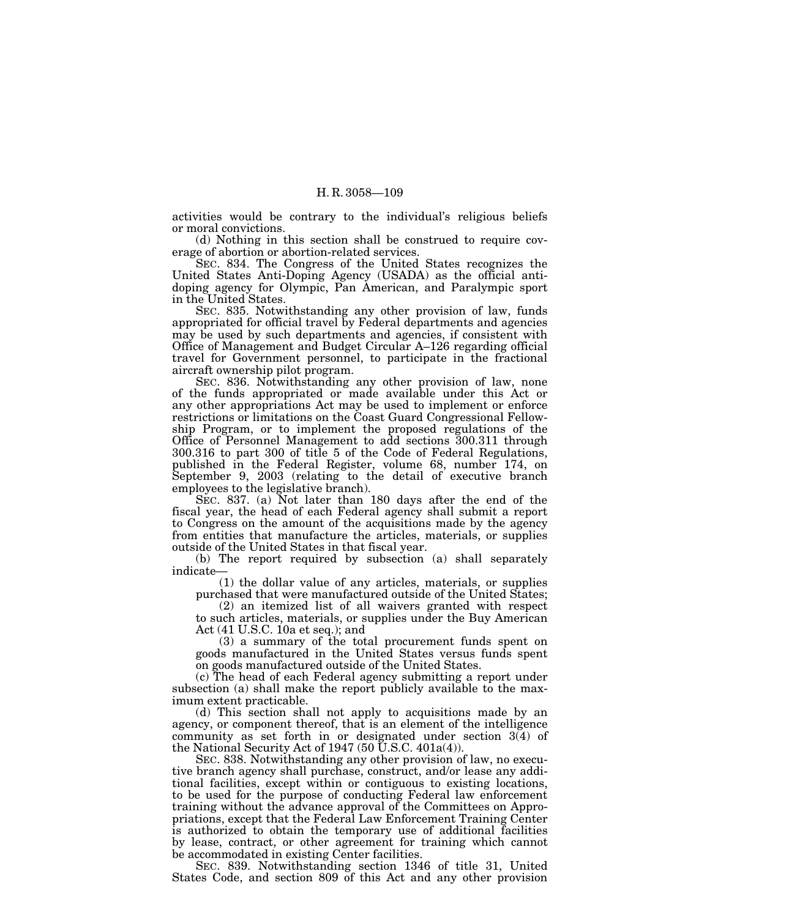activities would be contrary to the individual's religious beliefs or moral convictions.

(d) Nothing in this section shall be construed to require coverage of abortion or abortion-related services.

SEC. 834. The Congress of the United States recognizes the United States Anti-Doping Agency (USADA) as the official anti-doping agency for Olympic, Pan American, and Paralympic sport in the United States.

SEC. 835. Notwithstanding any other provision of law, funds appropriated for official travel by Federal departments and agencies may be used by such departments and agencies, if consistent with Office of Management and Budget Circular A–126 regarding official travel for Government personnel, to participate in the fractional aircraft ownership pilot program.

SEC. 836. Notwithstanding any other provision of law, none of the funds appropriated or made available under this Act or any other appropriations Act may be used to implement or enforce restrictions or limitations on the Coast Guard Congressional Fellowship Program, or to implement the proposed regulations of the Office of Personnel Management to add sections 300.311 through 300.316 to part 300 of title 5 of the Code of Federal Regulations, published in the Federal Register, volume 68, number 174, on September 9, 2003 (relating to the detail of executive branch employees to the legislative branch).

SEC. 837. (a) Not later than 180 days after the end of the fiscal year, the head of each Federal agency shall submit a report to Congress on the amount of the acquisitions made by the agency from entities that manufacture the articles, materials, or supplies outside of the United States in that fiscal year.

(b) The report required by subsection (a) shall separately indicate—

(1) the dollar value of any articles, materials, or supplies purchased that were manufactured outside of the United States;

(2) an itemized list of all waivers granted with respect to such articles, materials, or supplies under the Buy American Act (41 U.S.C. 10a et seq.); and

(3) a summary of the total procurement funds spent on goods manufactured in the United States versus funds spent on goods manufactured outside of the United States.

(c) The head of each Federal agency submitting a report under subsection (a) shall make the report publicly available to the maximum extent practicable.

(d) This section shall not apply to acquisitions made by an agency, or component thereof, that is an element of the intelligence community as set forth in or designated under section 3(4) of the National Security Act of 1947 (50 U.S.C. 401a(4)).

SEC. 838. Notwithstanding any other provision of law, no executive branch agency shall purchase, construct, and/or lease any additional facilities, except within or contiguous to existing locations, to be used for the purpose of conducting Federal law enforcement training without the advance approval of the Committees on Appropriations, except that the Federal Law Enforcement Training Center is authorized to obtain the temporary use of additional facilities by lease, contract, or other agreement for training which cannot be accommodated in existing Center facilities.

SEC. 839. Notwithstanding section 1346 of title 31, United States Code, and section 809 of this Act and any other provision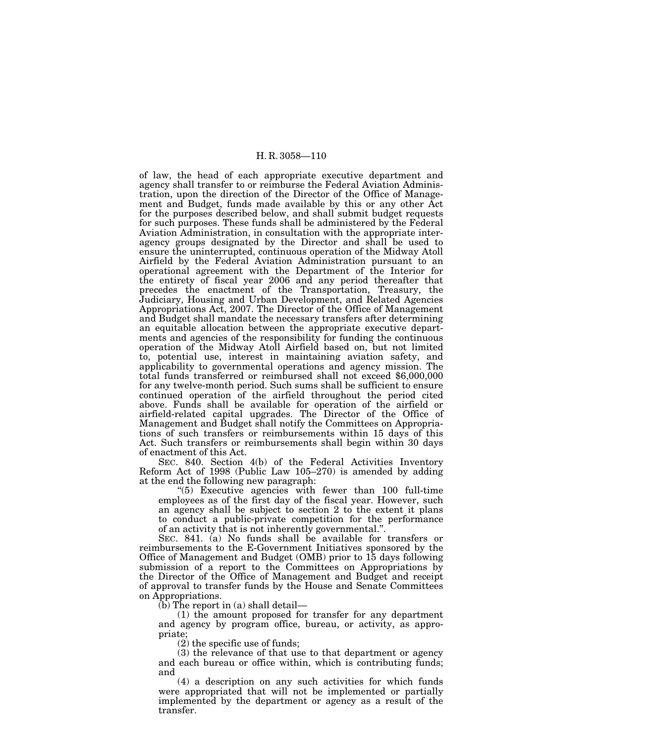of law, the head of each appropriate executive department and agency shall transfer to or reimburse the Federal Aviation Administration, upon the direction of the Director of the Office of Management and Budget, funds made available by this or any other Act for the purposes described below, and shall submit budget requests for such purposes. These funds shall be administered by the Federal Aviation Administration, in consultation with the appropriate interagency groups designated by the Director and shall be used to ensure the uninterrupted, continuous operation of the Midway Atoll Airfield by the Federal Aviation Administration pursuant to an operational agreement with the Department of the Interior for the entirety of fiscal year 2006 and any period thereafter that precedes the enactment of the Transportation, Treasury, the Judiciary, Housing and Urban Development, and Related Agencies Appropriations Act, 2007. The Director of the Office of Management and Budget shall mandate the necessary transfers after determining an equitable allocation between the appropriate executive departments and agencies of the responsibility for funding the continuous operation of the Midway Atoll Airfield based on, but not limited to, potential use, interest in maintaining aviation safety, and applicability to governmental operations and agency mission. The total funds transferred or reimbursed shall not exceed $6,000,000 for any twelve-month period. Such sums shall be sufficient to ensure continued operation of the airfield throughout the period cited above. Funds shall be available for operation of the airfield or airfield-related capital upgrades. The Director of the Office of Management and Budget shall notify the Committees on Appropriations of such transfers or reimbursements within 15 days of this Act. Such transfers or reimbursements shall begin within 30 days of enactment of this Act.

SEC. 840. Section 4(b) of the Federal Activities Inventory Reform Act of 1998 (Public Law 105–270) is amended by adding at the end the following new paragraph:

"(5) Executive agencies with fewer than 100 full-time employees as of the first day of the fiscal year. However, such an agency shall be subject to section 2 to the extent it plans to conduct a public-private competition for the performance of an activity that is not inherently governmental.".

SEC. 841. (a) No funds shall be available for transfers or reimbursements to the E-Government Initiatives sponsored by the Office of Management and Budget (OMB) prior to 15 days following submission of a report to the Committees on Appropriations by the Director of the Office of Management and Budget and receipt of approval to transfer funds by the House and Senate Committees on Appropriations.

(b) The report in (a) shall detail—

(1) the amount proposed for transfer for any department and agency by program office, bureau, or activity, as appropriate;

(2) the specific use of funds;

(3) the relevance of that use to that department or agency and each bureau or office within, which is contributing funds; and

(4) a description on any such activities for which funds were appropriated that will not be implemented or partially implemented by the department or agency as a result of the transfer.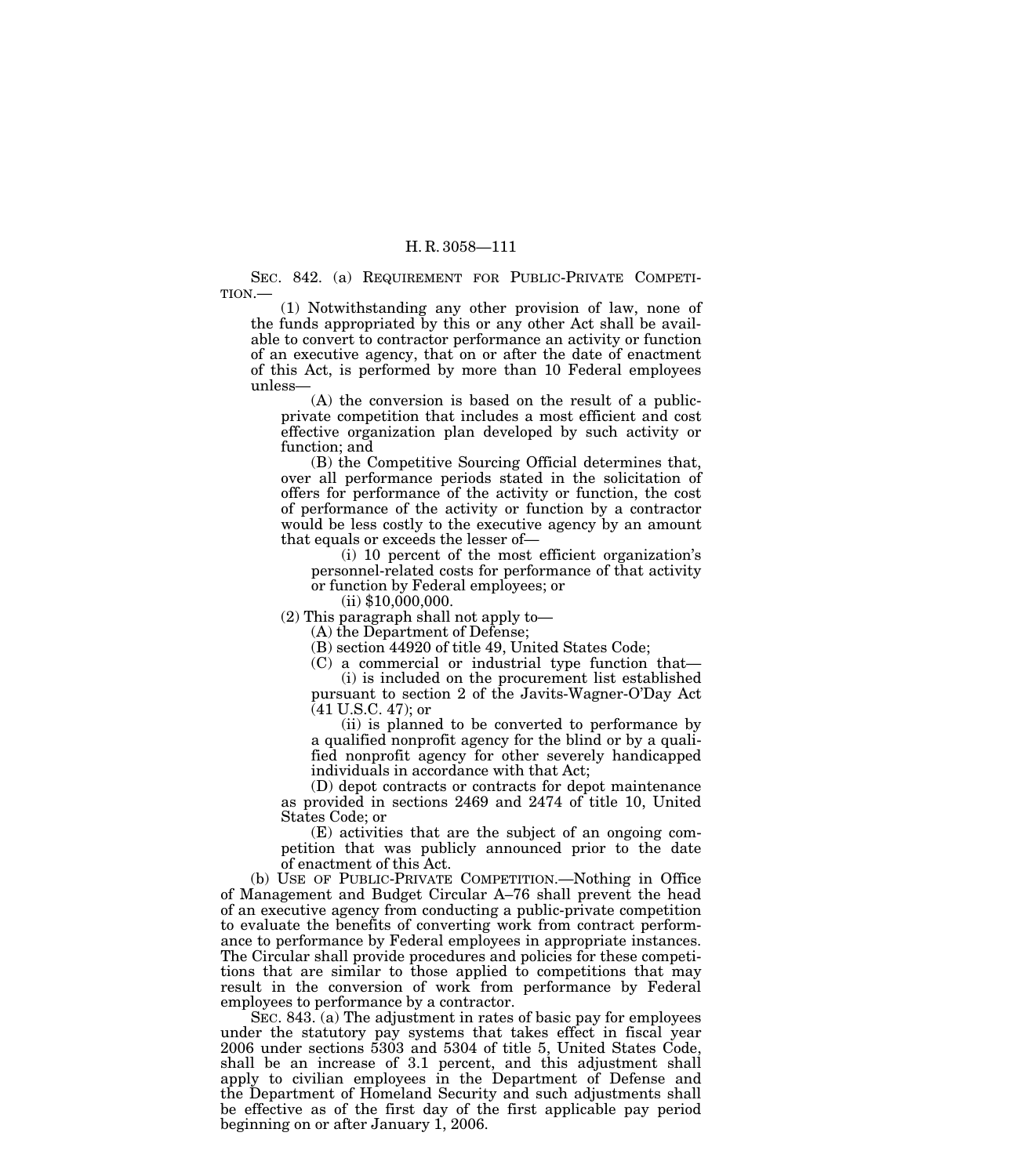SEC. 842. (a) REQUIREMENT FOR PUBLIC-PRIVATE COMPETITION.—

(1) Notwithstanding any other provision of law, none of the funds appropriated by this or any other Act shall be available to convert to contractor performance an activity or function of an executive agency, that on or after the date of enactment of this Act, is performed by more than 10 Federal employees unless—

(A) the conversion is based on the result of a public-private competition that includes a most efficient and cost effective organization plan developed by such activity or function; and

(B) the Competitive Sourcing Official determines that, over all performance periods stated in the solicitation of offers for performance of the activity or function, the cost of performance of the activity or function by a contractor would be less costly to the executive agency by an amount that equals or exceeds the lesser of—

(i) 10 percent of the most efficient organization's personnel-related costs for performance of that activity or function by Federal employees; or

(ii) $10,000,000.

(2) This paragraph shall not apply to—

(A) the Department of Defense;

(B) section 44920 of title 49, United States Code;

(C) a commercial or industrial type function that—

(i) is included on the procurement list established pursuant to section 2 of the Javits-Wagner-O'Day Act (41 U.S.C. 47); or

(ii) is planned to be converted to performance by a qualified nonprofit agency for the blind or by a qualified nonprofit agency for other severely handicapped individuals in accordance with that Act;

(D) depot contracts or contracts for depot maintenance as provided in sections 2469 and 2474 of title 10, United States Code; or

(E) activities that are the subject of an ongoing competition that was publicly announced prior to the date of enactment of this Act.

(b) USE OF PUBLIC-PRIVATE COMPETITION.—Nothing in Office of Management and Budget Circular A–76 shall prevent the head of an executive agency from conducting a public-private competition to evaluate the benefits of converting work from contract performance to performance by Federal employees in appropriate instances. The Circular shall provide procedures and policies for these competitions that are similar to those applied to competitions that may result in the conversion of work from performance by Federal employees to performance by a contractor.

SEC. 843. (a) The adjustment in rates of basic pay for employees under the statutory pay systems that takes effect in fiscal year 2006 under sections 5303 and 5304 of title 5, United States Code, shall be an increase of 3.1 percent, and this adjustment shall apply to civilian employees in the Department of Defense and the Department of Homeland Security and such adjustments shall be effective as of the first day of the first applicable pay period beginning on or after January 1, 2006.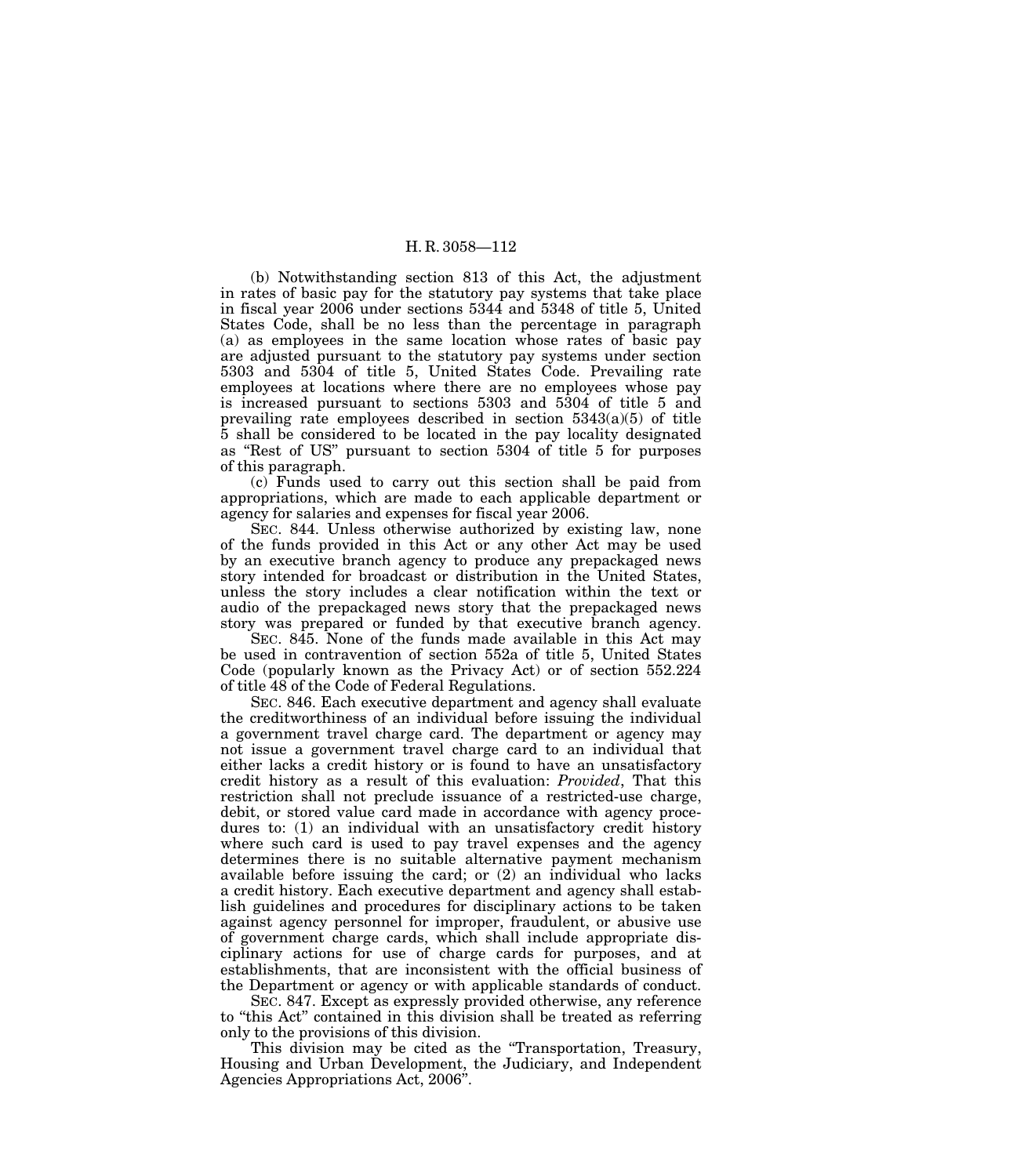(b) Notwithstanding section 813 of this Act, the adjustment in rates of basic pay for the statutory pay systems that take place in fiscal year 2006 under sections 5344 and 5348 of title 5, United States Code, shall be no less than the percentage in paragraph (a) as employees in the same location whose rates of basic pay are adjusted pursuant to the statutory pay systems under section 5303 and 5304 of title 5, United States Code. Prevailing rate employees at locations where there are no employees whose pay is increased pursuant to sections 5303 and 5304 of title 5 and prevailing rate employees described in section 5343(a)(5) of title 5 shall be considered to be located in the pay locality designated as "Rest of US" pursuant to section 5304 of title 5 for purposes of this paragraph.

(c) Funds used to carry out this section shall be paid from appropriations, which are made to each applicable department or agency for salaries and expenses for fiscal year 2006.

SEC. 844. Unless otherwise authorized by existing law, none of the funds provided in this Act or any other Act may be used by an executive branch agency to produce any prepackaged news story intended for broadcast or distribution in the United States, unless the story includes a clear notification within the text or audio of the prepackaged news story that the prepackaged news story was prepared or funded by that executive branch agency.

SEC. 845. None of the funds made available in this Act may be used in contravention of section 552a of title 5, United States Code (popularly known as the Privacy Act) or of section 552.224 of title 48 of the Code of Federal Regulations.

SEC. 846. Each executive department and agency shall evaluate the creditworthiness of an individual before issuing the individual a government travel charge card. The department or agency may not issue a government travel charge card to an individual that either lacks a credit history or is found to have an unsatisfactory credit history as a result of this evaluation: *Provided*, That this restriction shall not preclude issuance of a restricted-use charge, debit, or stored value card made in accordance with agency procedures to: (1) an individual with an unsatisfactory credit history where such card is used to pay travel expenses and the agency determines there is no suitable alternative payment mechanism available before issuing the card; or (2) an individual who lacks a credit history. Each executive department and agency shall establish guidelines and procedures for disciplinary actions to be taken against agency personnel for improper, fraudulent, or abusive use of government charge cards, which shall include appropriate disciplinary actions for use of charge cards for purposes, and at establishments, that are inconsistent with the official business of the Department or agency or with applicable standards of conduct.

SEC. 847. Except as expressly provided otherwise, any reference to "this Act" contained in this division shall be treated as referring only to the provisions of this division.

This division may be cited as the "Transportation, Treasury, Housing and Urban Development, the Judiciary, and Independent Agencies Appropriations Act, 2006".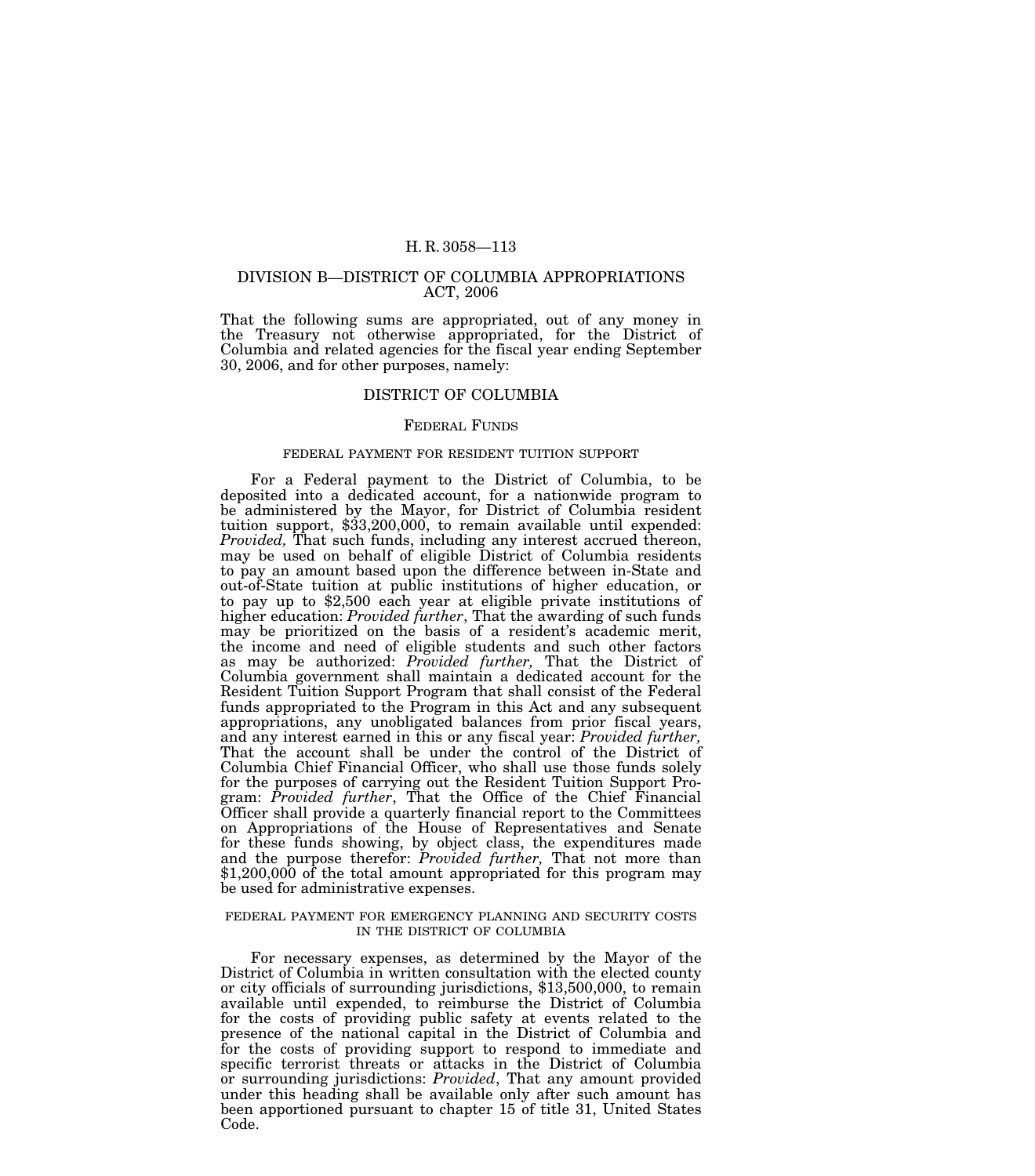# DIVISION B—DISTRICT OF COLUMBIA APPROPRIATIONS ACT, 2006

That the following sums are appropriated, out of any money in the Treasury not otherwise appropriated, for the District of Columbia and related agencies for the fiscal year ending September 30, 2006, and for other purposes, namely:

## DISTRICT OF COLUMBIA

### FEDERAL FUNDS

#### FEDERAL PAYMENT FOR RESIDENT TUITION SUPPORT

For a Federal payment to the District of Columbia, to be deposited into a dedicated account, for a nationwide program to be administered by the Mayor, for District of Columbia resident tuition support, $33,200,000, to remain available until expended: *Provided,* That such funds, including any interest accrued thereon, may be used on behalf of eligible District of Columbia residents to pay an amount based upon the difference between in-State and out-of-State tuition at public institutions of higher education, or to pay up to $2,500 each year at eligible private institutions of higher education: *Provided further*, That the awarding of such funds may be prioritized on the basis of a resident's academic merit, the income and need of eligible students and such other factors as may be authorized: *Provided further,* That the District of Columbia government shall maintain a dedicated account for the Resident Tuition Support Program that shall consist of the Federal funds appropriated to the Program in this Act and any subsequent appropriations, any unobligated balances from prior fiscal years, and any interest earned in this or any fiscal year: *Provided further,* That the account shall be under the control of the District of Columbia Chief Financial Officer, who shall use those funds solely for the purposes of carrying out the Resident Tuition Support Program: *Provided further*, That the Office of the Chief Financial Officer shall provide a quarterly financial report to the Committees on Appropriations of the House of Representatives and Senate for these funds showing, by object class, the expenditures made and the purpose therefor: *Provided further,* That not more than $1,200,000 of the total amount appropriated for this program may be used for administrative expenses.

#### FEDERAL PAYMENT FOR EMERGENCY PLANNING AND SECURITY COSTS IN THE DISTRICT OF COLUMBIA

For necessary expenses, as determined by the Mayor of the District of Columbia in written consultation with the elected county or city officials of surrounding jurisdictions, $13,500,000, to remain available until expended, to reimburse the District of Columbia for the costs of providing public safety at events related to the presence of the national capital in the District of Columbia and for the costs of providing support to respond to immediate and specific terrorist threats or attacks in the District of Columbia or surrounding jurisdictions: *Provided*, That any amount provided under this heading shall be available only after such amount has been apportioned pursuant to chapter 15 of title 31, United States Code.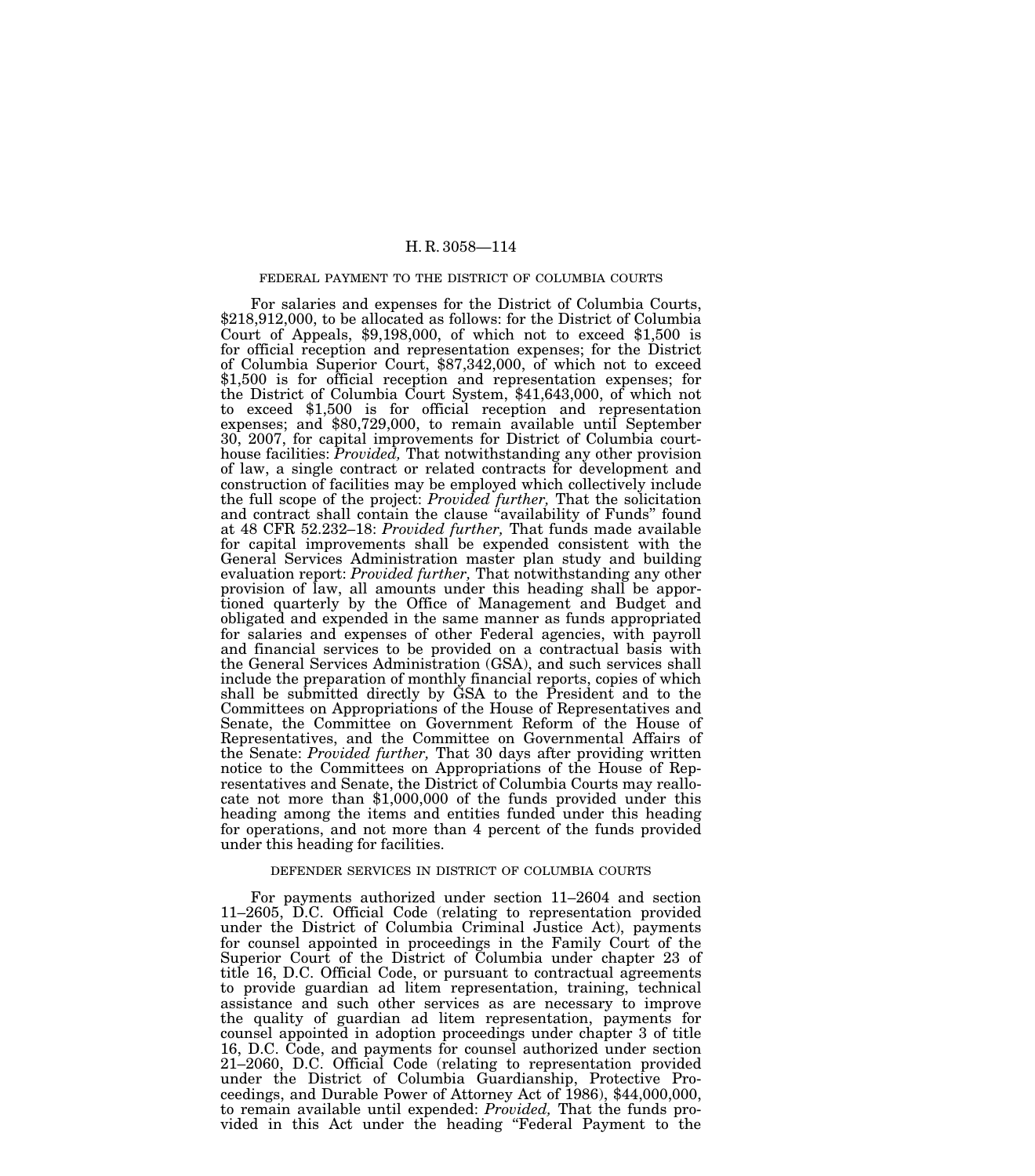FEDERAL PAYMENT TO THE DISTRICT OF COLUMBIA COURTS

For salaries and expenses for the District of Columbia Courts, $218,912,000, to be allocated as follows: for the District of Columbia Court of Appeals, $9,198,000, of which not to exceed $1,500 is for official reception and representation expenses; for the District of Columbia Superior Court, $87,342,000, of which not to exceed $1,500 is for official reception and representation expenses; for the District of Columbia Court System, $41,643,000, of which not to exceed $1,500 is for official reception and representation expenses; and $80,729,000, to remain available until September 30, 2007, for capital improvements for District of Columbia courthouse facilities: *Provided,* That notwithstanding any other provision of law, a single contract or related contracts for development and construction of facilities may be employed which collectively include the full scope of the project: *Provided further,* That the solicitation and contract shall contain the clause "availability of Funds" found at 48 CFR 52.232–18: *Provided further,* That funds made available for capital improvements shall be expended consistent with the General Services Administration master plan study and building evaluation report: *Provided further,* That notwithstanding any other provision of law, all amounts under this heading shall be apportioned quarterly by the Office of Management and Budget and obligated and expended in the same manner as funds appropriated for salaries and expenses of other Federal agencies, with payroll and financial services to be provided on a contractual basis with the General Services Administration (GSA), and such services shall include the preparation of monthly financial reports, copies of which shall be submitted directly by GSA to the President and to the Committees on Appropriations of the House of Representatives and Senate, the Committee on Government Reform of the House of Representatives, and the Committee on Governmental Affairs of the Senate: *Provided further,* That 30 days after providing written notice to the Committees on Appropriations of the House of Representatives and Senate, the District of Columbia Courts may reallocate not more than $1,000,000 of the funds provided under this heading among the items and entities funded under this heading for operations, and not more than 4 percent of the funds provided under this heading for facilities.

DEFENDER SERVICES IN DISTRICT OF COLUMBIA COURTS

For payments authorized under section 11–2604 and section 11–2605, D.C. Official Code (relating to representation provided under the District of Columbia Criminal Justice Act), payments for counsel appointed in proceedings in the Family Court of the Superior Court of the District of Columbia under chapter 23 of title 16, D.C. Official Code, or pursuant to contractual agreements to provide guardian ad litem representation, training, technical assistance and such other services as are necessary to improve the quality of guardian ad litem representation, payments for counsel appointed in adoption proceedings under chapter 3 of title 16, D.C. Code, and payments for counsel authorized under section 21–2060, D.C. Official Code (relating to representation provided under the District of Columbia Guardianship, Protective Proceedings, and Durable Power of Attorney Act of 1986), $44,000,000, to remain available until expended: *Provided,* That the funds provided in this Act under the heading "Federal Payment to the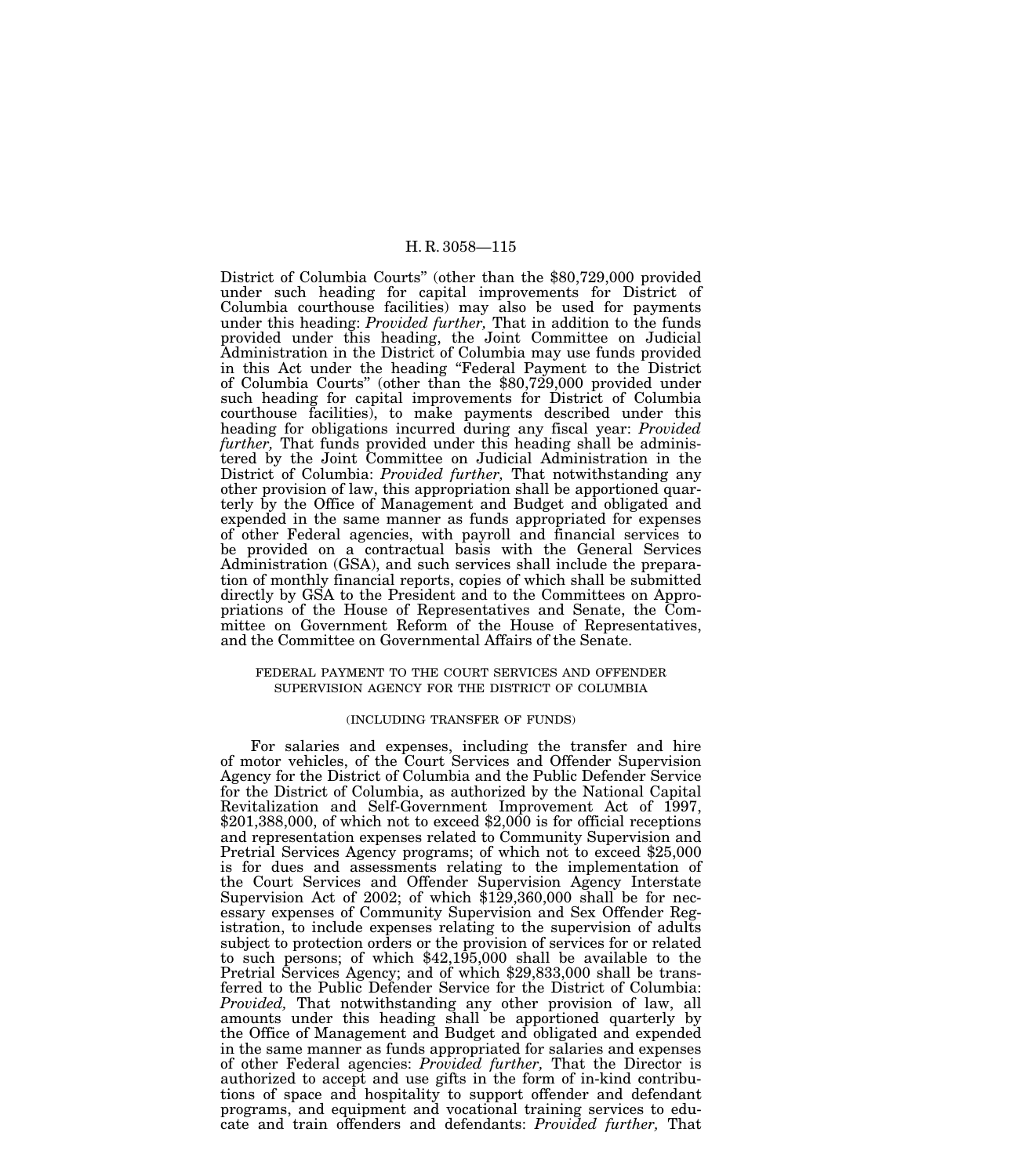District of Columbia Courts" (other than the $80,729,000 provided under such heading for capital improvements for District of Columbia courthouse facilities) may also be used for payments under this heading: *Provided further,* That in addition to the funds provided under this heading, the Joint Committee on Judicial Administration in the District of Columbia may use funds provided in this Act under the heading "Federal Payment to the District of Columbia Courts" (other than the $80,729,000 provided under such heading for capital improvements for District of Columbia courthouse facilities), to make payments described under this heading for obligations incurred during any fiscal year: *Provided further,* That funds provided under this heading shall be administered by the Joint Committee on Judicial Administration in the District of Columbia: *Provided further,* That notwithstanding any other provision of law, this appropriation shall be apportioned quarterly by the Office of Management and Budget and obligated and expended in the same manner as funds appropriated for expenses of other Federal agencies, with payroll and financial services to be provided on a contractual basis with the General Services Administration (GSA), and such services shall include the preparation of monthly financial reports, copies of which shall be submitted directly by GSA to the President and to the Committees on Appropriations of the House of Representatives and Senate, the Committee on Government Reform of the House of Representatives, and the Committee on Governmental Affairs of the Senate.

FEDERAL PAYMENT TO THE COURT SERVICES AND OFFENDER SUPERVISION AGENCY FOR THE DISTRICT OF COLUMBIA

(INCLUDING TRANSFER OF FUNDS)

For salaries and expenses, including the transfer and hire of motor vehicles, of the Court Services and Offender Supervision Agency for the District of Columbia and the Public Defender Service for the District of Columbia, as authorized by the National Capital Revitalization and Self-Government Improvement Act of 1997, $201,388,000, of which not to exceed $2,000 is for official receptions and representation expenses related to Community Supervision and Pretrial Services Agency programs; of which not to exceed $25,000 is for dues and assessments relating to the implementation of the Court Services and Offender Supervision Agency Interstate Supervision Act of 2002; of which $129,360,000 shall be for necessary expenses of Community Supervision and Sex Offender Registration, to include expenses relating to the supervision of adults subject to protection orders or the provision of services for or related to such persons; of which $42,195,000 shall be available to the Pretrial Services Agency; and of which $29,833,000 shall be transferred to the Public Defender Service for the District of Columbia: *Provided,* That notwithstanding any other provision of law, all amounts under this heading shall be apportioned quarterly by the Office of Management and Budget and obligated and expended in the same manner as funds appropriated for salaries and expenses of other Federal agencies: *Provided further,* That the Director is authorized to accept and use gifts in the form of in-kind contributions of space and hospitality to support offender and defendant programs, and equipment and vocational training services to educate and train offenders and defendants: *Provided further,* That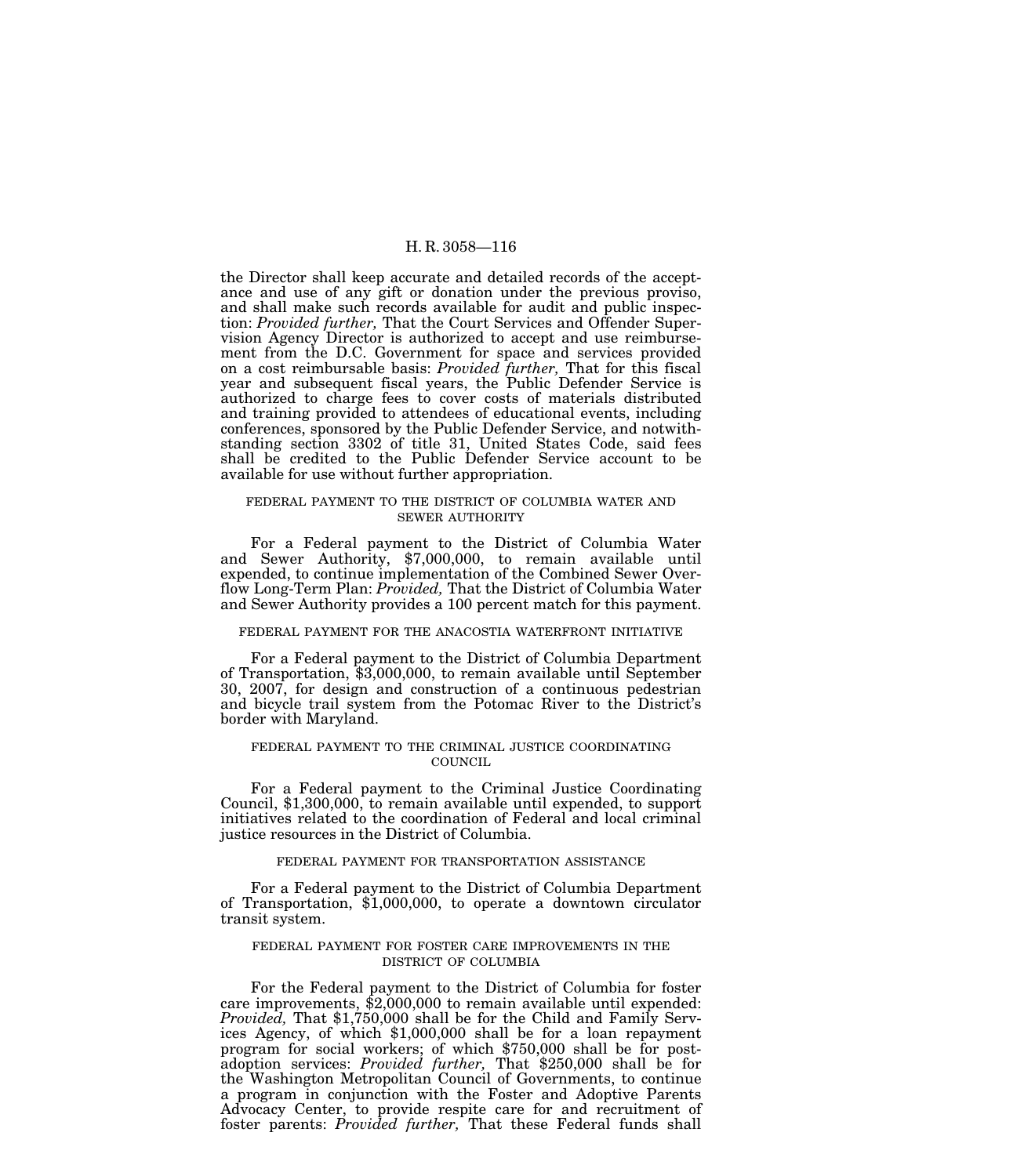the Director shall keep accurate and detailed records of the acceptance and use of any gift or donation under the previous proviso, and shall make such records available for audit and public inspection: *Provided further,* That the Court Services and Offender Supervision Agency Director is authorized to accept and use reimbursement from the D.C. Government for space and services provided on a cost reimbursable basis: *Provided further,* That for this fiscal year and subsequent fiscal years, the Public Defender Service is authorized to charge fees to cover costs of materials distributed and training provided to attendees of educational events, including conferences, sponsored by the Public Defender Service, and notwithstanding section 3302 of title 31, United States Code, said fees shall be credited to the Public Defender Service account to be available for use without further appropriation.

FEDERAL PAYMENT TO THE DISTRICT OF COLUMBIA WATER AND SEWER AUTHORITY

For a Federal payment to the District of Columbia Water and Sewer Authority, $7,000,000, to remain available until expended, to continue implementation of the Combined Sewer Overflow Long-Term Plan: *Provided,* That the District of Columbia Water and Sewer Authority provides a 100 percent match for this payment.

FEDERAL PAYMENT FOR THE ANACOSTIA WATERFRONT INITIATIVE

For a Federal payment to the District of Columbia Department of Transportation, $3,000,000, to remain available until September 30, 2007, for design and construction of a continuous pedestrian and bicycle trail system from the Potomac River to the District's border with Maryland.

FEDERAL PAYMENT TO THE CRIMINAL JUSTICE COORDINATING COUNCIL

For a Federal payment to the Criminal Justice Coordinating Council, $1,300,000, to remain available until expended, to support initiatives related to the coordination of Federal and local criminal justice resources in the District of Columbia.

FEDERAL PAYMENT FOR TRANSPORTATION ASSISTANCE

For a Federal payment to the District of Columbia Department of Transportation, $1,000,000, to operate a downtown circulator transit system.

FEDERAL PAYMENT FOR FOSTER CARE IMPROVEMENTS IN THE DISTRICT OF COLUMBIA

For the Federal payment to the District of Columbia for foster care improvements, $2,000,000 to remain available until expended: *Provided,* That $1,750,000 shall be for the Child and Family Services Agency, of which $1,000,000 shall be for a loan repayment program for social workers; of which $750,000 shall be for post-adoption services: *Provided further,* That $250,000 shall be for the Washington Metropolitan Council of Governments, to continue a program in conjunction with the Foster and Adoptive Parents Advocacy Center, to provide respite care for and recruitment of foster parents: *Provided further,* That these Federal funds shall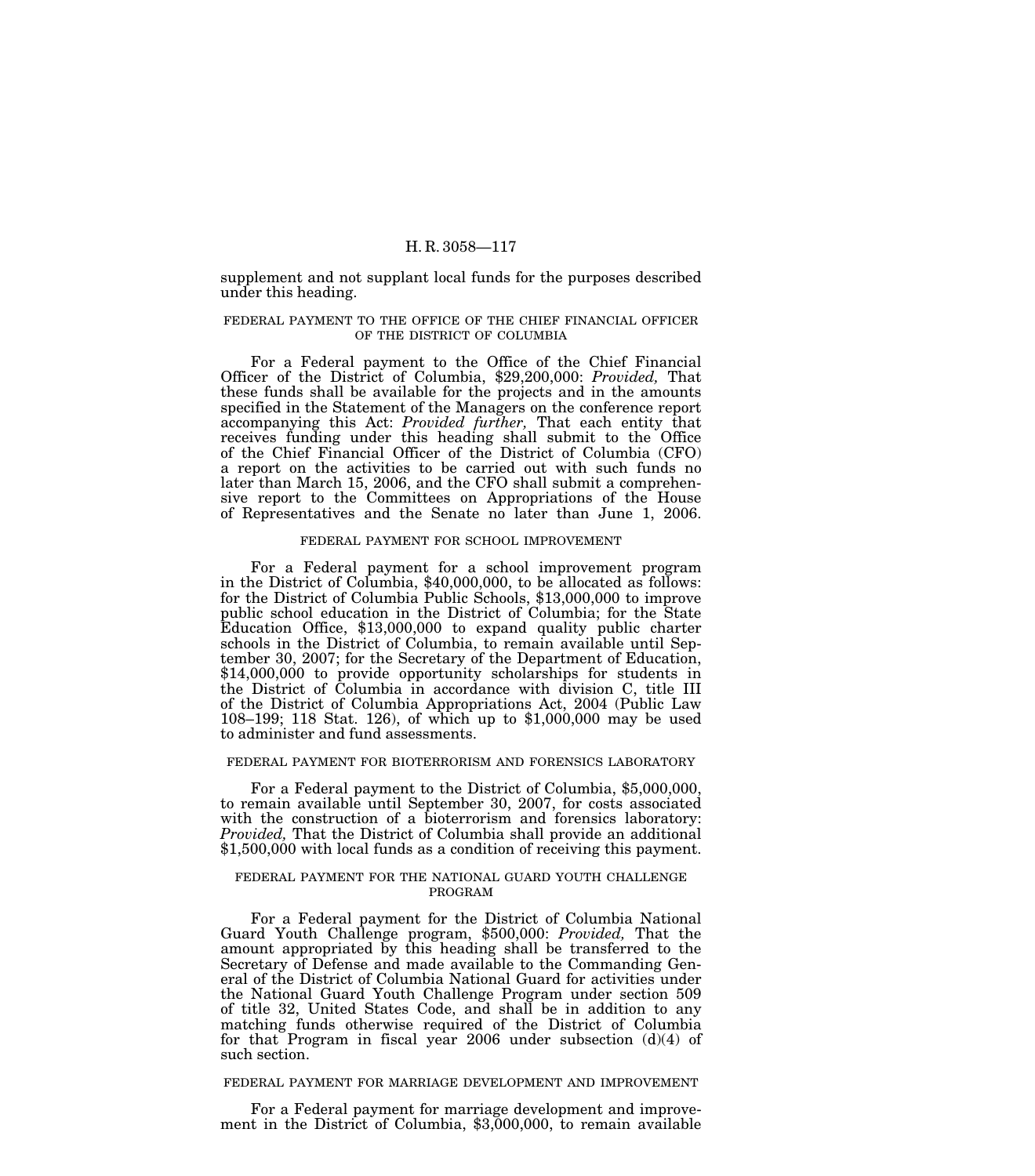supplement and not supplant local funds for the purposes described under this heading.

FEDERAL PAYMENT TO THE OFFICE OF THE CHIEF FINANCIAL OFFICER OF THE DISTRICT OF COLUMBIA

For a Federal payment to the Office of the Chief Financial Officer of the District of Columbia, $29,200,000: *Provided,* That these funds shall be available for the projects and in the amounts specified in the Statement of the Managers on the conference report accompanying this Act: *Provided further,* That each entity that receives funding under this heading shall submit to the Office of the Chief Financial Officer of the District of Columbia (CFO) a report on the activities to be carried out with such funds no later than March 15, 2006, and the CFO shall submit a comprehensive report to the Committees on Appropriations of the House of Representatives and the Senate no later than June 1, 2006.

FEDERAL PAYMENT FOR SCHOOL IMPROVEMENT

For a Federal payment for a school improvement program in the District of Columbia, $40,000,000, to be allocated as follows: for the District of Columbia Public Schools, $13,000,000 to improve public school education in the District of Columbia; for the State Education Office, $13,000,000 to expand quality public charter schools in the District of Columbia, to remain available until September 30, 2007; for the Secretary of the Department of Education, $14,000,000 to provide opportunity scholarships for students in the District of Columbia in accordance with division C, title III of the District of Columbia Appropriations Act, 2004 (Public Law 108–199; 118 Stat. 126), of which up to $1,000,000 may be used to administer and fund assessments.

FEDERAL PAYMENT FOR BIOTERRORISM AND FORENSICS LABORATORY

For a Federal payment to the District of Columbia, $5,000,000, to remain available until September 30, 2007, for costs associated with the construction of a bioterrorism and forensics laboratory: *Provided,* That the District of Columbia shall provide an additional $1,500,000 with local funds as a condition of receiving this payment.

FEDERAL PAYMENT FOR THE NATIONAL GUARD YOUTH CHALLENGE PROGRAM

For a Federal payment for the District of Columbia National Guard Youth Challenge program, $500,000: *Provided,* That the amount appropriated by this heading shall be transferred to the Secretary of Defense and made available to the Commanding General of the District of Columbia National Guard for activities under the National Guard Youth Challenge Program under section 509 of title 32, United States Code, and shall be in addition to any matching funds otherwise required of the District of Columbia for that Program in fiscal year 2006 under subsection (d)(4) of such section.

FEDERAL PAYMENT FOR MARRIAGE DEVELOPMENT AND IMPROVEMENT

For a Federal payment for marriage development and improvement in the District of Columbia, $3,000,000, to remain available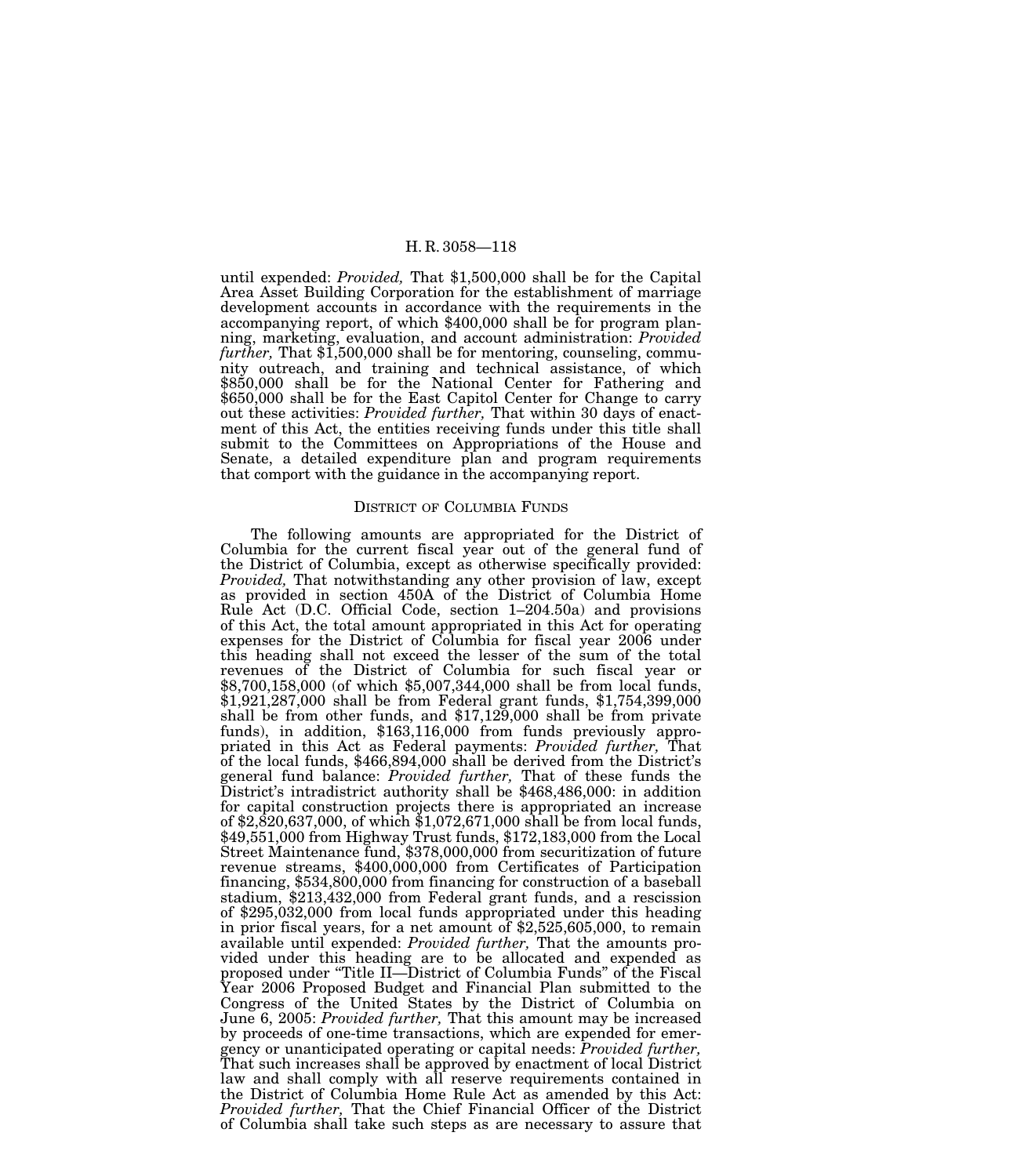until expended: *Provided,* That $1,500,000 shall be for the Capital Area Asset Building Corporation for the establishment of marriage development accounts in accordance with the requirements in the accompanying report, of which $400,000 shall be for program planning, marketing, evaluation, and account administration: *Provided further,* That $1,500,000 shall be for mentoring, counseling, community outreach, and training and technical assistance, of which $850,000 shall be for the National Center for Fathering and $650,000 shall be for the East Capitol Center for Change to carry out these activities: *Provided further,* That within 30 days of enactment of this Act, the entities receiving funds under this title shall submit to the Committees on Appropriations of the House and Senate, a detailed expenditure plan and program requirements that comport with the guidance in the accompanying report.

## District of Columbia Funds

The following amounts are appropriated for the District of Columbia for the current fiscal year out of the general fund of the District of Columbia, except as otherwise specifically provided: *Provided,* That notwithstanding any other provision of law, except as provided in section 450A of the District of Columbia Home Rule Act (D.C. Official Code, section 1–204.50a) and provisions of this Act, the total amount appropriated in this Act for operating expenses for the District of Columbia for fiscal year 2006 under this heading shall not exceed the lesser of the sum of the total revenues of the District of Columbia for such fiscal year or $8,700,158,000 (of which $5,007,344,000 shall be from local funds, $1,921,287,000 shall be from Federal grant funds, $1,754,399,000 shall be from other funds, and $17,129,000 shall be from private funds), in addition, $163,116,000 from funds previously appropriated in this Act as Federal payments: *Provided further,* That of the local funds, $466,894,000 shall be derived from the District's general fund balance: *Provided further,* That of these funds the District's intradistrict authority shall be $468,486,000: in addition for capital construction projects there is appropriated an increase of $2,820,637,000, of which $1,072,671,000 shall be from local funds, $49,551,000 from Highway Trust funds, $172,183,000 from the Local Street Maintenance fund, $378,000,000 from securitization of future revenue streams, $400,000,000 from Certificates of Participation financing, $534,800,000 from financing for construction of a baseball stadium, $213,432,000 from Federal grant funds, and a rescission of $295,032,000 from local funds appropriated under this heading in prior fiscal years, for a net amount of $2,525,605,000, to remain available until expended: *Provided further,* That the amounts provided under this heading are to be allocated and expended as proposed under "Title II—District of Columbia Funds" of the Fiscal Year 2006 Proposed Budget and Financial Plan submitted to the Congress of the United States by the District of Columbia on June 6, 2005: *Provided further,* That this amount may be increased by proceeds of one-time transactions, which are expended for emergency or unanticipated operating or capital needs: *Provided further,* That such increases shall be approved by enactment of local District law and shall comply with all reserve requirements contained in the District of Columbia Home Rule Act as amended by this Act: *Provided further,* That the Chief Financial Officer of the District of Columbia shall take such steps as are necessary to assure that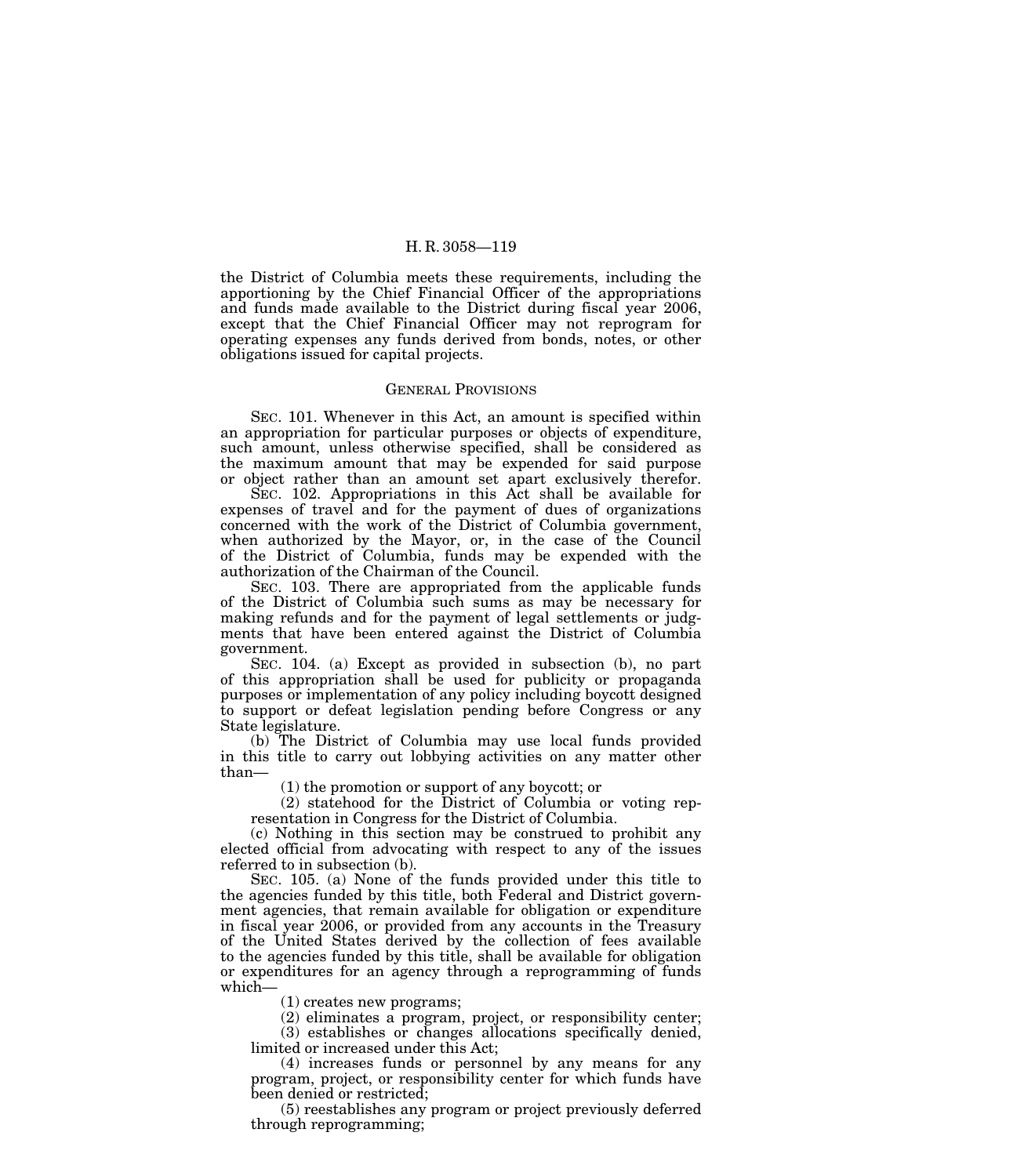the District of Columbia meets these requirements, including the apportioning by the Chief Financial Officer of the appropriations and funds made available to the District during fiscal year 2006, except that the Chief Financial Officer may not reprogram for operating expenses any funds derived from bonds, notes, or other obligations issued for capital projects.

## General Provisions

SEC. 101. Whenever in this Act, an amount is specified within an appropriation for particular purposes or objects of expenditure, such amount, unless otherwise specified, shall be considered as the maximum amount that may be expended for said purpose or object rather than an amount set apart exclusively therefor.

SEC. 102. Appropriations in this Act shall be available for expenses of travel and for the payment of dues of organizations concerned with the work of the District of Columbia government, when authorized by the Mayor, or, in the case of the Council of the District of Columbia, funds may be expended with the authorization of the Chairman of the Council.

SEC. 103. There are appropriated from the applicable funds of the District of Columbia such sums as may be necessary for making refunds and for the payment of legal settlements or judgments that have been entered against the District of Columbia government.

SEC. 104. (a) Except as provided in subsection (b), no part of this appropriation shall be used for publicity or propaganda purposes or implementation of any policy including boycott designed to support or defeat legislation pending before Congress or any State legislature.

(b) The District of Columbia may use local funds provided in this title to carry out lobbying activities on any matter other than—

(1) the promotion or support of any boycott; or

(2) statehood for the District of Columbia or voting representation in Congress for the District of Columbia.

(c) Nothing in this section may be construed to prohibit any elected official from advocating with respect to any of the issues referred to in subsection (b).

SEC. 105. (a) None of the funds provided under this title to the agencies funded by this title, both Federal and District government agencies, that remain available for obligation or expenditure in fiscal year 2006, or provided from any accounts in the Treasury of the United States derived by the collection of fees available to the agencies funded by this title, shall be available for obligation or expenditures for an agency through a reprogramming of funds which—

(1) creates new programs;

(2) eliminates a program, project, or responsibility center;

(3) establishes or changes allocations specifically denied, limited or increased under this Act;

(4) increases funds or personnel by any means for any program, project, or responsibility center for which funds have been denied or restricted;

(5) reestablishes any program or project previously deferred through reprogramming;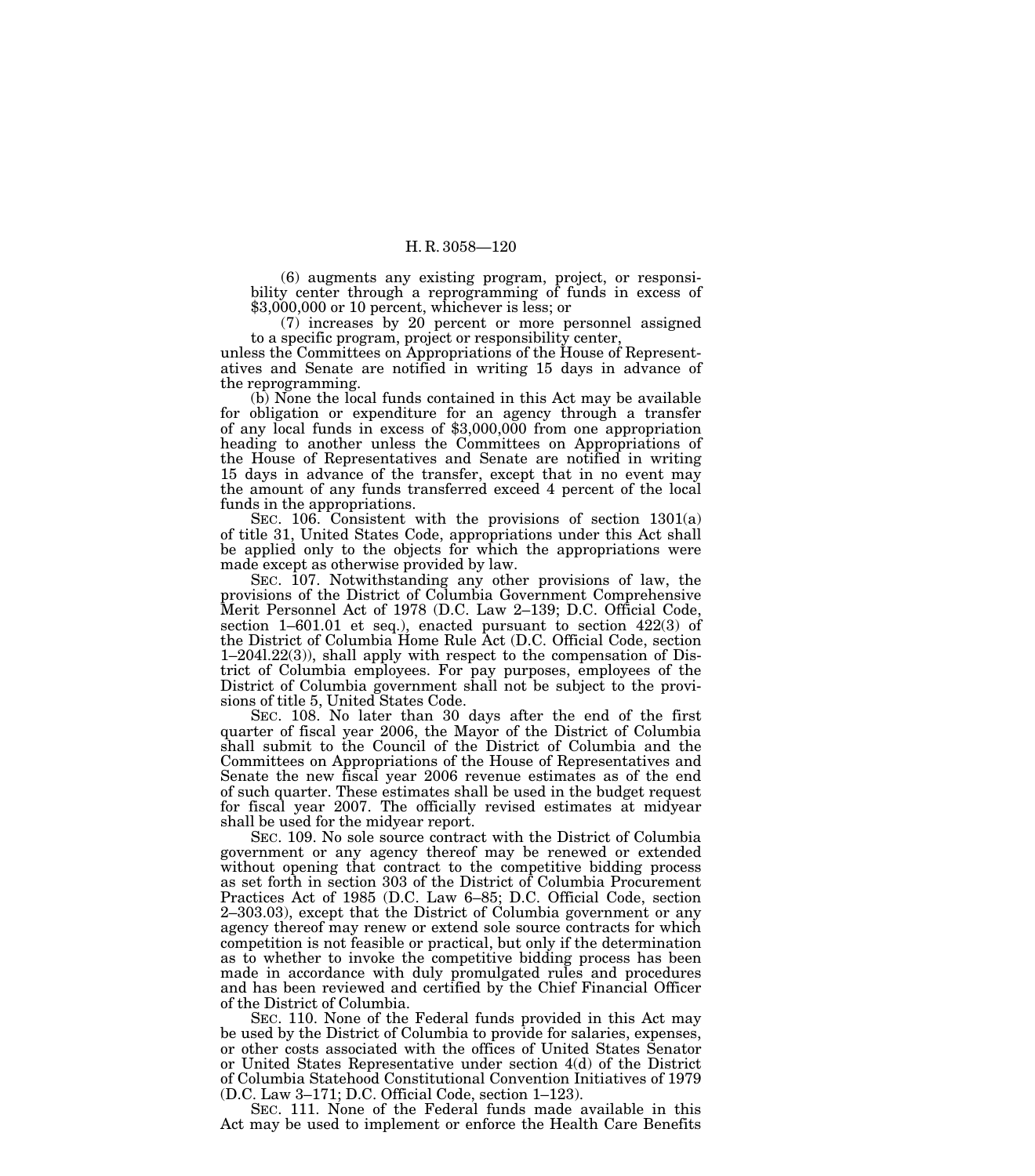(6) augments any existing program, project, or responsibility center through a reprogramming of funds in excess of $3,000,000 or 10 percent, whichever is less; or

(7) increases by 20 percent or more personnel assigned to a specific program, project or responsibility center,

unless the Committees on Appropriations of the House of Representatives and Senate are notified in writing 15 days in advance of the reprogramming.

(b) None the local funds contained in this Act may be available for obligation or expenditure for an agency through a transfer of any local funds in excess of $3,000,000 from one appropriation heading to another unless the Committees on Appropriations of the House of Representatives and Senate are notified in writing 15 days in advance of the transfer, except that in no event may the amount of any funds transferred exceed 4 percent of the local funds in the appropriations.

SEC. 106. Consistent with the provisions of section 1301(a) of title 31, United States Code, appropriations under this Act shall be applied only to the objects for which the appropriations were made except as otherwise provided by law.

SEC. 107. Notwithstanding any other provisions of law, the provisions of the District of Columbia Government Comprehensive Merit Personnel Act of 1978 (D.C. Law 2–139; D.C. Official Code, section 1–601.01 et seq.), enacted pursuant to section 422(3) of the District of Columbia Home Rule Act (D.C. Official Code, section 1–204l.22(3)), shall apply with respect to the compensation of District of Columbia employees. For pay purposes, employees of the District of Columbia government shall not be subject to the provisions of title 5, United States Code.

SEC. 108. No later than 30 days after the end of the first quarter of fiscal year 2006, the Mayor of the District of Columbia shall submit to the Council of the District of Columbia and the Committees on Appropriations of the House of Representatives and Senate the new fiscal year 2006 revenue estimates as of the end of such quarter. These estimates shall be used in the budget request for fiscal year 2007. The officially revised estimates at midyear shall be used for the midyear report.

SEC. 109. No sole source contract with the District of Columbia government or any agency thereof may be renewed or extended without opening that contract to the competitive bidding process as set forth in section 303 of the District of Columbia Procurement Practices Act of 1985 (D.C. Law 6–85; D.C. Official Code, section 2–303.03), except that the District of Columbia government or any agency thereof may renew or extend sole source contracts for which competition is not feasible or practical, but only if the determination as to whether to invoke the competitive bidding process has been made in accordance with duly promulgated rules and procedures and has been reviewed and certified by the Chief Financial Officer of the District of Columbia.

SEC. 110. None of the Federal funds provided in this Act may be used by the District of Columbia to provide for salaries, expenses, or other costs associated with the offices of United States Senator or United States Representative under section 4(d) of the District of Columbia Statehood Constitutional Convention Initiatives of 1979 (D.C. Law 3–171; D.C. Official Code, section 1–123).

SEC. 111. None of the Federal funds made available in this Act may be used to implement or enforce the Health Care Benefits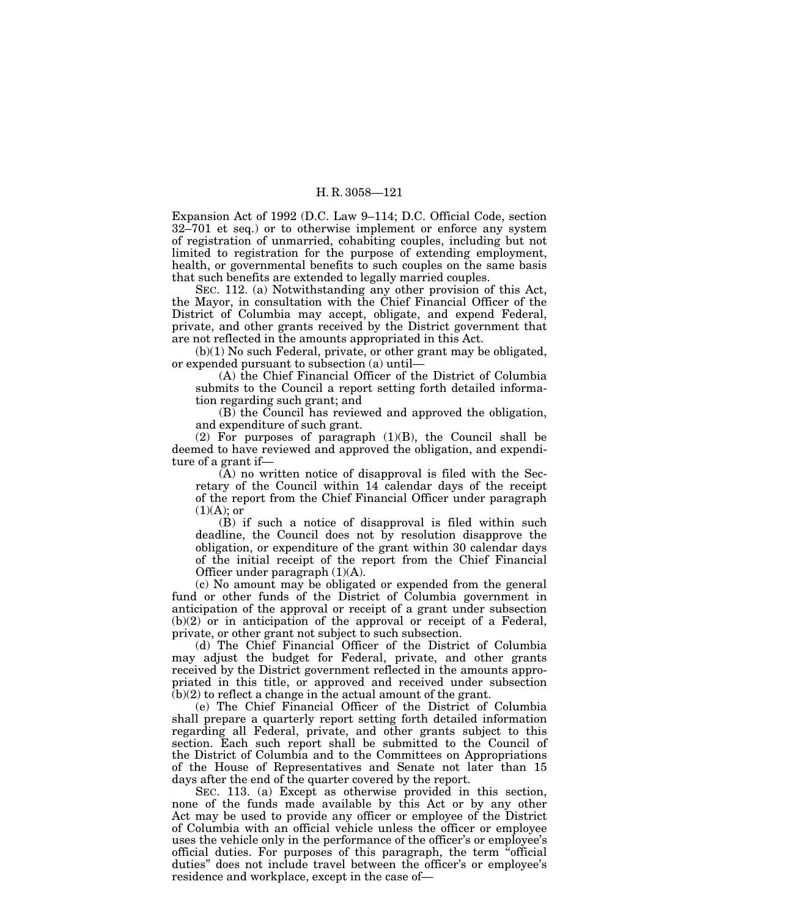Expansion Act of 1992 (D.C. Law 9–114; D.C. Official Code, section 32–701 et seq.) or to otherwise implement or enforce any system of registration of unmarried, cohabiting couples, including but not limited to registration for the purpose of extending employment, health, or governmental benefits to such couples on the same basis that such benefits are extended to legally married couples.

SEC. 112. (a) Notwithstanding any other provision of this Act, the Mayor, in consultation with the Chief Financial Officer of the District of Columbia may accept, obligate, and expend Federal, private, and other grants received by the District government that are not reflected in the amounts appropriated in this Act.

(b)(1) No such Federal, private, or other grant may be obligated, or expended pursuant to subsection (a) until—

(A) the Chief Financial Officer of the District of Columbia submits to the Council a report setting forth detailed information regarding such grant; and

(B) the Council has reviewed and approved the obligation, and expenditure of such grant.

(2) For purposes of paragraph (1)(B), the Council shall be deemed to have reviewed and approved the obligation, and expenditure of a grant if—

(A) no written notice of disapproval is filed with the Secretary of the Council within 14 calendar days of the receipt of the report from the Chief Financial Officer under paragraph (1)(A); or

(B) if such a notice of disapproval is filed within such deadline, the Council does not by resolution disapprove the obligation, or expenditure of the grant within 30 calendar days of the initial receipt of the report from the Chief Financial Officer under paragraph (1)(A).

(c) No amount may be obligated or expended from the general fund or other funds of the District of Columbia government in anticipation of the approval or receipt of a grant under subsection (b)(2) or in anticipation of the approval or receipt of a Federal, private, or other grant not subject to such subsection.

(d) The Chief Financial Officer of the District of Columbia may adjust the budget for Federal, private, and other grants received by the District government reflected in the amounts appropriated in this title, or approved and received under subsection (b)(2) to reflect a change in the actual amount of the grant.

(e) The Chief Financial Officer of the District of Columbia shall prepare a quarterly report setting forth detailed information regarding all Federal, private, and other grants subject to this section. Each such report shall be submitted to the Council of the District of Columbia and to the Committees on Appropriations of the House of Representatives and Senate not later than 15 days after the end of the quarter covered by the report.

SEC. 113. (a) Except as otherwise provided in this section, none of the funds made available by this Act or by any other Act may be used to provide any officer or employee of the District of Columbia with an official vehicle unless the officer or employee uses the vehicle only in the performance of the officer's or employee's official duties. For purposes of this paragraph, the term "official duties" does not include travel between the officer's or employee's residence and workplace, except in the case of—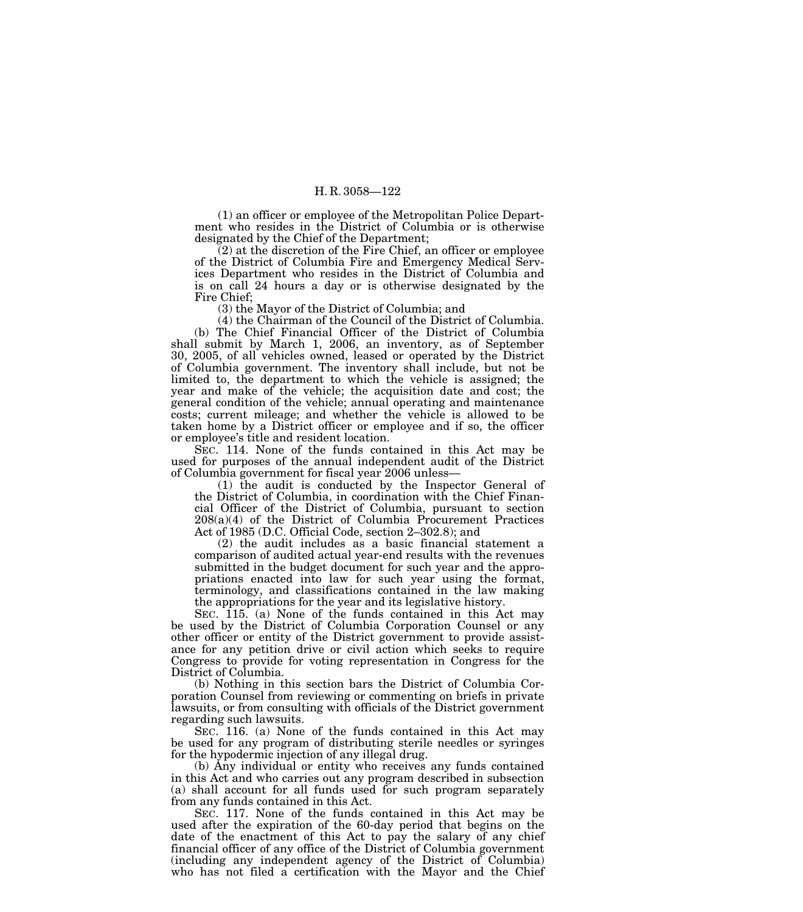(1) an officer or employee of the Metropolitan Police Department who resides in the District of Columbia or is otherwise designated by the Chief of the Department;

(2) at the discretion of the Fire Chief, an officer or employee of the District of Columbia Fire and Emergency Medical Services Department who resides in the District of Columbia and is on call 24 hours a day or is otherwise designated by the Fire Chief;

(3) the Mayor of the District of Columbia; and

(4) the Chairman of the Council of the District of Columbia.

(b) The Chief Financial Officer of the District of Columbia shall submit by March 1, 2006, an inventory, as of September 30, 2005, of all vehicles owned, leased or operated by the District of Columbia government. The inventory shall include, but not be limited to, the department to which the vehicle is assigned; the year and make of the vehicle; the acquisition date and cost; the general condition of the vehicle; annual operating and maintenance costs; current mileage; and whether the vehicle is allowed to be taken home by a District officer or employee and if so, the officer or employee's title and resident location.

SEC. 114. None of the funds contained in this Act may be used for purposes of the annual independent audit of the District of Columbia government for fiscal year 2006 unless—

(1) the audit is conducted by the Inspector General of the District of Columbia, in coordination with the Chief Financial Officer of the District of Columbia, pursuant to section 208(a)(4) of the District of Columbia Procurement Practices Act of 1985 (D.C. Official Code, section 2–302.8); and

(2) the audit includes as a basic financial statement a comparison of audited actual year-end results with the revenues submitted in the budget document for such year and the appropriations enacted into law for such year using the format, terminology, and classifications contained in the law making the appropriations for the year and its legislative history.

SEC. 115. (a) None of the funds contained in this Act may be used by the District of Columbia Corporation Counsel or any other officer or entity of the District government to provide assistance for any petition drive or civil action which seeks to require Congress to provide for voting representation in Congress for the District of Columbia.

(b) Nothing in this section bars the District of Columbia Corporation Counsel from reviewing or commenting on briefs in private lawsuits, or from consulting with officials of the District government regarding such lawsuits.

SEC. 116. (a) None of the funds contained in this Act may be used for any program of distributing sterile needles or syringes for the hypodermic injection of any illegal drug.

(b) Any individual or entity who receives any funds contained in this Act and who carries out any program described in subsection (a) shall account for all funds used for such program separately from any funds contained in this Act.

SEC. 117. None of the funds contained in this Act may be used after the expiration of the 60-day period that begins on the date of the enactment of this Act to pay the salary of any chief financial officer of any office of the District of Columbia government (including any independent agency of the District of Columbia) who has not filed a certification with the Mayor and the Chief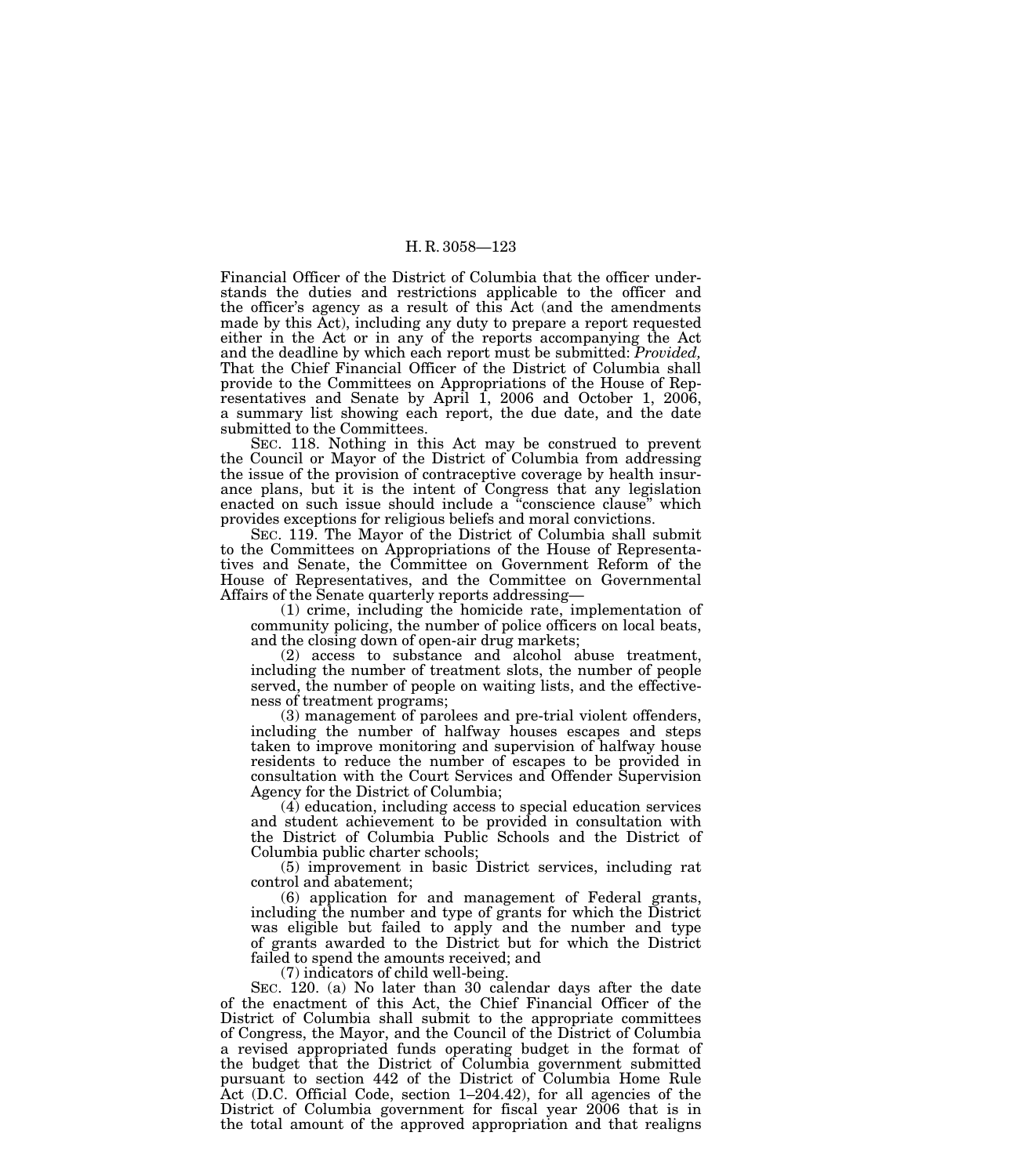Financial Officer of the District of Columbia that the officer understands the duties and restrictions applicable to the officer and the officer's agency as a result of this Act (and the amendments made by this Act), including any duty to prepare a report requested either in the Act or in any of the reports accompanying the Act and the deadline by which each report must be submitted: *Provided,* That the Chief Financial Officer of the District of Columbia shall provide to the Committees on Appropriations of the House of Representatives and Senate by April 1, 2006 and October 1, 2006, a summary list showing each report, the due date, and the date submitted to the Committees.

SEC. 118. Nothing in this Act may be construed to prevent the Council or Mayor of the District of Columbia from addressing the issue of the provision of contraceptive coverage by health insurance plans, but it is the intent of Congress that any legislation enacted on such issue should include a "conscience clause" which provides exceptions for religious beliefs and moral convictions.

SEC. 119. The Mayor of the District of Columbia shall submit to the Committees on Appropriations of the House of Representatives and Senate, the Committee on Government Reform of the House of Representatives, and the Committee on Governmental Affairs of the Senate quarterly reports addressing—

(1) crime, including the homicide rate, implementation of community policing, the number of police officers on local beats, and the closing down of open-air drug markets;

(2) access to substance and alcohol abuse treatment, including the number of treatment slots, the number of people served, the number of people on waiting lists, and the effectiveness of treatment programs;

(3) management of parolees and pre-trial violent offenders, including the number of halfway houses escapes and steps taken to improve monitoring and supervision of halfway house residents to reduce the number of escapes to be provided in consultation with the Court Services and Offender Supervision Agency for the District of Columbia;

(4) education, including access to special education services and student achievement to be provided in consultation with the District of Columbia Public Schools and the District of Columbia public charter schools;

(5) improvement in basic District services, including rat control and abatement;

(6) application for and management of Federal grants, including the number and type of grants for which the District was eligible but failed to apply and the number and type of grants awarded to the District but for which the District failed to spend the amounts received; and

(7) indicators of child well-being.

SEC. 120. (a) No later than 30 calendar days after the date of the enactment of this Act, the Chief Financial Officer of the District of Columbia shall submit to the appropriate committees of Congress, the Mayor, and the Council of the District of Columbia a revised appropriated funds operating budget in the format of the budget that the District of Columbia government submitted pursuant to section 442 of the District of Columbia Home Rule Act (D.C. Official Code, section 1–204.42), for all agencies of the District of Columbia government for fiscal year 2006 that is in the total amount of the approved appropriation and that realigns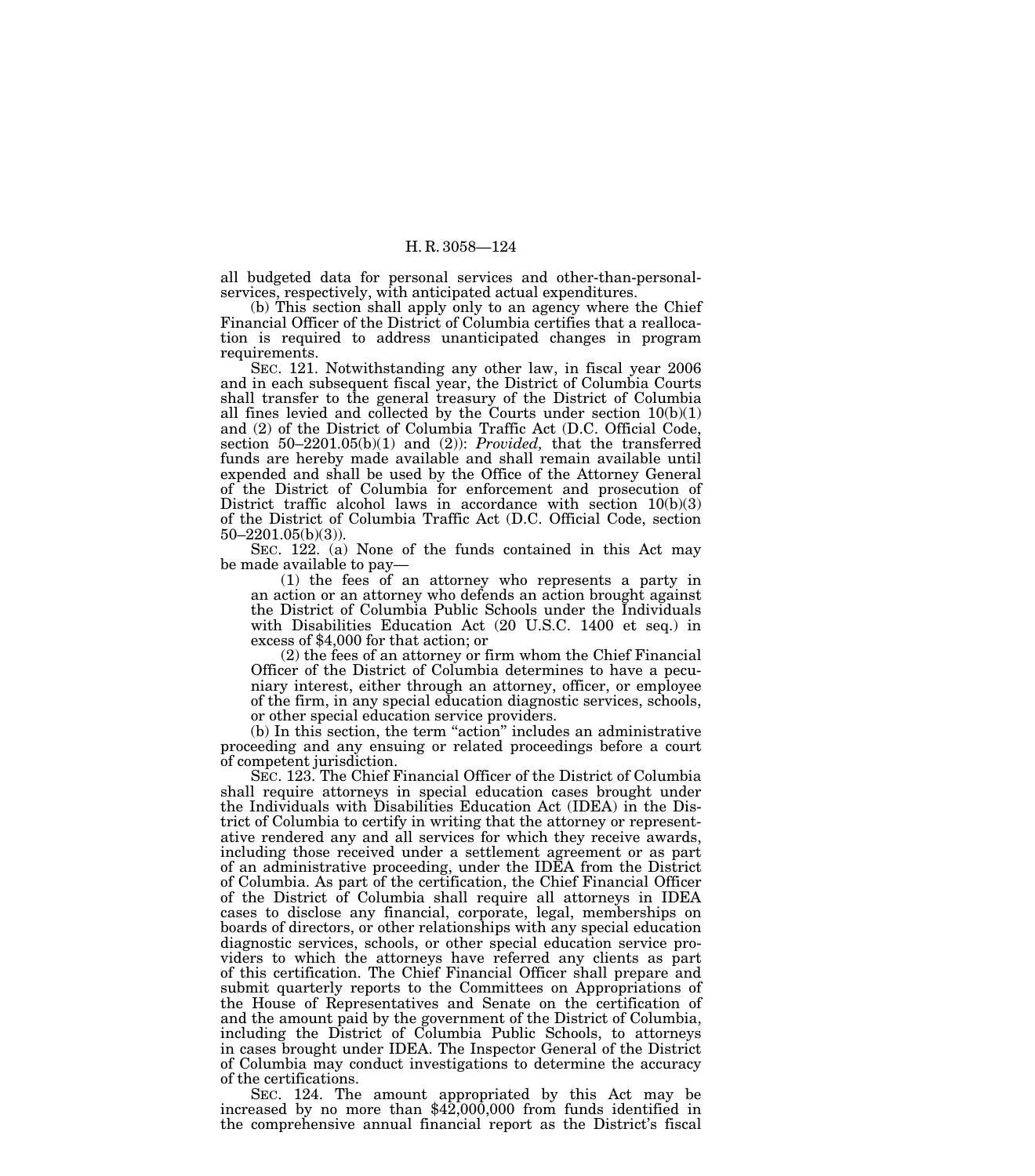all budgeted data for personal services and other-than-personal-services, respectively, with anticipated actual expenditures.

(b) This section shall apply only to an agency where the Chief Financial Officer of the District of Columbia certifies that a reallocation is required to address unanticipated changes in program requirements.

SEC. 121. Notwithstanding any other law, in fiscal year 2006 and in each subsequent fiscal year, the District of Columbia Courts shall transfer to the general treasury of the District of Columbia all fines levied and collected by the Courts under section 10(b)(1) and (2) of the District of Columbia Traffic Act (D.C. Official Code, section 50–2201.05(b)(1) and (2)): *Provided,* that the transferred funds are hereby made available and shall remain available until expended and shall be used by the Office of the Attorney General of the District of Columbia for enforcement and prosecution of District traffic alcohol laws in accordance with section 10(b)(3) of the District of Columbia Traffic Act (D.C. Official Code, section 50–2201.05(b)(3)).

SEC. 122. (a) None of the funds contained in this Act may be made available to pay—

(1) the fees of an attorney who represents a party in an action or an attorney who defends an action brought against the District of Columbia Public Schools under the Individuals with Disabilities Education Act (20 U.S.C. 1400 et seq.) in excess of $4,000 for that action; or

(2) the fees of an attorney or firm whom the Chief Financial Officer of the District of Columbia determines to have a pecuniary interest, either through an attorney, officer, or employee of the firm, in any special education diagnostic services, schools, or other special education service providers.

(b) In this section, the term "action" includes an administrative proceeding and any ensuing or related proceedings before a court of competent jurisdiction.

SEC. 123. The Chief Financial Officer of the District of Columbia shall require attorneys in special education cases brought under the Individuals with Disabilities Education Act (IDEA) in the District of Columbia to certify in writing that the attorney or representative rendered any and all services for which they receive awards, including those received under a settlement agreement or as part of an administrative proceeding, under the IDEA from the District of Columbia. As part of the certification, the Chief Financial Officer of the District of Columbia shall require all attorneys in IDEA cases to disclose any financial, corporate, legal, memberships on boards of directors, or other relationships with any special education diagnostic services, schools, or other special education service providers to which the attorneys have referred any clients as part of this certification. The Chief Financial Officer shall prepare and submit quarterly reports to the Committees on Appropriations of the House of Representatives and Senate on the certification of and the amount paid by the government of the District of Columbia, including the District of Columbia Public Schools, to attorneys in cases brought under IDEA. The Inspector General of the District of Columbia may conduct investigations to determine the accuracy of the certifications.

SEC. 124. The amount appropriated by this Act may be increased by no more than $42,000,000 from funds identified in the comprehensive annual financial report as the District's fiscal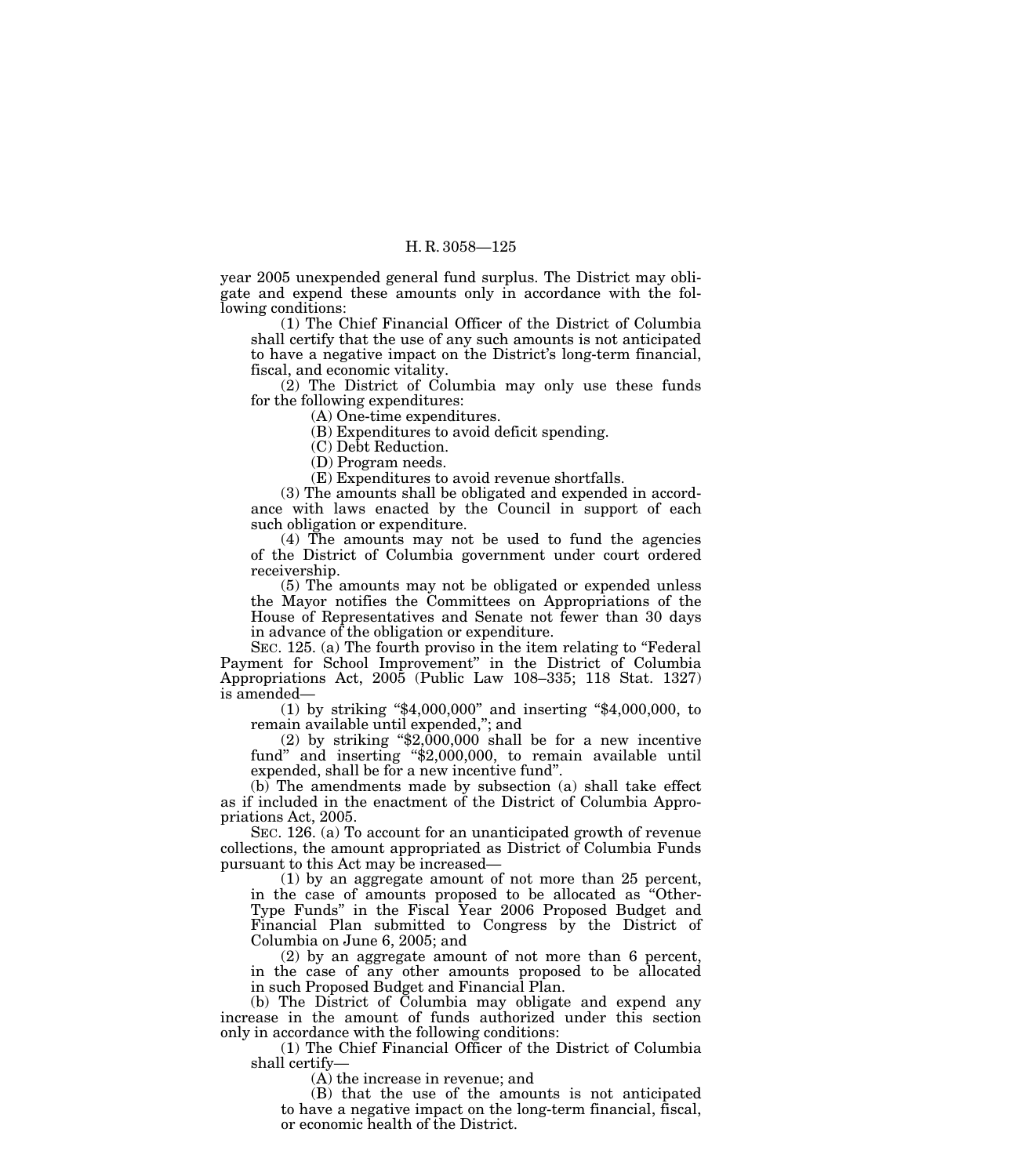year 2005 unexpended general fund surplus. The District may obligate and expend these amounts only in accordance with the following conditions:

(1) The Chief Financial Officer of the District of Columbia shall certify that the use of any such amounts is not anticipated to have a negative impact on the District's long-term financial, fiscal, and economic vitality.

(2) The District of Columbia may only use these funds for the following expenditures:

(A) One-time expenditures.

(B) Expenditures to avoid deficit spending.

(C) Debt Reduction.

(D) Program needs.

(E) Expenditures to avoid revenue shortfalls.

(3) The amounts shall be obligated and expended in accordance with laws enacted by the Council in support of each such obligation or expenditure.

(4) The amounts may not be used to fund the agencies of the District of Columbia government under court ordered receivership.

(5) The amounts may not be obligated or expended unless the Mayor notifies the Committees on Appropriations of the House of Representatives and Senate not fewer than 30 days in advance of the obligation or expenditure.

SEC. 125. (a) The fourth proviso in the item relating to "Federal Payment for School Improvement" in the District of Columbia Appropriations Act, 2005 (Public Law 108–335; 118 Stat. 1327) is amended—

(1) by striking "$4,000,000" and inserting "$4,000,000, to remain available until expended,"; and

(2) by striking "$2,000,000 shall be for a new incentive fund" and inserting "$2,000,000, to remain available until expended, shall be for a new incentive fund".

(b) The amendments made by subsection (a) shall take effect as if included in the enactment of the District of Columbia Appropriations Act, 2005.

SEC. 126. (a) To account for an unanticipated growth of revenue collections, the amount appropriated as District of Columbia Funds pursuant to this Act may be increased—

(1) by an aggregate amount of not more than 25 percent, in the case of amounts proposed to be allocated as "Other-Type Funds" in the Fiscal Year 2006 Proposed Budget and Financial Plan submitted to Congress by the District of Columbia on June 6, 2005; and

(2) by an aggregate amount of not more than 6 percent, in the case of any other amounts proposed to be allocated in such Proposed Budget and Financial Plan.

(b) The District of Columbia may obligate and expend any increase in the amount of funds authorized under this section only in accordance with the following conditions:

(1) The Chief Financial Officer of the District of Columbia shall certify—

(A) the increase in revenue; and

(B) that the use of the amounts is not anticipated to have a negative impact on the long-term financial, fiscal, or economic health of the District.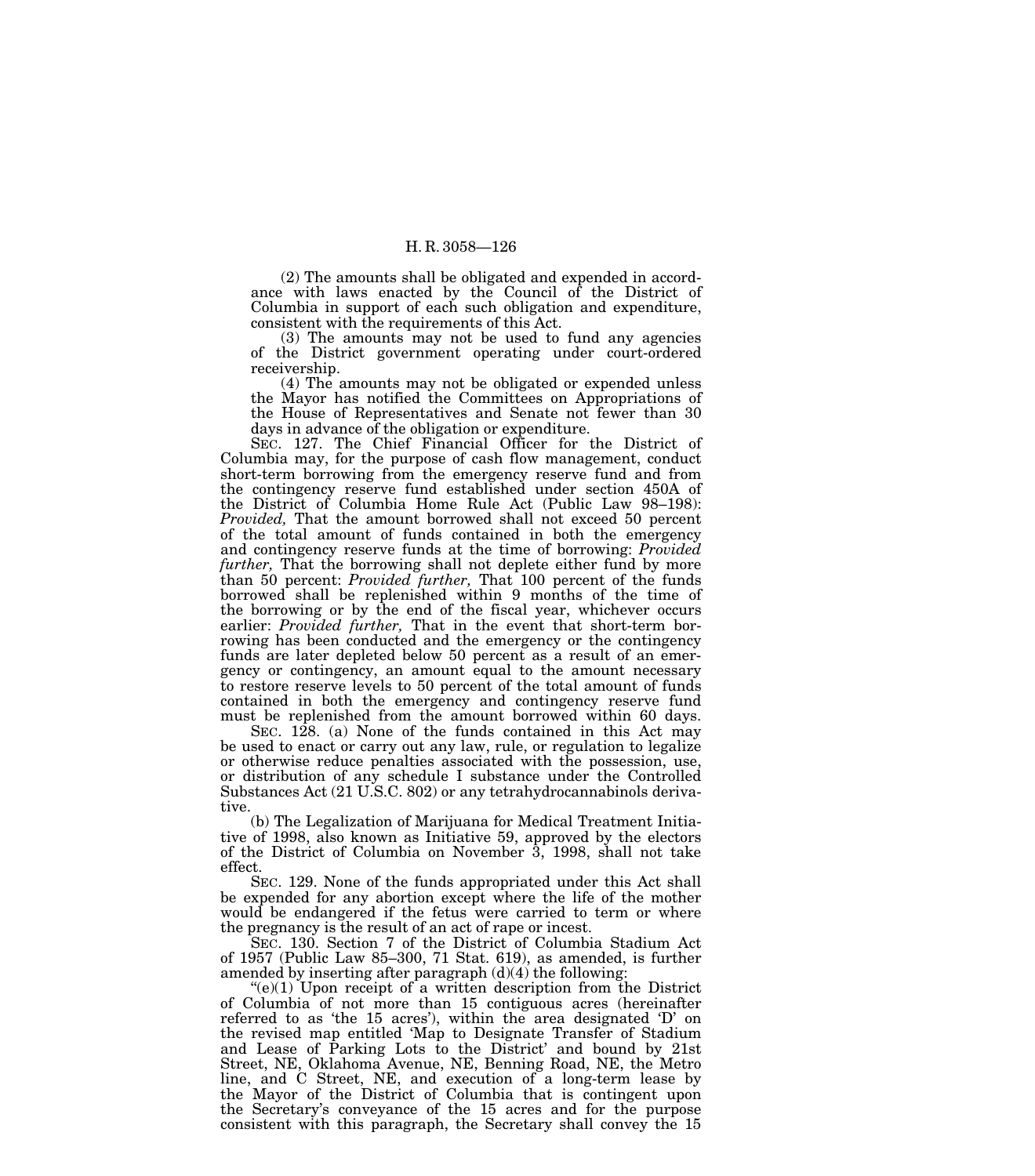(2) The amounts shall be obligated and expended in accordance with laws enacted by the Council of the District of Columbia in support of each such obligation and expenditure, consistent with the requirements of this Act.

(3) The amounts may not be used to fund any agencies of the District government operating under court-ordered receivership.

(4) The amounts may not be obligated or expended unless the Mayor has notified the Committees on Appropriations of the House of Representatives and Senate not fewer than 30 days in advance of the obligation or expenditure.

SEC. 127. The Chief Financial Officer for the District of Columbia may, for the purpose of cash flow management, conduct short-term borrowing from the emergency reserve fund and from the contingency reserve fund established under section 450A of the District of Columbia Home Rule Act (Public Law 98–198): *Provided,* That the amount borrowed shall not exceed 50 percent of the total amount of funds contained in both the emergency and contingency reserve funds at the time of borrowing: *Provided further,* That the borrowing shall not deplete either fund by more than 50 percent: *Provided further,* That 100 percent of the funds borrowed shall be replenished within 9 months of the time of the borrowing or by the end of the fiscal year, whichever occurs earlier: *Provided further,* That in the event that short-term borrowing has been conducted and the emergency or the contingency funds are later depleted below 50 percent as a result of an emergency or contingency, an amount equal to the amount necessary to restore reserve levels to 50 percent of the total amount of funds contained in both the emergency and contingency reserve fund must be replenished from the amount borrowed within 60 days.

SEC. 128. (a) None of the funds contained in this Act may be used to enact or carry out any law, rule, or regulation to legalize or otherwise reduce penalties associated with the possession, use, or distribution of any schedule I substance under the Controlled Substances Act (21 U.S.C. 802) or any tetrahydrocannabinols derivative.

(b) The Legalization of Marijuana for Medical Treatment Initiative of 1998, also known as Initiative 59, approved by the electors of the District of Columbia on November 3, 1998, shall not take effect.

SEC. 129. None of the funds appropriated under this Act shall be expended for any abortion except where the life of the mother would be endangered if the fetus were carried to term or where the pregnancy is the result of an act of rape or incest.

SEC. 130. Section 7 of the District of Columbia Stadium Act of 1957 (Public Law 85–300, 71 Stat. 619), as amended, is further amended by inserting after paragraph (d)(4) the following:

"(e)(1) Upon receipt of a written description from the District of Columbia of not more than 15 contiguous acres (hereinafter referred to as 'the 15 acres'), within the area designated 'D' on the revised map entitled 'Map to Designate Transfer of Stadium and Lease of Parking Lots to the District' and bound by 21st Street, NE, Oklahoma Avenue, NE, Benning Road, NE, the Metro line, and C Street, NE, and execution of a long-term lease by the Mayor of the District of Columbia that is contingent upon the Secretary's conveyance of the 15 acres and for the purpose consistent with this paragraph, the Secretary shall convey the 15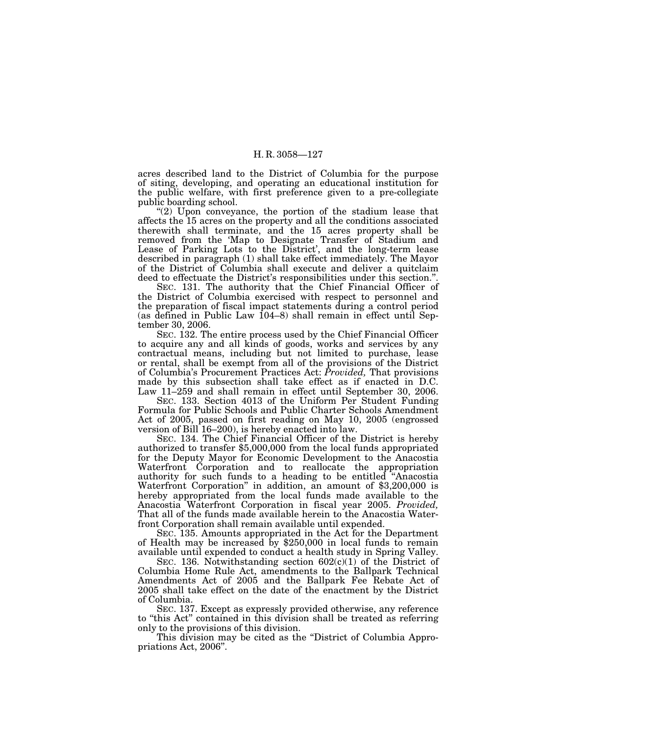acres described land to the District of Columbia for the purpose of siting, developing, and operating an educational institution for the public welfare, with first preference given to a pre-collegiate public boarding school.

"(2) Upon conveyance, the portion of the stadium lease that affects the 15 acres on the property and all the conditions associated therewith shall terminate, and the 15 acres property shall be removed from the 'Map to Designate Transfer of Stadium and Lease of Parking Lots to the District', and the long-term lease described in paragraph (1) shall take effect immediately. The Mayor of the District of Columbia shall execute and deliver a quitclaim deed to effectuate the District's responsibilities under this section.".

SEC. 131. The authority that the Chief Financial Officer of the District of Columbia exercised with respect to personnel and the preparation of fiscal impact statements during a control period (as defined in Public Law 104–8) shall remain in effect until September 30, 2006.

SEC. 132. The entire process used by the Chief Financial Officer to acquire any and all kinds of goods, works and services by any contractual means, including but not limited to purchase, lease or rental, shall be exempt from all of the provisions of the District of Columbia's Procurement Practices Act: *Provided,* That provisions made by this subsection shall take effect as if enacted in D.C. Law 11–259 and shall remain in effect until September 30, 2006.

SEC. 133. Section 4013 of the Uniform Per Student Funding Formula for Public Schools and Public Charter Schools Amendment Act of 2005, passed on first reading on May 10, 2005 (engrossed version of Bill 16–200), is hereby enacted into law.

SEC. 134. The Chief Financial Officer of the District is hereby authorized to transfer $5,000,000 from the local funds appropriated for the Deputy Mayor for Economic Development to the Anacostia Waterfront Corporation and to reallocate the appropriation authority for such funds to a heading to be entitled "Anacostia Waterfront Corporation" in addition, an amount of $3,200,000 is hereby appropriated from the local funds made available to the Anacostia Waterfront Corporation in fiscal year 2005. *Provided,* That all of the funds made available herein to the Anacostia Waterfront Corporation shall remain available until expended.

SEC. 135. Amounts appropriated in the Act for the Department of Health may be increased by $250,000 in local funds to remain available until expended to conduct a health study in Spring Valley.

SEC. 136. Notwithstanding section 602(c)(1) of the District of Columbia Home Rule Act, amendments to the Ballpark Technical Amendments Act of 2005 and the Ballpark Fee Rebate Act of 2005 shall take effect on the date of the enactment by the District of Columbia.

SEC. 137. Except as expressly provided otherwise, any reference to "this Act" contained in this division shall be treated as referring only to the provisions of this division.

This division may be cited as the "District of Columbia Appropriations Act, 2006".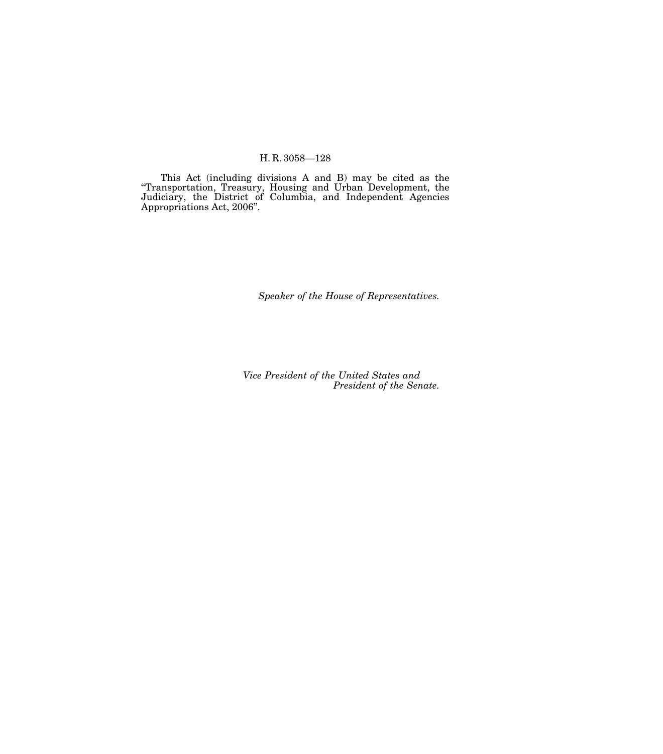This Act (including divisions A and B) may be cited as the "Transportation, Treasury, Housing and Urban Development, the Judiciary, the District of Columbia, and Independent Agencies Appropriations Act, 2006".

*Speaker of the House of Representatives.*

*Vice President of the United States and President of the Senate.*